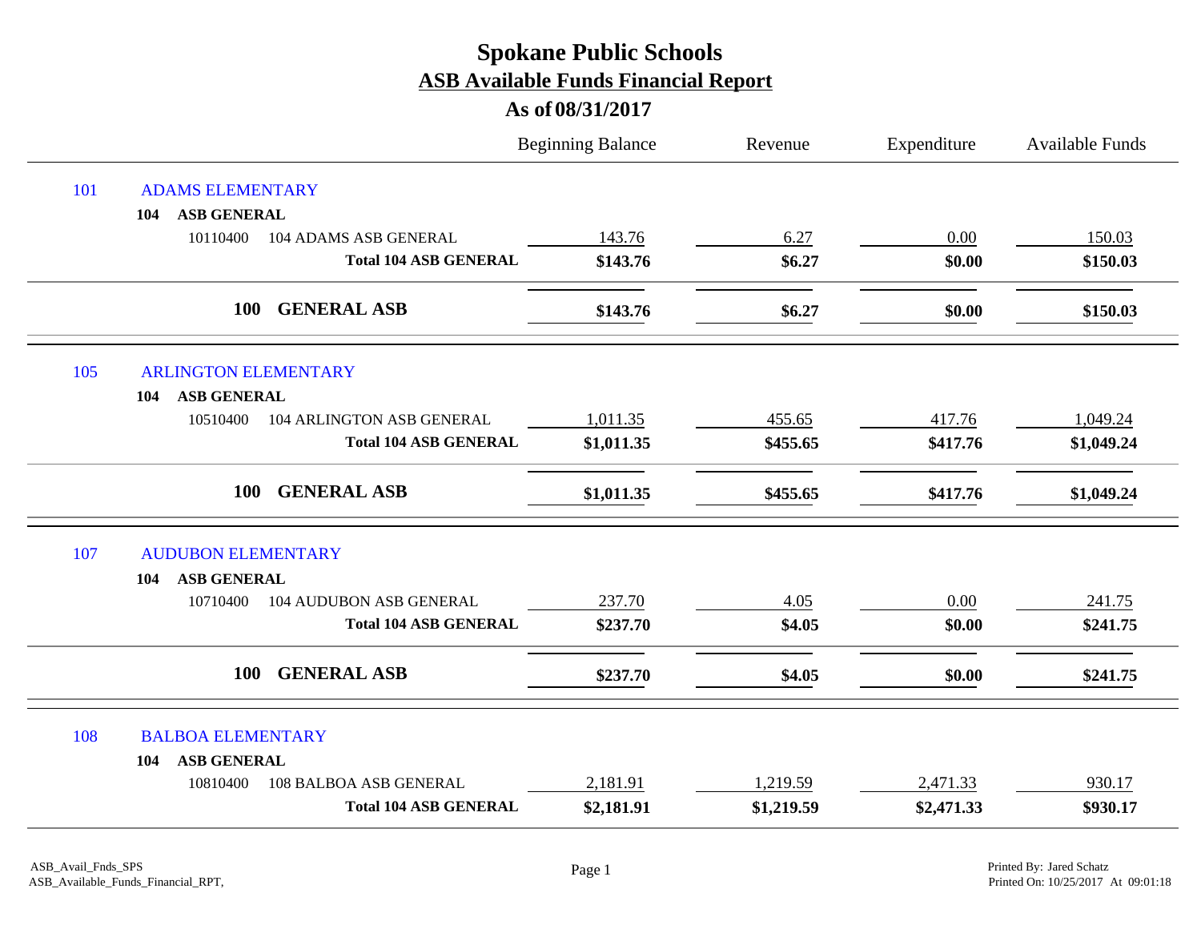# Spokane Public Schools

## ASB Available Funds Financial Report

### As of 08/31/2017

| | | Beginning Balance | Revenue | Expenditure | Available Funds |
|---|---|---|---|---|---|
| 101 | ADAMS ELEMENTARY | | | | |
| 104 | ASB GENERAL | | | | |
| 10110400 | 104 ADAMS ASB GENERAL | 143.76 | 6.27 | 0.00 | 150.03 |
| | **Total 104 ASB GENERAL** | **$143.76** | **$6.27** | **$0.00** | **$150.03** |
| **100** | **GENERAL ASB** | **$143.76** | **$6.27** | **$0.00** | **$150.03** |
| 105 | ARLINGTON ELEMENTARY | | | | |
| 104 | ASB GENERAL | | | | |
| 10510400 | 104 ARLINGTON ASB GENERAL | 1,011.35 | 455.65 | 417.76 | 1,049.24 |
| | **Total 104 ASB GENERAL** | **$1,011.35** | **$455.65** | **$417.76** | **$1,049.24** |
| **100** | **GENERAL ASB** | **$1,011.35** | **$455.65** | **$417.76** | **$1,049.24** |
| 107 | AUDUBON ELEMENTARY | | | | |
| 104 | ASB GENERAL | | | | |
| 10710400 | 104 AUDUBON ASB GENERAL | 237.70 | 4.05 | 0.00 | 241.75 |
| | **Total 104 ASB GENERAL** | **$237.70** | **$4.05** | **$0.00** | **$241.75** |
| **100** | **GENERAL ASB** | **$237.70** | **$4.05** | **$0.00** | **$241.75** |
| 108 | BALBOA ELEMENTARY | | | | |
| 104 | ASB GENERAL | | | | |
| 10810400 | 108 BALBOA ASB GENERAL | 2,181.91 | 1,219.59 | 2,471.33 | 930.17 |
| | **Total 104 ASB GENERAL** | **$2,181.91** | **$1,219.59** | **$2,471.33** | **$930.17** |

ASB_Avail_Fnds_SPS
ASB_Available_Funds_Financial_RPT,

Printed By: Jared Schatz
Printed On: 10/25/2017 At 09:01:18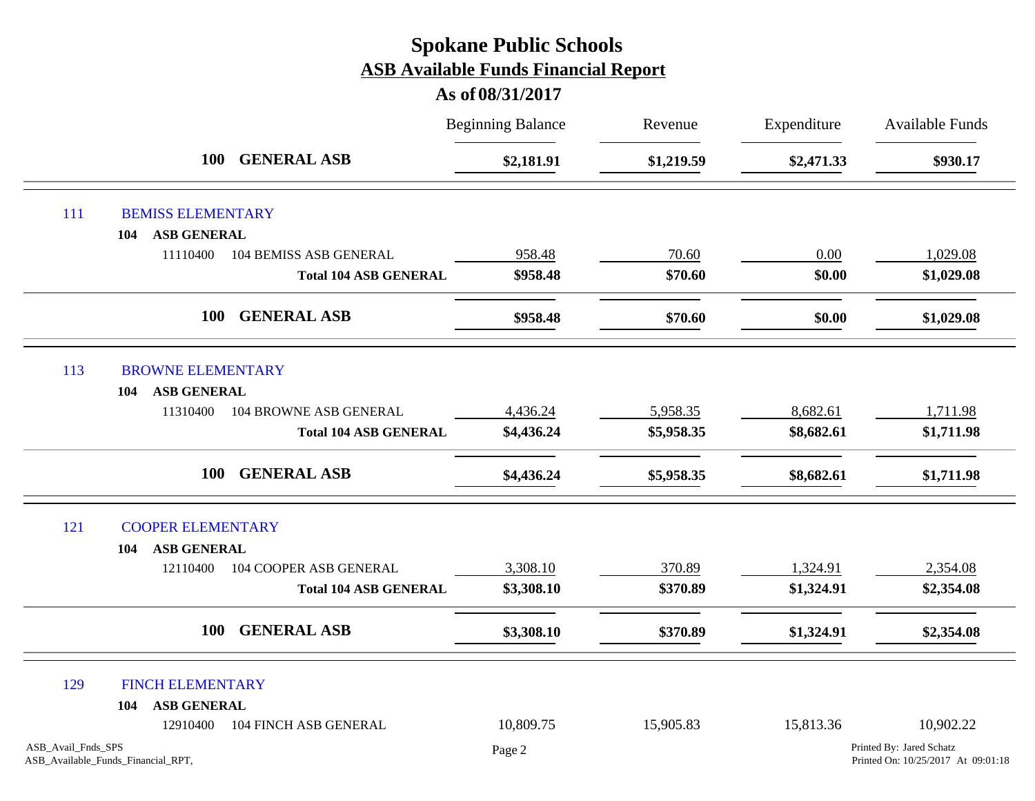# Spokane Public Schools

## ASB Available Funds Financial Report

### As of 08/31/2017

| | | Beginning Balance | Revenue | Expenditure | Available Funds |
|---|---|---|---|---|---|
| **100** | **GENERAL ASB** | **$2,181.91** | **$1,219.59** | **$2,471.33** | **$930.17** |
| 111 | BEMISS ELEMENTARY | | | | |
| **104** | **ASB GENERAL** | | | | |
| 11110400 | 104 BEMISS ASB GENERAL | 958.48 | 70.60 | 0.00 | 1,029.08 |
| | **Total 104 ASB GENERAL** | **$958.48** | **$70.60** | **$0.00** | **$1,029.08** |
| **100** | **GENERAL ASB** | **$958.48** | **$70.60** | **$0.00** | **$1,029.08** |
| 113 | BROWNE ELEMENTARY | | | | |
| **104** | **ASB GENERAL** | | | | |
| 11310400 | 104 BROWNE ASB GENERAL | 4,436.24 | 5,958.35 | 8,682.61 | 1,711.98 |
| | **Total 104 ASB GENERAL** | **$4,436.24** | **$5,958.35** | **$8,682.61** | **$1,711.98** |
| **100** | **GENERAL ASB** | **$4,436.24** | **$5,958.35** | **$8,682.61** | **$1,711.98** |
| 121 | COOPER ELEMENTARY | | | | |
| **104** | **ASB GENERAL** | | | | |
| 12110400 | 104 COOPER ASB GENERAL | 3,308.10 | 370.89 | 1,324.91 | 2,354.08 |
| | **Total 104 ASB GENERAL** | **$3,308.10** | **$370.89** | **$1,324.91** | **$2,354.08** |
| **100** | **GENERAL ASB** | **$3,308.10** | **$370.89** | **$1,324.91** | **$2,354.08** |
| 129 | FINCH ELEMENTARY | | | | |
| **104** | **ASB GENERAL** | | | | |
| 12910400 | 104 FINCH ASB GENERAL | 10,809.75 | 15,905.83 | 15,813.36 | 10,902.22 |

ASB_Avail_Fnds_SPS
ASB_Available_Funds_Financial_RPT,

Printed By: Jared Schatz
Printed On: 10/25/2017 At 09:01:18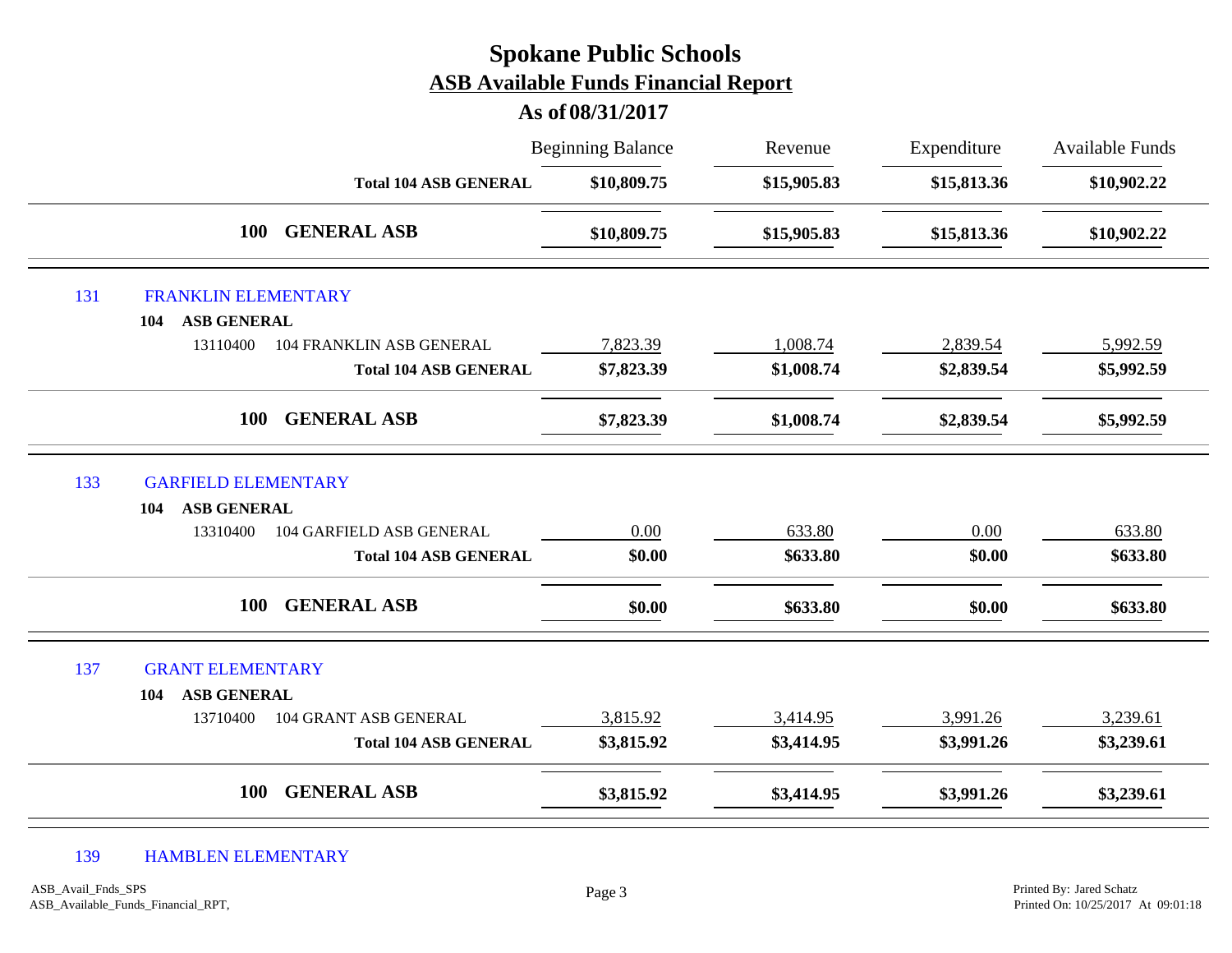# Spokane Public Schools

## ASB Available Funds Financial Report

### As of 08/31/2017

| | Beginning Balance | Revenue | Expenditure | Available Funds |
|---|---|---|---|---|
| **Total 104 ASB GENERAL** | **$10,809.75** | **$15,905.83** | **$15,813.36** | **$10,902.22** |
| **100 GENERAL ASB** | **$10,809.75** | **$15,905.83** | **$15,813.36** | **$10,902.22** |
| 131 FRANKLIN ELEMENTARY | | | | |
| **104 ASB GENERAL** | | | | |
| 13110400 104 FRANKLIN ASB GENERAL | 7,823.39 | 1,008.74 | 2,839.54 | 5,992.59 |
| **Total 104 ASB GENERAL** | **$7,823.39** | **$1,008.74** | **$2,839.54** | **$5,992.59** |
| **100 GENERAL ASB** | **$7,823.39** | **$1,008.74** | **$2,839.54** | **$5,992.59** |
| 133 GARFIELD ELEMENTARY | | | | |
| **104 ASB GENERAL** | | | | |
| 13310400 104 GARFIELD ASB GENERAL | 0.00 | 633.80 | 0.00 | 633.80 |
| **Total 104 ASB GENERAL** | **$0.00** | **$633.80** | **$0.00** | **$633.80** |
| **100 GENERAL ASB** | **$0.00** | **$633.80** | **$0.00** | **$633.80** |
| 137 GRANT ELEMENTARY | | | | |
| **104 ASB GENERAL** | | | | |
| 13710400 104 GRANT ASB GENERAL | 3,815.92 | 3,414.95 | 3,991.26 | 3,239.61 |
| **Total 104 ASB GENERAL** | **$3,815.92** | **$3,414.95** | **$3,991.26** | **$3,239.61** |
| **100 GENERAL ASB** | **$3,815.92** | **$3,414.95** | **$3,991.26** | **$3,239.61** |
| 139 HAMBLEN ELEMENTARY | | | | |

ASB_Avail_Fnds_SPS
ASB_Available_Funds_Financial_RPT,

Printed By: Jared Schatz
Printed On: 10/25/2017 At 09:01:18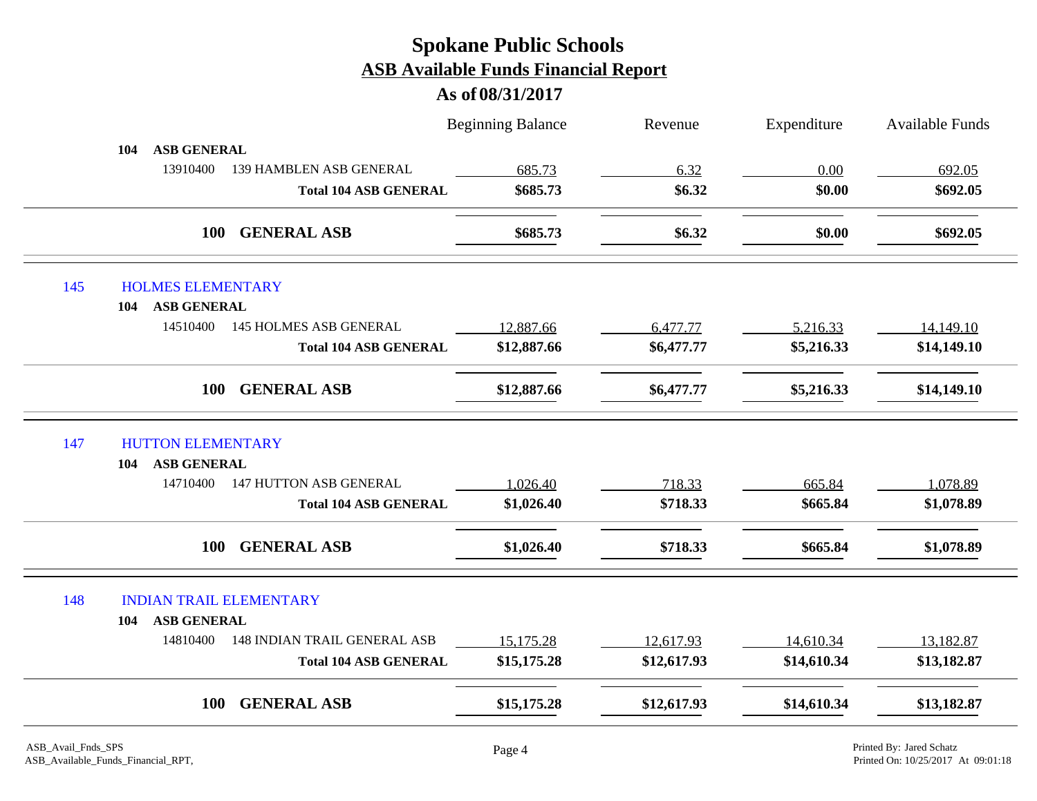# Spokane Public Schools

## ASB Available Funds Financial Report

### As of 08/31/2017

| | | Beginning Balance | Revenue | Expenditure | Available Funds |
|---|---|---|---|---|---|
| **104 ASB GENERAL** | | | | | |
| 13910400 | 139 HAMBLEN ASB GENERAL | 685.73 | 6.32 | 0.00 | 692.05 |
| | **Total 104 ASB GENERAL** | **$685.73** | **$6.32** | **$0.00** | **$692.05** |
| **100 GENERAL ASB** | | **$685.73** | **$6.32** | **$0.00** | **$692.05** |
| **145 HOLMES ELEMENTARY** | | | | | |
| **104 ASB GENERAL** | | | | | |
| 14510400 | 145 HOLMES ASB GENERAL | 12,887.66 | 6,477.77 | 5,216.33 | 14,149.10 |
| | **Total 104 ASB GENERAL** | **$12,887.66** | **$6,477.77** | **$5,216.33** | **$14,149.10** |
| **100 GENERAL ASB** | | **$12,887.66** | **$6,477.77** | **$5,216.33** | **$14,149.10** |
| **147 HUTTON ELEMENTARY** | | | | | |
| **104 ASB GENERAL** | | | | | |
| 14710400 | 147 HUTTON ASB GENERAL | 1,026.40 | 718.33 | 665.84 | 1,078.89 |
| | **Total 104 ASB GENERAL** | **$1,026.40** | **$718.33** | **$665.84** | **$1,078.89** |
| **100 GENERAL ASB** | | **$1,026.40** | **$718.33** | **$665.84** | **$1,078.89** |
| **148 INDIAN TRAIL ELEMENTARY** | | | | | |
| **104 ASB GENERAL** | | | | | |
| 14810400 | 148 INDIAN TRAIL GENERAL ASB | 15,175.28 | 12,617.93 | 14,610.34 | 13,182.87 |
| | **Total 104 ASB GENERAL** | **$15,175.28** | **$12,617.93** | **$14,610.34** | **$13,182.87** |
| **100 GENERAL ASB** | | **$15,175.28** | **$12,617.93** | **$14,610.34** | **$13,182.87** |

ASB_Avail_Fnds_SPS
ASB_Available_Funds_Financial_RPT,

Printed By: Jared Schatz
Printed On: 10/25/2017 At 09:01:18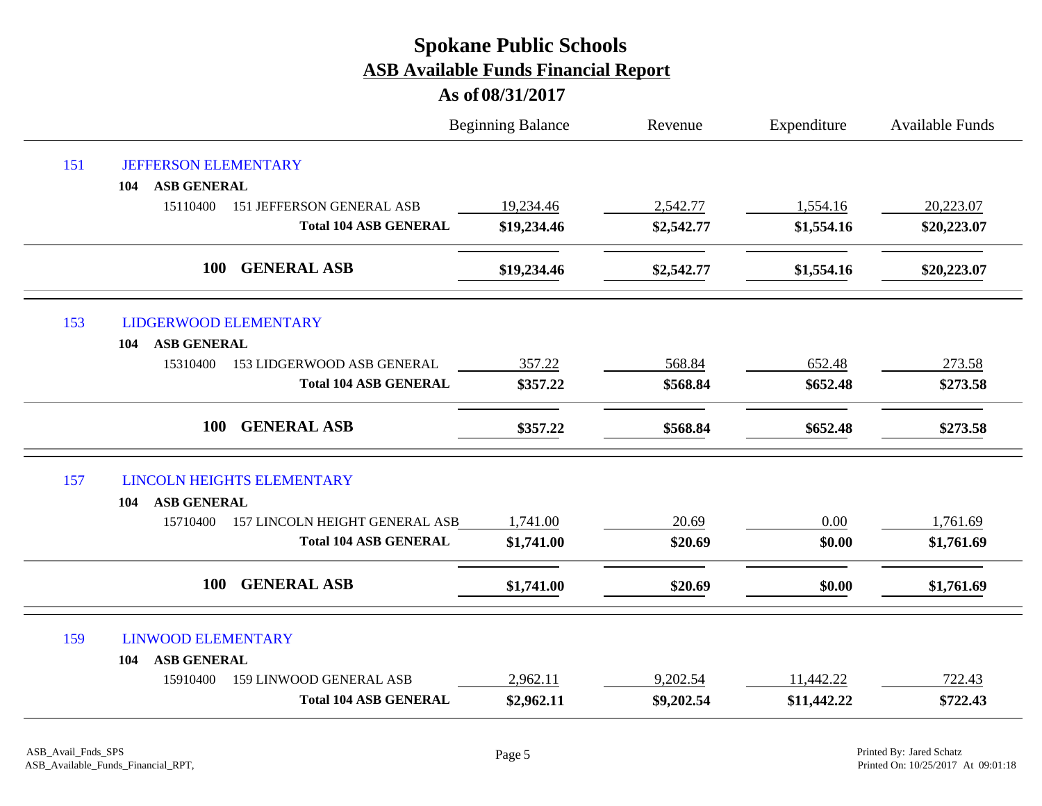# Spokane Public Schools

## ASB Available Funds Financial Report

### As of 08/31/2017

| | | Beginning Balance | Revenue | Expenditure | Available Funds |
|---|---|---|---|---|---|
| 151 | JEFFERSON ELEMENTARY | | | | |
| 104 | **ASB GENERAL** | | | | |
| 15110400 | 151 JEFFERSON GENERAL ASB | 19,234.46 | 2,542.77 | 1,554.16 | 20,223.07 |
| | **Total 104 ASB GENERAL** | **$19,234.46** | **$2,542.77** | **$1,554.16** | **$20,223.07** |
| **100** | **GENERAL ASB** | **$19,234.46** | **$2,542.77** | **$1,554.16** | **$20,223.07** |
| 153 | LIDGERWOOD ELEMENTARY | | | | |
| 104 | **ASB GENERAL** | | | | |
| 15310400 | 153 LIDGERWOOD ASB GENERAL | 357.22 | 568.84 | 652.48 | 273.58 |
| | **Total 104 ASB GENERAL** | **$357.22** | **$568.84** | **$652.48** | **$273.58** |
| **100** | **GENERAL ASB** | **$357.22** | **$568.84** | **$652.48** | **$273.58** |
| 157 | LINCOLN HEIGHTS ELEMENTARY | | | | |
| 104 | **ASB GENERAL** | | | | |
| 15710400 | 157 LINCOLN HEIGHT GENERAL ASB | 1,741.00 | 20.69 | 0.00 | 1,761.69 |
| | **Total 104 ASB GENERAL** | **$1,741.00** | **$20.69** | **$0.00** | **$1,761.69** |
| **100** | **GENERAL ASB** | **$1,741.00** | **$20.69** | **$0.00** | **$1,761.69** |
| 159 | LINWOOD ELEMENTARY | | | | |
| 104 | **ASB GENERAL** | | | | |
| 15910400 | 159 LINWOOD GENERAL ASB | 2,962.11 | 9,202.54 | 11,442.22 | 722.43 |
| | **Total 104 ASB GENERAL** | **$2,962.11** | **$9,202.54** | **$11,442.22** | **$722.43** |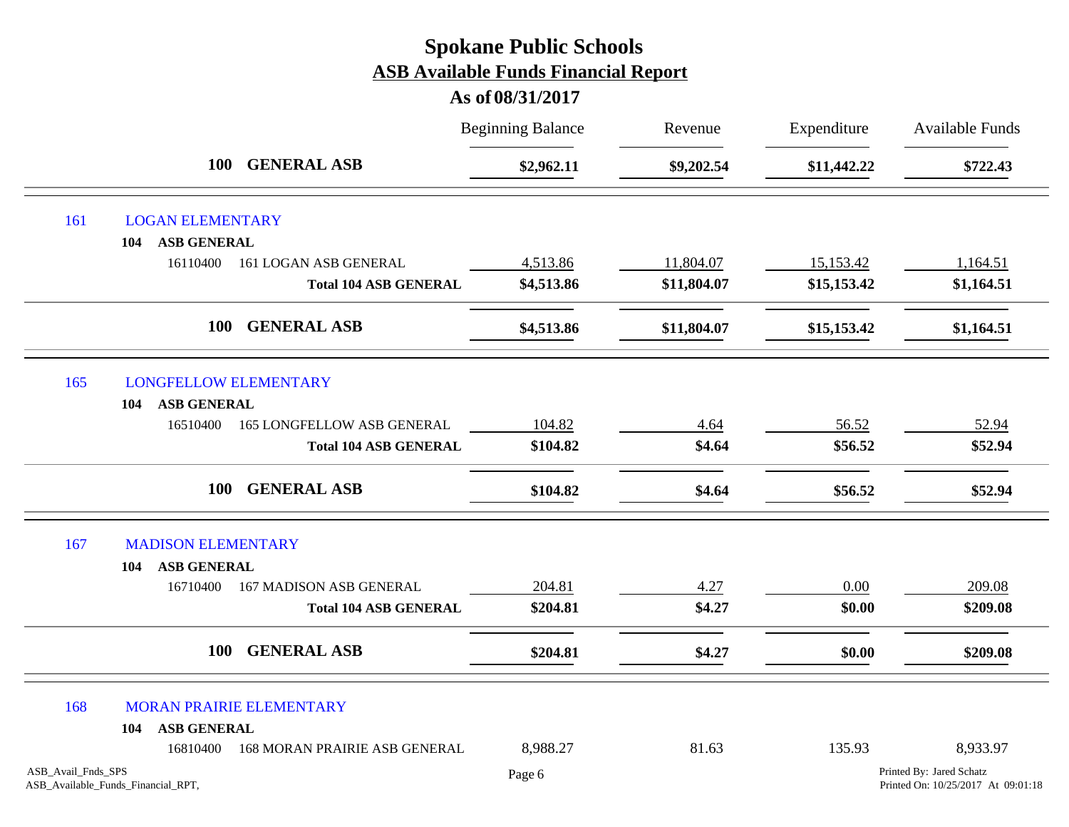# Spokane Public Schools

## ASB Available Funds Financial Report

### As of 08/31/2017

| | | Beginning Balance | Revenue | Expenditure | Available Funds |
|---|---|---|---|---|---|
| | **100 GENERAL ASB** | **$2,962.11** | **$9,202.54** | **$11,442.22** | **$722.43** |
| 161 | LOGAN ELEMENTARY | | | | |
| 104 | **ASB GENERAL** | | | | |
| 16110400 | 161 LOGAN ASB GENERAL | 4,513.86 | 11,804.07 | 15,153.42 | 1,164.51 |
| | **Total 104 ASB GENERAL** | **$4,513.86** | **$11,804.07** | **$15,153.42** | **$1,164.51** |
| | **100 GENERAL ASB** | **$4,513.86** | **$11,804.07** | **$15,153.42** | **$1,164.51** |
| 165 | LONGFELLOW ELEMENTARY | | | | |
| 104 | **ASB GENERAL** | | | | |
| 16510400 | 165 LONGFELLOW ASB GENERAL | 104.82 | 4.64 | 56.52 | 52.94 |
| | **Total 104 ASB GENERAL** | **$104.82** | **$4.64** | **$56.52** | **$52.94** |
| | **100 GENERAL ASB** | **$104.82** | **$4.64** | **$56.52** | **$52.94** |
| 167 | MADISON ELEMENTARY | | | | |
| 104 | **ASB GENERAL** | | | | |
| 16710400 | 167 MADISON ASB GENERAL | 204.81 | 4.27 | 0.00 | 209.08 |
| | **Total 104 ASB GENERAL** | **$204.81** | **$4.27** | **$0.00** | **$209.08** |
| | **100 GENERAL ASB** | **$204.81** | **$4.27** | **$0.00** | **$209.08** |
| 168 | MORAN PRAIRIE ELEMENTARY | | | | |
| 104 | **ASB GENERAL** | | | | |
| 16810400 | 168 MORAN PRAIRIE ASB GENERAL | 8,988.27 | 81.63 | 135.93 | 8,933.97 |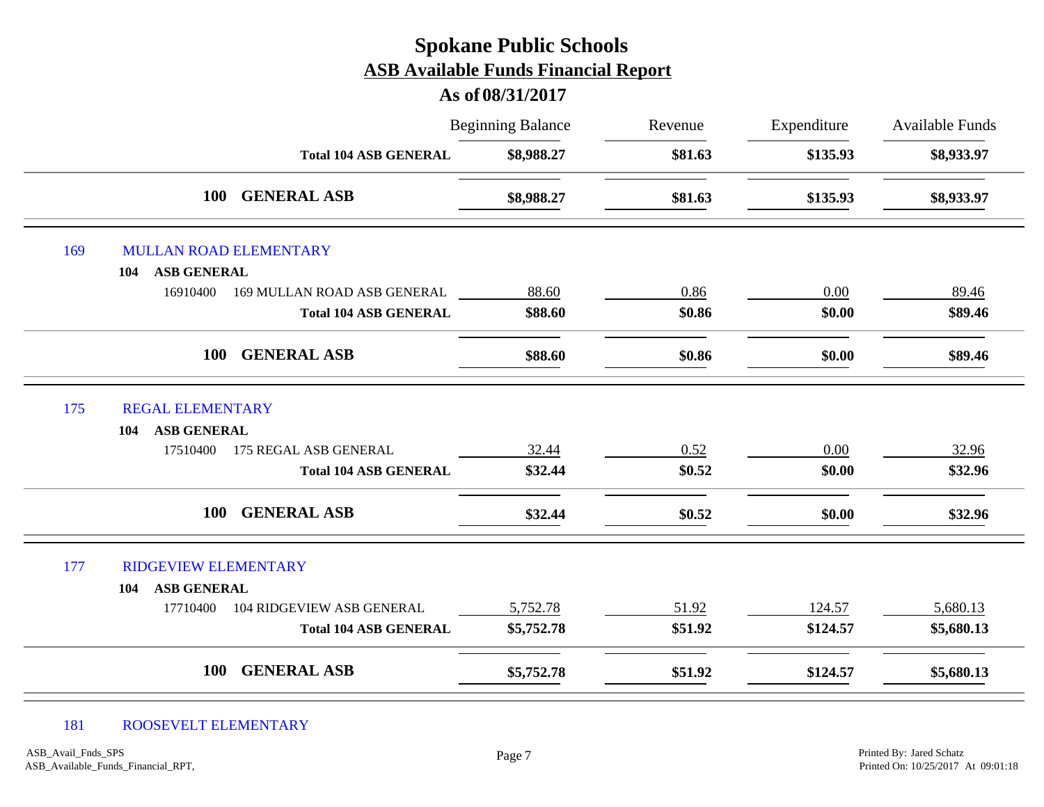# Spokane Public Schools
## ASB Available Funds Financial Report
### As of 08/31/2017

| | | Beginning Balance | Revenue | Expenditure | Available Funds |
|---|---|---|---|---|---|
| | **Total 104 ASB GENERAL** | **$8,988.27** | **$81.63** | **$135.93** | **$8,933.97** |
| | **100 GENERAL ASB** | **$8,988.27** | **$81.63** | **$135.93** | **$8,933.97** |
| **169** | **MULLAN ROAD ELEMENTARY** | | | | |
| **104** | **ASB GENERAL** | | | | |
| 16910400 | 169 MULLAN ROAD ASB GENERAL | 88.60 | 0.86 | 0.00 | 89.46 |
| | **Total 104 ASB GENERAL** | **$88.60** | **$0.86** | **$0.00** | **$89.46** |
| | **100 GENERAL ASB** | **$88.60** | **$0.86** | **$0.00** | **$89.46** |
| **175** | **REGAL ELEMENTARY** | | | | |
| **104** | **ASB GENERAL** | | | | |
| 17510400 | 175 REGAL ASB GENERAL | 32.44 | 0.52 | 0.00 | 32.96 |
| | **Total 104 ASB GENERAL** | **$32.44** | **$0.52** | **$0.00** | **$32.96** |
| | **100 GENERAL ASB** | **$32.44** | **$0.52** | **$0.00** | **$32.96** |
| **177** | **RIDGEVIEW ELEMENTARY** | | | | |
| **104** | **ASB GENERAL** | | | | |
| 17710400 | 104 RIDGEVIEW ASB GENERAL | 5,752.78 | 51.92 | 124.57 | 5,680.13 |
| | **Total 104 ASB GENERAL** | **$5,752.78** | **$51.92** | **$124.57** | **$5,680.13** |
| | **100 GENERAL ASB** | **$5,752.78** | **$51.92** | **$124.57** | **$5,680.13** |
| **181** | **ROOSEVELT ELEMENTARY** | | | | |

ASB_Avail_Fnds_SPS
ASB_Available_Funds_Financial_RPT,

Printed By: Jared Schatz
Printed On: 10/25/2017 At 09:01:18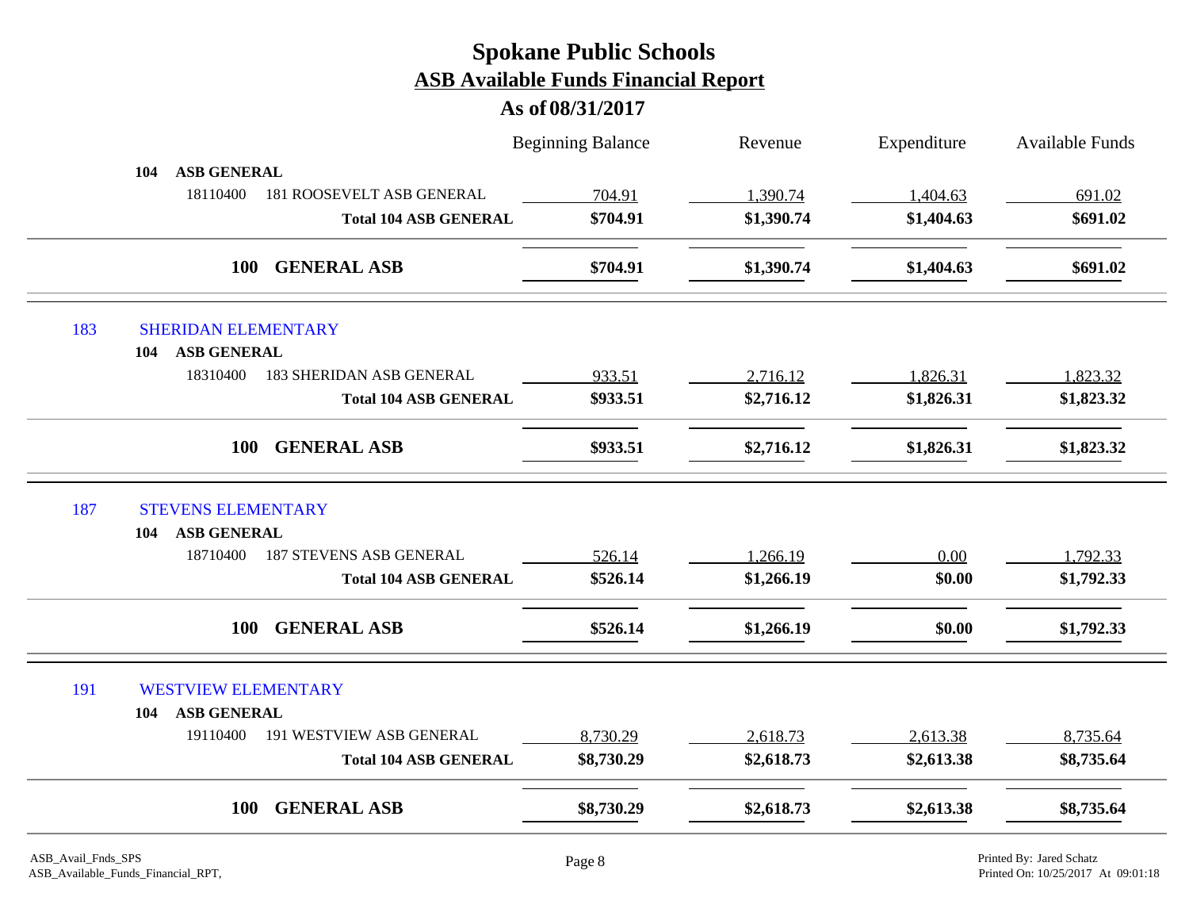# Spokane Public Schools

## ASB Available Funds Financial Report

### As of 08/31/2017

| | Beginning Balance | Revenue | Expenditure | Available Funds |
|---|---|---|---|---|
| **104 ASB GENERAL** | | | | |
| 18110400 181 ROOSEVELT ASB GENERAL | 704.91 | 1,390.74 | 1,404.63 | 691.02 |
| **Total 104 ASB GENERAL** | **$704.91** | **$1,390.74** | **$1,404.63** | **$691.02** |
| **100 GENERAL ASB** | **$704.91** | **$1,390.74** | **$1,404.63** | **$691.02** |
| **183 SHERIDAN ELEMENTARY** | | | | |
| **104 ASB GENERAL** | | | | |
| 18310400 183 SHERIDAN ASB GENERAL | 933.51 | 2,716.12 | 1,826.31 | 1,823.32 |
| **Total 104 ASB GENERAL** | **$933.51** | **$2,716.12** | **$1,826.31** | **$1,823.32** |
| **100 GENERAL ASB** | **$933.51** | **$2,716.12** | **$1,826.31** | **$1,823.32** |
| **187 STEVENS ELEMENTARY** | | | | |
| **104 ASB GENERAL** | | | | |
| 18710400 187 STEVENS ASB GENERAL | 526.14 | 1,266.19 | 0.00 | 1,792.33 |
| **Total 104 ASB GENERAL** | **$526.14** | **$1,266.19** | **$0.00** | **$1,792.33** |
| **100 GENERAL ASB** | **$526.14** | **$1,266.19** | **$0.00** | **$1,792.33** |
| **191 WESTVIEW ELEMENTARY** | | | | |
| **104 ASB GENERAL** | | | | |
| 19110400 191 WESTVIEW ASB GENERAL | 8,730.29 | 2,618.73 | 2,613.38 | 8,735.64 |
| **Total 104 ASB GENERAL** | **$8,730.29** | **$2,618.73** | **$2,613.38** | **$8,735.64** |
| **100 GENERAL ASB** | **$8,730.29** | **$2,618.73** | **$2,613.38** | **$8,735.64** |

ASB_Avail_Fnds_SPS
ASB_Available_Funds_Financial_RPT,

Printed By: Jared Schatz
Printed On: 10/25/2017 At 09:01:18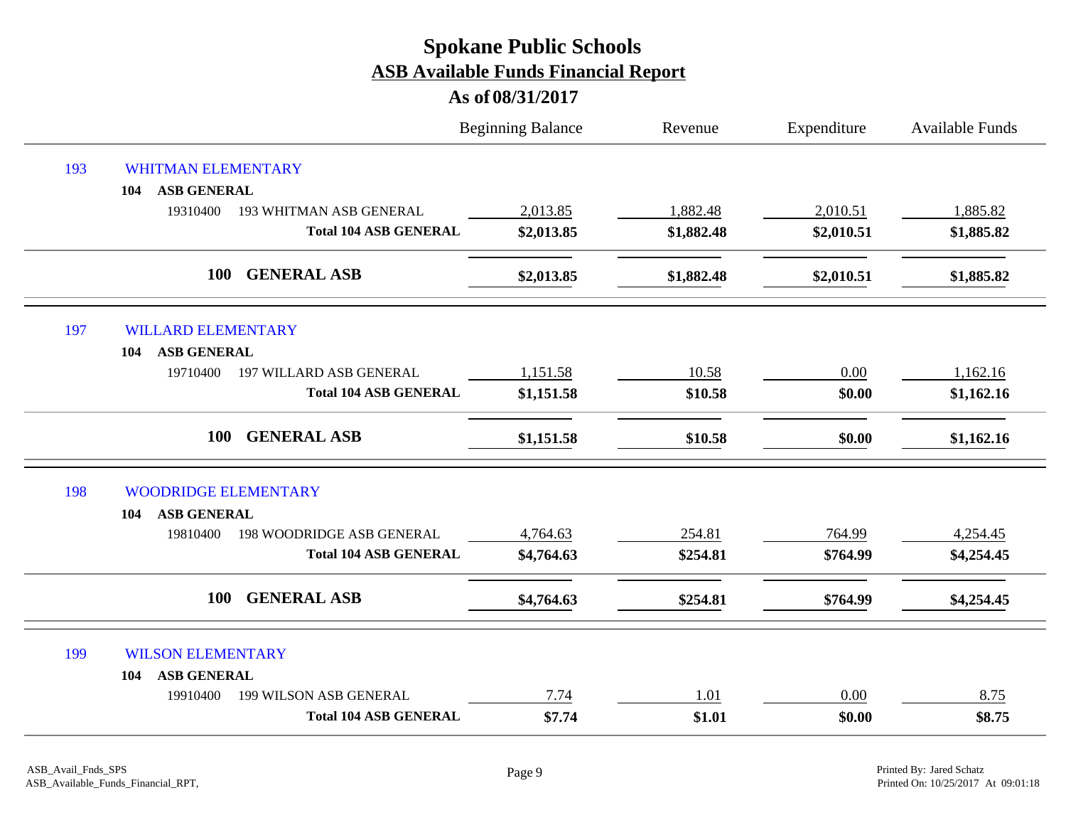# Spokane Public Schools

## ASB Available Funds Financial Report

### As of 08/31/2017

| | | Beginning Balance | Revenue | Expenditure | Available Funds |
|---|---|---|---|---|---|
| **193** | **WHITMAN ELEMENTARY** | | | | |
| **104** | **ASB GENERAL** | | | | |
| 19310400 | 193 WHITMAN ASB GENERAL | 2,013.85 | 1,882.48 | 2,010.51 | 1,885.82 |
| | **Total 104 ASB GENERAL** | **$2,013.85** | **$1,882.48** | **$2,010.51** | **$1,885.82** |
| **100** | **GENERAL ASB** | **$2,013.85** | **$1,882.48** | **$2,010.51** | **$1,885.82** |
| **197** | **WILLARD ELEMENTARY** | | | | |
| **104** | **ASB GENERAL** | | | | |
| 19710400 | 197 WILLARD ASB GENERAL | 1,151.58 | 10.58 | 0.00 | 1,162.16 |
| | **Total 104 ASB GENERAL** | **$1,151.58** | **$10.58** | **$0.00** | **$1,162.16** |
| **100** | **GENERAL ASB** | **$1,151.58** | **$10.58** | **$0.00** | **$1,162.16** |
| **198** | **WOODRIDGE ELEMENTARY** | | | | |
| **104** | **ASB GENERAL** | | | | |
| 19810400 | 198 WOODRIDGE ASB GENERAL | 4,764.63 | 254.81 | 764.99 | 4,254.45 |
| | **Total 104 ASB GENERAL** | **$4,764.63** | **$254.81** | **$764.99** | **$4,254.45** |
| **100** | **GENERAL ASB** | **$4,764.63** | **$254.81** | **$764.99** | **$4,254.45** |
| **199** | **WILSON ELEMENTARY** | | | | |
| **104** | **ASB GENERAL** | | | | |
| 19910400 | 199 WILSON ASB GENERAL | 7.74 | 1.01 | 0.00 | 8.75 |
| | **Total 104 ASB GENERAL** | **$7.74** | **$1.01** | **$0.00** | **$8.75** |

ASB_Avail_Fnds_SPS
ASB_Available_Funds_Financial_RPT,

Printed By: Jared Schatz
Printed On: 10/25/2017 At 09:01:18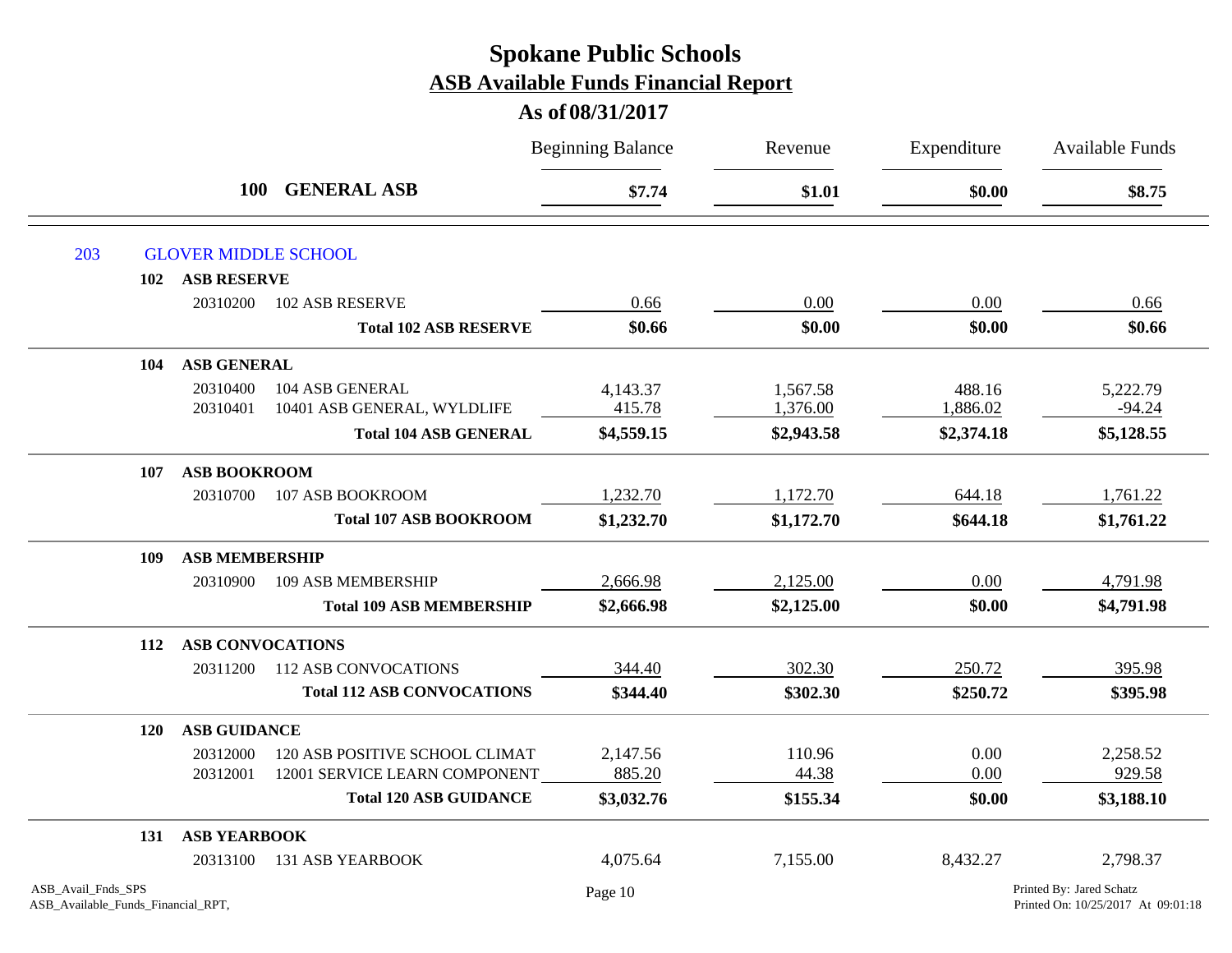# Spokane Public Schools
## ASB Available Funds Financial Report
### As of 08/31/2017

| | | Beginning Balance | Revenue | Expenditure | Available Funds |
|---|---|---|---|---|---|
| **100** | **GENERAL ASB** | **$7.74** | **$1.01** | **$0.00** | **$8.75** |

**203 GLOVER MIDDLE SCHOOL**

| | | Beginning Balance | Revenue | Expenditure | Available Funds |
|---|---|---|---|---|---|
| **102** | **ASB RESERVE** | | | | |
| 20310200 | 102 ASB RESERVE | 0.66 | 0.00 | 0.00 | 0.66 |
| | **Total 102 ASB RESERVE** | **$0.66** | **$0.00** | **$0.00** | **$0.66** |
| **104** | **ASB GENERAL** | | | | |
| 20310400 | 104 ASB GENERAL | 4,143.37 | 1,567.58 | 488.16 | 5,222.79 |
| 20310401 | 10401 ASB GENERAL, WYLDLIFE | 415.78 | 1,376.00 | 1,886.02 | -94.24 |
| | **Total 104 ASB GENERAL** | **$4,559.15** | **$2,943.58** | **$2,374.18** | **$5,128.55** |
| **107** | **ASB BOOKROOM** | | | | |
| 20310700 | 107 ASB BOOKROOM | 1,232.70 | 1,172.70 | 644.18 | 1,761.22 |
| | **Total 107 ASB BOOKROOM** | **$1,232.70** | **$1,172.70** | **$644.18** | **$1,761.22** |
| **109** | **ASB MEMBERSHIP** | | | | |
| 20310900 | 109 ASB MEMBERSHIP | 2,666.98 | 2,125.00 | 0.00 | 4,791.98 |
| | **Total 109 ASB MEMBERSHIP** | **$2,666.98** | **$2,125.00** | **$0.00** | **$4,791.98** |
| **112** | **ASB CONVOCATIONS** | | | | |
| 20311200 | 112 ASB CONVOCATIONS | 344.40 | 302.30 | 250.72 | 395.98 |
| | **Total 112 ASB CONVOCATIONS** | **$344.40** | **$302.30** | **$250.72** | **$395.98** |
| **120** | **ASB GUIDANCE** | | | | |
| 20312000 | 120 ASB POSITIVE SCHOOL CLIMAT | 2,147.56 | 110.96 | 0.00 | 2,258.52 |
| 20312001 | 12001 SERVICE LEARN COMPONENT | 885.20 | 44.38 | 0.00 | 929.58 |
| | **Total 120 ASB GUIDANCE** | **$3,032.76** | **$155.34** | **$0.00** | **$3,188.10** |
| **131** | **ASB YEARBOOK** | | | | |
| 20313100 | 131 ASB YEARBOOK | 4,075.64 | 7,155.00 | 8,432.27 | 2,798.37 |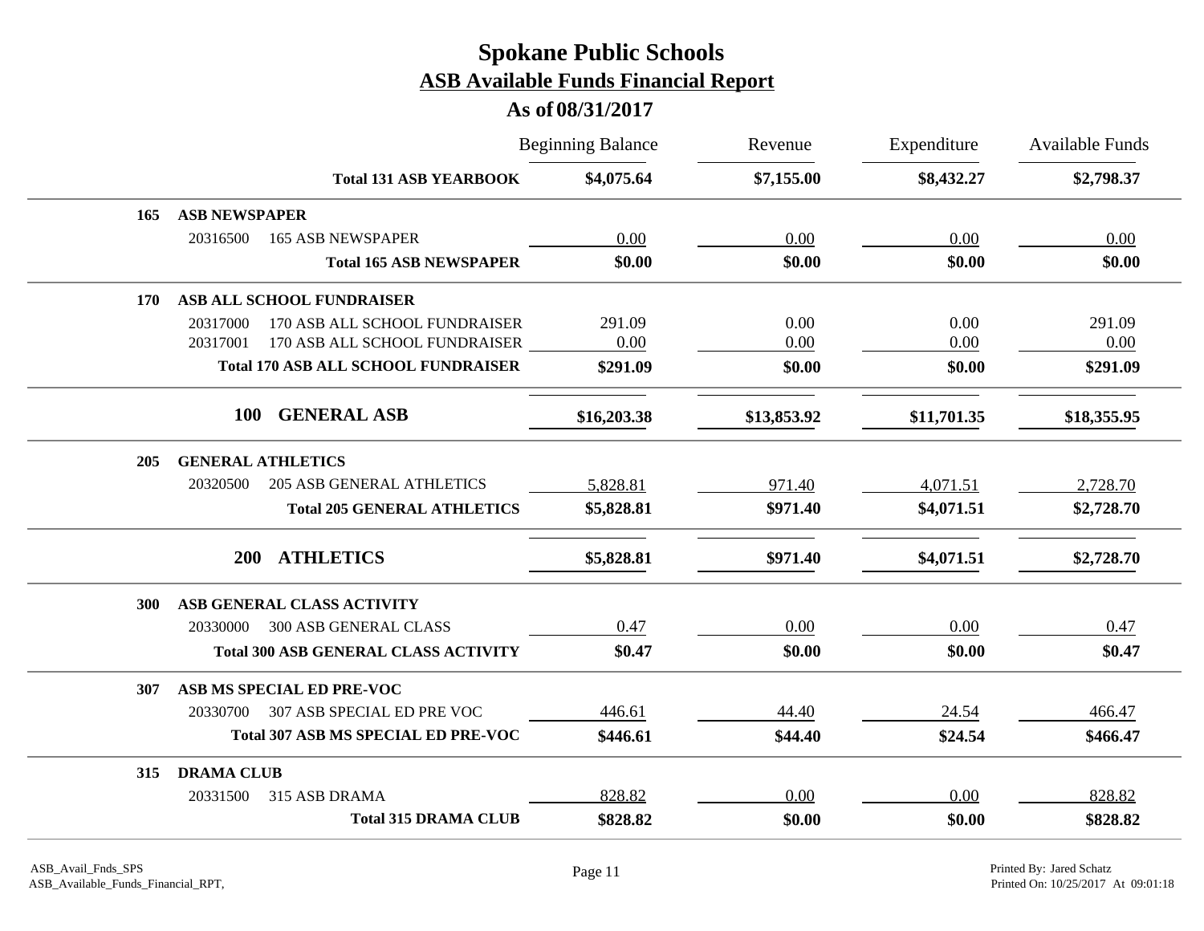# Spokane Public Schools

## ASB Available Funds Financial Report

### As of 08/31/2017

| | | Beginning Balance | Revenue | Expenditure | Available Funds |
|---|---|---|---|---|---|
| | **Total 131 ASB YEARBOOK** | **$4,075.64** | **$7,155.00** | **$8,432.27** | **$2,798.37** |
| **165** | **ASB NEWSPAPER** | | | | |
| 20316500 | 165 ASB NEWSPAPER | 0.00 | 0.00 | 0.00 | 0.00 |
| | **Total 165 ASB NEWSPAPER** | **$0.00** | **$0.00** | **$0.00** | **$0.00** |
| **170** | **ASB ALL SCHOOL FUNDRAISER** | | | | |
| 20317000 | 170 ASB ALL SCHOOL FUNDRAISER | 291.09 | 0.00 | 0.00 | 291.09 |
| 20317001 | 170 ASB ALL SCHOOL FUNDRAISER | 0.00 | 0.00 | 0.00 | 0.00 |
| | **Total 170 ASB ALL SCHOOL FUNDRAISER** | **$291.09** | **$0.00** | **$0.00** | **$291.09** |
| | **100 GENERAL ASB** | **$16,203.38** | **$13,853.92** | **$11,701.35** | **$18,355.95** |
| **205** | **GENERAL ATHLETICS** | | | | |
| 20320500 | 205 ASB GENERAL ATHLETICS | 5,828.81 | 971.40 | 4,071.51 | 2,728.70 |
| | **Total 205 GENERAL ATHLETICS** | **$5,828.81** | **$971.40** | **$4,071.51** | **$2,728.70** |
| | **200 ATHLETICS** | **$5,828.81** | **$971.40** | **$4,071.51** | **$2,728.70** |
| **300** | **ASB GENERAL CLASS ACTIVITY** | | | | |
| 20330000 | 300 ASB GENERAL CLASS | 0.47 | 0.00 | 0.00 | 0.47 |
| | **Total 300 ASB GENERAL CLASS ACTIVITY** | **$0.47** | **$0.00** | **$0.00** | **$0.47** |
| **307** | **ASB MS SPECIAL ED PRE-VOC** | | | | |
| 20330700 | 307 ASB SPECIAL ED PRE VOC | 446.61 | 44.40 | 24.54 | 466.47 |
| | **Total 307 ASB MS SPECIAL ED PRE-VOC** | **$446.61** | **$44.40** | **$24.54** | **$466.47** |
| **315** | **DRAMA CLUB** | | | | |
| 20331500 | 315 ASB DRAMA | 828.82 | 0.00 | 0.00 | 828.82 |
| | **Total 315 DRAMA CLUB** | **$828.82** | **$0.00** | **$0.00** | **$828.82** |

ASB_Avail_Fnds_SPS
ASB_Available_Funds_Financial_RPT,

Printed By: Jared Schatz
Printed On: 10/25/2017 At 09:01:18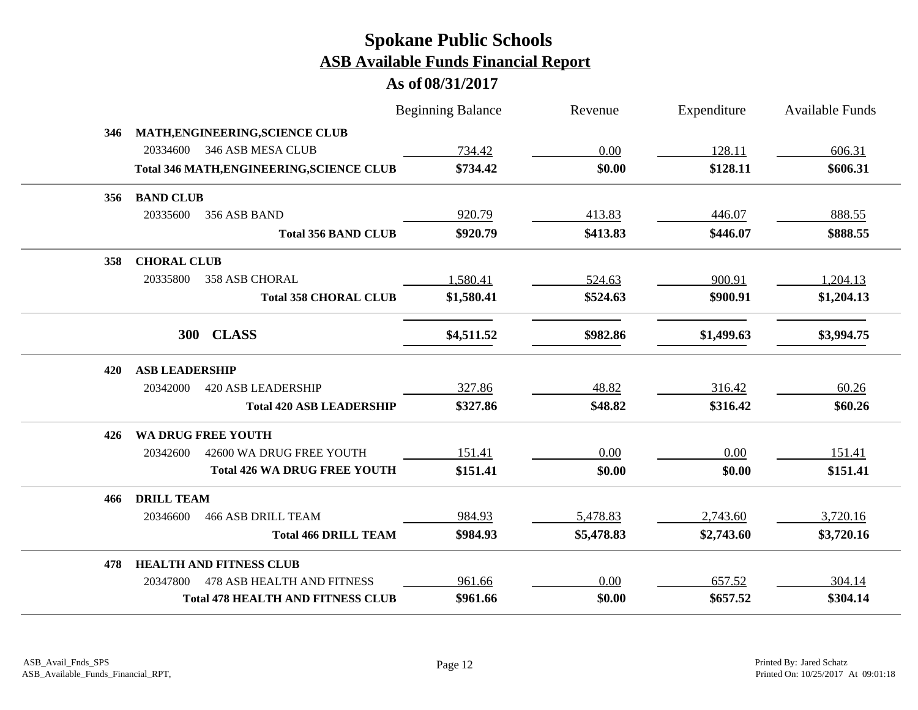# Spokane Public Schools
## ASB Available Funds Financial Report
### As of 08/31/2017

| | | Beginning Balance | Revenue | Expenditure | Available Funds |
|---|---|---|---|---|---|
| **346** | **MATH,ENGINEERING,SCIENCE CLUB** | | | | |
| 20334600 | 346 ASB MESA CLUB | 734.42 | 0.00 | 128.11 | 606.31 |
| | **Total 346 MATH,ENGINEERING,SCIENCE CLUB** | **$734.42** | **$0.00** | **$128.11** | **$606.31** |
| **356** | **BAND CLUB** | | | | |
| 20335600 | 356 ASB BAND | 920.79 | 413.83 | 446.07 | 888.55 |
| | **Total 356 BAND CLUB** | **$920.79** | **$413.83** | **$446.07** | **$888.55** |
| **358** | **CHORAL CLUB** | | | | |
| 20335800 | 358 ASB CHORAL | 1,580.41 | 524.63 | 900.91 | 1,204.13 |
| | **Total 358 CHORAL CLUB** | **$1,580.41** | **$524.63** | **$900.91** | **$1,204.13** |
| **300** | **CLASS** | **$4,511.52** | **$982.86** | **$1,499.63** | **$3,994.75** |
| **420** | **ASB LEADERSHIP** | | | | |
| 20342000 | 420 ASB LEADERSHIP | 327.86 | 48.82 | 316.42 | 60.26 |
| | **Total 420 ASB LEADERSHIP** | **$327.86** | **$48.82** | **$316.42** | **$60.26** |
| **426** | **WA DRUG FREE YOUTH** | | | | |
| 20342600 | 42600 WA DRUG FREE YOUTH | 151.41 | 0.00 | 0.00 | 151.41 |
| | **Total 426 WA DRUG FREE YOUTH** | **$151.41** | **$0.00** | **$0.00** | **$151.41** |
| **466** | **DRILL TEAM** | | | | |
| 20346600 | 466 ASB DRILL TEAM | 984.93 | 5,478.83 | 2,743.60 | 3,720.16 |
| | **Total 466 DRILL TEAM** | **$984.93** | **$5,478.83** | **$2,743.60** | **$3,720.16** |
| **478** | **HEALTH AND FITNESS CLUB** | | | | |
| 20347800 | 478 ASB HEALTH AND FITNESS | 961.66 | 0.00 | 657.52 | 304.14 |
| | **Total 478 HEALTH AND FITNESS CLUB** | **$961.66** | **$0.00** | **$657.52** | **$304.14** |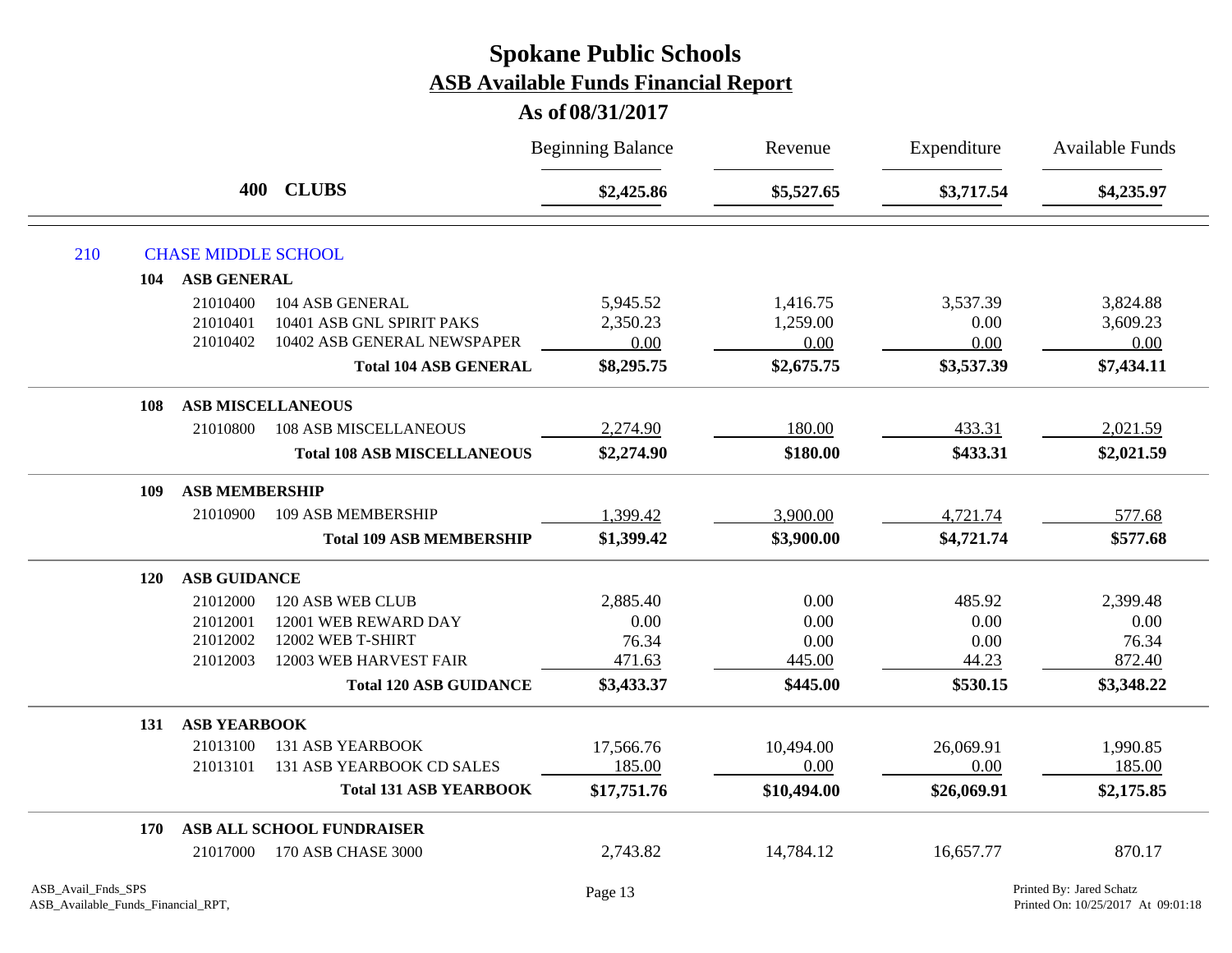# Spokane Public Schools

## ASB Available Funds Financial Report

### As of 08/31/2017

| | | | Beginning Balance | Revenue | Expenditure | Available Funds |
|---|---|---|---|---|---|---|
| **400** | | **CLUBS** | **$2,425.86** | **$5,527.65** | **$3,717.54** | **$4,235.97** |
| 210 | | CHASE MIDDLE SCHOOL | | | | |
| **104** | | **ASB GENERAL** | | | | |
| | 21010400 | 104 ASB GENERAL | 5,945.52 | 1,416.75 | 3,537.39 | 3,824.88 |
| | 21010401 | 10401 ASB GNL SPIRIT PAKS | 2,350.23 | 1,259.00 | 0.00 | 3,609.23 |
| | 21010402 | 10402 ASB GENERAL NEWSPAPER | 0.00 | 0.00 | 0.00 | 0.00 |
| | | **Total 104 ASB GENERAL** | **$8,295.75** | **$2,675.75** | **$3,537.39** | **$7,434.11** |
| **108** | | **ASB MISCELLANEOUS** | | | | |
| | 21010800 | 108 ASB MISCELLANEOUS | 2,274.90 | 180.00 | 433.31 | 2,021.59 |
| | | **Total 108 ASB MISCELLANEOUS** | **$2,274.90** | **$180.00** | **$433.31** | **$2,021.59** |
| **109** | | **ASB MEMBERSHIP** | | | | |
| | 21010900 | 109 ASB MEMBERSHIP | 1,399.42 | 3,900.00 | 4,721.74 | 577.68 |
| | | **Total 109 ASB MEMBERSHIP** | **$1,399.42** | **$3,900.00** | **$4,721.74** | **$577.68** |
| **120** | | **ASB GUIDANCE** | | | | |
| | 21012000 | 120 ASB WEB CLUB | 2,885.40 | 0.00 | 485.92 | 2,399.48 |
| | 21012001 | 12001 WEB REWARD DAY | 0.00 | 0.00 | 0.00 | 0.00 |
| | 21012002 | 12002 WEB T-SHIRT | 76.34 | 0.00 | 0.00 | 76.34 |
| | 21012003 | 12003 WEB HARVEST FAIR | 471.63 | 445.00 | 44.23 | 872.40 |
| | | **Total 120 ASB GUIDANCE** | **$3,433.37** | **$445.00** | **$530.15** | **$3,348.22** |
| **131** | | **ASB YEARBOOK** | | | | |
| | 21013100 | 131 ASB YEARBOOK | 17,566.76 | 10,494.00 | 26,069.91 | 1,990.85 |
| | 21013101 | 131 ASB YEARBOOK CD SALES | 185.00 | 0.00 | 0.00 | 185.00 |
| | | **Total 131 ASB YEARBOOK** | **$17,751.76** | **$10,494.00** | **$26,069.91** | **$2,175.85** |
| **170** | | **ASB ALL SCHOOL FUNDRAISER** | | | | |
| | 21017000 | 170 ASB CHASE 3000 | 2,743.82 | 14,784.12 | 16,657.77 | 870.17 |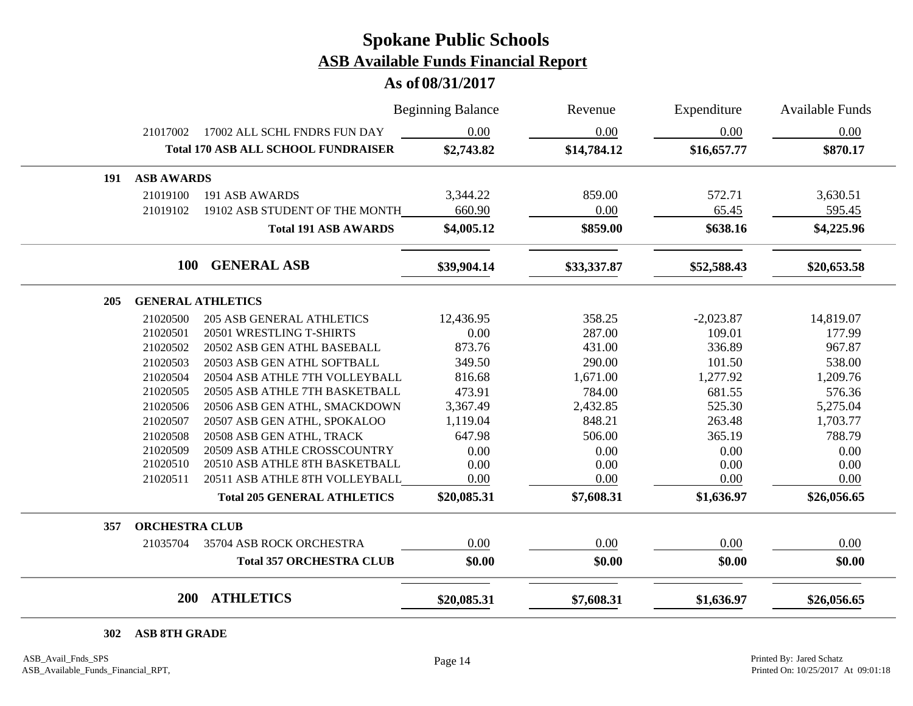# Spokane Public Schools

## ASB Available Funds Financial Report

### As of 08/31/2017

| | | Beginning Balance | Revenue | Expenditure | Available Funds |
|---|---|---|---|---|---|
| 21017002 | 17002 ALL SCHL FNDRS FUN DAY | 0.00 | 0.00 | 0.00 | 0.00 |
| | **Total 170 ASB ALL SCHOOL FUNDRAISER** | **$2,743.82** | **$14,784.12** | **$16,657.77** | **$870.17** |
| **191** | **ASB AWARDS** | | | | |
| 21019100 | 191 ASB AWARDS | 3,344.22 | 859.00 | 572.71 | 3,630.51 |
| 21019102 | 19102 ASB STUDENT OF THE MONTH | 660.90 | 0.00 | 65.45 | 595.45 |
| | **Total 191 ASB AWARDS** | **$4,005.12** | **$859.00** | **$638.16** | **$4,225.96** |
| **100** | **GENERAL ASB** | **$39,904.14** | **$33,337.87** | **$52,588.43** | **$20,653.58** |
| **205** | **GENERAL ATHLETICS** | | | | |
| 21020500 | 205 ASB GENERAL ATHLETICS | 12,436.95 | 358.25 | -2,023.87 | 14,819.07 |
| 21020501 | 20501 WRESTLING T-SHIRTS | 0.00 | 287.00 | 109.01 | 177.99 |
| 21020502 | 20502 ASB GEN ATHL BASEBALL | 873.76 | 431.00 | 336.89 | 967.87 |
| 21020503 | 20503 ASB GEN ATHL SOFTBALL | 349.50 | 290.00 | 101.50 | 538.00 |
| 21020504 | 20504 ASB ATHLE 7TH VOLLEYBALL | 816.68 | 1,671.00 | 1,277.92 | 1,209.76 |
| 21020505 | 20505 ASB ATHLE 7TH BASKETBALL | 473.91 | 784.00 | 681.55 | 576.36 |
| 21020506 | 20506 ASB GEN ATHL, SMACKDOWN | 3,367.49 | 2,432.85 | 525.30 | 5,275.04 |
| 21020507 | 20507 ASB GEN ATHL, SPOKALOO | 1,119.04 | 848.21 | 263.48 | 1,703.77 |
| 21020508 | 20508 ASB GEN ATHL, TRACK | 647.98 | 506.00 | 365.19 | 788.79 |
| 21020509 | 20509 ASB ATHLE CROSSCOUNTRY | 0.00 | 0.00 | 0.00 | 0.00 |
| 21020510 | 20510 ASB ATHLE 8TH BASKETBALL | 0.00 | 0.00 | 0.00 | 0.00 |
| 21020511 | 20511 ASB ATHLE 8TH VOLLEYBALL | 0.00 | 0.00 | 0.00 | 0.00 |
| | **Total 205 GENERAL ATHLETICS** | **$20,085.31** | **$7,608.31** | **$1,636.97** | **$26,056.65** |
| **357** | **ORCHESTRA CLUB** | | | | |
| 21035704 | 35704 ASB ROCK ORCHESTRA | 0.00 | 0.00 | 0.00 | 0.00 |
| | **Total 357 ORCHESTRA CLUB** | **$0.00** | **$0.00** | **$0.00** | **$0.00** |
| **200** | **ATHLETICS** | **$20,085.31** | **$7,608.31** | **$1,636.97** | **$26,056.65** |
| **302** | **ASB 8TH GRADE** | | | | |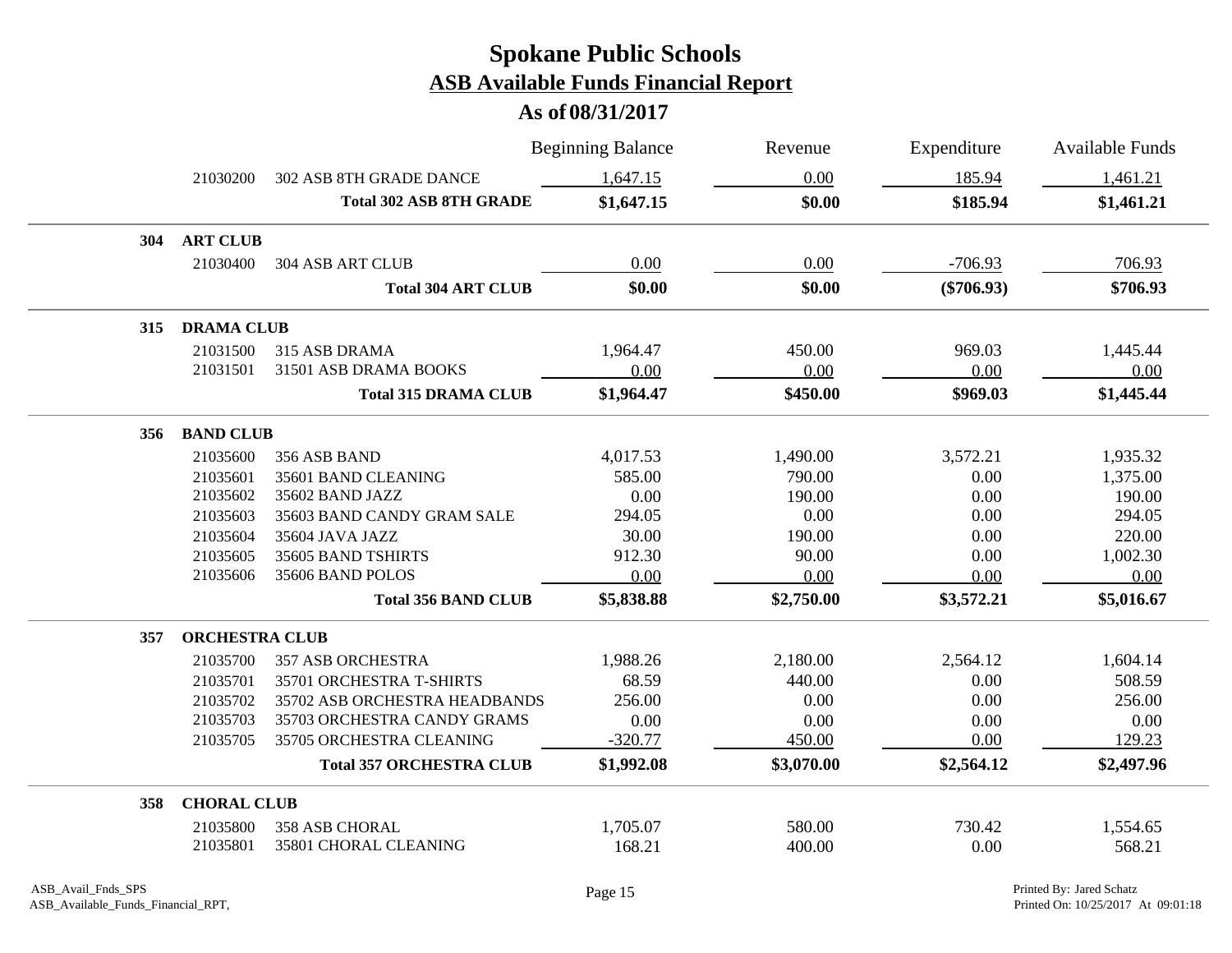# Spokane Public Schools

## ASB Available Funds Financial Report

### As of 08/31/2017

| | | | Beginning Balance | Revenue | Expenditure | Available Funds |
|---|---|---|---|---|---|---|
| | 21030200 | 302 ASB 8TH GRADE DANCE | 1,647.15 | 0.00 | 185.94 | 1,461.21 |
| | | **Total 302 ASB 8TH GRADE** | **$1,647.15** | **$0.00** | **$185.94** | **$1,461.21** |
| **304** | **ART CLUB** | | | | | |
| | 21030400 | 304 ASB ART CLUB | 0.00 | 0.00 | -706.93 | 706.93 |
| | | **Total 304 ART CLUB** | **$0.00** | **$0.00** | **($706.93)** | **$706.93** |
| **315** | **DRAMA CLUB** | | | | | |
| | 21031500 | 315 ASB DRAMA | 1,964.47 | 450.00 | 969.03 | 1,445.44 |
| | 21031501 | 31501 ASB DRAMA BOOKS | 0.00 | 0.00 | 0.00 | 0.00 |
| | | **Total 315 DRAMA CLUB** | **$1,964.47** | **$450.00** | **$969.03** | **$1,445.44** |
| **356** | **BAND CLUB** | | | | | |
| | 21035600 | 356 ASB BAND | 4,017.53 | 1,490.00 | 3,572.21 | 1,935.32 |
| | 21035601 | 35601 BAND CLEANING | 585.00 | 790.00 | 0.00 | 1,375.00 |
| | 21035602 | 35602 BAND JAZZ | 0.00 | 190.00 | 0.00 | 190.00 |
| | 21035603 | 35603 BAND CANDY GRAM SALE | 294.05 | 0.00 | 0.00 | 294.05 |
| | 21035604 | 35604 JAVA JAZZ | 30.00 | 190.00 | 0.00 | 220.00 |
| | 21035605 | 35605 BAND TSHIRTS | 912.30 | 90.00 | 0.00 | 1,002.30 |
| | 21035606 | 35606 BAND POLOS | 0.00 | 0.00 | 0.00 | 0.00 |
| | | **Total 356 BAND CLUB** | **$5,838.88** | **$2,750.00** | **$3,572.21** | **$5,016.67** |
| **357** | **ORCHESTRA CLUB** | | | | | |
| | 21035700 | 357 ASB ORCHESTRA | 1,988.26 | 2,180.00 | 2,564.12 | 1,604.14 |
| | 21035701 | 35701 ORCHESTRA T-SHIRTS | 68.59 | 440.00 | 0.00 | 508.59 |
| | 21035702 | 35702 ASB ORCHESTRA HEADBANDS | 256.00 | 0.00 | 0.00 | 256.00 |
| | 21035703 | 35703 ORCHESTRA CANDY GRAMS | 0.00 | 0.00 | 0.00 | 0.00 |
| | 21035705 | 35705 ORCHESTRA CLEANING | -320.77 | 450.00 | 0.00 | 129.23 |
| | | **Total 357 ORCHESTRA CLUB** | **$1,992.08** | **$3,070.00** | **$2,564.12** | **$2,497.96** |
| **358** | **CHORAL CLUB** | | | | | |
| | 21035800 | 358 ASB CHORAL | 1,705.07 | 580.00 | 730.42 | 1,554.65 |
| | 21035801 | 35801 CHORAL CLEANING | 168.21 | 400.00 | 0.00 | 568.21 |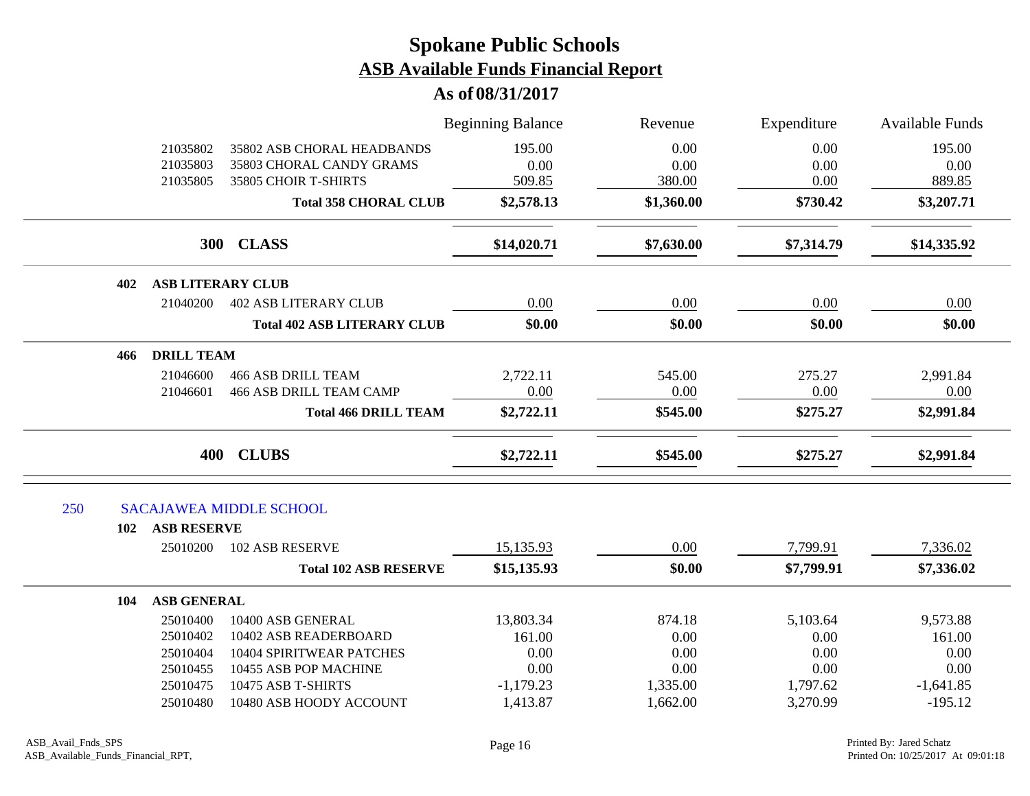# Spokane Public Schools
## ASB Available Funds Financial Report
### As of 08/31/2017

| | | Beginning Balance | Revenue | Expenditure | Available Funds |
|---|---|---|---|---|---|
| 21035802 | 35802 ASB CHORAL HEADBANDS | 195.00 | 0.00 | 0.00 | 195.00 |
| 21035803 | 35803 CHORAL CANDY GRAMS | 0.00 | 0.00 | 0.00 | 0.00 |
| 21035805 | 35805 CHOIR T-SHIRTS | 509.85 | 380.00 | 0.00 | 889.85 |
| | **Total 358 CHORAL CLUB** | **$2,578.13** | **$1,360.00** | **$730.42** | **$3,207.71** |
| **300** | **CLASS** | **$14,020.71** | **$7,630.00** | **$7,314.79** | **$14,335.92** |
| **402** | **ASB LITERARY CLUB** | | | | |
| 21040200 | 402 ASB LITERARY CLUB | 0.00 | 0.00 | 0.00 | 0.00 |
| | **Total 402 ASB LITERARY CLUB** | **$0.00** | **$0.00** | **$0.00** | **$0.00** |
| **466** | **DRILL TEAM** | | | | |
| 21046600 | 466 ASB DRILL TEAM | 2,722.11 | 545.00 | 275.27 | 2,991.84 |
| 21046601 | 466 ASB DRILL TEAM CAMP | 0.00 | 0.00 | 0.00 | 0.00 |
| | **Total 466 DRILL TEAM** | **$2,722.11** | **$545.00** | **$275.27** | **$2,991.84** |
| **400** | **CLUBS** | **$2,722.11** | **$545.00** | **$275.27** | **$2,991.84** |

## 250 SACAJAWEA MIDDLE SCHOOL

| | | Beginning Balance | Revenue | Expenditure | Available Funds |
|---|---|---|---|---|---|
| **102** | **ASB RESERVE** | | | | |
| 25010200 | 102 ASB RESERVE | 15,135.93 | 0.00 | 7,799.91 | 7,336.02 |
| | **Total 102 ASB RESERVE** | **$15,135.93** | **$0.00** | **$7,799.91** | **$7,336.02** |
| **104** | **ASB GENERAL** | | | | |
| 25010400 | 10400 ASB GENERAL | 13,803.34 | 874.18 | 5,103.64 | 9,573.88 |
| 25010402 | 10402 ASB READERBOARD | 161.00 | 0.00 | 0.00 | 161.00 |
| 25010404 | 10404 SPIRITWEAR PATCHES | 0.00 | 0.00 | 0.00 | 0.00 |
| 25010455 | 10455 ASB POP MACHINE | 0.00 | 0.00 | 0.00 | 0.00 |
| 25010475 | 10475 ASB T-SHIRTS | -1,179.23 | 1,335.00 | 1,797.62 | -1,641.85 |
| 25010480 | 10480 ASB HOODY ACCOUNT | 1,413.87 | 1,662.00 | 3,270.99 | -195.12 |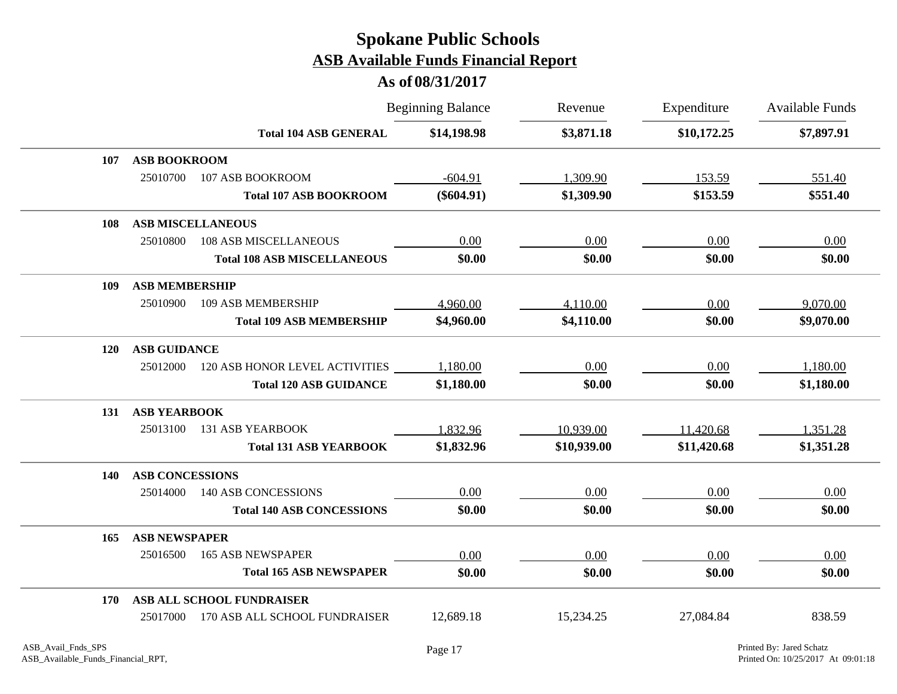# Spokane Public Schools

## ASB Available Funds Financial Report

### As of 08/31/2017

| | | | Beginning Balance | Revenue | Expenditure | Available Funds |
|---|---|---|---|---|---|---|
| | | **Total 104 ASB GENERAL** | **$14,198.98** | **$3,871.18** | **$10,172.25** | **$7,897.91** |
| **107** | **ASB BOOKROOM** | | | | | |
| | 25010700 | 107 ASB BOOKROOM | -604.91 | 1,309.90 | 153.59 | 551.40 |
| | | **Total 107 ASB BOOKROOM** | **($604.91)** | **$1,309.90** | **$153.59** | **$551.40** |
| **108** | **ASB MISCELLANEOUS** | | | | | |
| | 25010800 | 108 ASB MISCELLANEOUS | 0.00 | 0.00 | 0.00 | 0.00 |
| | | **Total 108 ASB MISCELLANEOUS** | **$0.00** | **$0.00** | **$0.00** | **$0.00** |
| **109** | **ASB MEMBERSHIP** | | | | | |
| | 25010900 | 109 ASB MEMBERSHIP | 4,960.00 | 4,110.00 | 0.00 | 9,070.00 |
| | | **Total 109 ASB MEMBERSHIP** | **$4,960.00** | **$4,110.00** | **$0.00** | **$9,070.00** |
| **120** | **ASB GUIDANCE** | | | | | |
| | 25012000 | 120 ASB HONOR LEVEL ACTIVITIES | 1,180.00 | 0.00 | 0.00 | 1,180.00 |
| | | **Total 120 ASB GUIDANCE** | **$1,180.00** | **$0.00** | **$0.00** | **$1,180.00** |
| **131** | **ASB YEARBOOK** | | | | | |
| | 25013100 | 131 ASB YEARBOOK | 1,832.96 | 10,939.00 | 11,420.68 | 1,351.28 |
| | | **Total 131 ASB YEARBOOK** | **$1,832.96** | **$10,939.00** | **$11,420.68** | **$1,351.28** |
| **140** | **ASB CONCESSIONS** | | | | | |
| | 25014000 | 140 ASB CONCESSIONS | 0.00 | 0.00 | 0.00 | 0.00 |
| | | **Total 140 ASB CONCESSIONS** | **$0.00** | **$0.00** | **$0.00** | **$0.00** |
| **165** | **ASB NEWSPAPER** | | | | | |
| | 25016500 | 165 ASB NEWSPAPER | 0.00 | 0.00 | 0.00 | 0.00 |
| | | **Total 165 ASB NEWSPAPER** | **$0.00** | **$0.00** | **$0.00** | **$0.00** |
| **170** | **ASB ALL SCHOOL FUNDRAISER** | | | | | |
| | 25017000 | 170 ASB ALL SCHOOL FUNDRAISER | 12,689.18 | 15,234.25 | 27,084.84 | 838.59 |

ASB_Avail_Fnds_SPS
ASB_Available_Funds_Financial_RPT,

Printed By: Jared Schatz
Printed On: 10/25/2017 At 09:01:18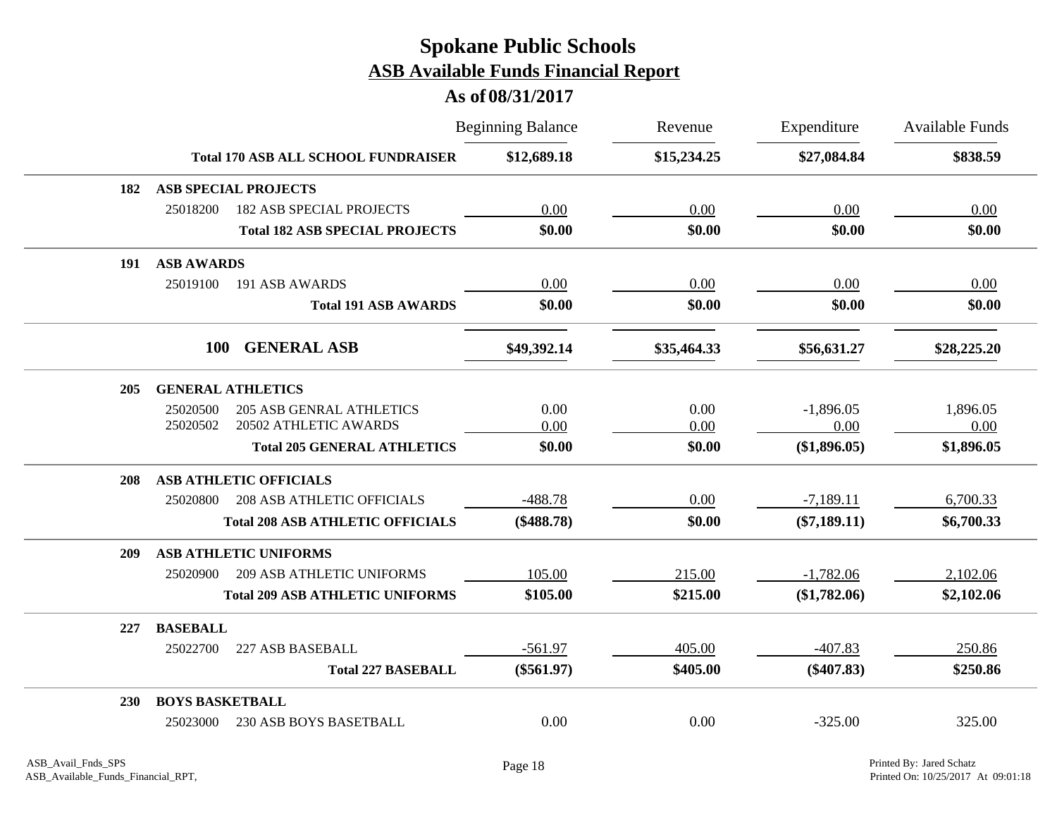# Spokane Public Schools

## ASB Available Funds Financial Report

### As of 08/31/2017

| | | Beginning Balance | Revenue | Expenditure | Available Funds |
|---|---|---|---|---|---|
| | **Total 170 ASB ALL SCHOOL FUNDRAISER** | **$12,689.18** | **$15,234.25** | **$27,084.84** | **$838.59** |
| **182** | **ASB SPECIAL PROJECTS** | | | | |
| 25018200 | 182 ASB SPECIAL PROJECTS | 0.00 | 0.00 | 0.00 | 0.00 |
| | **Total 182 ASB SPECIAL PROJECTS** | **$0.00** | **$0.00** | **$0.00** | **$0.00** |
| **191** | **ASB AWARDS** | | | | |
| 25019100 | 191 ASB AWARDS | 0.00 | 0.00 | 0.00 | 0.00 |
| | **Total 191 ASB AWARDS** | **$0.00** | **$0.00** | **$0.00** | **$0.00** |
| **100** | **GENERAL ASB** | **$49,392.14** | **$35,464.33** | **$56,631.27** | **$28,225.20** |
| **205** | **GENERAL ATHLETICS** | | | | |
| 25020500 | 205 ASB GENRAL ATHLETICS | 0.00 | 0.00 | -1,896.05 | 1,896.05 |
| 25020502 | 20502 ATHLETIC AWARDS | 0.00 | 0.00 | 0.00 | 0.00 |
| | **Total 205 GENERAL ATHLETICS** | **$0.00** | **$0.00** | **($1,896.05)** | **$1,896.05** |
| **208** | **ASB ATHLETIC OFFICIALS** | | | | |
| 25020800 | 208 ASB ATHLETIC OFFICIALS | -488.78 | 0.00 | -7,189.11 | 6,700.33 |
| | **Total 208 ASB ATHLETIC OFFICIALS** | **($488.78)** | **$0.00** | **($7,189.11)** | **$6,700.33** |
| **209** | **ASB ATHLETIC UNIFORMS** | | | | |
| 25020900 | 209 ASB ATHLETIC UNIFORMS | 105.00 | 215.00 | -1,782.06 | 2,102.06 |
| | **Total 209 ASB ATHLETIC UNIFORMS** | **$105.00** | **$215.00** | **($1,782.06)** | **$2,102.06** |
| **227** | **BASEBALL** | | | | |
| 25022700 | 227 ASB BASEBALL | -561.97 | 405.00 | -407.83 | 250.86 |
| | **Total 227 BASEBALL** | **($561.97)** | **$405.00** | **($407.83)** | **$250.86** |
| **230** | **BOYS BASKETBALL** | | | | |
| 25023000 | 230 ASB BOYS BASETBALL | 0.00 | 0.00 | -325.00 | 325.00 |

ASB_Avail_Fnds_SPS
ASB_Available_Funds_Financial_RPT,

Printed By: Jared Schatz
Printed On: 10/25/2017 At 09:01:18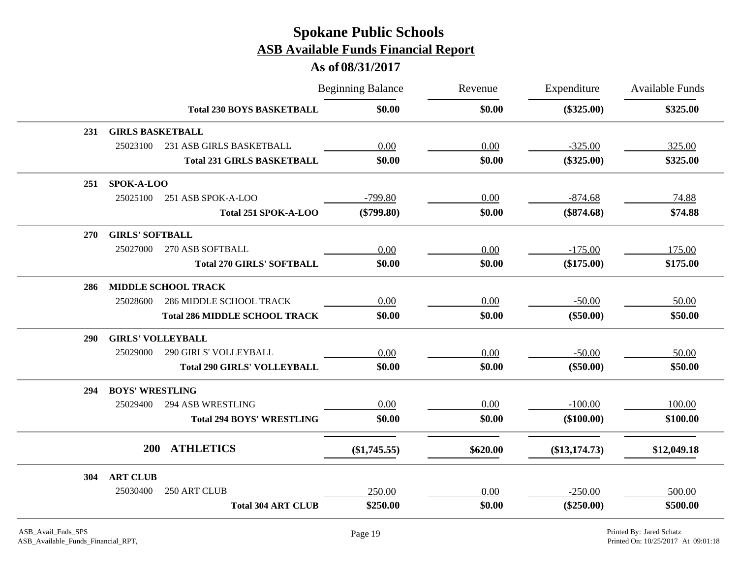# Spokane Public Schools

## ASB Available Funds Financial Report

### As of 08/31/2017

| | | Beginning Balance | Revenue | Expenditure | Available Funds |
|---|---|---|---|---|---|
| | **Total 230 BOYS BASKETBALL** | **$0.00** | **$0.00** | **($325.00)** | **$325.00** |
| **231** | **GIRLS BASKETBALL** | | | | |
| 25023100 | 231 ASB GIRLS BASKETBALL | 0.00 | 0.00 | -325.00 | 325.00 |
| | **Total 231 GIRLS BASKETBALL** | **$0.00** | **$0.00** | **($325.00)** | **$325.00** |
| **251** | **SPOK-A-LOO** | | | | |
| 25025100 | 251 ASB SPOK-A-LOO | -799.80 | 0.00 | -874.68 | 74.88 |
| | **Total 251 SPOK-A-LOO** | **($799.80)** | **$0.00** | **($874.68)** | **$74.88** |
| **270** | **GIRLS' SOFTBALL** | | | | |
| 25027000 | 270 ASB SOFTBALL | 0.00 | 0.00 | -175.00 | 175.00 |
| | **Total 270 GIRLS' SOFTBALL** | **$0.00** | **$0.00** | **($175.00)** | **$175.00** |
| **286** | **MIDDLE SCHOOL TRACK** | | | | |
| 25028600 | 286 MIDDLE SCHOOL TRACK | 0.00 | 0.00 | -50.00 | 50.00 |
| | **Total 286 MIDDLE SCHOOL TRACK** | **$0.00** | **$0.00** | **($50.00)** | **$50.00** |
| **290** | **GIRLS' VOLLEYBALL** | | | | |
| 25029000 | 290 GIRLS' VOLLEYBALL | 0.00 | 0.00 | -50.00 | 50.00 |
| | **Total 290 GIRLS' VOLLEYBALL** | **$0.00** | **$0.00** | **($50.00)** | **$50.00** |
| **294** | **BOYS' WRESTLING** | | | | |
| 25029400 | 294 ASB WRESTLING | 0.00 | 0.00 | -100.00 | 100.00 |
| | **Total 294 BOYS' WRESTLING** | **$0.00** | **$0.00** | **($100.00)** | **$100.00** |
| **200** | **ATHLETICS** | **($1,745.55)** | **$620.00** | **($13,174.73)** | **$12,049.18** |
| **304** | **ART CLUB** | | | | |
| 25030400 | 250 ART CLUB | 250.00 | 0.00 | -250.00 | 500.00 |
| | **Total 304 ART CLUB** | **$250.00** | **$0.00** | **($250.00)** | **$500.00** |

ASB_Avail_Fnds_SPS
ASB_Available_Funds_Financial_RPT,

Printed By: Jared Schatz
Printed On: 10/25/2017 At 09:01:18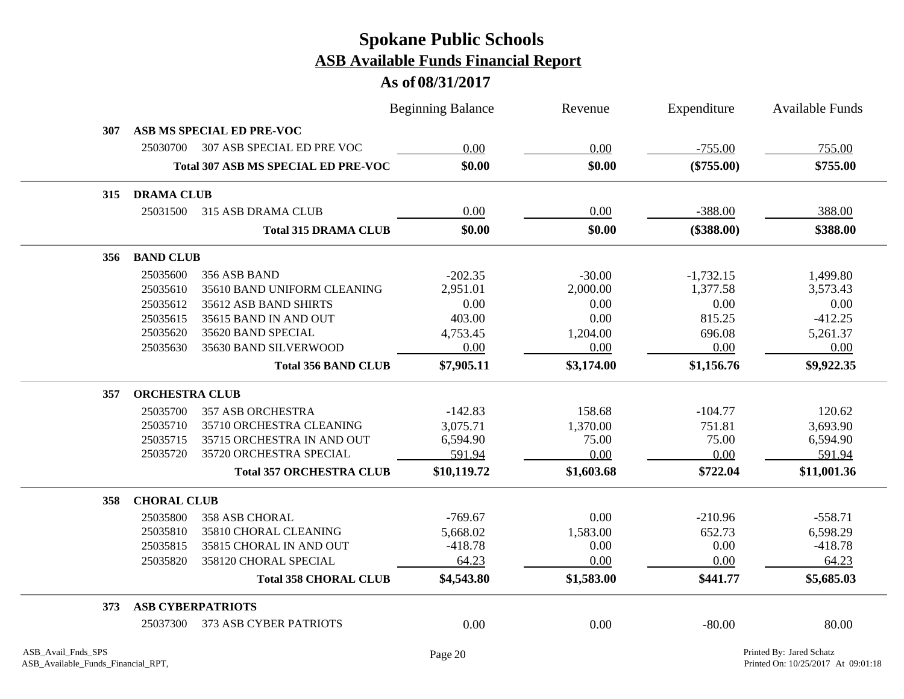# Spokane Public Schools

## ASB Available Funds Financial Report

### As of 08/31/2017

| | | | Beginning Balance | Revenue | Expenditure | Available Funds |
|---|---|---|---|---|---|---|
| **307** | **ASB MS SPECIAL ED PRE-VOC** | | | | | |
| | 25030700 | 307 ASB SPECIAL ED PRE VOC | 0.00 | 0.00 | -755.00 | 755.00 |
| | | **Total 307 ASB MS SPECIAL ED PRE-VOC** | **$0.00** | **$0.00** | **($755.00)** | **$755.00** |
| **315** | **DRAMA CLUB** | | | | | |
| | 25031500 | 315 ASB DRAMA CLUB | 0.00 | 0.00 | -388.00 | 388.00 |
| | | **Total 315 DRAMA CLUB** | **$0.00** | **$0.00** | **($388.00)** | **$388.00** |
| **356** | **BAND CLUB** | | | | | |
| | 25035600 | 356 ASB BAND | -202.35 | -30.00 | -1,732.15 | 1,499.80 |
| | 25035610 | 35610 BAND UNIFORM CLEANING | 2,951.01 | 2,000.00 | 1,377.58 | 3,573.43 |
| | 25035612 | 35612 ASB BAND SHIRTS | 0.00 | 0.00 | 0.00 | 0.00 |
| | 25035615 | 35615 BAND IN AND OUT | 403.00 | 0.00 | 815.25 | -412.25 |
| | 25035620 | 35620 BAND SPECIAL | 4,753.45 | 1,204.00 | 696.08 | 5,261.37 |
| | 25035630 | 35630 BAND SILVERWOOD | 0.00 | 0.00 | 0.00 | 0.00 |
| | | **Total 356 BAND CLUB** | **$7,905.11** | **$3,174.00** | **$1,156.76** | **$9,922.35** |
| **357** | **ORCHESTRA CLUB** | | | | | |
| | 25035700 | 357 ASB ORCHESTRA | -142.83 | 158.68 | -104.77 | 120.62 |
| | 25035710 | 35710 ORCHESTRA CLEANING | 3,075.71 | 1,370.00 | 751.81 | 3,693.90 |
| | 25035715 | 35715 ORCHESTRA IN AND OUT | 6,594.90 | 75.00 | 75.00 | 6,594.90 |
| | 25035720 | 35720 ORCHESTRA SPECIAL | 591.94 | 0.00 | 0.00 | 591.94 |
| | | **Total 357 ORCHESTRA CLUB** | **$10,119.72** | **$1,603.68** | **$722.04** | **$11,001.36** |
| **358** | **CHORAL CLUB** | | | | | |
| | 25035800 | 358 ASB CHORAL | -769.67 | 0.00 | -210.96 | -558.71 |
| | 25035810 | 35810 CHORAL CLEANING | 5,668.02 | 1,583.00 | 652.73 | 6,598.29 |
| | 25035815 | 35815 CHORAL IN AND OUT | -418.78 | 0.00 | 0.00 | -418.78 |
| | 25035820 | 358120 CHORAL SPECIAL | 64.23 | 0.00 | 0.00 | 64.23 |
| | | **Total 358 CHORAL CLUB** | **$4,543.80** | **$1,583.00** | **$441.77** | **$5,685.03** |
| **373** | **ASB CYBERPATRIOTS** | | | | | |
| | 25037300 | 373 ASB CYBER PATRIOTS | 0.00 | 0.00 | -80.00 | 80.00 |

ASB_Avail_Fnds_SPS
ASB_Available_Funds_Financial_RPT,

Printed By: Jared Schatz
Printed On: 10/25/2017 At 09:01:18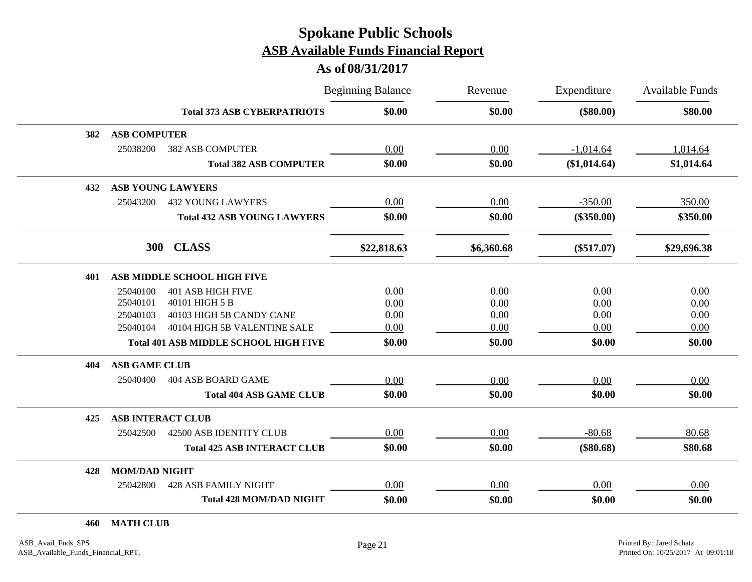# Spokane Public Schools

## ASB Available Funds Financial Report

### As of 08/31/2017

| | | Beginning Balance | Revenue | Expenditure | Available Funds |
|---|---|---|---|---|---|
| | **Total 373 ASB CYBERPATRIOTS** | **$0.00** | **$0.00** | **($80.00)** | **$80.00** |
| **382** | **ASB COMPUTER** | | | | |
| 25038200 | 382 ASB COMPUTER | 0.00 | 0.00 | -1,014.64 | 1,014.64 |
| | **Total 382 ASB COMPUTER** | **$0.00** | **$0.00** | **($1,014.64)** | **$1,014.64** |
| **432** | **ASB YOUNG LAWYERS** | | | | |
| 25043200 | 432 YOUNG LAWYERS | 0.00 | 0.00 | -350.00 | 350.00 |
| | **Total 432 ASB YOUNG LAWYERS** | **$0.00** | **$0.00** | **($350.00)** | **$350.00** |
| **300** | **CLASS** | **$22,818.63** | **$6,360.68** | **($517.07)** | **$29,696.38** |
| **401** | **ASB MIDDLE SCHOOL HIGH FIVE** | | | | |
| 25040100 | 401 ASB HIGH FIVE | 0.00 | 0.00 | 0.00 | 0.00 |
| 25040101 | 40101 HIGH 5 B | 0.00 | 0.00 | 0.00 | 0.00 |
| 25040103 | 40103 HIGH 5B CANDY CANE | 0.00 | 0.00 | 0.00 | 0.00 |
| 25040104 | 40104 HIGH 5B VALENTINE SALE | 0.00 | 0.00 | 0.00 | 0.00 |
| | **Total 401 ASB MIDDLE SCHOOL HIGH FIVE** | **$0.00** | **$0.00** | **$0.00** | **$0.00** |
| **404** | **ASB GAME CLUB** | | | | |
| 25040400 | 404 ASB BOARD GAME | 0.00 | 0.00 | 0.00 | 0.00 |
| | **Total 404 ASB GAME CLUB** | **$0.00** | **$0.00** | **$0.00** | **$0.00** |
| **425** | **ASB INTERACT CLUB** | | | | |
| 25042500 | 42500 ASB IDENTITY CLUB | 0.00 | 0.00 | -80.68 | 80.68 |
| | **Total 425 ASB INTERACT CLUB** | **$0.00** | **$0.00** | **($80.68)** | **$80.68** |
| **428** | **MOM/DAD NIGHT** | | | | |
| 25042800 | 428 ASB FAMILY NIGHT | 0.00 | 0.00 | 0.00 | 0.00 |
| | **Total 428 MOM/DAD NIGHT** | **$0.00** | **$0.00** | **$0.00** | **$0.00** |
| **460** | **MATH CLUB** | | | | |

ASB_Avail_Fnds_SPS
ASB_Available_Funds_Financial_RPT,

Printed By: Jared Schatz
Printed On: 10/25/2017 At 09:01:18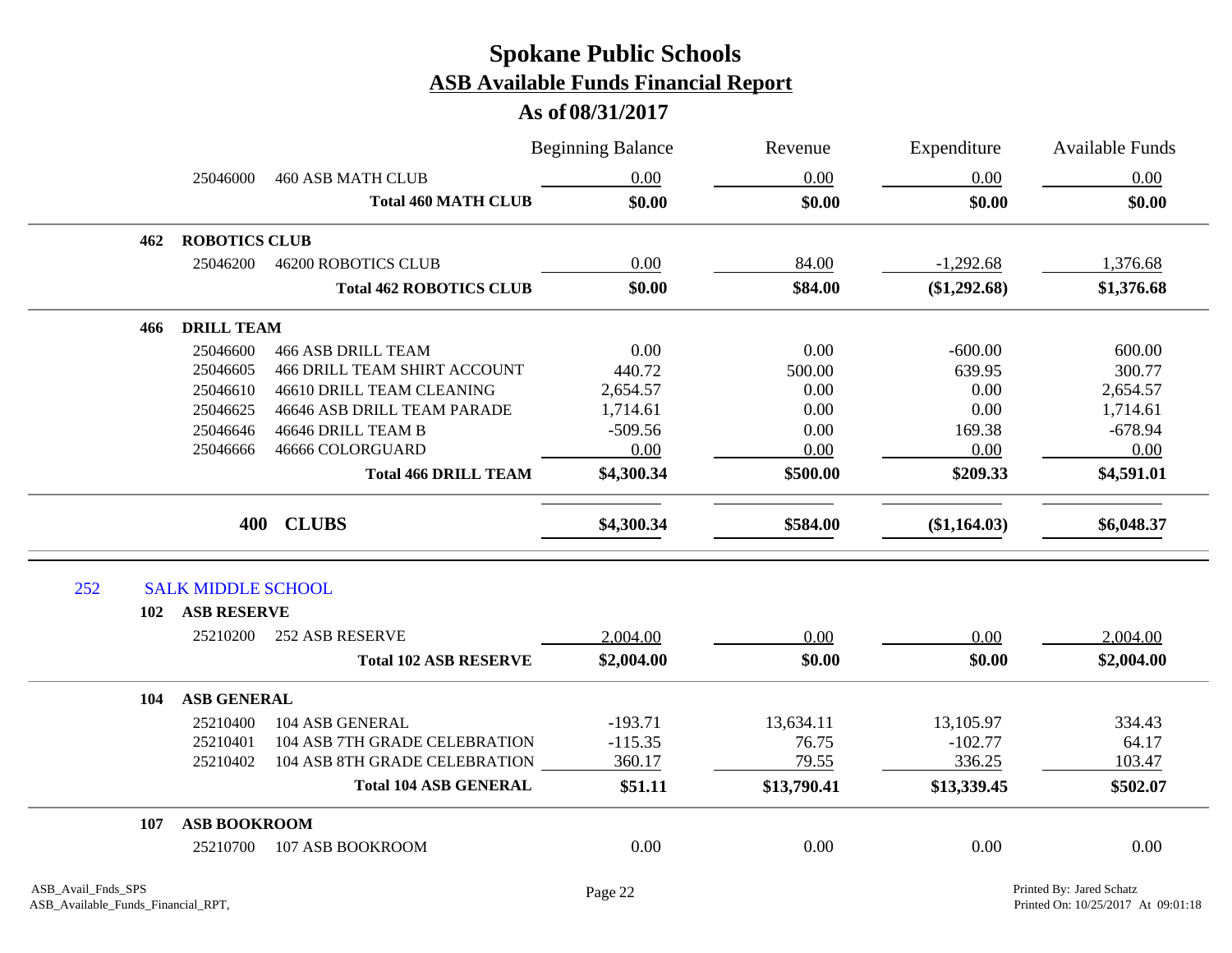# Spokane Public Schools
## ASB Available Funds Financial Report
### As of 08/31/2017

| | | Beginning Balance | Revenue | Expenditure | Available Funds |
|---|---|---|---|---|---|
| 25046000 | 460 ASB MATH CLUB | 0.00 | 0.00 | 0.00 | 0.00 |
| | **Total 460 MATH CLUB** | **$0.00** | **$0.00** | **$0.00** | **$0.00** |
| **462** | **ROBOTICS CLUB** | | | | |
| 25046200 | 46200 ROBOTICS CLUB | 0.00 | 84.00 | -1,292.68 | 1,376.68 |
| | **Total 462 ROBOTICS CLUB** | **$0.00** | **$84.00** | **($1,292.68)** | **$1,376.68** |
| **466** | **DRILL TEAM** | | | | |
| 25046600 | 466 ASB DRILL TEAM | 0.00 | 0.00 | -600.00 | 600.00 |
| 25046605 | 466 DRILL TEAM SHIRT ACCOUNT | 440.72 | 500.00 | 639.95 | 300.77 |
| 25046610 | 46610 DRILL TEAM CLEANING | 2,654.57 | 0.00 | 0.00 | 2,654.57 |
| 25046625 | 46646 ASB DRILL TEAM PARADE | 1,714.61 | 0.00 | 0.00 | 1,714.61 |
| 25046646 | 46646 DRILL TEAM B | -509.56 | 0.00 | 169.38 | -678.94 |
| 25046666 | 46666 COLORGUARD | 0.00 | 0.00 | 0.00 | 0.00 |
| | **Total 466 DRILL TEAM** | **$4,300.34** | **$500.00** | **$209.33** | **$4,591.01** |
| **400** | **CLUBS** | **$4,300.34** | **$584.00** | **($1,164.03)** | **$6,048.37** |

## 252 SALK MIDDLE SCHOOL

| | | Beginning Balance | Revenue | Expenditure | Available Funds |
|---|---|---|---|---|---|
| **102** | **ASB RESERVE** | | | | |
| 25210200 | 252 ASB RESERVE | 2,004.00 | 0.00 | 0.00 | 2,004.00 |
| | **Total 102 ASB RESERVE** | **$2,004.00** | **$0.00** | **$0.00** | **$2,004.00** |
| **104** | **ASB GENERAL** | | | | |
| 25210400 | 104 ASB GENERAL | -193.71 | 13,634.11 | 13,105.97 | 334.43 |
| 25210401 | 104 ASB 7TH GRADE CELEBRATION | -115.35 | 76.75 | -102.77 | 64.17 |
| 25210402 | 104 ASB 8TH GRADE CELEBRATION | 360.17 | 79.55 | 336.25 | 103.47 |
| | **Total 104 ASB GENERAL** | **$51.11** | **$13,790.41** | **$13,339.45** | **$502.07** |
| **107** | **ASB BOOKROOM** | | | | |
| 25210700 | 107 ASB BOOKROOM | 0.00 | 0.00 | 0.00 | 0.00 |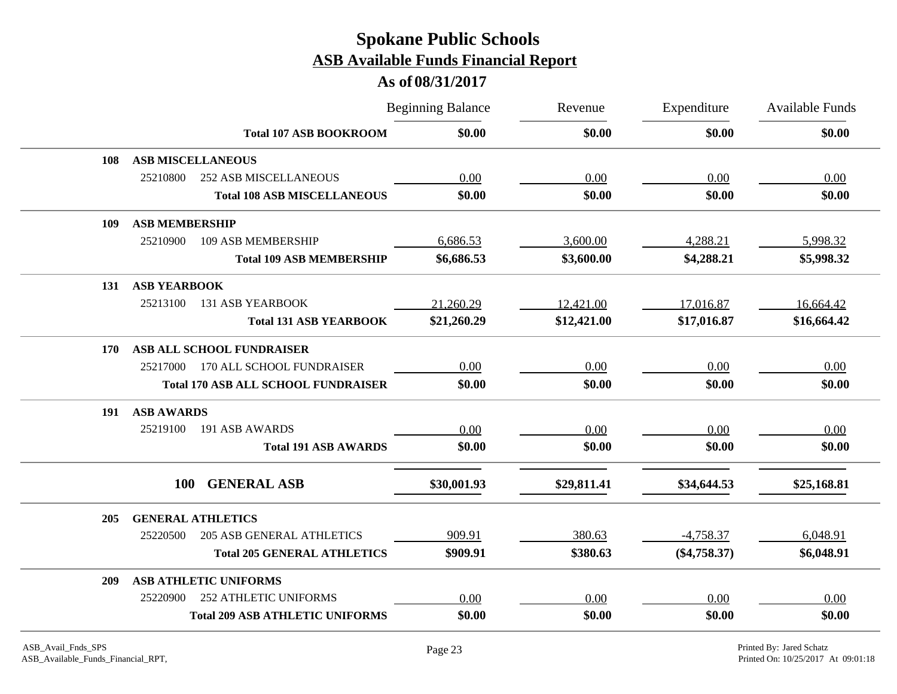# Spokane Public Schools

## ASB Available Funds Financial Report

### As of 08/31/2017

| | | Beginning Balance | Revenue | Expenditure | Available Funds |
|---|---|---|---|---|---|
| | **Total 107 ASB BOOKROOM** | **$0.00** | **$0.00** | **$0.00** | **$0.00** |
| **108** | **ASB MISCELLANEOUS** | | | | |
| 25210800 | 252 ASB MISCELLANEOUS | 0.00 | 0.00 | 0.00 | 0.00 |
| | **Total 108 ASB MISCELLANEOUS** | **$0.00** | **$0.00** | **$0.00** | **$0.00** |
| **109** | **ASB MEMBERSHIP** | | | | |
| 25210900 | 109 ASB MEMBERSHIP | 6,686.53 | 3,600.00 | 4,288.21 | 5,998.32 |
| | **Total 109 ASB MEMBERSHIP** | **$6,686.53** | **$3,600.00** | **$4,288.21** | **$5,998.32** |
| **131** | **ASB YEARBOOK** | | | | |
| 25213100 | 131 ASB YEARBOOK | 21,260.29 | 12,421.00 | 17,016.87 | 16,664.42 |
| | **Total 131 ASB YEARBOOK** | **$21,260.29** | **$12,421.00** | **$17,016.87** | **$16,664.42** |
| **170** | **ASB ALL SCHOOL FUNDRAISER** | | | | |
| 25217000 | 170 ALL SCHOOL FUNDRAISER | 0.00 | 0.00 | 0.00 | 0.00 |
| | **Total 170 ASB ALL SCHOOL FUNDRAISER** | **$0.00** | **$0.00** | **$0.00** | **$0.00** |
| **191** | **ASB AWARDS** | | | | |
| 25219100 | 191 ASB AWARDS | 0.00 | 0.00 | 0.00 | 0.00 |
| | **Total 191 ASB AWARDS** | **$0.00** | **$0.00** | **$0.00** | **$0.00** |
| **100** | **GENERAL ASB** | **$30,001.93** | **$29,811.41** | **$34,644.53** | **$25,168.81** |
| **205** | **GENERAL ATHLETICS** | | | | |
| 25220500 | 205 ASB GENERAL ATHLETICS | 909.91 | 380.63 | -4,758.37 | 6,048.91 |
| | **Total 205 GENERAL ATHLETICS** | **$909.91** | **$380.63** | **($4,758.37)** | **$6,048.91** |
| **209** | **ASB ATHLETIC UNIFORMS** | | | | |
| 25220900 | 252 ATHLETIC UNIFORMS | 0.00 | 0.00 | 0.00 | 0.00 |
| | **Total 209 ASB ATHLETIC UNIFORMS** | **$0.00** | **$0.00** | **$0.00** | **$0.00** |

ASB_Avail_Fnds_SPS
ASB_Available_Funds_Financial_RPT,

Printed By: Jared Schatz
Printed On: 10/25/2017 At 09:01:18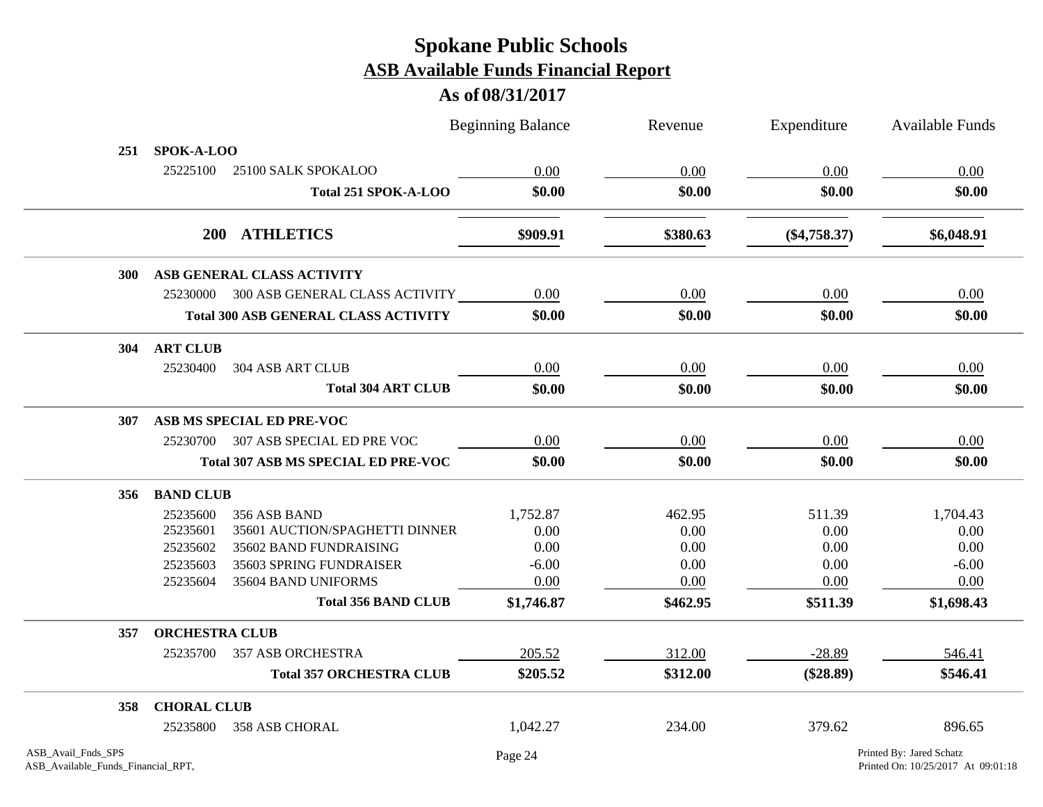# Spokane Public Schools

## ASB Available Funds Financial Report

### As of 08/31/2017

| | | | Beginning Balance | Revenue | Expenditure | Available Funds |
|---|---|---|---|---|---|---|
| **251** | **SPOK-A-LOO** | | | | | |
| | 25225100 | 25100 SALK SPOKALOO | 0.00 | 0.00 | 0.00 | 0.00 |
| | | **Total 251 SPOK-A-LOO** | **$0.00** | **$0.00** | **$0.00** | **$0.00** |
| | **200** | **ATHLETICS** | **$909.91** | **$380.63** | **($4,758.37)** | **$6,048.91** |
| **300** | **ASB GENERAL CLASS ACTIVITY** | | | | | |
| | 25230000 | 300 ASB GENERAL CLASS ACTIVITY | 0.00 | 0.00 | 0.00 | 0.00 |
| | | **Total 300 ASB GENERAL CLASS ACTIVITY** | **$0.00** | **$0.00** | **$0.00** | **$0.00** |
| **304** | **ART CLUB** | | | | | |
| | 25230400 | 304 ASB ART CLUB | 0.00 | 0.00 | 0.00 | 0.00 |
| | | **Total 304 ART CLUB** | **$0.00** | **$0.00** | **$0.00** | **$0.00** |
| **307** | **ASB MS SPECIAL ED PRE-VOC** | | | | | |
| | 25230700 | 307 ASB SPECIAL ED PRE VOC | 0.00 | 0.00 | 0.00 | 0.00 |
| | | **Total 307 ASB MS SPECIAL ED PRE-VOC** | **$0.00** | **$0.00** | **$0.00** | **$0.00** |
| **356** | **BAND CLUB** | | | | | |
| | 25235600 | 356 ASB BAND | 1,752.87 | 462.95 | 511.39 | 1,704.43 |
| | 25235601 | 35601 AUCTION/SPAGHETTI DINNER | 0.00 | 0.00 | 0.00 | 0.00 |
| | 25235602 | 35602 BAND FUNDRAISING | 0.00 | 0.00 | 0.00 | 0.00 |
| | 25235603 | 35603 SPRING FUNDRAISER | -6.00 | 0.00 | 0.00 | -6.00 |
| | 25235604 | 35604 BAND UNIFORMS | 0.00 | 0.00 | 0.00 | 0.00 |
| | | **Total 356 BAND CLUB** | **$1,746.87** | **$462.95** | **$511.39** | **$1,698.43** |
| **357** | **ORCHESTRA CLUB** | | | | | |
| | 25235700 | 357 ASB ORCHESTRA | 205.52 | 312.00 | -28.89 | 546.41 |
| | | **Total 357 ORCHESTRA CLUB** | **$205.52** | **$312.00** | **($28.89)** | **$546.41** |
| **358** | **CHORAL CLUB** | | | | | |
| | 25235800 | 358 ASB CHORAL | 1,042.27 | 234.00 | 379.62 | 896.65 |

ASB_Avail_Fnds_SPS
ASB_Available_Funds_Financial_RPT,

Printed By: Jared Schatz
Printed On: 10/25/2017 At 09:01:18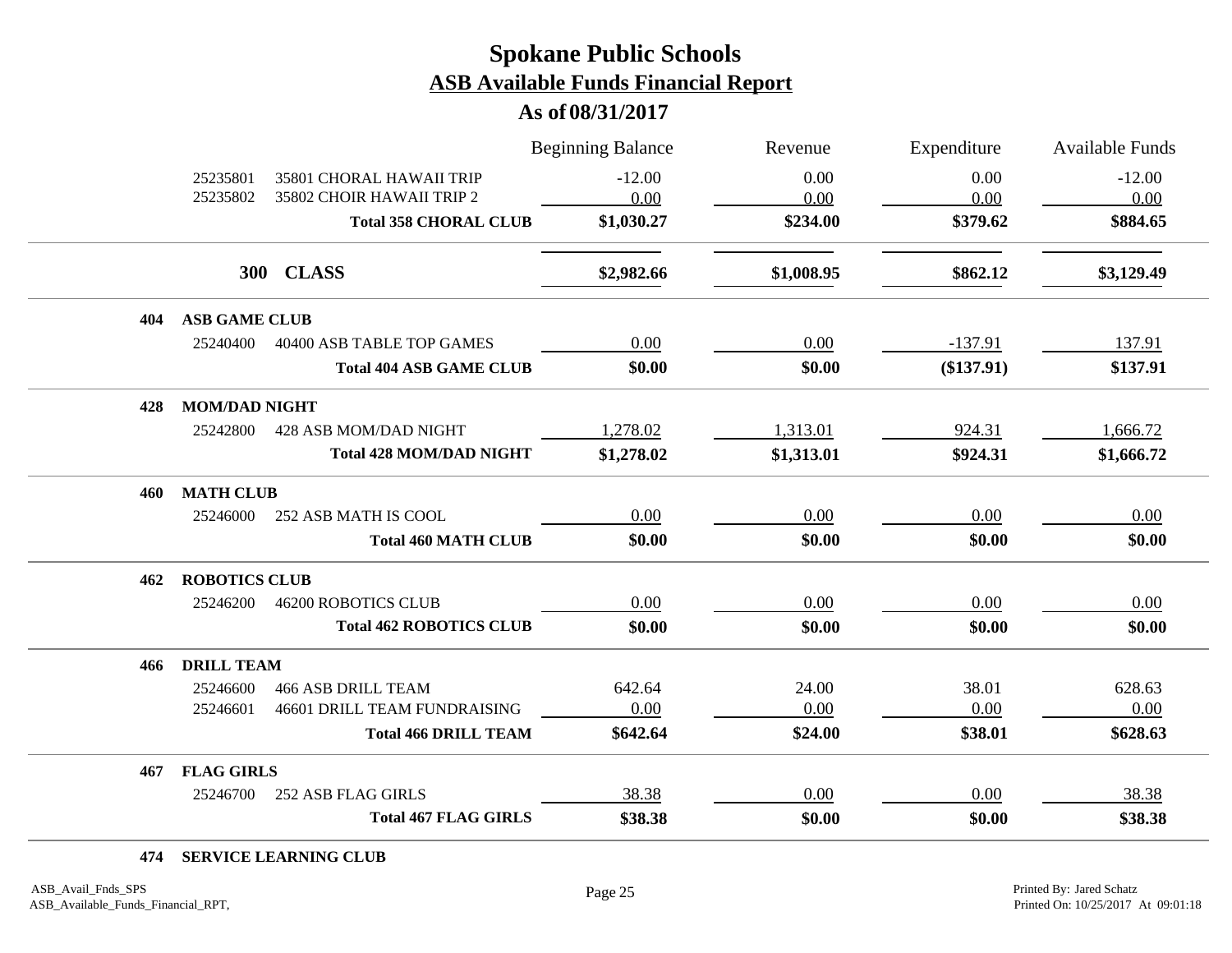# Spokane Public Schools

## ASB Available Funds Financial Report

### As of 08/31/2017

| | | Beginning Balance | Revenue | Expenditure | Available Funds |
|---|---|---|---|---|---|
| 25235801 | 35801 CHORAL HAWAII TRIP | -12.00 | 0.00 | 0.00 | -12.00 |
| 25235802 | 35802 CHOIR HAWAII TRIP 2 | 0.00 | 0.00 | 0.00 | 0.00 |
| | **Total 358 CHORAL CLUB** | **$1,030.27** | **$234.00** | **$379.62** | **$884.65** |
| **300** | **CLASS** | **$2,982.66** | **$1,008.95** | **$862.12** | **$3,129.49** |
| **404** | **ASB GAME CLUB** | | | | |
| 25240400 | 40400 ASB TABLE TOP GAMES | 0.00 | 0.00 | -137.91 | 137.91 |
| | **Total 404 ASB GAME CLUB** | **$0.00** | **$0.00** | **($137.91)** | **$137.91** |
| **428** | **MOM/DAD NIGHT** | | | | |
| 25242800 | 428 ASB MOM/DAD NIGHT | 1,278.02 | 1,313.01 | 924.31 | 1,666.72 |
| | **Total 428 MOM/DAD NIGHT** | **$1,278.02** | **$1,313.01** | **$924.31** | **$1,666.72** |
| **460** | **MATH CLUB** | | | | |
| 25246000 | 252 ASB MATH IS COOL | 0.00 | 0.00 | 0.00 | 0.00 |
| | **Total 460 MATH CLUB** | **$0.00** | **$0.00** | **$0.00** | **$0.00** |
| **462** | **ROBOTICS CLUB** | | | | |
| 25246200 | 46200 ROBOTICS CLUB | 0.00 | 0.00 | 0.00 | 0.00 |
| | **Total 462 ROBOTICS CLUB** | **$0.00** | **$0.00** | **$0.00** | **$0.00** |
| **466** | **DRILL TEAM** | | | | |
| 25246600 | 466 ASB DRILL TEAM | 642.64 | 24.00 | 38.01 | 628.63 |
| 25246601 | 46601 DRILL TEAM FUNDRAISING | 0.00 | 0.00 | 0.00 | 0.00 |
| | **Total 466 DRILL TEAM** | **$642.64** | **$24.00** | **$38.01** | **$628.63** |
| **467** | **FLAG GIRLS** | | | | |
| 25246700 | 252 ASB FLAG GIRLS | 38.38 | 0.00 | 0.00 | 38.38 |
| | **Total 467 FLAG GIRLS** | **$38.38** | **$0.00** | **$0.00** | **$38.38** |
| **474** | **SERVICE LEARNING CLUB** | | | | |

ASB_Avail_Fnds_SPS
ASB_Available_Funds_Financial_RPT,

Printed By: Jared Schatz
Printed On: 10/25/2017 At 09:01:18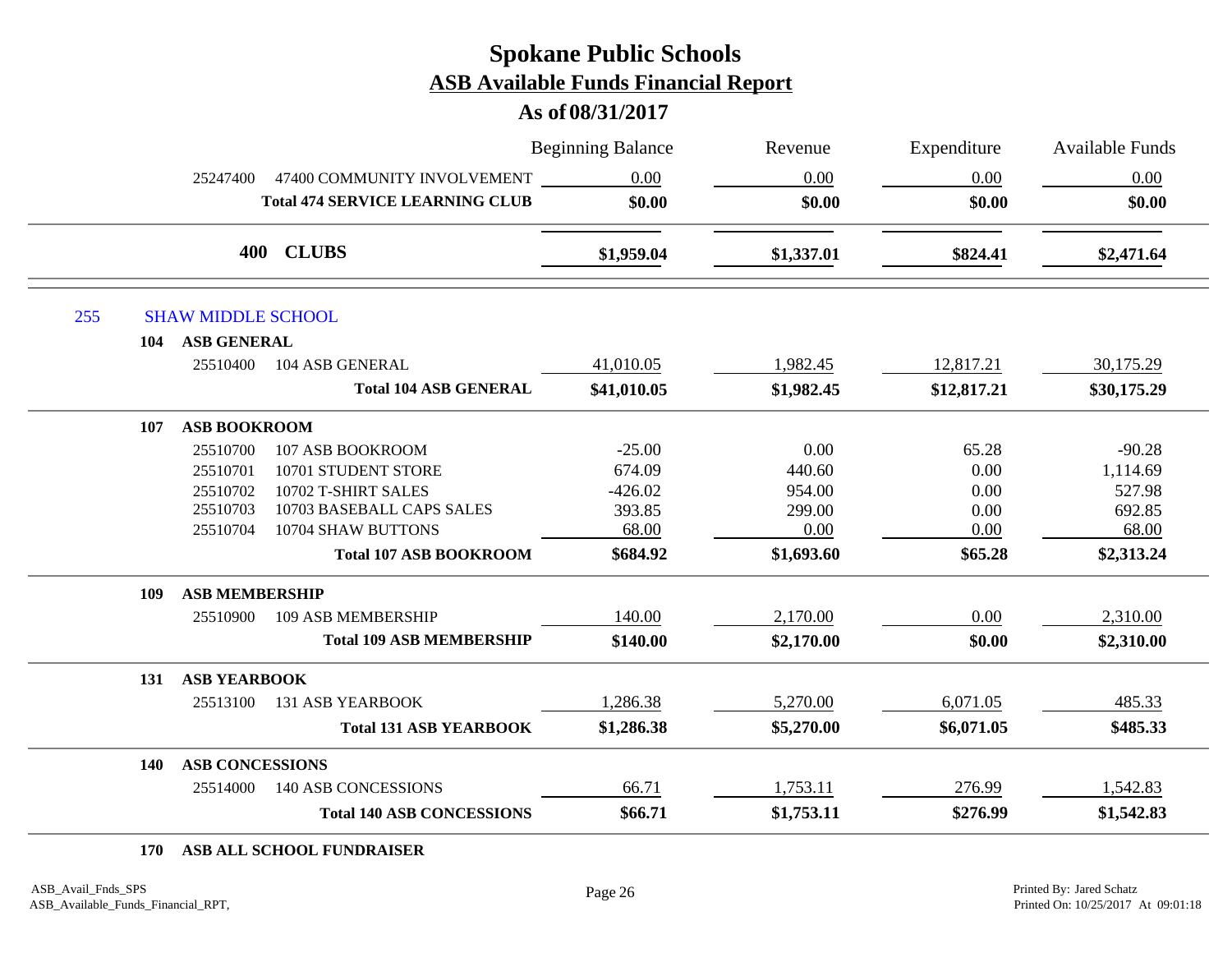# Spokane Public Schools
## ASB Available Funds Financial Report
### As of 08/31/2017

| | | Beginning Balance | Revenue | Expenditure | Available Funds |
|---|---|---|---|---|---|
| 25247400 | 47400 COMMUNITY INVOLVEMENT | 0.00 | 0.00 | 0.00 | 0.00 |
| | **Total 474 SERVICE LEARNING CLUB** | **$0.00** | **$0.00** | **$0.00** | **$0.00** |
| **400** | **CLUBS** | **$1,959.04** | **$1,337.01** | **$824.41** | **$2,471.64** |

**255 SHAW MIDDLE SCHOOL**

| | | Beginning Balance | Revenue | Expenditure | Available Funds |
|---|---|---|---|---|---|
| **104** | **ASB GENERAL** | | | | |
| 25510400 | 104 ASB GENERAL | 41,010.05 | 1,982.45 | 12,817.21 | 30,175.29 |
| | **Total 104 ASB GENERAL** | **$41,010.05** | **$1,982.45** | **$12,817.21** | **$30,175.29** |
| **107** | **ASB BOOKROOM** | | | | |
| 25510700 | 107 ASB BOOKROOM | -25.00 | 0.00 | 65.28 | -90.28 |
| 25510701 | 10701 STUDENT STORE | 674.09 | 440.60 | 0.00 | 1,114.69 |
| 25510702 | 10702 T-SHIRT SALES | -426.02 | 954.00 | 0.00 | 527.98 |
| 25510703 | 10703 BASEBALL CAPS SALES | 393.85 | 299.00 | 0.00 | 692.85 |
| 25510704 | 10704 SHAW BUTTONS | 68.00 | 0.00 | 0.00 | 68.00 |
| | **Total 107 ASB BOOKROOM** | **$684.92** | **$1,693.60** | **$65.28** | **$2,313.24** |
| **109** | **ASB MEMBERSHIP** | | | | |
| 25510900 | 109 ASB MEMBERSHIP | 140.00 | 2,170.00 | 0.00 | 2,310.00 |
| | **Total 109 ASB MEMBERSHIP** | **$140.00** | **$2,170.00** | **$0.00** | **$2,310.00** |
| **131** | **ASB YEARBOOK** | | | | |
| 25513100 | 131 ASB YEARBOOK | 1,286.38 | 5,270.00 | 6,071.05 | 485.33 |
| | **Total 131 ASB YEARBOOK** | **$1,286.38** | **$5,270.00** | **$6,071.05** | **$485.33** |
| **140** | **ASB CONCESSIONS** | | | | |
| 25514000 | 140 ASB CONCESSIONS | 66.71 | 1,753.11 | 276.99 | 1,542.83 |
| | **Total 140 ASB CONCESSIONS** | **$66.71** | **$1,753.11** | **$276.99** | **$1,542.83** |
| **170** | **ASB ALL SCHOOL FUNDRAISER** | | | | |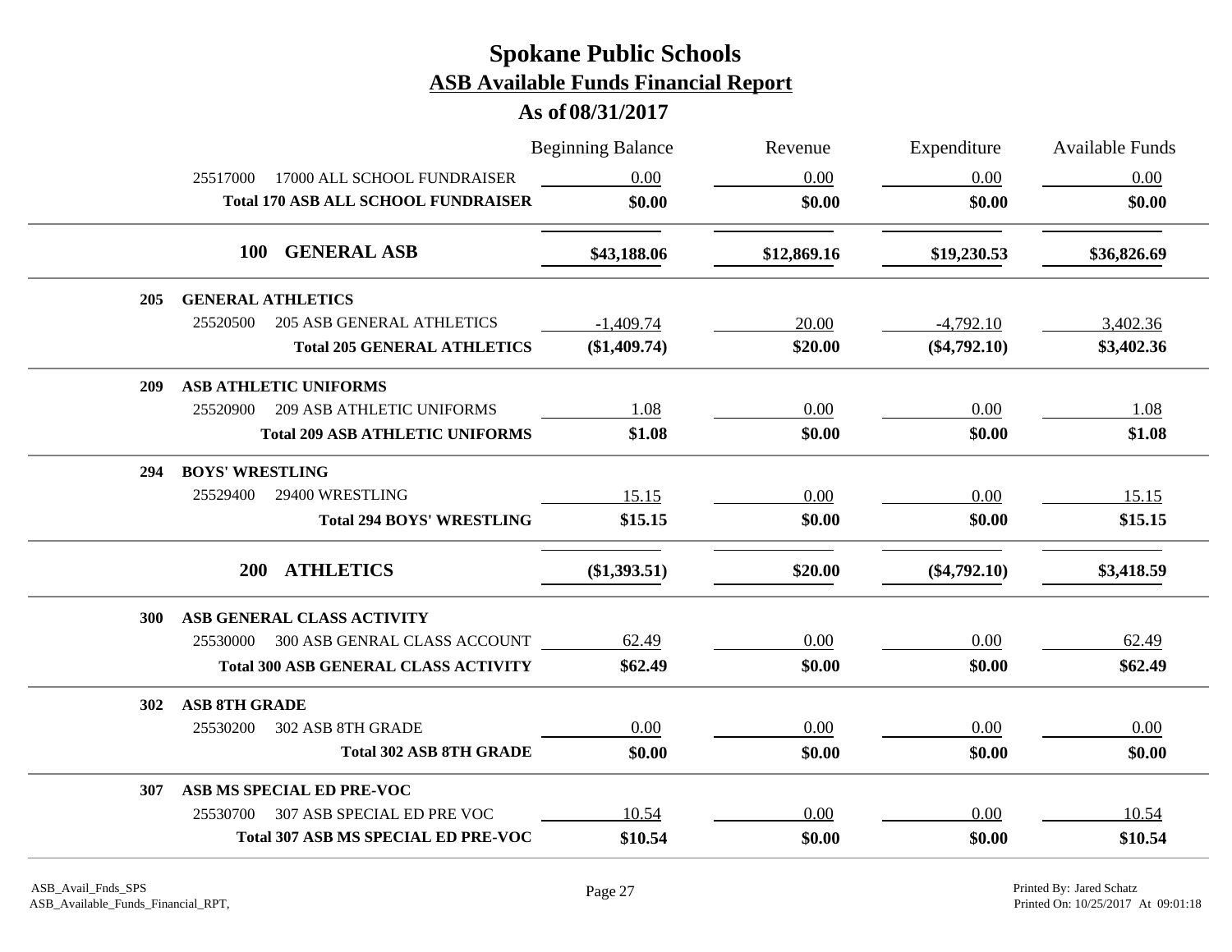# Spokane Public Schools

## ASB Available Funds Financial Report

### As of 08/31/2017

| | | Beginning Balance | Revenue | Expenditure | Available Funds |
|---|---|---|---|---|---|
| | 25517000 17000 ALL SCHOOL FUNDRAISER | 0.00 | 0.00 | 0.00 | 0.00 |
| | **Total 170 ASB ALL SCHOOL FUNDRAISER** | **$0.00** | **$0.00** | **$0.00** | **$0.00** |
| **100** | **GENERAL ASB** | **$43,188.06** | **$12,869.16** | **$19,230.53** | **$36,826.69** |
| **205** | **GENERAL ATHLETICS** | | | | |
| | 25520500 205 ASB GENERAL ATHLETICS | -1,409.74 | 20.00 | -4,792.10 | 3,402.36 |
| | **Total 205 GENERAL ATHLETICS** | **($1,409.74)** | **$20.00** | **($4,792.10)** | **$3,402.36** |
| **209** | **ASB ATHLETIC UNIFORMS** | | | | |
| | 25520900 209 ASB ATHLETIC UNIFORMS | 1.08 | 0.00 | 0.00 | 1.08 |
| | **Total 209 ASB ATHLETIC UNIFORMS** | **$1.08** | **$0.00** | **$0.00** | **$1.08** |
| **294** | **BOYS' WRESTLING** | | | | |
| | 25529400 29400 WRESTLING | 15.15 | 0.00 | 0.00 | 15.15 |
| | **Total 294 BOYS' WRESTLING** | **$15.15** | **$0.00** | **$0.00** | **$15.15** |
| **200** | **ATHLETICS** | **($1,393.51)** | **$20.00** | **($4,792.10)** | **$3,418.59** |
| **300** | **ASB GENERAL CLASS ACTIVITY** | | | | |
| | 25530000 300 ASB GENRAL CLASS ACCOUNT | 62.49 | 0.00 | 0.00 | 62.49 |
| | **Total 300 ASB GENERAL CLASS ACTIVITY** | **$62.49** | **$0.00** | **$0.00** | **$62.49** |
| **302** | **ASB 8TH GRADE** | | | | |
| | 25530200 302 ASB 8TH GRADE | 0.00 | 0.00 | 0.00 | 0.00 |
| | **Total 302 ASB 8TH GRADE** | **$0.00** | **$0.00** | **$0.00** | **$0.00** |
| **307** | **ASB MS SPECIAL ED PRE-VOC** | | | | |
| | 25530700 307 ASB SPECIAL ED PRE VOC | 10.54 | 0.00 | 0.00 | 10.54 |
| | **Total 307 ASB MS SPECIAL ED PRE-VOC** | **$10.54** | **$0.00** | **$0.00** | **$10.54** |

ASB_Avail_Fnds_SPS
ASB_Available_Funds_Financial_RPT,

Printed By: Jared Schatz
Printed On: 10/25/2017 At 09:01:18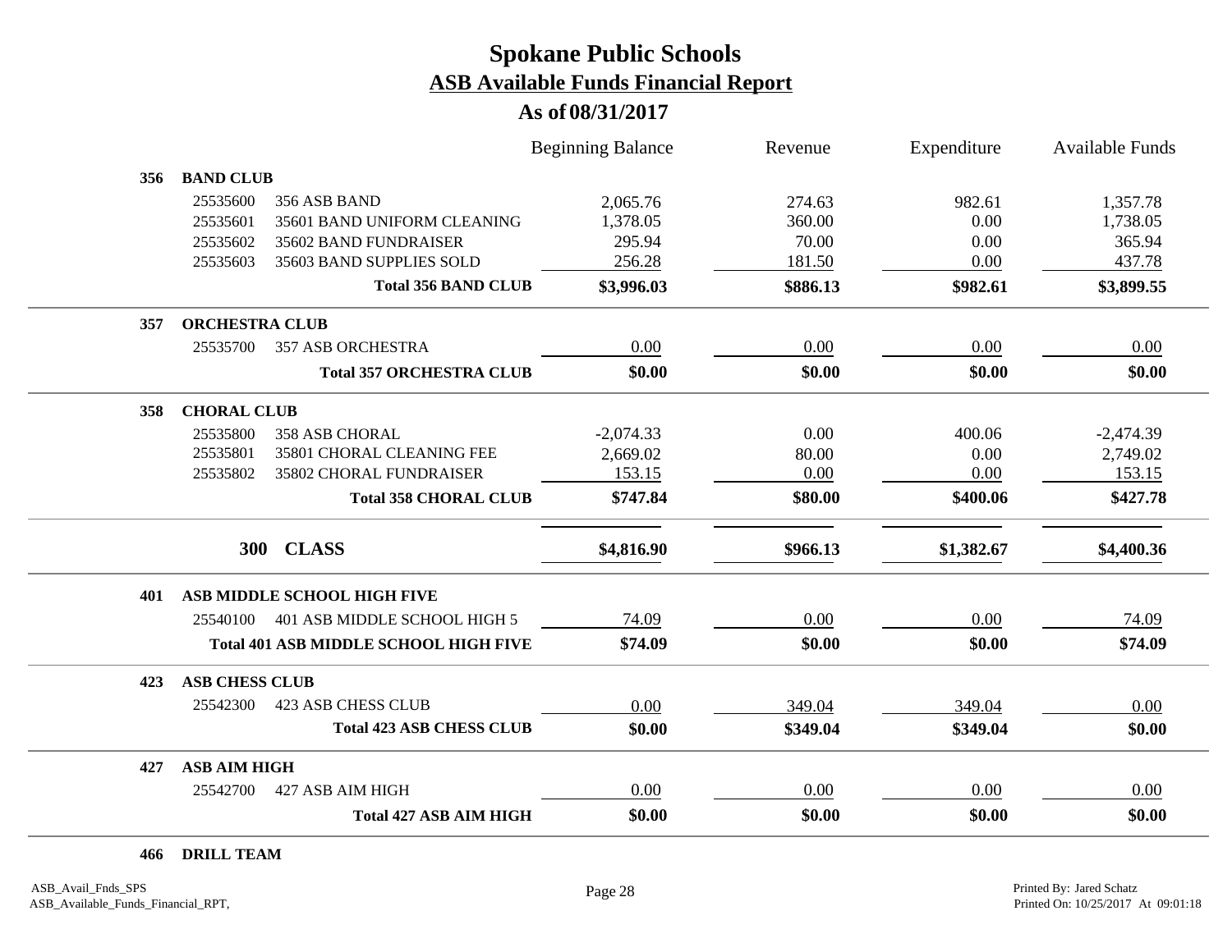# Spokane Public Schools

## ASB Available Funds Financial Report

### As of 08/31/2017

| | | Beginning Balance | Revenue | Expenditure | Available Funds |
|---|---|---|---|---|---|
| **356** | **BAND CLUB** | | | | |
| 25535600 | 356 ASB BAND | 2,065.76 | 274.63 | 982.61 | 1,357.78 |
| 25535601 | 35601 BAND UNIFORM CLEANING | 1,378.05 | 360.00 | 0.00 | 1,738.05 |
| 25535602 | 35602 BAND FUNDRAISER | 295.94 | 70.00 | 0.00 | 365.94 |
| 25535603 | 35603 BAND SUPPLIES SOLD | 256.28 | 181.50 | 0.00 | 437.78 |
| | **Total 356 BAND CLUB** | **$3,996.03** | **$886.13** | **$982.61** | **$3,899.55** |
| **357** | **ORCHESTRA CLUB** | | | | |
| 25535700 | 357 ASB ORCHESTRA | 0.00 | 0.00 | 0.00 | 0.00 |
| | **Total 357 ORCHESTRA CLUB** | **$0.00** | **$0.00** | **$0.00** | **$0.00** |
| **358** | **CHORAL CLUB** | | | | |
| 25535800 | 358 ASB CHORAL | -2,074.33 | 0.00 | 400.06 | -2,474.39 |
| 25535801 | 35801 CHORAL CLEANING FEE | 2,669.02 | 80.00 | 0.00 | 2,749.02 |
| 25535802 | 35802 CHORAL FUNDRAISER | 153.15 | 0.00 | 0.00 | 153.15 |
| | **Total 358 CHORAL CLUB** | **$747.84** | **$80.00** | **$400.06** | **$427.78** |
| **300** | **CLASS** | **$4,816.90** | **$966.13** | **$1,382.67** | **$4,400.36** |
| **401** | **ASB MIDDLE SCHOOL HIGH FIVE** | | | | |
| 25540100 | 401 ASB MIDDLE SCHOOL HIGH 5 | 74.09 | 0.00 | 0.00 | 74.09 |
| | **Total 401 ASB MIDDLE SCHOOL HIGH FIVE** | **$74.09** | **$0.00** | **$0.00** | **$74.09** |
| **423** | **ASB CHESS CLUB** | | | | |
| 25542300 | 423 ASB CHESS CLUB | 0.00 | 349.04 | 349.04 | 0.00 |
| | **Total 423 ASB CHESS CLUB** | **$0.00** | **$349.04** | **$349.04** | **$0.00** |
| **427** | **ASB AIM HIGH** | | | | |
| 25542700 | 427 ASB AIM HIGH | 0.00 | 0.00 | 0.00 | 0.00 |
| | **Total 427 ASB AIM HIGH** | **$0.00** | **$0.00** | **$0.00** | **$0.00** |
| **466** | **DRILL TEAM** | | | | |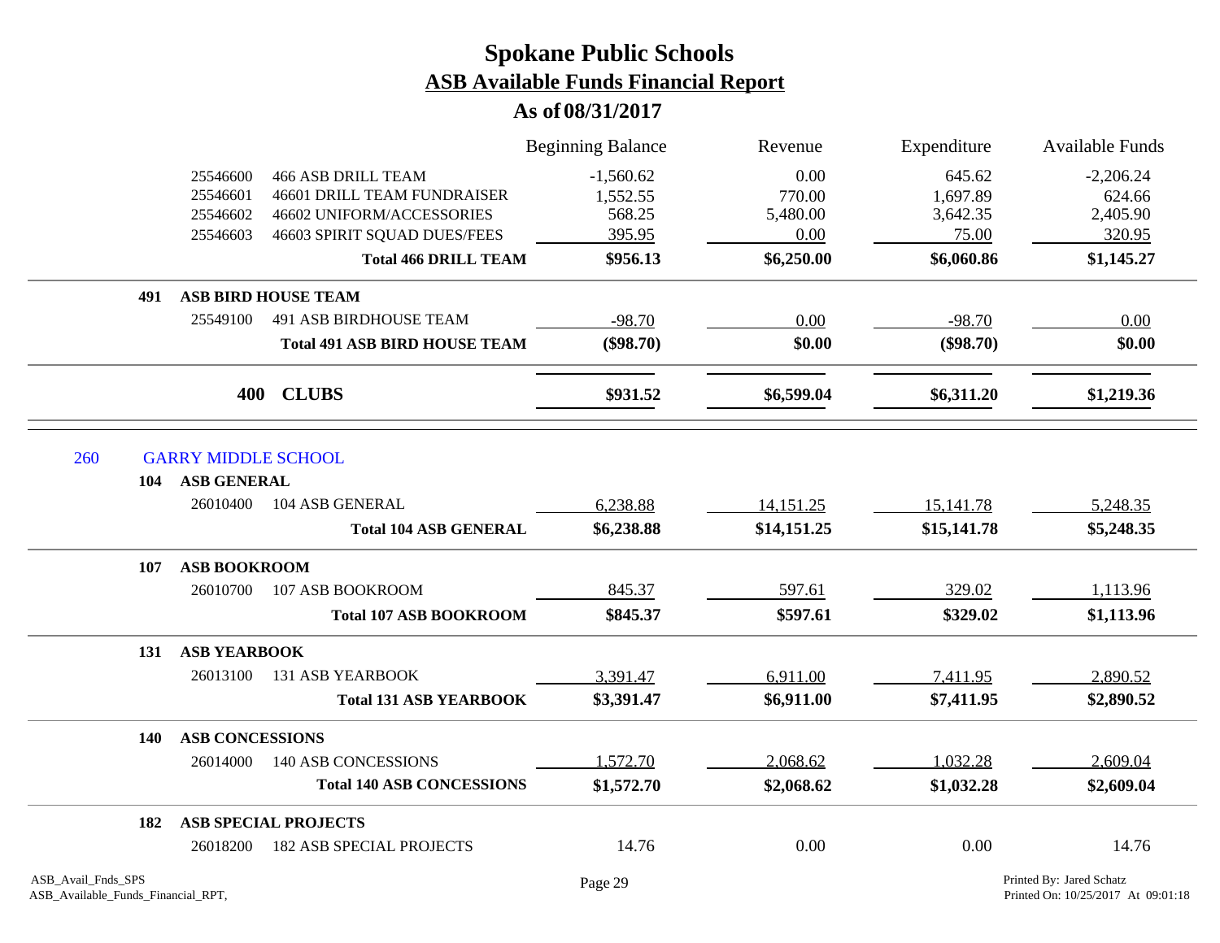# Spokane Public Schools
## ASB Available Funds Financial Report
### As of 08/31/2017

| | | Beginning Balance | Revenue | Expenditure | Available Funds |
|---|---|---|---|---|---|
| 25546600 | 466 ASB DRILL TEAM | -1,560.62 | 0.00 | 645.62 | -2,206.24 |
| 25546601 | 46601 DRILL TEAM FUNDRAISER | 1,552.55 | 770.00 | 1,697.89 | 624.66 |
| 25546602 | 46602 UNIFORM/ACCESSORIES | 568.25 | 5,480.00 | 3,642.35 | 2,405.90 |
| 25546603 | 46603 SPIRIT SQUAD DUES/FEES | 395.95 | 0.00 | 75.00 | 320.95 |
| | **Total 466 DRILL TEAM** | **$956.13** | **$6,250.00** | **$6,060.86** | **$1,145.27** |
| **491** | **ASB BIRD HOUSE TEAM** | | | | |
| 25549100 | 491 ASB BIRDHOUSE TEAM | -98.70 | 0.00 | -98.70 | 0.00 |
| | **Total 491 ASB BIRD HOUSE TEAM** | **($98.70)** | **$0.00** | **($98.70)** | **$0.00** |
| **400** | **CLUBS** | **$931.52** | **$6,599.04** | **$6,311.20** | **$1,219.36** |

**260 GARRY MIDDLE SCHOOL**

| | | Beginning Balance | Revenue | Expenditure | Available Funds |
|---|---|---|---|---|---|
| **104** | **ASB GENERAL** | | | | |
| 26010400 | 104 ASB GENERAL | 6,238.88 | 14,151.25 | 15,141.78 | 5,248.35 |
| | **Total 104 ASB GENERAL** | **$6,238.88** | **$14,151.25** | **$15,141.78** | **$5,248.35** |
| **107** | **ASB BOOKROOM** | | | | |
| 26010700 | 107 ASB BOOKROOM | 845.37 | 597.61 | 329.02 | 1,113.96 |
| | **Total 107 ASB BOOKROOM** | **$845.37** | **$597.61** | **$329.02** | **$1,113.96** |
| **131** | **ASB YEARBOOK** | | | | |
| 26013100 | 131 ASB YEARBOOK | 3,391.47 | 6,911.00 | 7,411.95 | 2,890.52 |
| | **Total 131 ASB YEARBOOK** | **$3,391.47** | **$6,911.00** | **$7,411.95** | **$2,890.52** |
| **140** | **ASB CONCESSIONS** | | | | |
| 26014000 | 140 ASB CONCESSIONS | 1,572.70 | 2,068.62 | 1,032.28 | 2,609.04 |
| | **Total 140 ASB CONCESSIONS** | **$1,572.70** | **$2,068.62** | **$1,032.28** | **$2,609.04** |
| **182** | **ASB SPECIAL PROJECTS** | | | | |
| 26018200 | 182 ASB SPECIAL PROJECTS | 14.76 | 0.00 | 0.00 | 14.76 |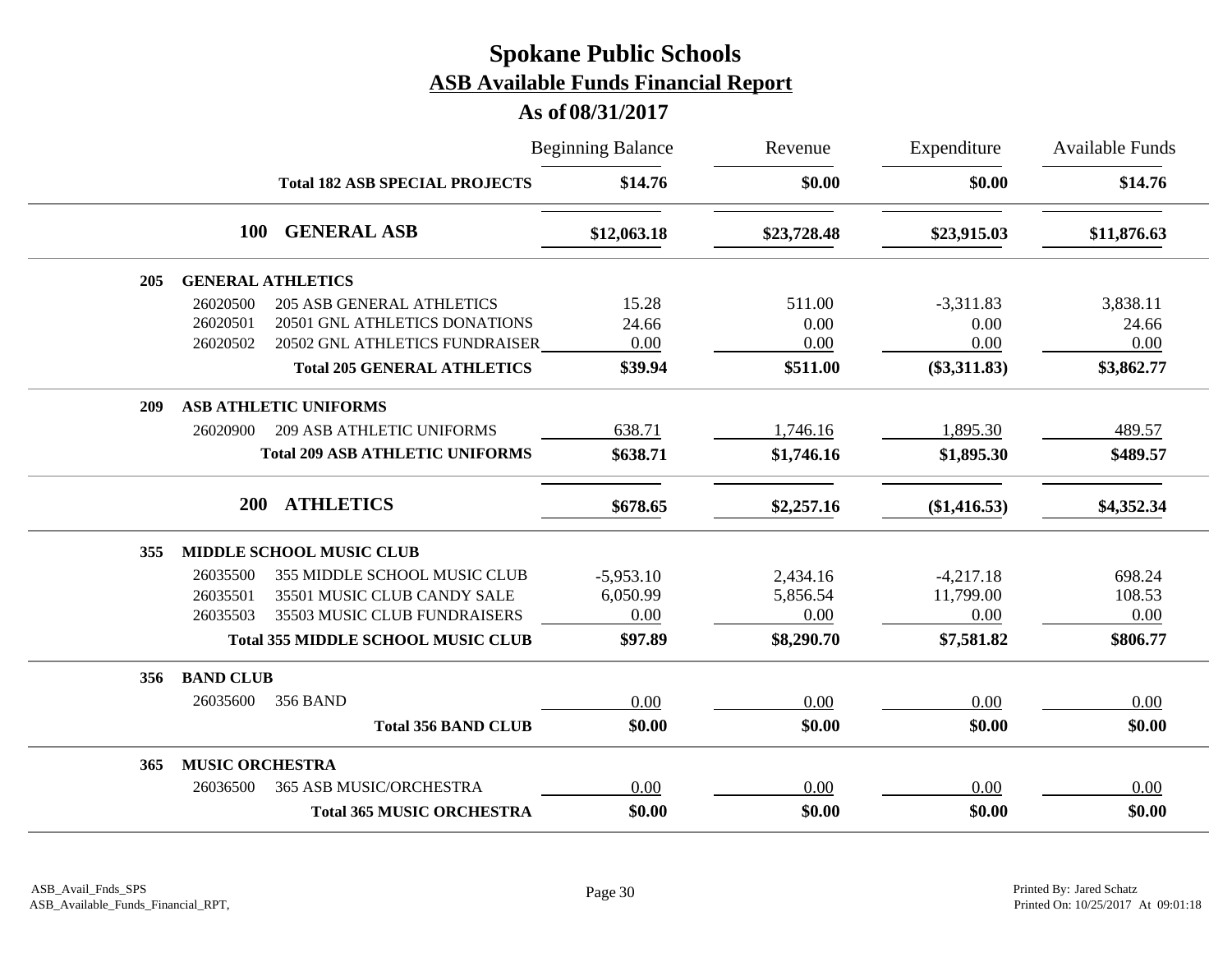# Spokane Public Schools

## ASB Available Funds Financial Report

### As of 08/31/2017

| | | Beginning Balance | Revenue | Expenditure | Available Funds |
|---|---|---|---|---|---|
| | **Total 182 ASB SPECIAL PROJECTS** | **$14.76** | **$0.00** | **$0.00** | **$14.76** |
| **100** | **GENERAL ASB** | **$12,063.18** | **$23,728.48** | **$23,915.03** | **$11,876.63** |
| **205** | **GENERAL ATHLETICS** | | | | |
| 26020500 | 205 ASB GENERAL ATHLETICS | 15.28 | 511.00 | -3,311.83 | 3,838.11 |
| 26020501 | 20501 GNL ATHLETICS DONATIONS | 24.66 | 0.00 | 0.00 | 24.66 |
| 26020502 | 20502 GNL ATHLETICS FUNDRAISER | 0.00 | 0.00 | 0.00 | 0.00 |
| | **Total 205 GENERAL ATHLETICS** | **$39.94** | **$511.00** | **($3,311.83)** | **$3,862.77** |
| **209** | **ASB ATHLETIC UNIFORMS** | | | | |
| 26020900 | 209 ASB ATHLETIC UNIFORMS | 638.71 | 1,746.16 | 1,895.30 | 489.57 |
| | **Total 209 ASB ATHLETIC UNIFORMS** | **$638.71** | **$1,746.16** | **$1,895.30** | **$489.57** |
| **200** | **ATHLETICS** | **$678.65** | **$2,257.16** | **($1,416.53)** | **$4,352.34** |
| **355** | **MIDDLE SCHOOL MUSIC CLUB** | | | | |
| 26035500 | 355 MIDDLE SCHOOL MUSIC CLUB | -5,953.10 | 2,434.16 | -4,217.18 | 698.24 |
| 26035501 | 35501 MUSIC CLUB CANDY SALE | 6,050.99 | 5,856.54 | 11,799.00 | 108.53 |
| 26035503 | 35503 MUSIC CLUB FUNDRAISERS | 0.00 | 0.00 | 0.00 | 0.00 |
| | **Total 355 MIDDLE SCHOOL MUSIC CLUB** | **$97.89** | **$8,290.70** | **$7,581.82** | **$806.77** |
| **356** | **BAND CLUB** | | | | |
| 26035600 | 356 BAND | 0.00 | 0.00 | 0.00 | 0.00 |
| | **Total 356 BAND CLUB** | **$0.00** | **$0.00** | **$0.00** | **$0.00** |
| **365** | **MUSIC ORCHESTRA** | | | | |
| 26036500 | 365 ASB MUSIC/ORCHESTRA | 0.00 | 0.00 | 0.00 | 0.00 |
| | **Total 365 MUSIC ORCHESTRA** | **$0.00** | **$0.00** | **$0.00** | **$0.00** |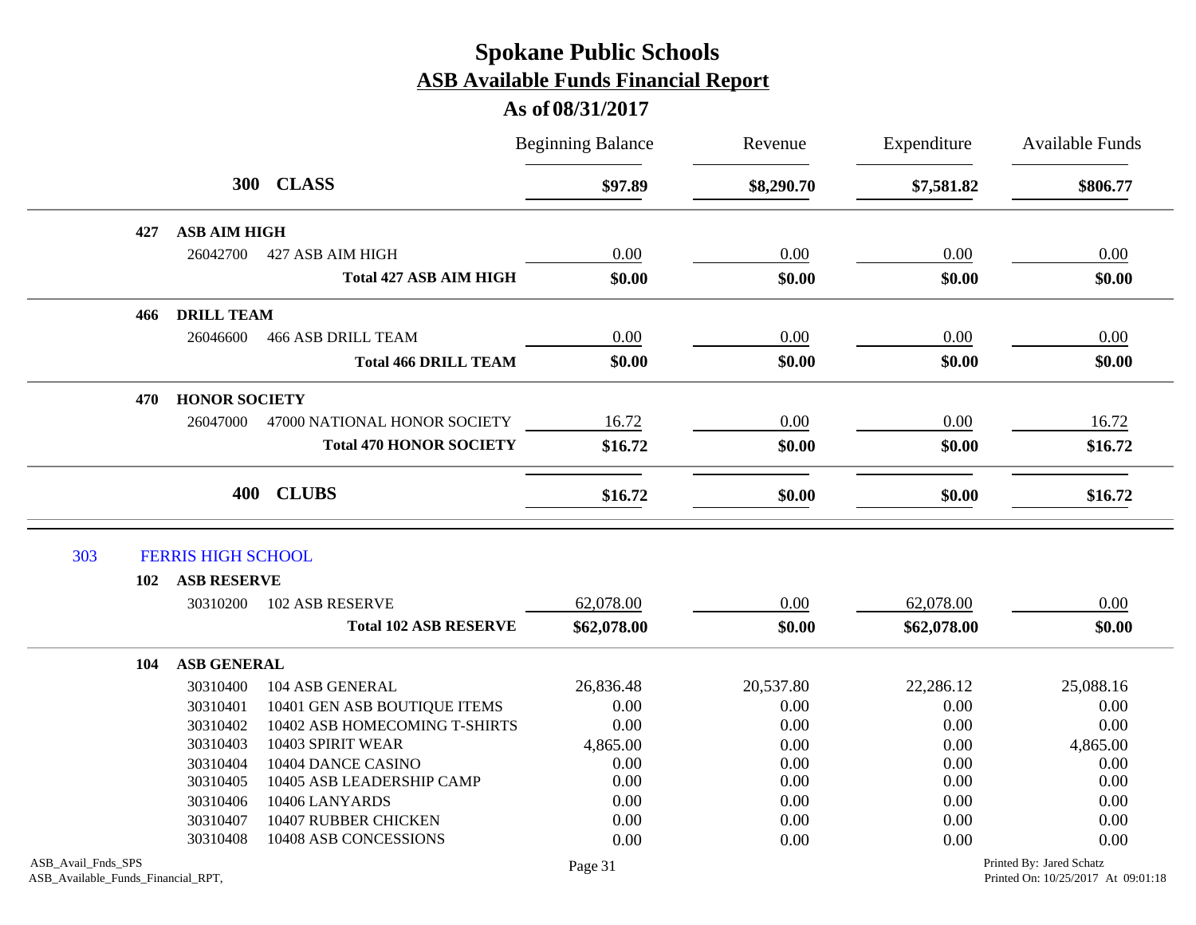# Spokane Public Schools

## ASB Available Funds Financial Report

### As of 08/31/2017

| | | Beginning Balance | Revenue | Expenditure | Available Funds |
|---|---|---|---|---|---|
| **300 CLASS** | | **$97.89** | **$8,290.70** | **$7,581.82** | **$806.77** |
| **427 ASB AIM HIGH** | | | | | |
| 26042700 | 427 ASB AIM HIGH | 0.00 | 0.00 | 0.00 | 0.00 |
| | **Total 427 ASB AIM HIGH** | **$0.00** | **$0.00** | **$0.00** | **$0.00** |
| **466 DRILL TEAM** | | | | | |
| 26046600 | 466 ASB DRILL TEAM | 0.00 | 0.00 | 0.00 | 0.00 |
| | **Total 466 DRILL TEAM** | **$0.00** | **$0.00** | **$0.00** | **$0.00** |
| **470 HONOR SOCIETY** | | | | | |
| 26047000 | 47000 NATIONAL HONOR SOCIETY | 16.72 | 0.00 | 0.00 | 16.72 |
| | **Total 470 HONOR SOCIETY** | **$16.72** | **$0.00** | **$0.00** | **$16.72** |
| **400 CLUBS** | | **$16.72** | **$0.00** | **$0.00** | **$16.72** |

### 303 FERRIS HIGH SCHOOL

| | | Beginning Balance | Revenue | Expenditure | Available Funds |
|---|---|---|---|---|---|
| **102 ASB RESERVE** | | | | | |
| 30310200 | 102 ASB RESERVE | 62,078.00 | 0.00 | 62,078.00 | 0.00 |
| | **Total 102 ASB RESERVE** | **$62,078.00** | **$0.00** | **$62,078.00** | **$0.00** |
| **104 ASB GENERAL** | | | | | |
| 30310400 | 104 ASB GENERAL | 26,836.48 | 20,537.80 | 22,286.12 | 25,088.16 |
| 30310401 | 10401 GEN ASB BOUTIQUE ITEMS | 0.00 | 0.00 | 0.00 | 0.00 |
| 30310402 | 10402 ASB HOMECOMING T-SHIRTS | 0.00 | 0.00 | 0.00 | 0.00 |
| 30310403 | 10403 SPIRIT WEAR | 4,865.00 | 0.00 | 0.00 | 4,865.00 |
| 30310404 | 10404 DANCE CASINO | 0.00 | 0.00 | 0.00 | 0.00 |
| 30310405 | 10405 ASB LEADERSHIP CAMP | 0.00 | 0.00 | 0.00 | 0.00 |
| 30310406 | 10406 LANYARDS | 0.00 | 0.00 | 0.00 | 0.00 |
| 30310407 | 10407 RUBBER CHICKEN | 0.00 | 0.00 | 0.00 | 0.00 |
| 30310408 | 10408 ASB CONCESSIONS | 0.00 | 0.00 | 0.00 | 0.00 |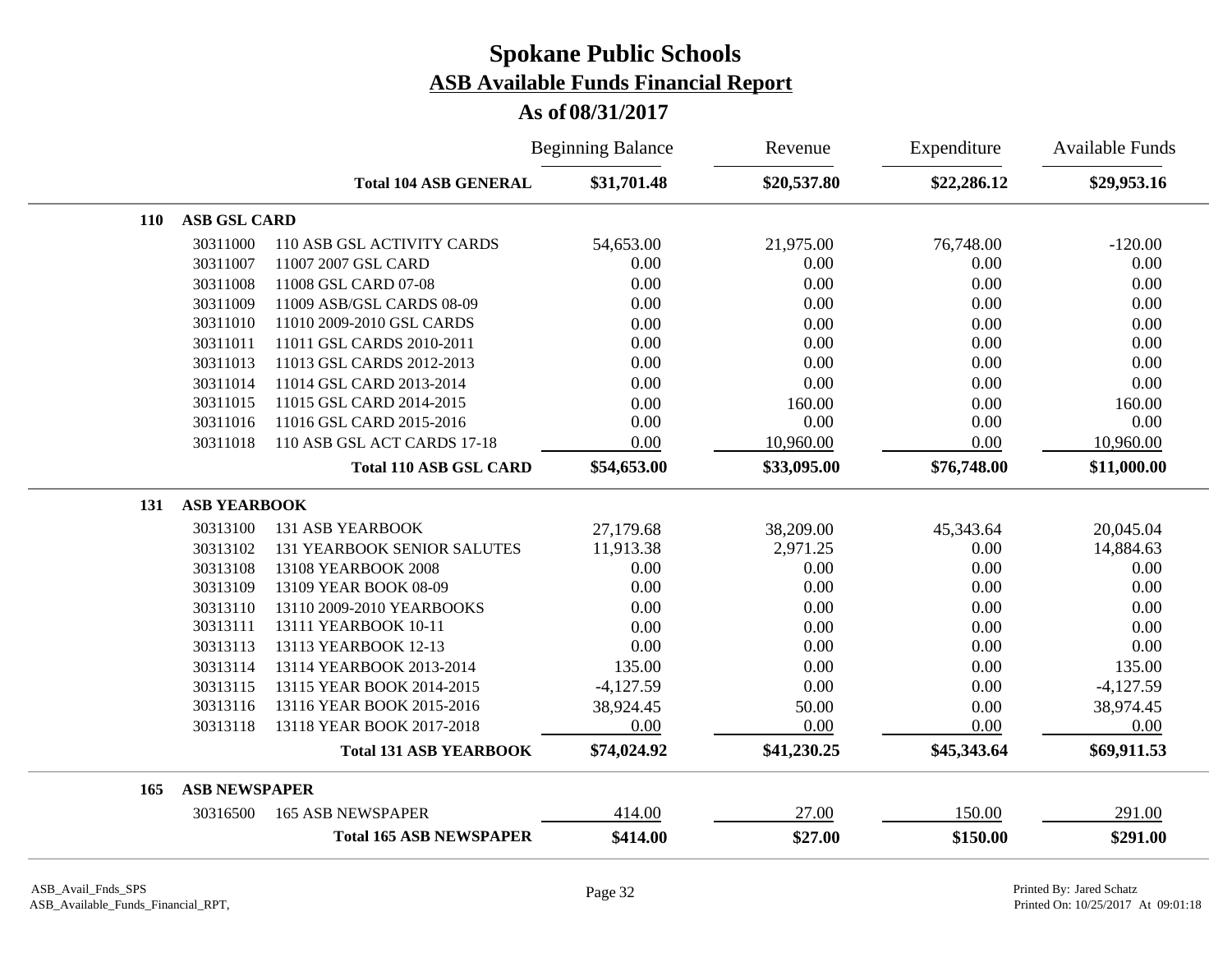# Spokane Public Schools

## ASB Available Funds Financial Report

### As of 08/31/2017

| | | | Beginning Balance | Revenue | Expenditure | Available Funds |
|---|---|---|---|---|---|---|
| | | **Total 104 ASB GENERAL** | **$31,701.48** | **$20,537.80** | **$22,286.12** | **$29,953.16** |
| **110** | **ASB GSL CARD** | | | | | |
| | 30311000 | 110 ASB GSL ACTIVITY CARDS | 54,653.00 | 21,975.00 | 76,748.00 | -120.00 |
| | 30311007 | 11007 2007 GSL CARD | 0.00 | 0.00 | 0.00 | 0.00 |
| | 30311008 | 11008 GSL CARD 07-08 | 0.00 | 0.00 | 0.00 | 0.00 |
| | 30311009 | 11009 ASB/GSL CARDS 08-09 | 0.00 | 0.00 | 0.00 | 0.00 |
| | 30311010 | 11010 2009-2010 GSL CARDS | 0.00 | 0.00 | 0.00 | 0.00 |
| | 30311011 | 11011 GSL CARDS 2010-2011 | 0.00 | 0.00 | 0.00 | 0.00 |
| | 30311013 | 11013 GSL CARDS 2012-2013 | 0.00 | 0.00 | 0.00 | 0.00 |
| | 30311014 | 11014 GSL CARD 2013-2014 | 0.00 | 0.00 | 0.00 | 0.00 |
| | 30311015 | 11015 GSL CARD 2014-2015 | 0.00 | 160.00 | 0.00 | 160.00 |
| | 30311016 | 11016 GSL CARD 2015-2016 | 0.00 | 0.00 | 0.00 | 0.00 |
| | 30311018 | 110 ASB GSL ACT CARDS 17-18 | 0.00 | 10,960.00 | 0.00 | 10,960.00 |
| | | **Total 110 ASB GSL CARD** | **$54,653.00** | **$33,095.00** | **$76,748.00** | **$11,000.00** |
| **131** | **ASB YEARBOOK** | | | | | |
| | 30313100 | 131 ASB YEARBOOK | 27,179.68 | 38,209.00 | 45,343.64 | 20,045.04 |
| | 30313102 | 131 YEARBOOK SENIOR SALUTES | 11,913.38 | 2,971.25 | 0.00 | 14,884.63 |
| | 30313108 | 13108 YEARBOOK 2008 | 0.00 | 0.00 | 0.00 | 0.00 |
| | 30313109 | 13109 YEAR BOOK 08-09 | 0.00 | 0.00 | 0.00 | 0.00 |
| | 30313110 | 13110 2009-2010 YEARBOOKS | 0.00 | 0.00 | 0.00 | 0.00 |
| | 30313111 | 13111 YEARBOOK 10-11 | 0.00 | 0.00 | 0.00 | 0.00 |
| | 30313113 | 13113 YEARBOOK 12-13 | 0.00 | 0.00 | 0.00 | 0.00 |
| | 30313114 | 13114 YEARBOOK 2013-2014 | 135.00 | 0.00 | 0.00 | 135.00 |
| | 30313115 | 13115 YEAR BOOK 2014-2015 | -4,127.59 | 0.00 | 0.00 | -4,127.59 |
| | 30313116 | 13116 YEAR BOOK 2015-2016 | 38,924.45 | 50.00 | 0.00 | 38,974.45 |
| | 30313118 | 13118 YEAR BOOK 2017-2018 | 0.00 | 0.00 | 0.00 | 0.00 |
| | | **Total 131 ASB YEARBOOK** | **$74,024.92** | **$41,230.25** | **$45,343.64** | **$69,911.53** |
| **165** | **ASB NEWSPAPER** | | | | | |
| | 30316500 | 165 ASB NEWSPAPER | 414.00 | 27.00 | 150.00 | 291.00 |
| | | **Total 165 ASB NEWSPAPER** | **$414.00** | **$27.00** | **$150.00** | **$291.00** |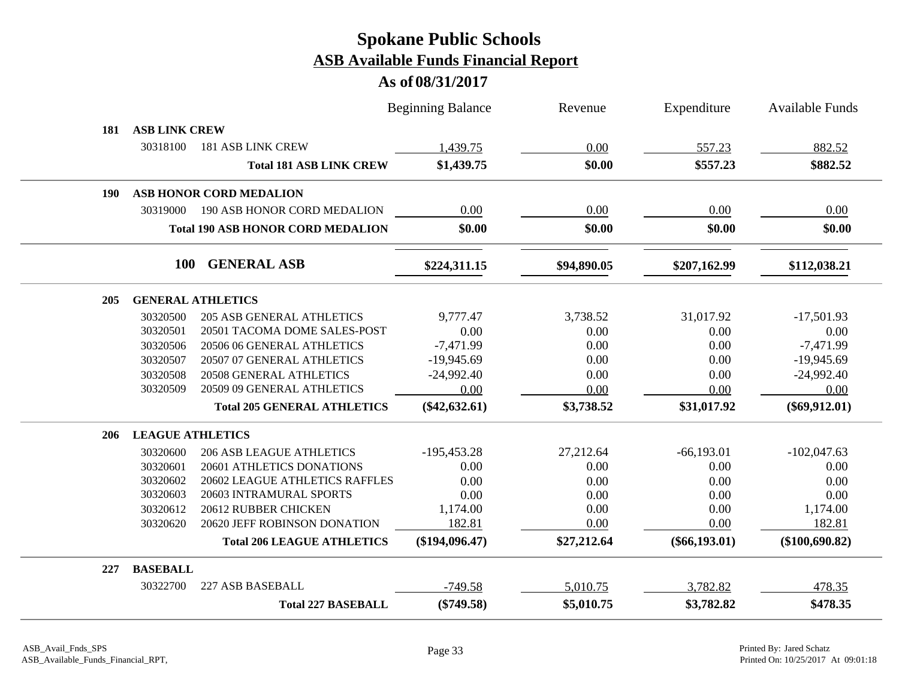# Spokane Public Schools

## ASB Available Funds Financial Report

### As of 08/31/2017

| | | | Beginning Balance | Revenue | Expenditure | Available Funds |
|---|---|---|---|---|---|---|
| **181** | **ASB LINK CREW** | | | | | |
| | 30318100 | 181 ASB LINK CREW | 1,439.75 | 0.00 | 557.23 | 882.52 |
| | | **Total 181 ASB LINK CREW** | **$1,439.75** | **$0.00** | **$557.23** | **$882.52** |
| **190** | **ASB HONOR CORD MEDALION** | | | | | |
| | 30319000 | 190 ASB HONOR CORD MEDALION | 0.00 | 0.00 | 0.00 | 0.00 |
| | | **Total 190 ASB HONOR CORD MEDALION** | **$0.00** | **$0.00** | **$0.00** | **$0.00** |
| | **100** | **GENERAL ASB** | **$224,311.15** | **$94,890.05** | **$207,162.99** | **$112,038.21** |
| **205** | **GENERAL ATHLETICS** | | | | | |
| | 30320500 | 205 ASB GENERAL ATHLETICS | 9,777.47 | 3,738.52 | 31,017.92 | -17,501.93 |
| | 30320501 | 20501 TACOMA DOME SALES-POST | 0.00 | 0.00 | 0.00 | 0.00 |
| | 30320506 | 20506 06 GENERAL ATHLETICS | -7,471.99 | 0.00 | 0.00 | -7,471.99 |
| | 30320507 | 20507 07 GENERAL ATHLETICS | -19,945.69 | 0.00 | 0.00 | -19,945.69 |
| | 30320508 | 20508 GENERAL ATHLETICS | -24,992.40 | 0.00 | 0.00 | -24,992.40 |
| | 30320509 | 20509 09 GENERAL ATHLETICS | 0.00 | 0.00 | 0.00 | 0.00 |
| | | **Total 205 GENERAL ATHLETICS** | **($42,632.61)** | **$3,738.52** | **$31,017.92** | **($69,912.01)** |
| **206** | **LEAGUE ATHLETICS** | | | | | |
| | 30320600 | 206 ASB LEAGUE ATHLETICS | -195,453.28 | 27,212.64 | -66,193.01 | -102,047.63 |
| | 30320601 | 20601 ATHLETICS DONATIONS | 0.00 | 0.00 | 0.00 | 0.00 |
| | 30320602 | 20602 LEAGUE ATHLETICS RAFFLES | 0.00 | 0.00 | 0.00 | 0.00 |
| | 30320603 | 20603 INTRAMURAL SPORTS | 0.00 | 0.00 | 0.00 | 0.00 |
| | 30320612 | 20612 RUBBER CHICKEN | 1,174.00 | 0.00 | 0.00 | 1,174.00 |
| | 30320620 | 20620 JEFF ROBINSON DONATION | 182.81 | 0.00 | 0.00 | 182.81 |
| | | **Total 206 LEAGUE ATHLETICS** | **($194,096.47)** | **$27,212.64** | **($66,193.01)** | **($100,690.82)** |
| **227** | **BASEBALL** | | | | | |
| | 30322700 | 227 ASB BASEBALL | -749.58 | 5,010.75 | 3,782.82 | 478.35 |
| | | **Total 227 BASEBALL** | **($749.58)** | **$5,010.75** | **$3,782.82** | **$478.35** |

ASB_Avail_Fnds_SPS
ASB_Available_Funds_Financial_RPT,

Printed By: Jared Schatz
Printed On: 10/25/2017 At 09:01:18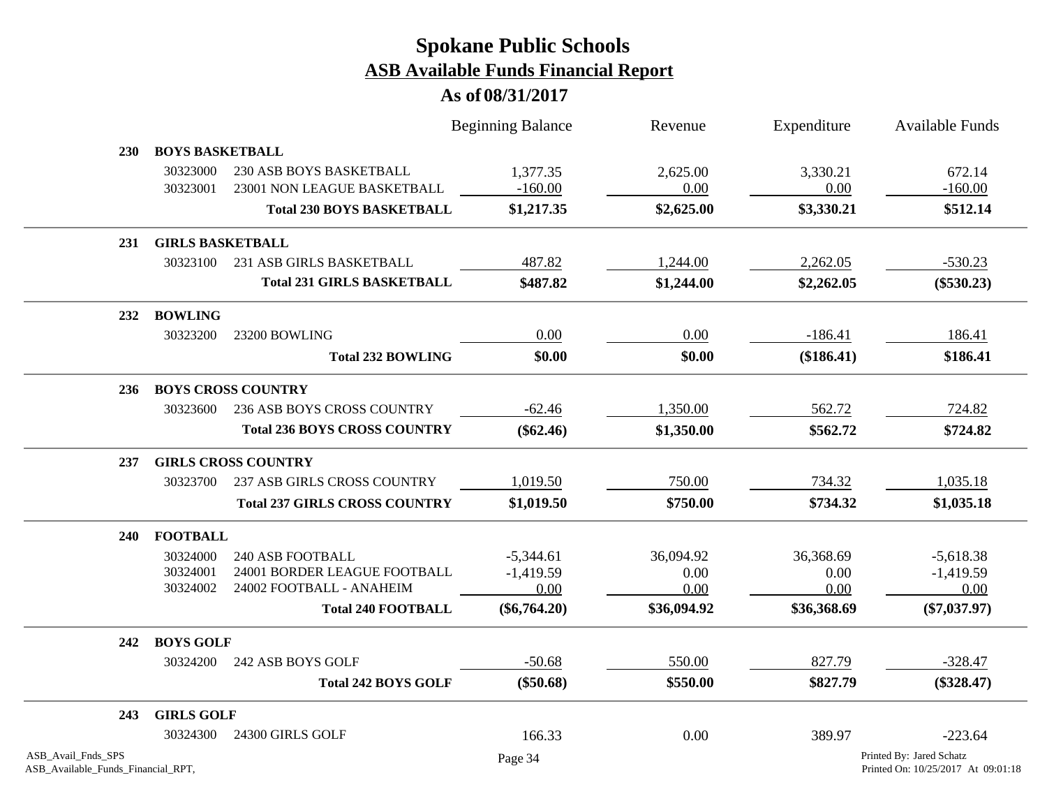# Spokane Public Schools
## ASB Available Funds Financial Report
### As of 08/31/2017

| | | | Beginning Balance | Revenue | Expenditure | Available Funds |
|---|---|---|---|---|---|---|
| **230** | **BOYS BASKETBALL** | | | | | |
| | 30323000 | 230 ASB BOYS BASKETBALL | 1,377.35 | 2,625.00 | 3,330.21 | 672.14 |
| | 30323001 | 23001 NON LEAGUE BASKETBALL | -160.00 | 0.00 | 0.00 | -160.00 |
| | | **Total 230 BOYS BASKETBALL** | **$1,217.35** | **$2,625.00** | **$3,330.21** | **$512.14** |
| **231** | **GIRLS BASKETBALL** | | | | | |
| | 30323100 | 231 ASB GIRLS BASKETBALL | 487.82 | 1,244.00 | 2,262.05 | -530.23 |
| | | **Total 231 GIRLS BASKETBALL** | **$487.82** | **$1,244.00** | **$2,262.05** | **($530.23)** |
| **232** | **BOWLING** | | | | | |
| | 30323200 | 23200 BOWLING | 0.00 | 0.00 | -186.41 | 186.41 |
| | | **Total 232 BOWLING** | **$0.00** | **$0.00** | **($186.41)** | **$186.41** |
| **236** | **BOYS CROSS COUNTRY** | | | | | |
| | 30323600 | 236 ASB BOYS CROSS COUNTRY | -62.46 | 1,350.00 | 562.72 | 724.82 |
| | | **Total 236 BOYS CROSS COUNTRY** | **($62.46)** | **$1,350.00** | **$562.72** | **$724.82** |
| **237** | **GIRLS CROSS COUNTRY** | | | | | |
| | 30323700 | 237 ASB GIRLS CROSS COUNTRY | 1,019.50 | 750.00 | 734.32 | 1,035.18 |
| | | **Total 237 GIRLS CROSS COUNTRY** | **$1,019.50** | **$750.00** | **$734.32** | **$1,035.18** |
| **240** | **FOOTBALL** | | | | | |
| | 30324000 | 240 ASB FOOTBALL | -5,344.61 | 36,094.92 | 36,368.69 | -5,618.38 |
| | 30324001 | 24001 BORDER LEAGUE FOOTBALL | -1,419.59 | 0.00 | 0.00 | -1,419.59 |
| | 30324002 | 24002 FOOTBALL - ANAHEIM | 0.00 | 0.00 | 0.00 | 0.00 |
| | | **Total 240 FOOTBALL** | **($6,764.20)** | **$36,094.92** | **$36,368.69** | **($7,037.97)** |
| **242** | **BOYS GOLF** | | | | | |
| | 30324200 | 242 ASB BOYS GOLF | -50.68 | 550.00 | 827.79 | -328.47 |
| | | **Total 242 BOYS GOLF** | **($50.68)** | **$550.00** | **$827.79** | **($328.47)** |
| **243** | **GIRLS GOLF** | | | | | |
| | 30324300 | 24300 GIRLS GOLF | 166.33 | 0.00 | 389.97 | -223.64 |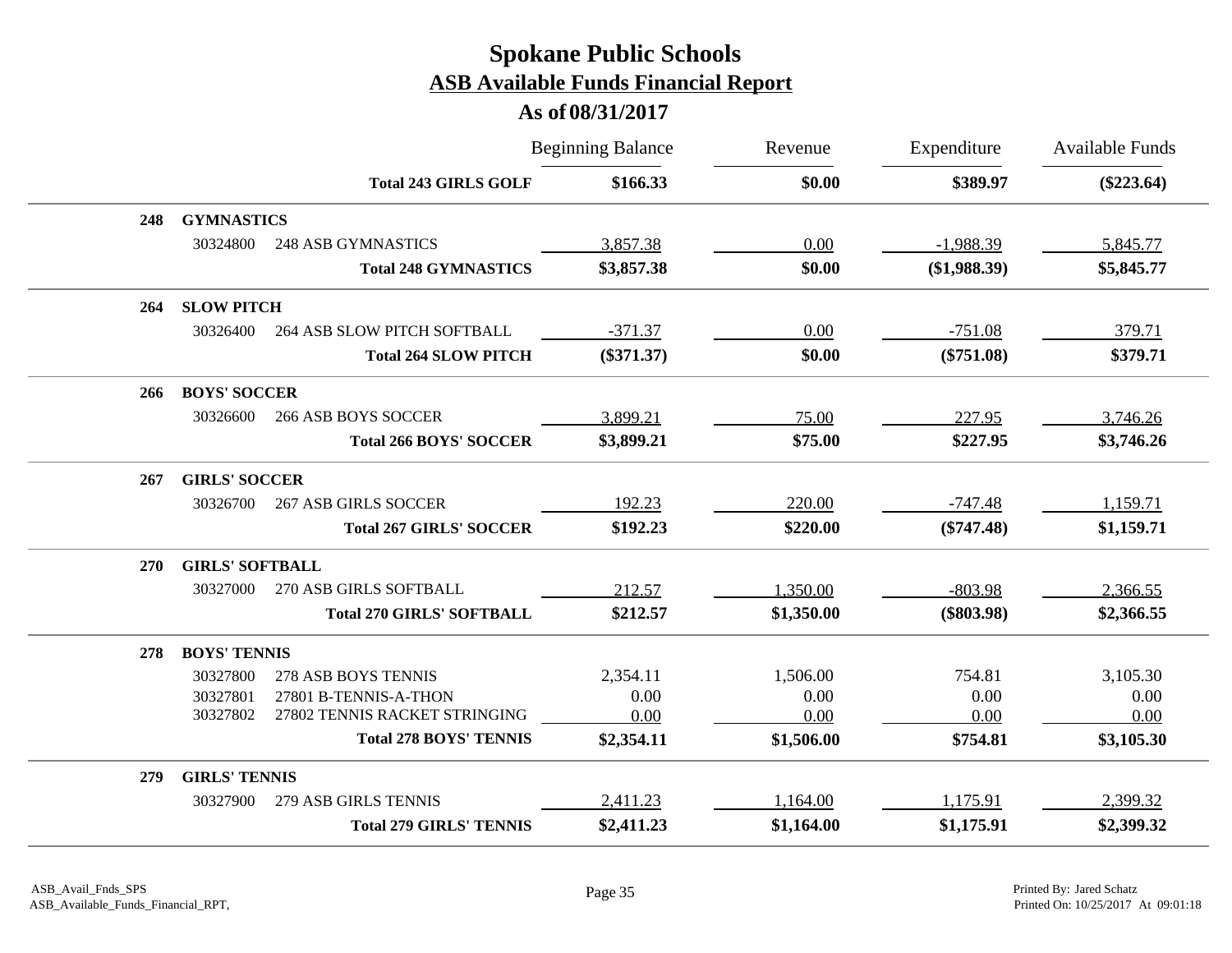# Spokane Public Schools

## ASB Available Funds Financial Report

### As of 08/31/2017

| | | | Beginning Balance | Revenue | Expenditure | Available Funds |
|---|---|---|---|---|---|---|
| | | **Total 243 GIRLS GOLF** | **$166.33** | **$0.00** | **$389.97** | **($223.64)** |
| **248** | **GYMNASTICS** | | | | | |
| | 30324800 | 248 ASB GYMNASTICS | 3,857.38 | 0.00 | -1,988.39 | 5,845.77 |
| | | **Total 248 GYMNASTICS** | **$3,857.38** | **$0.00** | **($1,988.39)** | **$5,845.77** |
| **264** | **SLOW PITCH** | | | | | |
| | 30326400 | 264 ASB SLOW PITCH SOFTBALL | -371.37 | 0.00 | -751.08 | 379.71 |
| | | **Total 264 SLOW PITCH** | **($371.37)** | **$0.00** | **($751.08)** | **$379.71** |
| **266** | **BOYS' SOCCER** | | | | | |
| | 30326600 | 266 ASB BOYS SOCCER | 3,899.21 | 75.00 | 227.95 | 3,746.26 |
| | | **Total 266 BOYS' SOCCER** | **$3,899.21** | **$75.00** | **$227.95** | **$3,746.26** |
| **267** | **GIRLS' SOCCER** | | | | | |
| | 30326700 | 267 ASB GIRLS SOCCER | 192.23 | 220.00 | -747.48 | 1,159.71 |
| | | **Total 267 GIRLS' SOCCER** | **$192.23** | **$220.00** | **($747.48)** | **$1,159.71** |
| **270** | **GIRLS' SOFTBALL** | | | | | |
| | 30327000 | 270 ASB GIRLS SOFTBALL | 212.57 | 1,350.00 | -803.98 | 2,366.55 |
| | | **Total 270 GIRLS' SOFTBALL** | **$212.57** | **$1,350.00** | **($803.98)** | **$2,366.55** |
| **278** | **BOYS' TENNIS** | | | | | |
| | 30327800 | 278 ASB BOYS TENNIS | 2,354.11 | 1,506.00 | 754.81 | 3,105.30 |
| | 30327801 | 27801 B-TENNIS-A-THON | 0.00 | 0.00 | 0.00 | 0.00 |
| | 30327802 | 27802 TENNIS RACKET STRINGING | 0.00 | 0.00 | 0.00 | 0.00 |
| | | **Total 278 BOYS' TENNIS** | **$2,354.11** | **$1,506.00** | **$754.81** | **$3,105.30** |
| **279** | **GIRLS' TENNIS** | | | | | |
| | 30327900 | 279 ASB GIRLS TENNIS | 2,411.23 | 1,164.00 | 1,175.91 | 2,399.32 |
| | | **Total 279 GIRLS' TENNIS** | **$2,411.23** | **$1,164.00** | **$1,175.91** | **$2,399.32** |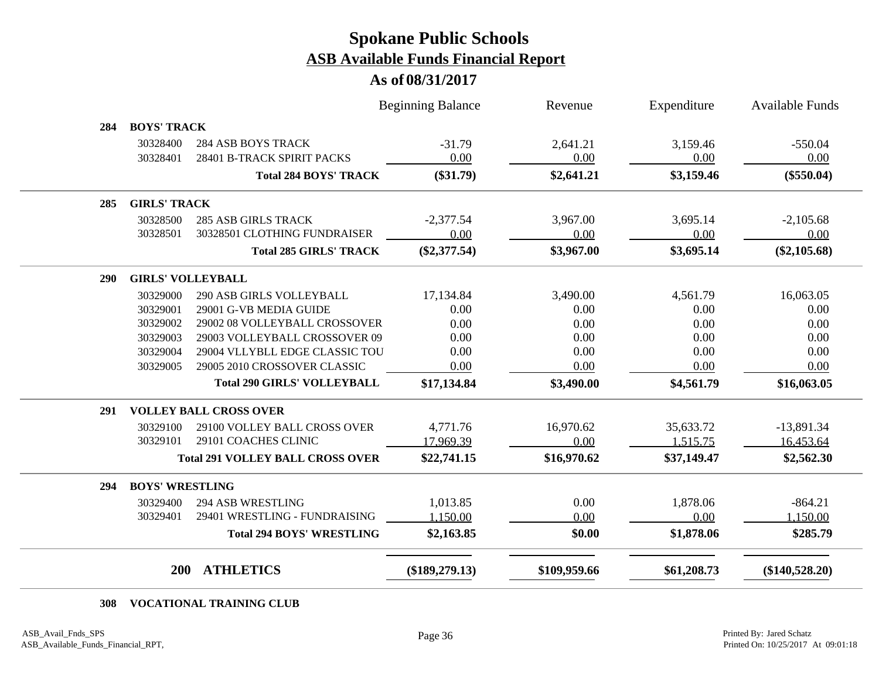# Spokane Public Schools
## ASB Available Funds Financial Report
### As of 08/31/2017

| | | Beginning Balance | Revenue | Expenditure | Available Funds |
|---|---|---|---|---|---|
| **284** | **BOYS' TRACK** | | | | |
| 30328400 | 284 ASB BOYS TRACK | -31.79 | 2,641.21 | 3,159.46 | -550.04 |
| 30328401 | 28401 B-TRACK SPIRIT PACKS | 0.00 | 0.00 | 0.00 | 0.00 |
| | **Total 284 BOYS' TRACK** | **($31.79)** | **$2,641.21** | **$3,159.46** | **($550.04)** |
| **285** | **GIRLS' TRACK** | | | | |
| 30328500 | 285 ASB GIRLS TRACK | -2,377.54 | 3,967.00 | 3,695.14 | -2,105.68 |
| 30328501 | 30328501 CLOTHING FUNDRAISER | 0.00 | 0.00 | 0.00 | 0.00 |
| | **Total 285 GIRLS' TRACK** | **($2,377.54)** | **$3,967.00** | **$3,695.14** | **($2,105.68)** |
| **290** | **GIRLS' VOLLEYBALL** | | | | |
| 30329000 | 290 ASB GIRLS VOLLEYBALL | 17,134.84 | 3,490.00 | 4,561.79 | 16,063.05 |
| 30329001 | 29001 G-VB MEDIA GUIDE | 0.00 | 0.00 | 0.00 | 0.00 |
| 30329002 | 29002 08 VOLLEYBALL CROSSOVER | 0.00 | 0.00 | 0.00 | 0.00 |
| 30329003 | 29003 VOLLEYBALL CROSSOVER 09 | 0.00 | 0.00 | 0.00 | 0.00 |
| 30329004 | 29004 VLLYBLL EDGE CLASSIC TOU | 0.00 | 0.00 | 0.00 | 0.00 |
| 30329005 | 29005 2010 CROSSOVER CLASSIC | 0.00 | 0.00 | 0.00 | 0.00 |
| | **Total 290 GIRLS' VOLLEYBALL** | **$17,134.84** | **$3,490.00** | **$4,561.79** | **$16,063.05** |
| **291** | **VOLLEY BALL CROSS OVER** | | | | |
| 30329100 | 29100 VOLLEY BALL CROSS OVER | 4,771.76 | 16,970.62 | 35,633.72 | -13,891.34 |
| 30329101 | 29101 COACHES CLINIC | 17,969.39 | 0.00 | 1,515.75 | 16,453.64 |
| | **Total 291 VOLLEY BALL CROSS OVER** | **$22,741.15** | **$16,970.62** | **$37,149.47** | **$2,562.30** |
| **294** | **BOYS' WRESTLING** | | | | |
| 30329400 | 294 ASB WRESTLING | 1,013.85 | 0.00 | 1,878.06 | -864.21 |
| 30329401 | 29401 WRESTLING - FUNDRAISING | 1,150.00 | 0.00 | 0.00 | 1,150.00 |
| | **Total 294 BOYS' WRESTLING** | **$2,163.85** | **$0.00** | **$1,878.06** | **$285.79** |
| **200** | **ATHLETICS** | **($189,279.13)** | **$109,959.66** | **$61,208.73** | **($140,528.20)** |

**308 VOCATIONAL TRAINING CLUB**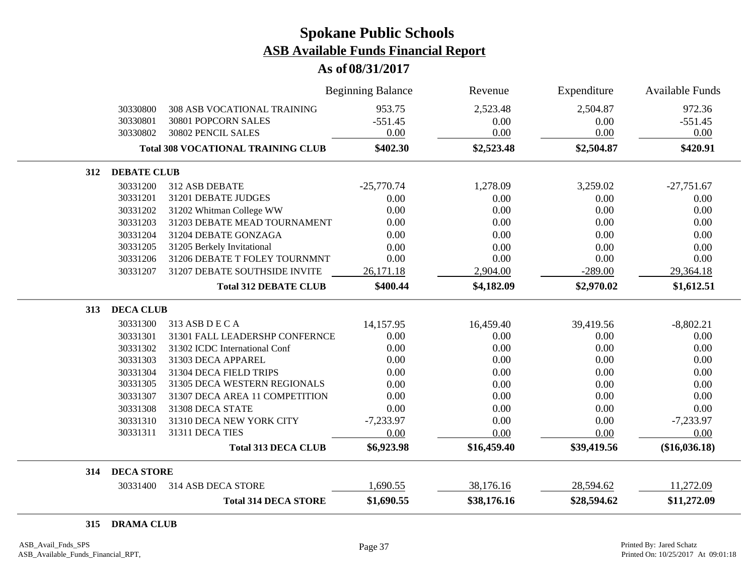# Spokane Public Schools
## ASB Available Funds Financial Report
### As of 08/31/2017

| | | Beginning Balance | Revenue | Expenditure | Available Funds |
|---|---|---|---|---|---|
| 30330800 | 308 ASB VOCATIONAL TRAINING | 953.75 | 2,523.48 | 2,504.87 | 972.36 |
| 30330801 | 30801 POPCORN SALES | -551.45 | 0.00 | 0.00 | -551.45 |
| 30330802 | 30802 PENCIL SALES | 0.00 | 0.00 | 0.00 | 0.00 |
| | **Total 308 VOCATIONAL TRAINING CLUB** | **$402.30** | **$2,523.48** | **$2,504.87** | **$420.91** |
| **312** | **DEBATE CLUB** | | | | |
| 30331200 | 312 ASB DEBATE | -25,770.74 | 1,278.09 | 3,259.02 | -27,751.67 |
| 30331201 | 31201 DEBATE JUDGES | 0.00 | 0.00 | 0.00 | 0.00 |
| 30331202 | 31202 Whitman College WW | 0.00 | 0.00 | 0.00 | 0.00 |
| 30331203 | 31203 DEBATE MEAD TOURNAMENT | 0.00 | 0.00 | 0.00 | 0.00 |
| 30331204 | 31204 DEBATE GONZAGA | 0.00 | 0.00 | 0.00 | 0.00 |
| 30331205 | 31205 Berkely Invitational | 0.00 | 0.00 | 0.00 | 0.00 |
| 30331206 | 31206 DEBATE T FOLEY TOURNMNT | 0.00 | 0.00 | 0.00 | 0.00 |
| 30331207 | 31207 DEBATE SOUTHSIDE INVITE | 26,171.18 | 2,904.00 | -289.00 | 29,364.18 |
| | **Total 312 DEBATE CLUB** | **$400.44** | **$4,182.09** | **$2,970.02** | **$1,612.51** |
| **313** | **DECA CLUB** | | | | |
| 30331300 | 313 ASB D E C A | 14,157.95 | 16,459.40 | 39,419.56 | -8,802.21 |
| 30331301 | 31301 FALL LEADERSHP CONFERNCE | 0.00 | 0.00 | 0.00 | 0.00 |
| 30331302 | 31302 ICDC International Conf | 0.00 | 0.00 | 0.00 | 0.00 |
| 30331303 | 31303 DECA APPAREL | 0.00 | 0.00 | 0.00 | 0.00 |
| 30331304 | 31304 DECA FIELD TRIPS | 0.00 | 0.00 | 0.00 | 0.00 |
| 30331305 | 31305 DECA WESTERN REGIONALS | 0.00 | 0.00 | 0.00 | 0.00 |
| 30331307 | 31307 DECA AREA 11 COMPETITION | 0.00 | 0.00 | 0.00 | 0.00 |
| 30331308 | 31308 DECA STATE | 0.00 | 0.00 | 0.00 | 0.00 |
| 30331310 | 31310 DECA NEW YORK CITY | -7,233.97 | 0.00 | 0.00 | -7,233.97 |
| 30331311 | 31311 DECA TIES | 0.00 | 0.00 | 0.00 | 0.00 |
| | **Total 313 DECA CLUB** | **$6,923.98** | **$16,459.40** | **$39,419.56** | **($16,036.18)** |
| **314** | **DECA STORE** | | | | |
| 30331400 | 314 ASB DECA STORE | 1,690.55 | 38,176.16 | 28,594.62 | 11,272.09 |
| | **Total 314 DECA STORE** | **$1,690.55** | **$38,176.16** | **$28,594.62** | **$11,272.09** |
| **315** | **DRAMA CLUB** | | | | |

ASB_Avail_Fnds_SPS
ASB_Available_Funds_Financial_RPT,

Printed By: Jared Schatz
Printed On: 10/25/2017 At 09:01:18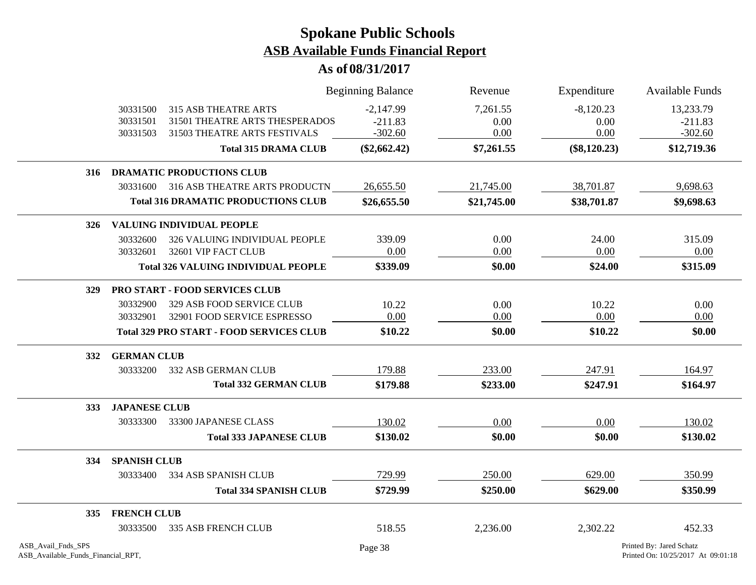# Spokane Public Schools

## ASB Available Funds Financial Report

### As of 08/31/2017

| | | Beginning Balance | Revenue | Expenditure | Available Funds |
|---|---|---|---|---|---|
| 30331500 | 315 ASB THEATRE ARTS | -2,147.99 | 7,261.55 | -8,120.23 | 13,233.79 |
| 30331501 | 31501 THEATRE ARTS THESPERADOS | -211.83 | 0.00 | 0.00 | -211.83 |
| 30331503 | 31503 THEATRE ARTS FESTIVALS | -302.60 | 0.00 | 0.00 | -302.60 |
| | **Total 315 DRAMA CLUB** | **($2,662.42)** | **$7,261.55** | **($8,120.23)** | **$12,719.36** |
| **316** | **DRAMATIC PRODUCTIONS CLUB** | | | | |
| 30331600 | 316 ASB THEATRE ARTS PRODUCTN | 26,655.50 | 21,745.00 | 38,701.87 | 9,698.63 |
| | **Total 316 DRAMATIC PRODUCTIONS CLUB** | **$26,655.50** | **$21,745.00** | **$38,701.87** | **$9,698.63** |
| **326** | **VALUING INDIVIDUAL PEOPLE** | | | | |
| 30332600 | 326 VALUING INDIVIDUAL PEOPLE | 339.09 | 0.00 | 24.00 | 315.09 |
| 30332601 | 32601 VIP FACT CLUB | 0.00 | 0.00 | 0.00 | 0.00 |
| | **Total 326 VALUING INDIVIDUAL PEOPLE** | **$339.09** | **$0.00** | **$24.00** | **$315.09** |
| **329** | **PRO START - FOOD SERVICES CLUB** | | | | |
| 30332900 | 329 ASB FOOD SERVICE CLUB | 10.22 | 0.00 | 10.22 | 0.00 |
| 30332901 | 32901 FOOD SERVICE ESPRESSO | 0.00 | 0.00 | 0.00 | 0.00 |
| | **Total 329 PRO START - FOOD SERVICES CLUB** | **$10.22** | **$0.00** | **$10.22** | **$0.00** |
| **332** | **GERMAN CLUB** | | | | |
| 30333200 | 332 ASB GERMAN CLUB | 179.88 | 233.00 | 247.91 | 164.97 |
| | **Total 332 GERMAN CLUB** | **$179.88** | **$233.00** | **$247.91** | **$164.97** |
| **333** | **JAPANESE CLUB** | | | | |
| 30333300 | 33300 JAPANESE CLASS | 130.02 | 0.00 | 0.00 | 130.02 |
| | **Total 333 JAPANESE CLUB** | **$130.02** | **$0.00** | **$0.00** | **$130.02** |
| **334** | **SPANISH CLUB** | | | | |
| 30333400 | 334 ASB SPANISH CLUB | 729.99 | 250.00 | 629.00 | 350.99 |
| | **Total 334 SPANISH CLUB** | **$729.99** | **$250.00** | **$629.00** | **$350.99** |
| **335** | **FRENCH CLUB** | | | | |
| 30333500 | 335 ASB FRENCH CLUB | 518.55 | 2,236.00 | 2,302.22 | 452.33 |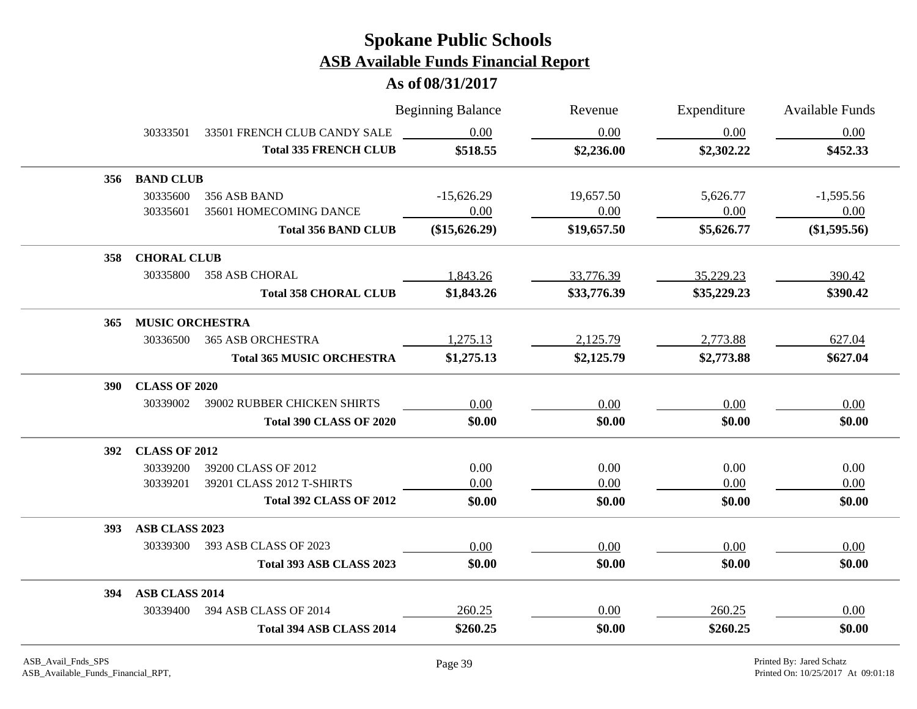# Spokane Public Schools

## ASB Available Funds Financial Report

### As of 08/31/2017

| | | | Beginning Balance | Revenue | Expenditure | Available Funds |
|---|---|---|---|---|---|---|
| | 30333501 | 33501 FRENCH CLUB CANDY SALE | 0.00 | 0.00 | 0.00 | 0.00 |
| | | **Total 335 FRENCH CLUB** | **$518.55** | **$2,236.00** | **$2,302.22** | **$452.33** |
| **356** | **BAND CLUB** | | | | | |
| | 30335600 | 356 ASB BAND | -15,626.29 | 19,657.50 | 5,626.77 | -1,595.56 |
| | 30335601 | 35601 HOMECOMING DANCE | 0.00 | 0.00 | 0.00 | 0.00 |
| | | **Total 356 BAND CLUB** | **($15,626.29)** | **$19,657.50** | **$5,626.77** | **($1,595.56)** |
| **358** | **CHORAL CLUB** | | | | | |
| | 30335800 | 358 ASB CHORAL | 1,843.26 | 33,776.39 | 35,229.23 | 390.42 |
| | | **Total 358 CHORAL CLUB** | **$1,843.26** | **$33,776.39** | **$35,229.23** | **$390.42** |
| **365** | **MUSIC ORCHESTRA** | | | | | |
| | 30336500 | 365 ASB ORCHESTRA | 1,275.13 | 2,125.79 | 2,773.88 | 627.04 |
| | | **Total 365 MUSIC ORCHESTRA** | **$1,275.13** | **$2,125.79** | **$2,773.88** | **$627.04** |
| **390** | **CLASS OF 2020** | | | | | |
| | 30339002 | 39002 RUBBER CHICKEN SHIRTS | 0.00 | 0.00 | 0.00 | 0.00 |
| | | **Total 390 CLASS OF 2020** | **$0.00** | **$0.00** | **$0.00** | **$0.00** |
| **392** | **CLASS OF 2012** | | | | | |
| | 30339200 | 39200 CLASS OF 2012 | 0.00 | 0.00 | 0.00 | 0.00 |
| | 30339201 | 39201 CLASS 2012 T-SHIRTS | 0.00 | 0.00 | 0.00 | 0.00 |
| | | **Total 392 CLASS OF 2012** | **$0.00** | **$0.00** | **$0.00** | **$0.00** |
| **393** | **ASB CLASS 2023** | | | | | |
| | 30339300 | 393 ASB CLASS OF 2023 | 0.00 | 0.00 | 0.00 | 0.00 |
| | | **Total 393 ASB CLASS 2023** | **$0.00** | **$0.00** | **$0.00** | **$0.00** |
| **394** | **ASB CLASS 2014** | | | | | |
| | 30339400 | 394 ASB CLASS OF 2014 | 260.25 | 0.00 | 260.25 | 0.00 |
| | | **Total 394 ASB CLASS 2014** | **$260.25** | **$0.00** | **$260.25** | **$0.00** |

ASB_Avail_Fnds_SPS
ASB_Available_Funds_Financial_RPT,

Printed By: Jared Schatz
Printed On: 10/25/2017 At 09:01:18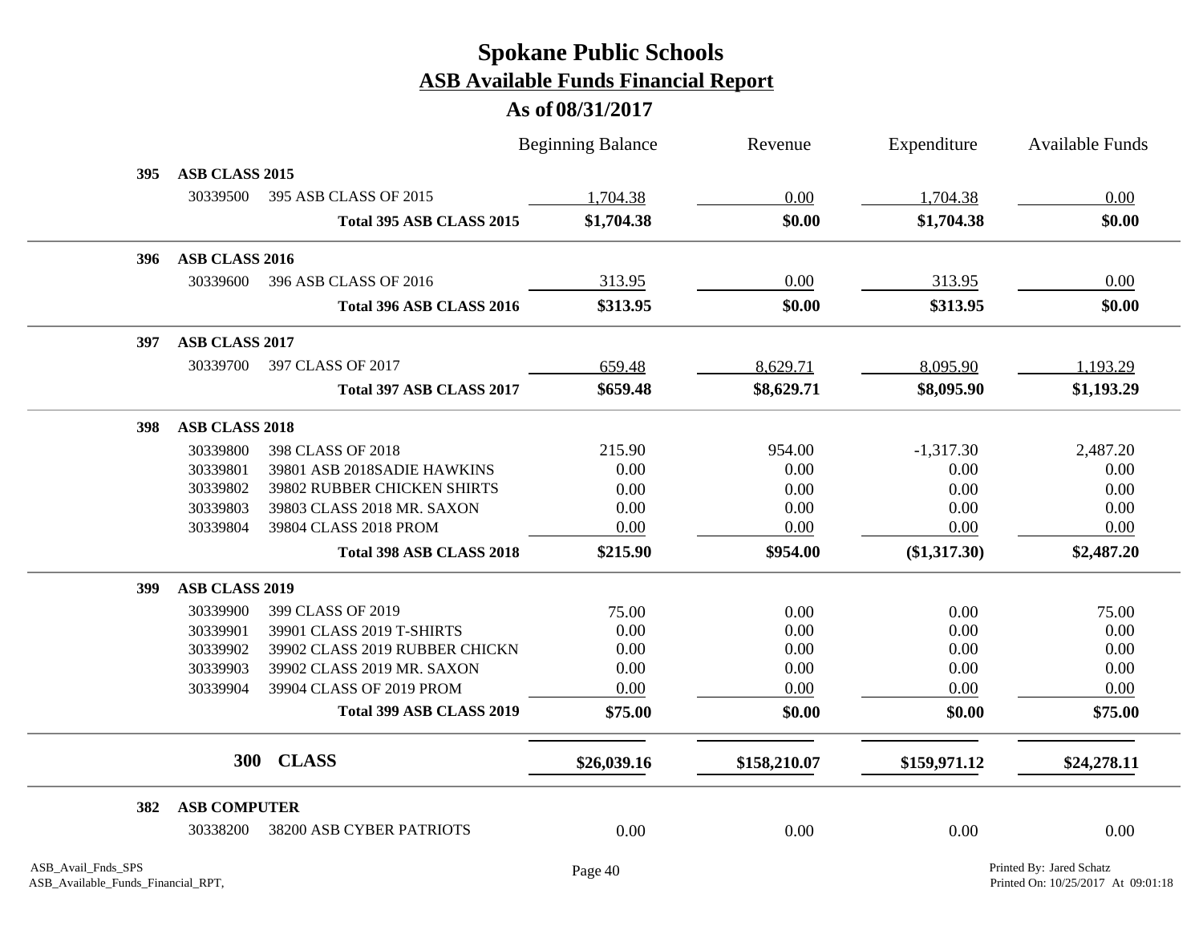# Spokane Public Schools
## ASB Available Funds Financial Report
### As of 08/31/2017

| | | | Beginning Balance | Revenue | Expenditure | Available Funds |
|---|---|---|---|---|---|---|
| **395** | **ASB CLASS 2015** | | | | | |
| | 30339500 | 395 ASB CLASS OF 2015 | 1,704.38 | 0.00 | 1,704.38 | 0.00 |
| | | **Total 395 ASB CLASS 2015** | **$1,704.38** | **$0.00** | **$1,704.38** | **$0.00** |
| **396** | **ASB CLASS 2016** | | | | | |
| | 30339600 | 396 ASB CLASS OF 2016 | 313.95 | 0.00 | 313.95 | 0.00 |
| | | **Total 396 ASB CLASS 2016** | **$313.95** | **$0.00** | **$313.95** | **$0.00** |
| **397** | **ASB CLASS 2017** | | | | | |
| | 30339700 | 397 CLASS OF 2017 | 659.48 | 8,629.71 | 8,095.90 | 1,193.29 |
| | | **Total 397 ASB CLASS 2017** | **$659.48** | **$8,629.71** | **$8,095.90** | **$1,193.29** |
| **398** | **ASB CLASS 2018** | | | | | |
| | 30339800 | 398 CLASS OF 2018 | 215.90 | 954.00 | -1,317.30 | 2,487.20 |
| | 30339801 | 39801 ASB 2018SADIE HAWKINS | 0.00 | 0.00 | 0.00 | 0.00 |
| | 30339802 | 39802 RUBBER CHICKEN SHIRTS | 0.00 | 0.00 | 0.00 | 0.00 |
| | 30339803 | 39803 CLASS 2018 MR. SAXON | 0.00 | 0.00 | 0.00 | 0.00 |
| | 30339804 | 39804 CLASS 2018 PROM | 0.00 | 0.00 | 0.00 | 0.00 |
| | | **Total 398 ASB CLASS 2018** | **$215.90** | **$954.00** | **($1,317.30)** | **$2,487.20** |
| **399** | **ASB CLASS 2019** | | | | | |
| | 30339900 | 399 CLASS OF 2019 | 75.00 | 0.00 | 0.00 | 75.00 |
| | 30339901 | 39901 CLASS 2019 T-SHIRTS | 0.00 | 0.00 | 0.00 | 0.00 |
| | 30339902 | 39902 CLASS 2019 RUBBER CHICKN | 0.00 | 0.00 | 0.00 | 0.00 |
| | 30339903 | 39902 CLASS 2019 MR. SAXON | 0.00 | 0.00 | 0.00 | 0.00 |
| | 30339904 | 39904 CLASS OF 2019 PROM | 0.00 | 0.00 | 0.00 | 0.00 |
| | | **Total 399 ASB CLASS 2019** | **$75.00** | **$0.00** | **$0.00** | **$75.00** |
| **300** | **CLASS** | | **$26,039.16** | **$158,210.07** | **$159,971.12** | **$24,278.11** |
| **382** | **ASB COMPUTER** | | | | | |
| | 30338200 | 38200 ASB CYBER PATRIOTS | 0.00 | 0.00 | 0.00 | 0.00 |

ASB_Avail_Fnds_SPS
ASB_Available_Funds_Financial_RPT,

Printed By: Jared Schatz
Printed On: 10/25/2017 At 09:01:18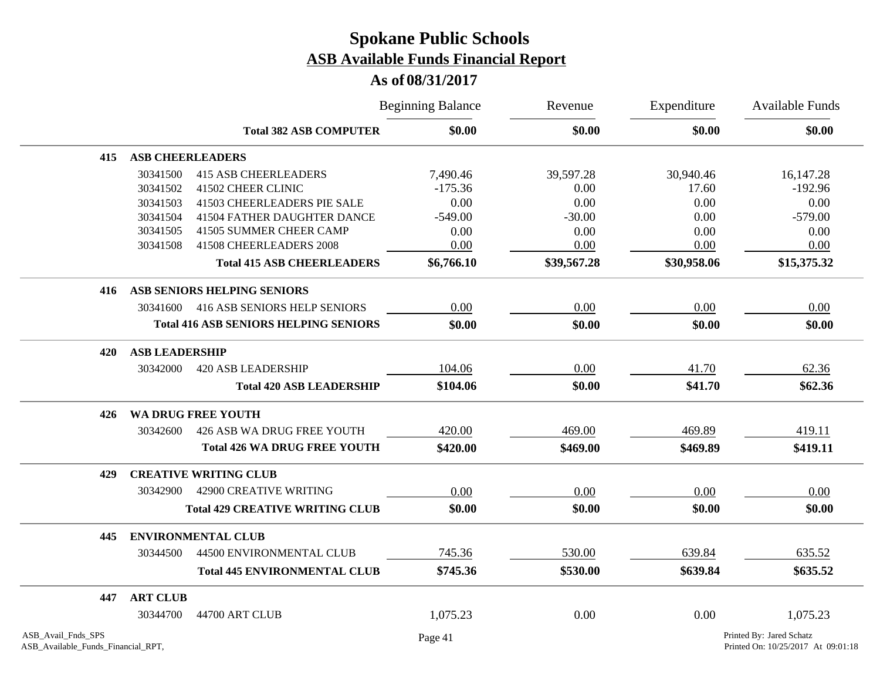# Spokane Public Schools
## ASB Available Funds Financial Report
### As of 08/31/2017

| | | | Beginning Balance | Revenue | Expenditure | Available Funds |
|---|---|---|---|---|---|---|
| | | **Total 382 ASB COMPUTER** | **$0.00** | **$0.00** | **$0.00** | **$0.00** |
| **415** | **ASB CHEERLEADERS** | | | | | |
| | 30341500 | 415 ASB CHEERLEADERS | 7,490.46 | 39,597.28 | 30,940.46 | 16,147.28 |
| | 30341502 | 41502 CHEER CLINIC | -175.36 | 0.00 | 17.60 | -192.96 |
| | 30341503 | 41503 CHEERLEADERS PIE SALE | 0.00 | 0.00 | 0.00 | 0.00 |
| | 30341504 | 41504 FATHER DAUGHTER DANCE | -549.00 | -30.00 | 0.00 | -579.00 |
| | 30341505 | 41505 SUMMER CHEER CAMP | 0.00 | 0.00 | 0.00 | 0.00 |
| | 30341508 | 41508 CHEERLEADERS 2008 | 0.00 | 0.00 | 0.00 | 0.00 |
| | | **Total 415 ASB CHEERLEADERS** | **$6,766.10** | **$39,567.28** | **$30,958.06** | **$15,375.32** |
| **416** | **ASB SENIORS HELPING SENIORS** | | | | | |
| | 30341600 | 416 ASB SENIORS HELP SENIORS | 0.00 | 0.00 | 0.00 | 0.00 |
| | | **Total 416 ASB SENIORS HELPING SENIORS** | **$0.00** | **$0.00** | **$0.00** | **$0.00** |
| **420** | **ASB LEADERSHIP** | | | | | |
| | 30342000 | 420 ASB LEADERSHIP | 104.06 | 0.00 | 41.70 | 62.36 |
| | | **Total 420 ASB LEADERSHIP** | **$104.06** | **$0.00** | **$41.70** | **$62.36** |
| **426** | **WA DRUG FREE YOUTH** | | | | | |
| | 30342600 | 426 ASB WA DRUG FREE YOUTH | 420.00 | 469.00 | 469.89 | 419.11 |
| | | **Total 426 WA DRUG FREE YOUTH** | **$420.00** | **$469.00** | **$469.89** | **$419.11** |
| **429** | **CREATIVE WRITING CLUB** | | | | | |
| | 30342900 | 42900 CREATIVE WRITING | 0.00 | 0.00 | 0.00 | 0.00 |
| | | **Total 429 CREATIVE WRITING CLUB** | **$0.00** | **$0.00** | **$0.00** | **$0.00** |
| **445** | **ENVIRONMENTAL CLUB** | | | | | |
| | 30344500 | 44500 ENVIRONMENTAL CLUB | 745.36 | 530.00 | 639.84 | 635.52 |
| | | **Total 445 ENVIRONMENTAL CLUB** | **$745.36** | **$530.00** | **$639.84** | **$635.52** |
| **447** | **ART CLUB** | | | | | |
| | 30344700 | 44700 ART CLUB | 1,075.23 | 0.00 | 0.00 | 1,075.23 |

ASB_Avail_Fnds_SPS
ASB_Available_Funds_Financial_RPT,

Printed By: Jared Schatz
Printed On: 10/25/2017 At 09:01:18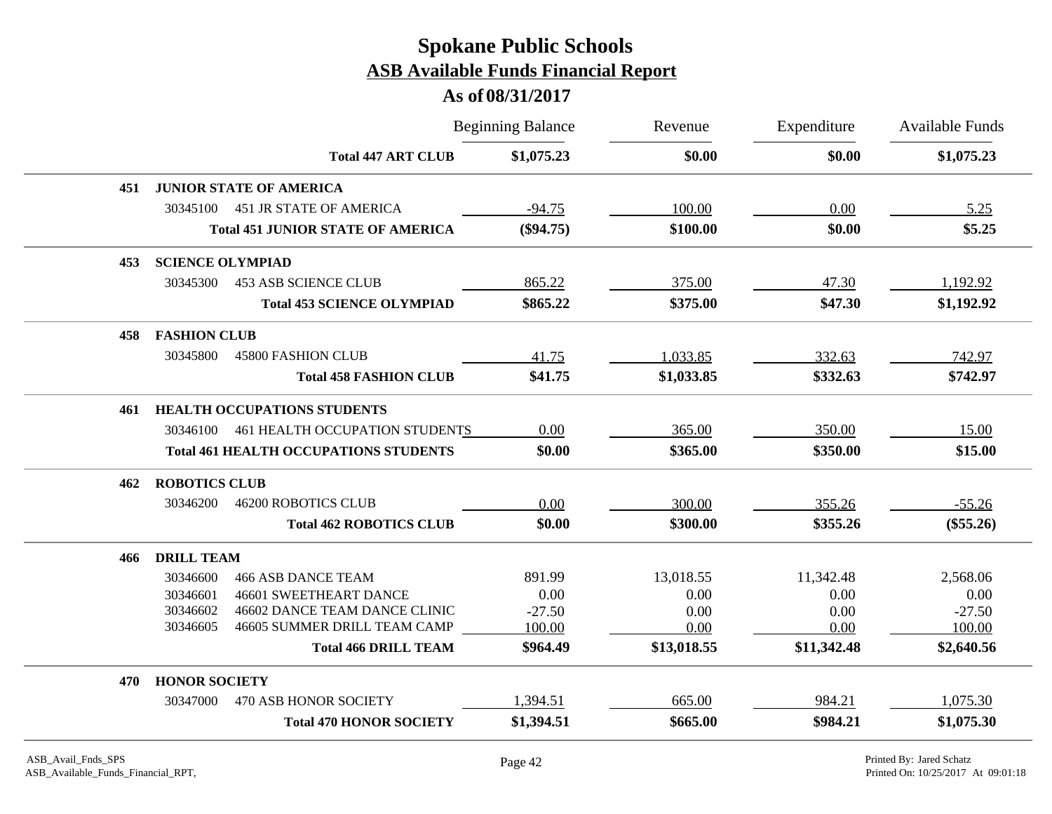# Spokane Public Schools

## ASB Available Funds Financial Report

### As of 08/31/2017

| | | Beginning Balance | Revenue | Expenditure | Available Funds |
|---|---|---|---|---|---|
| | **Total 447 ART CLUB** | **$1,075.23** | **$0.00** | **$0.00** | **$1,075.23** |
| **451** | **JUNIOR STATE OF AMERICA** | | | | |
| 30345100 | 451 JR STATE OF AMERICA | -94.75 | 100.00 | 0.00 | 5.25 |
| | **Total 451 JUNIOR STATE OF AMERICA** | **($94.75)** | **$100.00** | **$0.00** | **$5.25** |
| **453** | **SCIENCE OLYMPIAD** | | | | |
| 30345300 | 453 ASB SCIENCE CLUB | 865.22 | 375.00 | 47.30 | 1,192.92 |
| | **Total 453 SCIENCE OLYMPIAD** | **$865.22** | **$375.00** | **$47.30** | **$1,192.92** |
| **458** | **FASHION CLUB** | | | | |
| 30345800 | 45800 FASHION CLUB | 41.75 | 1,033.85 | 332.63 | 742.97 |
| | **Total 458 FASHION CLUB** | **$41.75** | **$1,033.85** | **$332.63** | **$742.97** |
| **461** | **HEALTH OCCUPATIONS STUDENTS** | | | | |
| 30346100 | 461 HEALTH OCCUPATION STUDENTS | 0.00 | 365.00 | 350.00 | 15.00 |
| | **Total 461 HEALTH OCCUPATIONS STUDENTS** | **$0.00** | **$365.00** | **$350.00** | **$15.00** |
| **462** | **ROBOTICS CLUB** | | | | |
| 30346200 | 46200 ROBOTICS CLUB | 0.00 | 300.00 | 355.26 | -55.26 |
| | **Total 462 ROBOTICS CLUB** | **$0.00** | **$300.00** | **$355.26** | **($55.26)** |
| **466** | **DRILL TEAM** | | | | |
| 30346600 | 466 ASB DANCE TEAM | 891.99 | 13,018.55 | 11,342.48 | 2,568.06 |
| 30346601 | 46601 SWEETHEART DANCE | 0.00 | 0.00 | 0.00 | 0.00 |
| 30346602 | 46602 DANCE TEAM DANCE CLINIC | -27.50 | 0.00 | 0.00 | -27.50 |
| 30346605 | 46605 SUMMER DRILL TEAM CAMP | 100.00 | 0.00 | 0.00 | 100.00 |
| | **Total 466 DRILL TEAM** | **$964.49** | **$13,018.55** | **$11,342.48** | **$2,640.56** |
| **470** | **HONOR SOCIETY** | | | | |
| 30347000 | 470 ASB HONOR SOCIETY | 1,394.51 | 665.00 | 984.21 | 1,075.30 |
| | **Total 470 HONOR SOCIETY** | **$1,394.51** | **$665.00** | **$984.21** | **$1,075.30** |

ASB_Avail_Fnds_SPS
ASB_Available_Funds_Financial_RPT,

Printed By: Jared Schatz
Printed On: 10/25/2017 At 09:01:18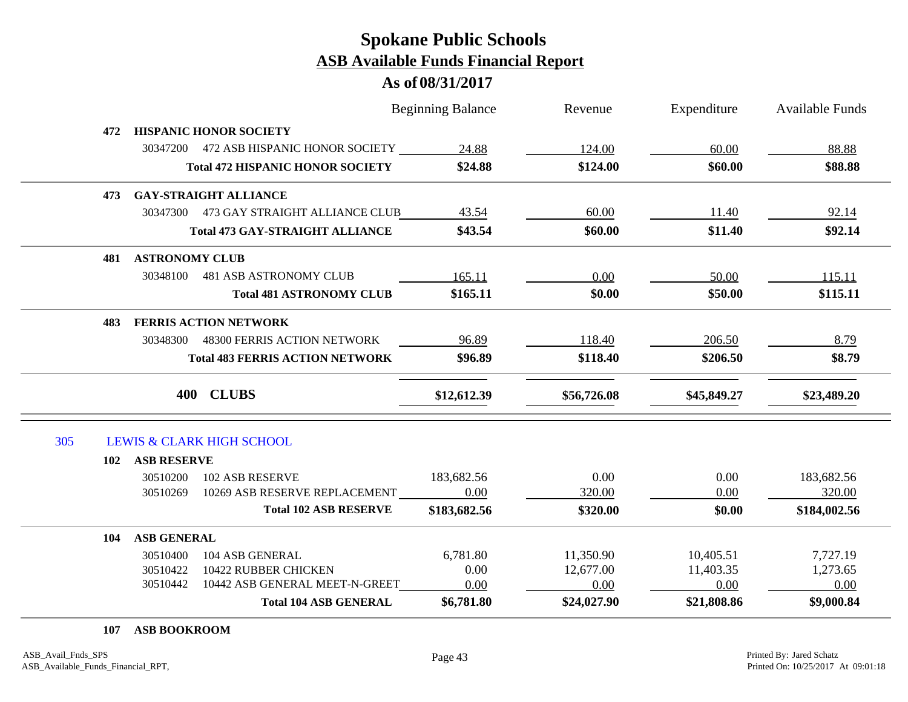# Spokane Public Schools

## ASB Available Funds Financial Report

### As of 08/31/2017

| | | Beginning Balance | Revenue | Expenditure | Available Funds |
|---|---|---|---|---|---|
| **472** | **HISPANIC HONOR SOCIETY** | | | | |
| 30347200 | 472 ASB HISPANIC HONOR SOCIETY | 24.88 | 124.00 | 60.00 | 88.88 |
| | **Total 472 HISPANIC HONOR SOCIETY** | **$24.88** | **$124.00** | **$60.00** | **$88.88** |
| **473** | **GAY-STRAIGHT ALLIANCE** | | | | |
| 30347300 | 473 GAY STRAIGHT ALLIANCE CLUB | 43.54 | 60.00 | 11.40 | 92.14 |
| | **Total 473 GAY-STRAIGHT ALLIANCE** | **$43.54** | **$60.00** | **$11.40** | **$92.14** |
| **481** | **ASTRONOMY CLUB** | | | | |
| 30348100 | 481 ASB ASTRONOMY CLUB | 165.11 | 0.00 | 50.00 | 115.11 |
| | **Total 481 ASTRONOMY CLUB** | **$165.11** | **$0.00** | **$50.00** | **$115.11** |
| **483** | **FERRIS ACTION NETWORK** | | | | |
| 30348300 | 48300 FERRIS ACTION NETWORK | 96.89 | 118.40 | 206.50 | 8.79 |
| | **Total 483 FERRIS ACTION NETWORK** | **$96.89** | **$118.40** | **$206.50** | **$8.79** |
| **400** | **CLUBS** | **$12,612.39** | **$56,726.08** | **$45,849.27** | **$23,489.20** |

| | | Beginning Balance | Revenue | Expenditure | Available Funds |
|---|---|---|---|---|---|
| 305 | LEWIS & CLARK HIGH SCHOOL | | | | |
| **102** | **ASB RESERVE** | | | | |
| 30510200 | 102 ASB RESERVE | 183,682.56 | 0.00 | 0.00 | 183,682.56 |
| 30510269 | 10269 ASB RESERVE REPLACEMENT | 0.00 | 320.00 | 0.00 | 320.00 |
| | **Total 102 ASB RESERVE** | **$183,682.56** | **$320.00** | **$0.00** | **$184,002.56** |
| **104** | **ASB GENERAL** | | | | |
| 30510400 | 104 ASB GENERAL | 6,781.80 | 11,350.90 | 10,405.51 | 7,727.19 |
| 30510422 | 10422 RUBBER CHICKEN | 0.00 | 12,677.00 | 11,403.35 | 1,273.65 |
| 30510442 | 10442 ASB GENERAL MEET-N-GREET | 0.00 | 0.00 | 0.00 | 0.00 |
| | **Total 104 ASB GENERAL** | **$6,781.80** | **$24,027.90** | **$21,808.86** | **$9,000.84** |
| **107** | **ASB BOOKROOM** | | | | |

ASB_Avail_Fnds_SPS
ASB_Available_Funds_Financial_RPT,

Printed By: Jared Schatz
Printed On: 10/25/2017 At 09:01:18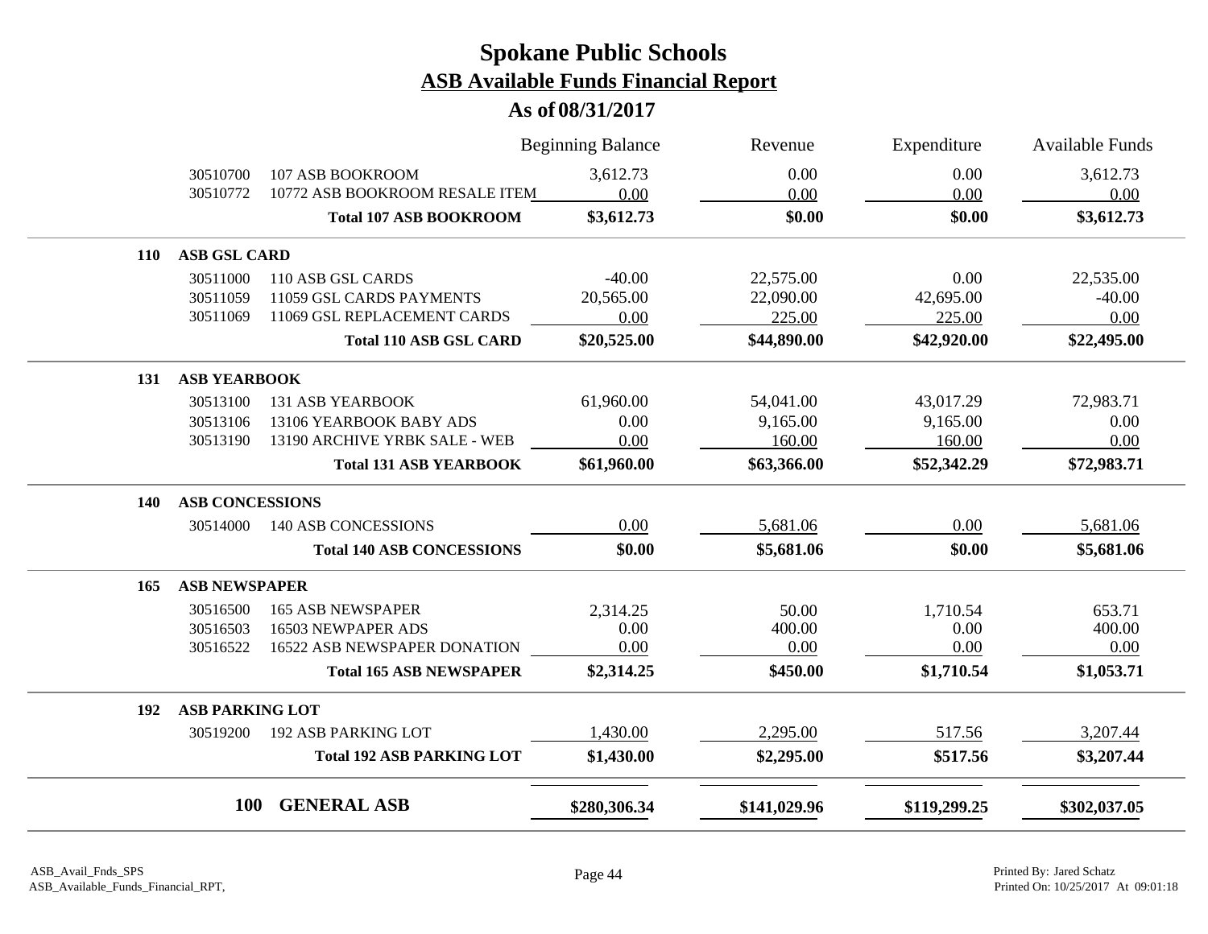# Spokane Public Schools

## ASB Available Funds Financial Report

### As of 08/31/2017

| | | | Beginning Balance | Revenue | Expenditure | Available Funds |
|---|---|---|---|---|---|---|
| | 30510700 | 107 ASB BOOKROOM | 3,612.73 | 0.00 | 0.00 | 3,612.73 |
| | 30510772 | 10772 ASB BOOKROOM RESALE ITEM | 0.00 | 0.00 | 0.00 | 0.00 |
| | | **Total 107 ASB BOOKROOM** | **$3,612.73** | **$0.00** | **$0.00** | **$3,612.73** |
| **110** | **ASB GSL CARD** | | | | | |
| | 30511000 | 110 ASB GSL CARDS | -40.00 | 22,575.00 | 0.00 | 22,535.00 |
| | 30511059 | 11059 GSL CARDS PAYMENTS | 20,565.00 | 22,090.00 | 42,695.00 | -40.00 |
| | 30511069 | 11069 GSL REPLACEMENT CARDS | 0.00 | 225.00 | 225.00 | 0.00 |
| | | **Total 110 ASB GSL CARD** | **$20,525.00** | **$44,890.00** | **$42,920.00** | **$22,495.00** |
| **131** | **ASB YEARBOOK** | | | | | |
| | 30513100 | 131 ASB YEARBOOK | 61,960.00 | 54,041.00 | 43,017.29 | 72,983.71 |
| | 30513106 | 13106 YEARBOOK BABY ADS | 0.00 | 9,165.00 | 9,165.00 | 0.00 |
| | 30513190 | 13190 ARCHIVE YRBK SALE - WEB | 0.00 | 160.00 | 160.00 | 0.00 |
| | | **Total 131 ASB YEARBOOK** | **$61,960.00** | **$63,366.00** | **$52,342.29** | **$72,983.71** |
| **140** | **ASB CONCESSIONS** | | | | | |
| | 30514000 | 140 ASB CONCESSIONS | 0.00 | 5,681.06 | 0.00 | 5,681.06 |
| | | **Total 140 ASB CONCESSIONS** | **$0.00** | **$5,681.06** | **$0.00** | **$5,681.06** |
| **165** | **ASB NEWSPAPER** | | | | | |
| | 30516500 | 165 ASB NEWSPAPER | 2,314.25 | 50.00 | 1,710.54 | 653.71 |
| | 30516503 | 16503 NEWPAPER ADS | 0.00 | 400.00 | 0.00 | 400.00 |
| | 30516522 | 16522 ASB NEWSPAPER DONATION | 0.00 | 0.00 | 0.00 | 0.00 |
| | | **Total 165 ASB NEWSPAPER** | **$2,314.25** | **$450.00** | **$1,710.54** | **$1,053.71** |
| **192** | **ASB PARKING LOT** | | | | | |
| | 30519200 | 192 ASB PARKING LOT | 1,430.00 | 2,295.00 | 517.56 | 3,207.44 |
| | | **Total 192 ASB PARKING LOT** | **$1,430.00** | **$2,295.00** | **$517.56** | **$3,207.44** |
| | **100** | **GENERAL ASB** | **$280,306.34** | **$141,029.96** | **$119,299.25** | **$302,037.05** |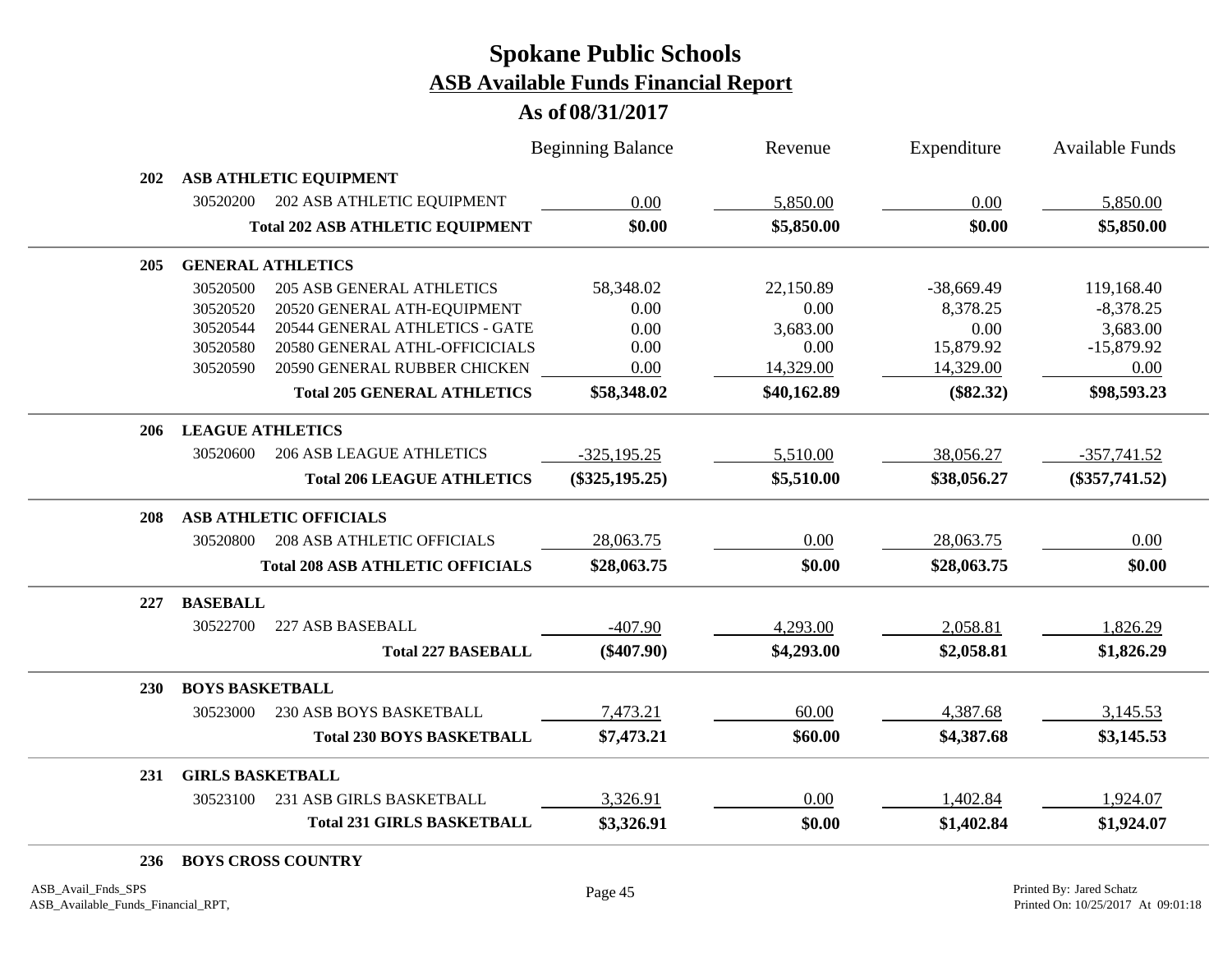# Spokane Public Schools

## ASB Available Funds Financial Report

### As of 08/31/2017

| | | | Beginning Balance | Revenue | Expenditure | Available Funds |
|---|---|---|---|---|---|---|
| **202** | **ASB ATHLETIC EQUIPMENT** | | | | | |
| | 30520200 | 202 ASB ATHLETIC EQUIPMENT | 0.00 | 5,850.00 | 0.00 | 5,850.00 |
| | | **Total 202 ASB ATHLETIC EQUIPMENT** | **$0.00** | **$5,850.00** | **$0.00** | **$5,850.00** |
| **205** | **GENERAL ATHLETICS** | | | | | |
| | 30520500 | 205 ASB GENERAL ATHLETICS | 58,348.02 | 22,150.89 | -38,669.49 | 119,168.40 |
| | 30520520 | 20520 GENERAL ATH-EQUIPMENT | 0.00 | 0.00 | 8,378.25 | -8,378.25 |
| | 30520544 | 20544 GENERAL ATHLETICS - GATE | 0.00 | 3,683.00 | 0.00 | 3,683.00 |
| | 30520580 | 20580 GENERAL ATHL-OFFICICIALS | 0.00 | 0.00 | 15,879.92 | -15,879.92 |
| | 30520590 | 20590 GENERAL RUBBER CHICKEN | 0.00 | 14,329.00 | 14,329.00 | 0.00 |
| | | **Total 205 GENERAL ATHLETICS** | **$58,348.02** | **$40,162.89** | **($82.32)** | **$98,593.23** |
| **206** | **LEAGUE ATHLETICS** | | | | | |
| | 30520600 | 206 ASB LEAGUE ATHLETICS | -325,195.25 | 5,510.00 | 38,056.27 | -357,741.52 |
| | | **Total 206 LEAGUE ATHLETICS** | **($325,195.25)** | **$5,510.00** | **$38,056.27** | **($357,741.52)** |
| **208** | **ASB ATHLETIC OFFICIALS** | | | | | |
| | 30520800 | 208 ASB ATHLETIC OFFICIALS | 28,063.75 | 0.00 | 28,063.75 | 0.00 |
| | | **Total 208 ASB ATHLETIC OFFICIALS** | **$28,063.75** | **$0.00** | **$28,063.75** | **$0.00** |
| **227** | **BASEBALL** | | | | | |
| | 30522700 | 227 ASB BASEBALL | -407.90 | 4,293.00 | 2,058.81 | 1,826.29 |
| | | **Total 227 BASEBALL** | **($407.90)** | **$4,293.00** | **$2,058.81** | **$1,826.29** |
| **230** | **BOYS BASKETBALL** | | | | | |
| | 30523000 | 230 ASB BOYS BASKETBALL | 7,473.21 | 60.00 | 4,387.68 | 3,145.53 |
| | | **Total 230 BOYS BASKETBALL** | **$7,473.21** | **$60.00** | **$4,387.68** | **$3,145.53** |
| **231** | **GIRLS BASKETBALL** | | | | | |
| | 30523100 | 231 ASB GIRLS BASKETBALL | 3,326.91 | 0.00 | 1,402.84 | 1,924.07 |
| | | **Total 231 GIRLS BASKETBALL** | **$3,326.91** | **$0.00** | **$1,402.84** | **$1,924.07** |
| **236** | **BOYS CROSS COUNTRY** | | | | | |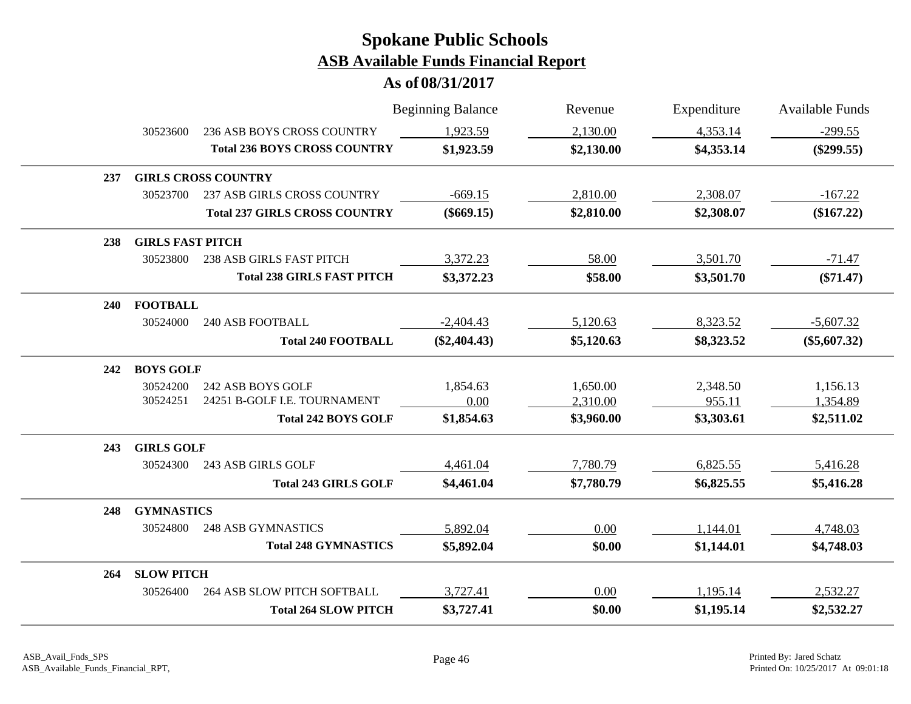# Spokane Public Schools

## ASB Available Funds Financial Report

### As of 08/31/2017

| | | | Beginning Balance | Revenue | Expenditure | Available Funds |
|---|---|---|---|---|---|---|
| | 30523600 | 236 ASB BOYS CROSS COUNTRY | 1,923.59 | 2,130.00 | 4,353.14 | -299.55 |
| | | **Total 236 BOYS CROSS COUNTRY** | **$1,923.59** | **$2,130.00** | **$4,353.14** | **($299.55)** |
| **237** | **GIRLS CROSS COUNTRY** | | | | | |
| | 30523700 | 237 ASB GIRLS CROSS COUNTRY | -669.15 | 2,810.00 | 2,308.07 | -167.22 |
| | | **Total 237 GIRLS CROSS COUNTRY** | **($669.15)** | **$2,810.00** | **$2,308.07** | **($167.22)** |
| **238** | **GIRLS FAST PITCH** | | | | | |
| | 30523800 | 238 ASB GIRLS FAST PITCH | 3,372.23 | 58.00 | 3,501.70 | -71.47 |
| | | **Total 238 GIRLS FAST PITCH** | **$3,372.23** | **$58.00** | **$3,501.70** | **($71.47)** |
| **240** | **FOOTBALL** | | | | | |
| | 30524000 | 240 ASB FOOTBALL | -2,404.43 | 5,120.63 | 8,323.52 | -5,607.32 |
| | | **Total 240 FOOTBALL** | **($2,404.43)** | **$5,120.63** | **$8,323.52** | **($5,607.32)** |
| **242** | **BOYS GOLF** | | | | | |
| | 30524200 | 242 ASB BOYS GOLF | 1,854.63 | 1,650.00 | 2,348.50 | 1,156.13 |
| | 30524251 | 24251 B-GOLF I.E. TOURNAMENT | 0.00 | 2,310.00 | 955.11 | 1,354.89 |
| | | **Total 242 BOYS GOLF** | **$1,854.63** | **$3,960.00** | **$3,303.61** | **$2,511.02** |
| **243** | **GIRLS GOLF** | | | | | |
| | 30524300 | 243 ASB GIRLS GOLF | 4,461.04 | 7,780.79 | 6,825.55 | 5,416.28 |
| | | **Total 243 GIRLS GOLF** | **$4,461.04** | **$7,780.79** | **$6,825.55** | **$5,416.28** |
| **248** | **GYMNASTICS** | | | | | |
| | 30524800 | 248 ASB GYMNASTICS | 5,892.04 | 0.00 | 1,144.01 | 4,748.03 |
| | | **Total 248 GYMNASTICS** | **$5,892.04** | **$0.00** | **$1,144.01** | **$4,748.03** |
| **264** | **SLOW PITCH** | | | | | |
| | 30526400 | 264 ASB SLOW PITCH SOFTBALL | 3,727.41 | 0.00 | 1,195.14 | 2,532.27 |
| | | **Total 264 SLOW PITCH** | **$3,727.41** | **$0.00** | **$1,195.14** | **$2,532.27** |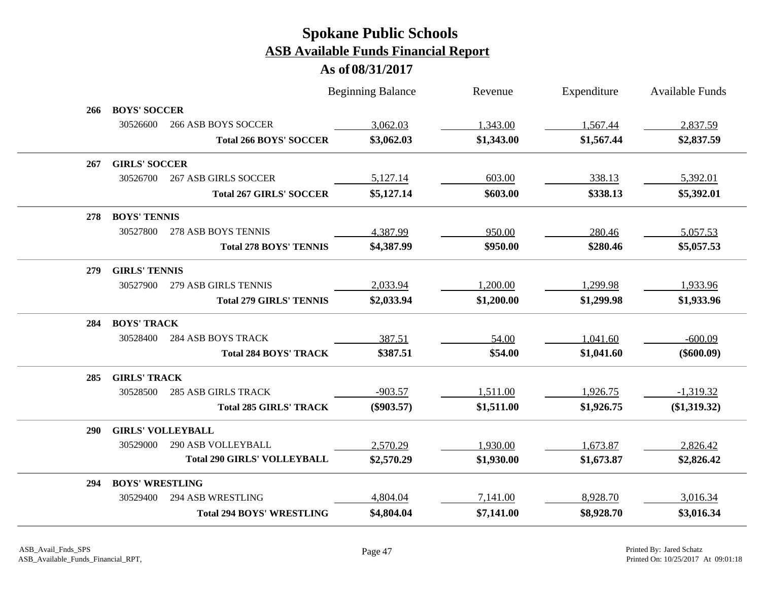# Spokane Public Schools
## ASB Available Funds Financial Report
### As of 08/31/2017

| | | | Beginning Balance | Revenue | Expenditure | Available Funds |
|---|---|---|---|---|---|---|
| **266** | **BOYS' SOCCER** | | | | | |
| | 30526600 | 266 ASB BOYS SOCCER | 3,062.03 | 1,343.00 | 1,567.44 | 2,837.59 |
| | | **Total 266 BOYS' SOCCER** | **$3,062.03** | **$1,343.00** | **$1,567.44** | **$2,837.59** |
| **267** | **GIRLS' SOCCER** | | | | | |
| | 30526700 | 267 ASB GIRLS SOCCER | 5,127.14 | 603.00 | 338.13 | 5,392.01 |
| | | **Total 267 GIRLS' SOCCER** | **$5,127.14** | **$603.00** | **$338.13** | **$5,392.01** |
| **278** | **BOYS' TENNIS** | | | | | |
| | 30527800 | 278 ASB BOYS TENNIS | 4,387.99 | 950.00 | 280.46 | 5,057.53 |
| | | **Total 278 BOYS' TENNIS** | **$4,387.99** | **$950.00** | **$280.46** | **$5,057.53** |
| **279** | **GIRLS' TENNIS** | | | | | |
| | 30527900 | 279 ASB GIRLS TENNIS | 2,033.94 | 1,200.00 | 1,299.98 | 1,933.96 |
| | | **Total 279 GIRLS' TENNIS** | **$2,033.94** | **$1,200.00** | **$1,299.98** | **$1,933.96** |
| **284** | **BOYS' TRACK** | | | | | |
| | 30528400 | 284 ASB BOYS TRACK | 387.51 | 54.00 | 1,041.60 | -600.09 |
| | | **Total 284 BOYS' TRACK** | **$387.51** | **$54.00** | **$1,041.60** | **($600.09)** |
| **285** | **GIRLS' TRACK** | | | | | |
| | 30528500 | 285 ASB GIRLS TRACK | -903.57 | 1,511.00 | 1,926.75 | -1,319.32 |
| | | **Total 285 GIRLS' TRACK** | **($903.57)** | **$1,511.00** | **$1,926.75** | **($1,319.32)** |
| **290** | **GIRLS' VOLLEYBALL** | | | | | |
| | 30529000 | 290 ASB VOLLEYBALL | 2,570.29 | 1,930.00 | 1,673.87 | 2,826.42 |
| | | **Total 290 GIRLS' VOLLEYBALL** | **$2,570.29** | **$1,930.00** | **$1,673.87** | **$2,826.42** |
| **294** | **BOYS' WRESTLING** | | | | | |
| | 30529400 | 294 ASB WRESTLING | 4,804.04 | 7,141.00 | 8,928.70 | 3,016.34 |
| | | **Total 294 BOYS' WRESTLING** | **$4,804.04** | **$7,141.00** | **$8,928.70** | **$3,016.34** |

ASB_Avail_Fnds_SPS
ASB_Available_Funds_Financial_RPT,

Printed By: Jared Schatz
Printed On: 10/25/2017 At 09:01:18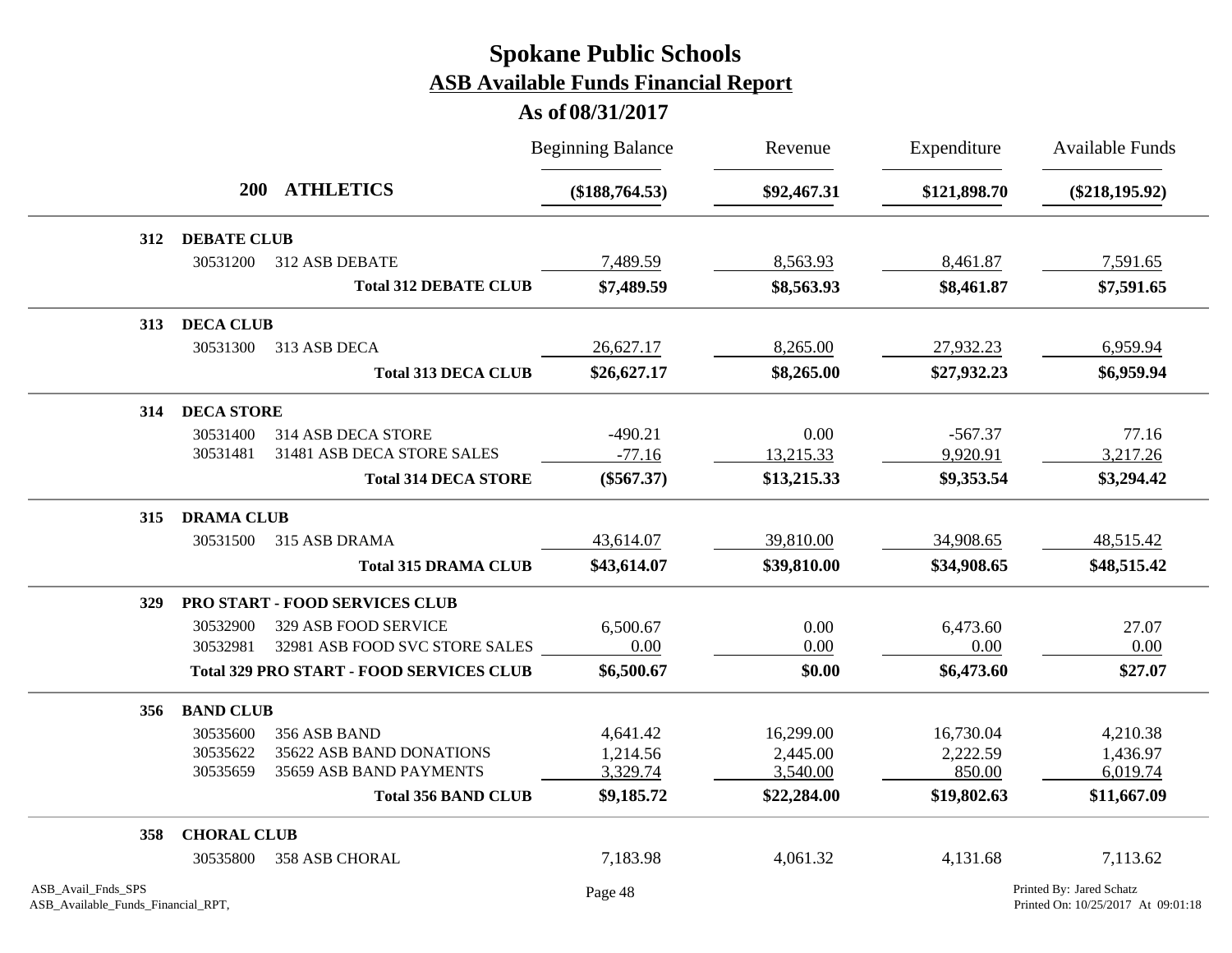# Spokane Public Schools
## ASB Available Funds Financial Report
### As of 08/31/2017

| | | Beginning Balance | Revenue | Expenditure | Available Funds |
|---|---|---|---|---|---|
| **200 ATHLETICS** | | **($188,764.53)** | **$92,467.31** | **$121,898.70** | **($218,195.92)** |
| **312 DEBATE CLUB** | | | | | |
| 30531200 | 312 ASB DEBATE | 7,489.59 | 8,563.93 | 8,461.87 | 7,591.65 |
| | **Total 312 DEBATE CLUB** | **$7,489.59** | **$8,563.93** | **$8,461.87** | **$7,591.65** |
| **313 DECA CLUB** | | | | | |
| 30531300 | 313 ASB DECA | 26,627.17 | 8,265.00 | 27,932.23 | 6,959.94 |
| | **Total 313 DECA CLUB** | **$26,627.17** | **$8,265.00** | **$27,932.23** | **$6,959.94** |
| **314 DECA STORE** | | | | | |
| 30531400 | 314 ASB DECA STORE | -490.21 | 0.00 | -567.37 | 77.16 |
| 30531481 | 31481 ASB DECA STORE SALES | -77.16 | 13,215.33 | 9,920.91 | 3,217.26 |
| | **Total 314 DECA STORE** | **($567.37)** | **$13,215.33** | **$9,353.54** | **$3,294.42** |
| **315 DRAMA CLUB** | | | | | |
| 30531500 | 315 ASB DRAMA | 43,614.07 | 39,810.00 | 34,908.65 | 48,515.42 |
| | **Total 315 DRAMA CLUB** | **$43,614.07** | **$39,810.00** | **$34,908.65** | **$48,515.42** |
| **329 PRO START - FOOD SERVICES CLUB** | | | | | |
| 30532900 | 329 ASB FOOD SERVICE | 6,500.67 | 0.00 | 6,473.60 | 27.07 |
| 30532981 | 32981 ASB FOOD SVC STORE SALES | 0.00 | 0.00 | 0.00 | 0.00 |
| | **Total 329 PRO START - FOOD SERVICES CLUB** | **$6,500.67** | **$0.00** | **$6,473.60** | **$27.07** |
| **356 BAND CLUB** | | | | | |
| 30535600 | 356 ASB BAND | 4,641.42 | 16,299.00 | 16,730.04 | 4,210.38 |
| 30535622 | 35622 ASB BAND DONATIONS | 1,214.56 | 2,445.00 | 2,222.59 | 1,436.97 |
| 30535659 | 35659 ASB BAND PAYMENTS | 3,329.74 | 3,540.00 | 850.00 | 6,019.74 |
| | **Total 356 BAND CLUB** | **$9,185.72** | **$22,284.00** | **$19,802.63** | **$11,667.09** |
| **358 CHORAL CLUB** | | | | | |
| 30535800 | 358 ASB CHORAL | 7,183.98 | 4,061.32 | 4,131.68 | 7,113.62 |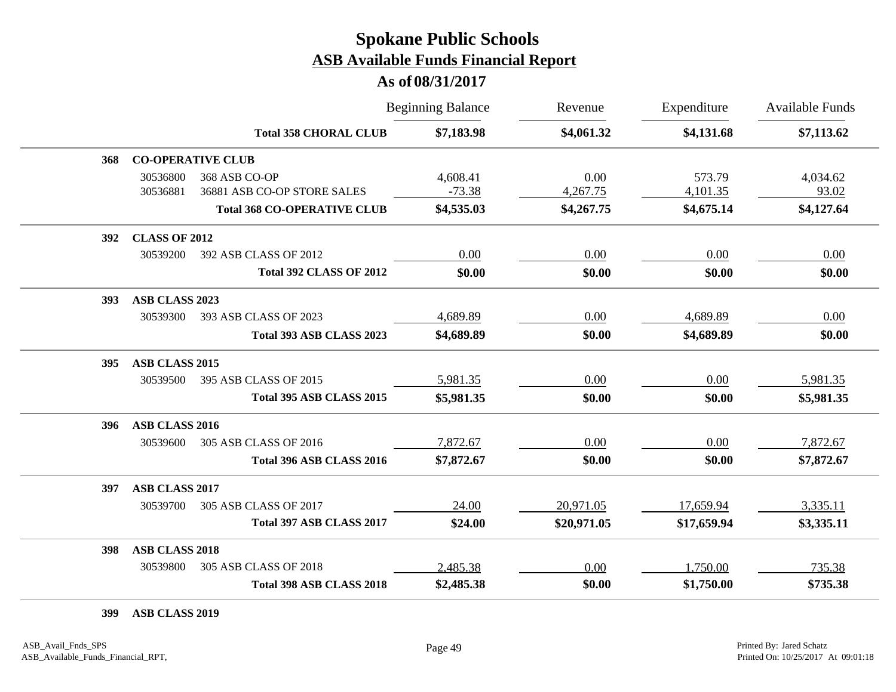# Spokane Public Schools
## ASB Available Funds Financial Report
### As of 08/31/2017

| | | | Beginning Balance | Revenue | Expenditure | Available Funds |
|---|---|---|---|---|---|---|
| | | **Total 358 CHORAL CLUB** | **$7,183.98** | **$4,061.32** | **$4,131.68** | **$7,113.62** |
| **368** | **CO-OPERATIVE CLUB** | | | | | |
| | 30536800 | 368 ASB CO-OP | 4,608.41 | 0.00 | 573.79 | 4,034.62 |
| | 30536881 | 36881 ASB CO-OP STORE SALES | -73.38 | 4,267.75 | 4,101.35 | 93.02 |
| | | **Total 368 CO-OPERATIVE CLUB** | **$4,535.03** | **$4,267.75** | **$4,675.14** | **$4,127.64** |
| **392** | **CLASS OF 2012** | | | | | |
| | 30539200 | 392 ASB CLASS OF 2012 | 0.00 | 0.00 | 0.00 | 0.00 |
| | | **Total 392 CLASS OF 2012** | **$0.00** | **$0.00** | **$0.00** | **$0.00** |
| **393** | **ASB CLASS 2023** | | | | | |
| | 30539300 | 393 ASB CLASS OF 2023 | 4,689.89 | 0.00 | 4,689.89 | 0.00 |
| | | **Total 393 ASB CLASS 2023** | **$4,689.89** | **$0.00** | **$4,689.89** | **$0.00** |
| **395** | **ASB CLASS 2015** | | | | | |
| | 30539500 | 395 ASB CLASS OF 2015 | 5,981.35 | 0.00 | 0.00 | 5,981.35 |
| | | **Total 395 ASB CLASS 2015** | **$5,981.35** | **$0.00** | **$0.00** | **$5,981.35** |
| **396** | **ASB CLASS 2016** | | | | | |
| | 30539600 | 305 ASB CLASS OF 2016 | 7,872.67 | 0.00 | 0.00 | 7,872.67 |
| | | **Total 396 ASB CLASS 2016** | **$7,872.67** | **$0.00** | **$0.00** | **$7,872.67** |
| **397** | **ASB CLASS 2017** | | | | | |
| | 30539700 | 305 ASB CLASS OF 2017 | 24.00 | 20,971.05 | 17,659.94 | 3,335.11 |
| | | **Total 397 ASB CLASS 2017** | **$24.00** | **$20,971.05** | **$17,659.94** | **$3,335.11** |
| **398** | **ASB CLASS 2018** | | | | | |
| | 30539800 | 305 ASB CLASS OF 2018 | 2,485.38 | 0.00 | 1,750.00 | 735.38 |
| | | **Total 398 ASB CLASS 2018** | **$2,485.38** | **$0.00** | **$1,750.00** | **$735.38** |
| **399** | **ASB CLASS 2019** | | | | | |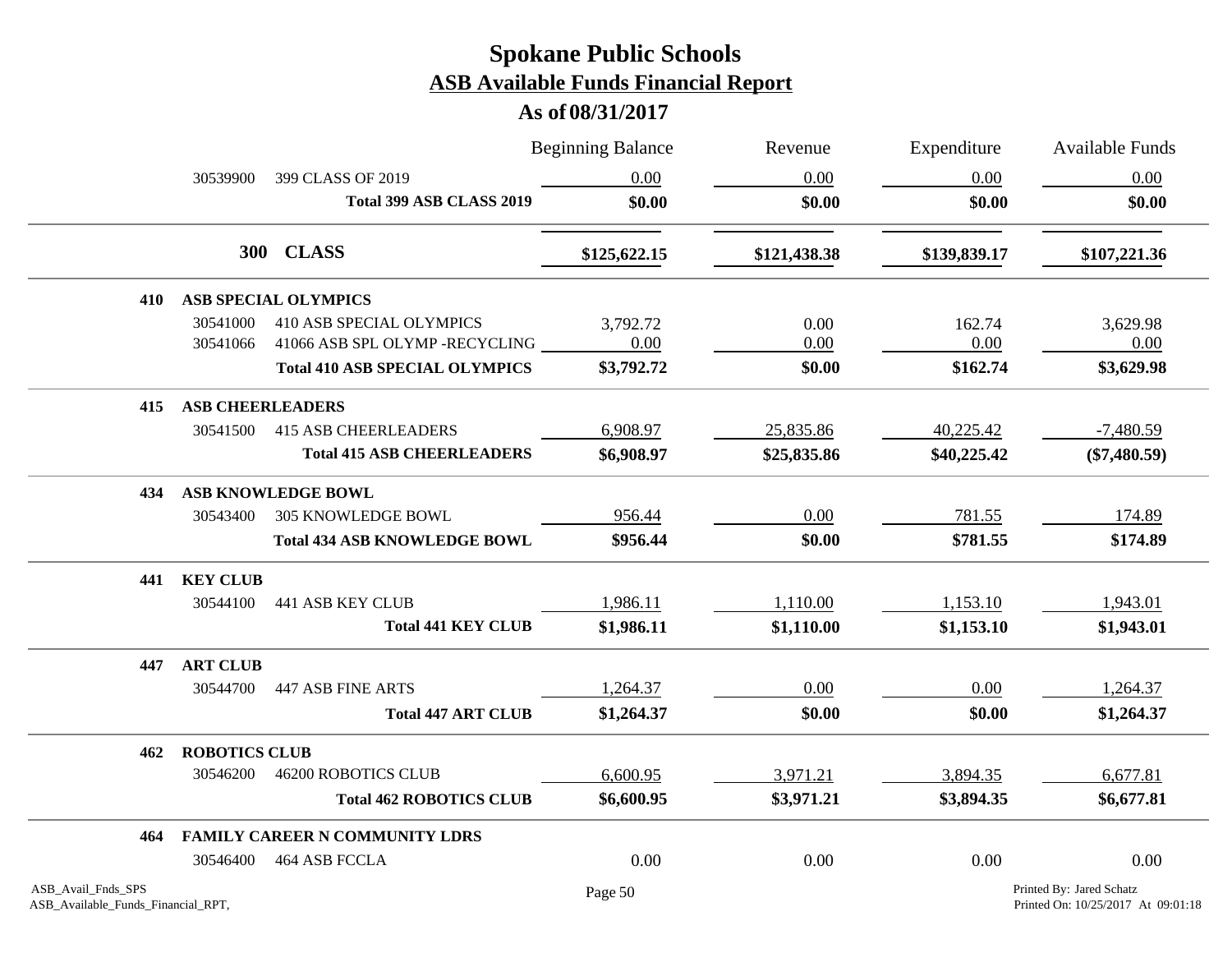# Spokane Public Schools
## ASB Available Funds Financial Report
### As of 08/31/2017

| | | | Beginning Balance | Revenue | Expenditure | Available Funds |
|---|---|---|---|---|---|---|
| | 30539900 | 399 CLASS OF 2019 | 0.00 | 0.00 | 0.00 | 0.00 |
| | | **Total 399 ASB CLASS 2019** | **$0.00** | **$0.00** | **$0.00** | **$0.00** |
| | **300** | **CLASS** | **$125,622.15** | **$121,438.38** | **$139,839.17** | **$107,221.36** |
| **410** | **ASB SPECIAL OLYMPICS** | | | | | |
| | 30541000 | 410 ASB SPECIAL OLYMPICS | 3,792.72 | 0.00 | 162.74 | 3,629.98 |
| | 30541066 | 41066 ASB SPL OLYMP -RECYCLING | 0.00 | 0.00 | 0.00 | 0.00 |
| | | **Total 410 ASB SPECIAL OLYMPICS** | **$3,792.72** | **$0.00** | **$162.74** | **$3,629.98** |
| **415** | **ASB CHEERLEADERS** | | | | | |
| | 30541500 | 415 ASB CHEERLEADERS | 6,908.97 | 25,835.86 | 40,225.42 | -7,480.59 |
| | | **Total 415 ASB CHEERLEADERS** | **$6,908.97** | **$25,835.86** | **$40,225.42** | **($7,480.59)** |
| **434** | **ASB KNOWLEDGE BOWL** | | | | | |
| | 30543400 | 305 KNOWLEDGE BOWL | 956.44 | 0.00 | 781.55 | 174.89 |
| | | **Total 434 ASB KNOWLEDGE BOWL** | **$956.44** | **$0.00** | **$781.55** | **$174.89** |
| **441** | **KEY CLUB** | | | | | |
| | 30544100 | 441 ASB KEY CLUB | 1,986.11 | 1,110.00 | 1,153.10 | 1,943.01 |
| | | **Total 441 KEY CLUB** | **$1,986.11** | **$1,110.00** | **$1,153.10** | **$1,943.01** |
| **447** | **ART CLUB** | | | | | |
| | 30544700 | 447 ASB FINE ARTS | 1,264.37 | 0.00 | 0.00 | 1,264.37 |
| | | **Total 447 ART CLUB** | **$1,264.37** | **$0.00** | **$0.00** | **$1,264.37** |
| **462** | **ROBOTICS CLUB** | | | | | |
| | 30546200 | 46200 ROBOTICS CLUB | 6,600.95 | 3,971.21 | 3,894.35 | 6,677.81 |
| | | **Total 462 ROBOTICS CLUB** | **$6,600.95** | **$3,971.21** | **$3,894.35** | **$6,677.81** |
| **464** | **FAMILY CAREER N COMMUNITY LDRS** | | | | | |
| | 30546400 | 464 ASB FCCLA | 0.00 | 0.00 | 0.00 | 0.00 |

ASB_Avail_Fnds_SPS
ASB_Available_Funds_Financial_RPT,

Printed By: Jared Schatz
Printed On: 10/25/2017 At 09:01:18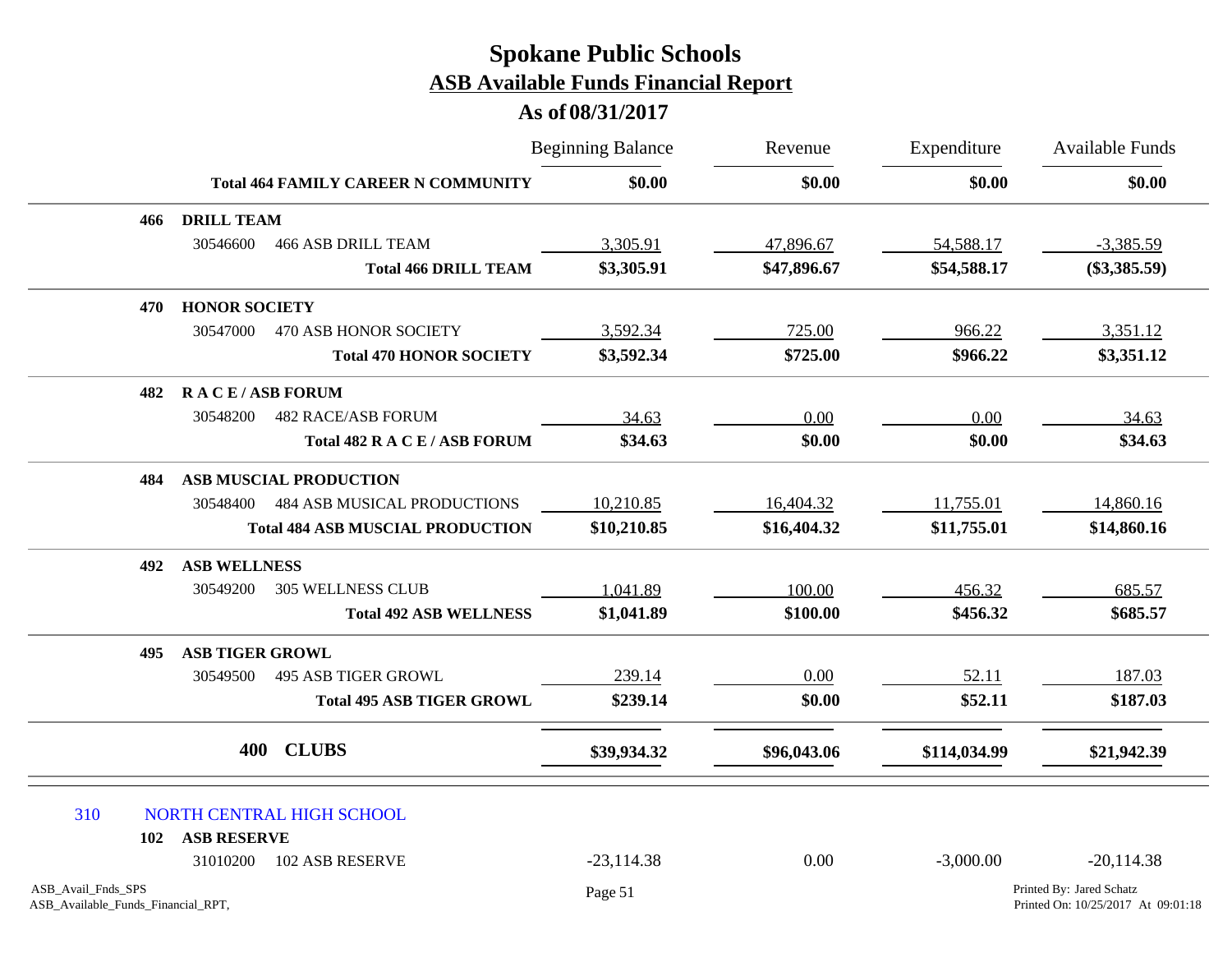# Spokane Public Schools
## ASB Available Funds Financial Report
### As of 08/31/2017

| | | Beginning Balance | Revenue | Expenditure | Available Funds |
|---|---|---|---|---|---|
| | **Total 464 FAMILY CAREER N COMMUNITY** | **$0.00** | **$0.00** | **$0.00** | **$0.00** |
| **466** | **DRILL TEAM** | | | | |
| 30546600 | 466 ASB DRILL TEAM | 3,305.91 | 47,896.67 | 54,588.17 | -3,385.59 |
| | **Total 466 DRILL TEAM** | **$3,305.91** | **$47,896.67** | **$54,588.17** | **($3,385.59)** |
| **470** | **HONOR SOCIETY** | | | | |
| 30547000 | 470 ASB HONOR SOCIETY | 3,592.34 | 725.00 | 966.22 | 3,351.12 |
| | **Total 470 HONOR SOCIETY** | **$3,592.34** | **$725.00** | **$966.22** | **$3,351.12** |
| **482** | **R A C E / ASB FORUM** | | | | |
| 30548200 | 482 RACE/ASB FORUM | 34.63 | 0.00 | 0.00 | 34.63 |
| | **Total 482 R A C E / ASB FORUM** | **$34.63** | **$0.00** | **$0.00** | **$34.63** |
| **484** | **ASB MUSCIAL PRODUCTION** | | | | |
| 30548400 | 484 ASB MUSICAL PRODUCTIONS | 10,210.85 | 16,404.32 | 11,755.01 | 14,860.16 |
| | **Total 484 ASB MUSCIAL PRODUCTION** | **$10,210.85** | **$16,404.32** | **$11,755.01** | **$14,860.16** |
| **492** | **ASB WELLNESS** | | | | |
| 30549200 | 305 WELLNESS CLUB | 1,041.89 | 100.00 | 456.32 | 685.57 |
| | **Total 492 ASB WELLNESS** | **$1,041.89** | **$100.00** | **$456.32** | **$685.57** |
| **495** | **ASB TIGER GROWL** | | | | |
| 30549500 | 495 ASB TIGER GROWL | 239.14 | 0.00 | 52.11 | 187.03 |
| | **Total 495 ASB TIGER GROWL** | **$239.14** | **$0.00** | **$52.11** | **$187.03** |
| **400** | **CLUBS** | **$39,934.32** | **$96,043.06** | **$114,034.99** | **$21,942.39** |

## 310 NORTH CENTRAL HIGH SCHOOL

| | | Beginning Balance | Revenue | Expenditure | Available Funds |
|---|---|---|---|---|---|
| **102** | **ASB RESERVE** | | | | |
| 31010200 | 102 ASB RESERVE | -23,114.38 | 0.00 | -3,000.00 | -20,114.38 |

ASB_Avail_Fnds_SPS
ASB_Available_Funds_Financial_RPT,

Printed By: Jared Schatz
Printed On: 10/25/2017 At 09:01:18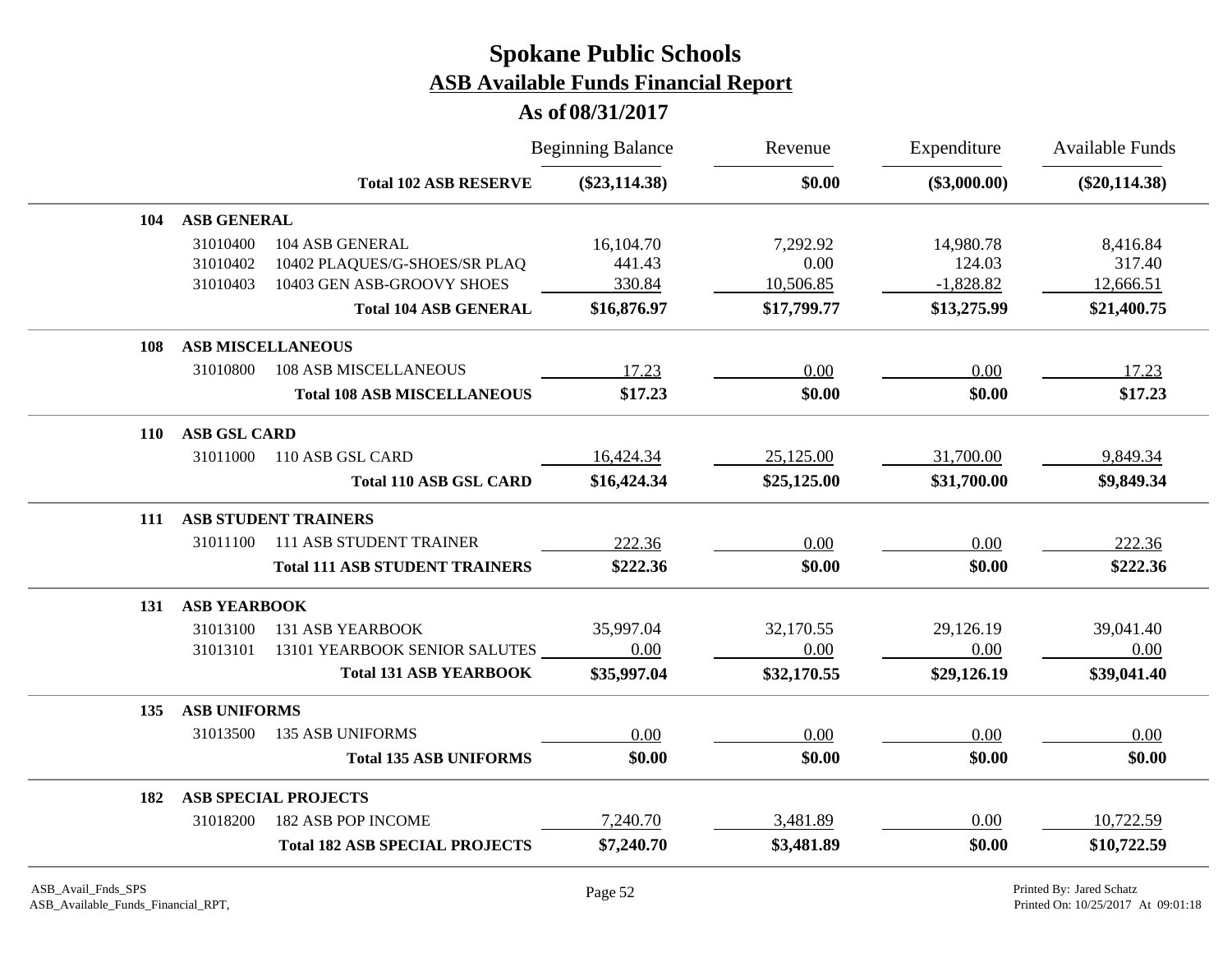# Spokane Public Schools

## ASB Available Funds Financial Report

### As of 08/31/2017

| | | | Beginning Balance | Revenue | Expenditure | Available Funds |
|---|---|---|---|---|---|---|
| | | **Total 102 ASB RESERVE** | **($23,114.38)** | **$0.00** | **($3,000.00)** | **($20,114.38)** |
| **104** | **ASB GENERAL** | | | | | |
| | 31010400 | 104 ASB GENERAL | 16,104.70 | 7,292.92 | 14,980.78 | 8,416.84 |
| | 31010402 | 10402 PLAQUES/G-SHOES/SR PLAQ | 441.43 | 0.00 | 124.03 | 317.40 |
| | 31010403 | 10403 GEN ASB-GROOVY SHOES | 330.84 | 10,506.85 | -1,828.82 | 12,666.51 |
| | | **Total 104 ASB GENERAL** | **$16,876.97** | **$17,799.77** | **$13,275.99** | **$21,400.75** |
| **108** | **ASB MISCELLANEOUS** | | | | | |
| | 31010800 | 108 ASB MISCELLANEOUS | 17.23 | 0.00 | 0.00 | 17.23 |
| | | **Total 108 ASB MISCELLANEOUS** | **$17.23** | **$0.00** | **$0.00** | **$17.23** |
| **110** | **ASB GSL CARD** | | | | | |
| | 31011000 | 110 ASB GSL CARD | 16,424.34 | 25,125.00 | 31,700.00 | 9,849.34 |
| | | **Total 110 ASB GSL CARD** | **$16,424.34** | **$25,125.00** | **$31,700.00** | **$9,849.34** |
| **111** | **ASB STUDENT TRAINERS** | | | | | |
| | 31011100 | 111 ASB STUDENT TRAINER | 222.36 | 0.00 | 0.00 | 222.36 |
| | | **Total 111 ASB STUDENT TRAINERS** | **$222.36** | **$0.00** | **$0.00** | **$222.36** |
| **131** | **ASB YEARBOOK** | | | | | |
| | 31013100 | 131 ASB YEARBOOK | 35,997.04 | 32,170.55 | 29,126.19 | 39,041.40 |
| | 31013101 | 13101 YEARBOOK SENIOR SALUTES | 0.00 | 0.00 | 0.00 | 0.00 |
| | | **Total 131 ASB YEARBOOK** | **$35,997.04** | **$32,170.55** | **$29,126.19** | **$39,041.40** |
| **135** | **ASB UNIFORMS** | | | | | |
| | 31013500 | 135 ASB UNIFORMS | 0.00 | 0.00 | 0.00 | 0.00 |
| | | **Total 135 ASB UNIFORMS** | **$0.00** | **$0.00** | **$0.00** | **$0.00** |
| **182** | **ASB SPECIAL PROJECTS** | | | | | |
| | 31018200 | 182 ASB POP INCOME | 7,240.70 | 3,481.89 | 0.00 | 10,722.59 |
| | | **Total 182 ASB SPECIAL PROJECTS** | **$7,240.70** | **$3,481.89** | **$0.00** | **$10,722.59** |

ASB_Avail_Fnds_SPS
ASB_Available_Funds_Financial_RPT,

Printed By: Jared Schatz
Printed On: 10/25/2017 At 09:01:18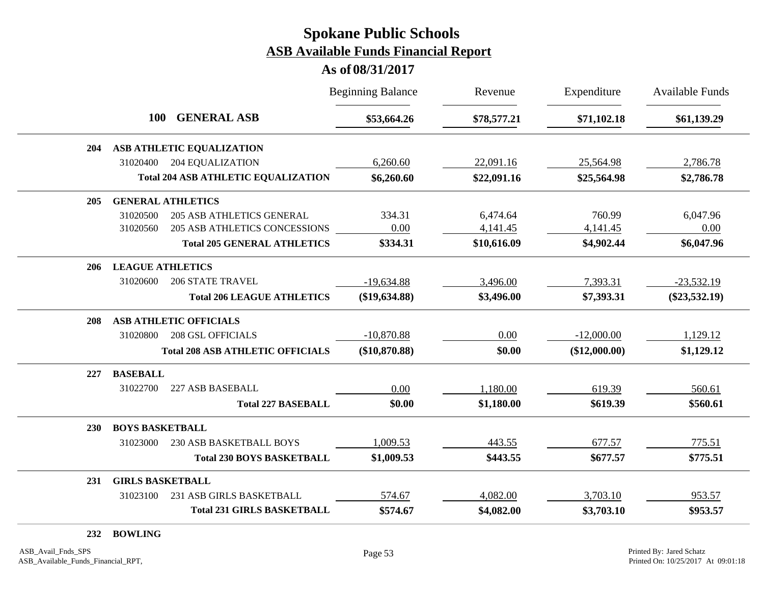# Spokane Public Schools

## ASB Available Funds Financial Report

### As of 08/31/2017

| | | Beginning Balance | Revenue | Expenditure | Available Funds |
|---|---|---|---|---|---|
| **100** | **GENERAL ASB** | **$53,664.26** | **$78,577.21** | **$71,102.18** | **$61,139.29** |
| **204** | **ASB ATHLETIC EQUALIZATION** | | | | |
| 31020400 | 204 EQUALIZATION | 6,260.60 | 22,091.16 | 25,564.98 | 2,786.78 |
| | **Total 204 ASB ATHLETIC EQUALIZATION** | **$6,260.60** | **$22,091.16** | **$25,564.98** | **$2,786.78** |
| **205** | **GENERAL ATHLETICS** | | | | |
| 31020500 | 205 ASB ATHLETICS GENERAL | 334.31 | 6,474.64 | 760.99 | 6,047.96 |
| 31020560 | 205 ASB ATHLETICS CONCESSIONS | 0.00 | 4,141.45 | 4,141.45 | 0.00 |
| | **Total 205 GENERAL ATHLETICS** | **$334.31** | **$10,616.09** | **$4,902.44** | **$6,047.96** |
| **206** | **LEAGUE ATHLETICS** | | | | |
| 31020600 | 206 STATE TRAVEL | -19,634.88 | 3,496.00 | 7,393.31 | -23,532.19 |
| | **Total 206 LEAGUE ATHLETICS** | **($19,634.88)** | **$3,496.00** | **$7,393.31** | **($23,532.19)** |
| **208** | **ASB ATHLETIC OFFICIALS** | | | | |
| 31020800 | 208 GSL OFFICIALS | -10,870.88 | 0.00 | -12,000.00 | 1,129.12 |
| | **Total 208 ASB ATHLETIC OFFICIALS** | **($10,870.88)** | **$0.00** | **($12,000.00)** | **$1,129.12** |
| **227** | **BASEBALL** | | | | |
| 31022700 | 227 ASB BASEBALL | 0.00 | 1,180.00 | 619.39 | 560.61 |
| | **Total 227 BASEBALL** | **$0.00** | **$1,180.00** | **$619.39** | **$560.61** |
| **230** | **BOYS BASKETBALL** | | | | |
| 31023000 | 230 ASB BASKETBALL BOYS | 1,009.53 | 443.55 | 677.57 | 775.51 |
| | **Total 230 BOYS BASKETBALL** | **$1,009.53** | **$443.55** | **$677.57** | **$775.51** |
| **231** | **GIRLS BASKETBALL** | | | | |
| 31023100 | 231 ASB GIRLS BASKETBALL | 574.67 | 4,082.00 | 3,703.10 | 953.57 |
| | **Total 231 GIRLS BASKETBALL** | **$574.67** | **$4,082.00** | **$3,703.10** | **$953.57** |
| **232** | **BOWLING** | | | | |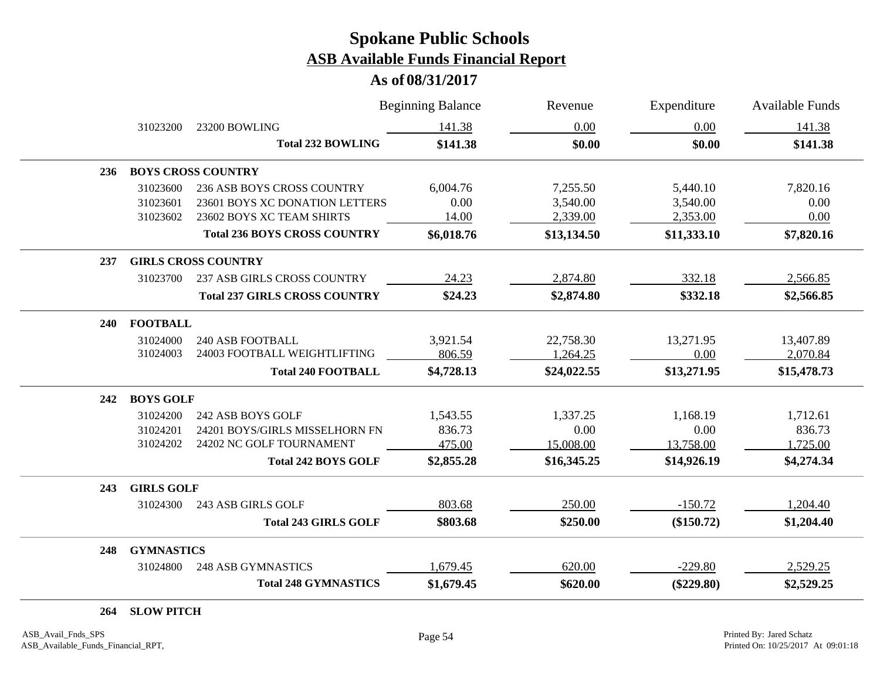# Spokane Public Schools
## ASB Available Funds Financial Report
### As of 08/31/2017

| | | Beginning Balance | Revenue | Expenditure | Available Funds |
|---|---|---|---|---|---|
| 31023200 | 23200 BOWLING | 141.38 | 0.00 | 0.00 | 141.38 |
| | **Total 232 BOWLING** | **$141.38** | **$0.00** | **$0.00** | **$141.38** |
| **236** | **BOYS CROSS COUNTRY** | | | | |
| 31023600 | 236 ASB BOYS CROSS COUNTRY | 6,004.76 | 7,255.50 | 5,440.10 | 7,820.16 |
| 31023601 | 23601 BOYS XC DONATION LETTERS | 0.00 | 3,540.00 | 3,540.00 | 0.00 |
| 31023602 | 23602 BOYS XC TEAM SHIRTS | 14.00 | 2,339.00 | 2,353.00 | 0.00 |
| | **Total 236 BOYS CROSS COUNTRY** | **$6,018.76** | **$13,134.50** | **$11,333.10** | **$7,820.16** |
| **237** | **GIRLS CROSS COUNTRY** | | | | |
| 31023700 | 237 ASB GIRLS CROSS COUNTRY | 24.23 | 2,874.80 | 332.18 | 2,566.85 |
| | **Total 237 GIRLS CROSS COUNTRY** | **$24.23** | **$2,874.80** | **$332.18** | **$2,566.85** |
| **240** | **FOOTBALL** | | | | |
| 31024000 | 240 ASB FOOTBALL | 3,921.54 | 22,758.30 | 13,271.95 | 13,407.89 |
| 31024003 | 24003 FOOTBALL WEIGHTLIFTING | 806.59 | 1,264.25 | 0.00 | 2,070.84 |
| | **Total 240 FOOTBALL** | **$4,728.13** | **$24,022.55** | **$13,271.95** | **$15,478.73** |
| **242** | **BOYS GOLF** | | | | |
| 31024200 | 242 ASB BOYS GOLF | 1,543.55 | 1,337.25 | 1,168.19 | 1,712.61 |
| 31024201 | 24201 BOYS/GIRLS MISSELHORN FN | 836.73 | 0.00 | 0.00 | 836.73 |
| 31024202 | 24202 NC GOLF TOURNAMENT | 475.00 | 15,008.00 | 13,758.00 | 1,725.00 |
| | **Total 242 BOYS GOLF** | **$2,855.28** | **$16,345.25** | **$14,926.19** | **$4,274.34** |
| **243** | **GIRLS GOLF** | | | | |
| 31024300 | 243 ASB GIRLS GOLF | 803.68 | 250.00 | -150.72 | 1,204.40 |
| | **Total 243 GIRLS GOLF** | **$803.68** | **$250.00** | **($150.72)** | **$1,204.40** |
| **248** | **GYMNASTICS** | | | | |
| 31024800 | 248 ASB GYMNASTICS | 1,679.45 | 620.00 | -229.80 | 2,529.25 |
| | **Total 248 GYMNASTICS** | **$1,679.45** | **$620.00** | **($229.80)** | **$2,529.25** |
| **264** | **SLOW PITCH** | | | | |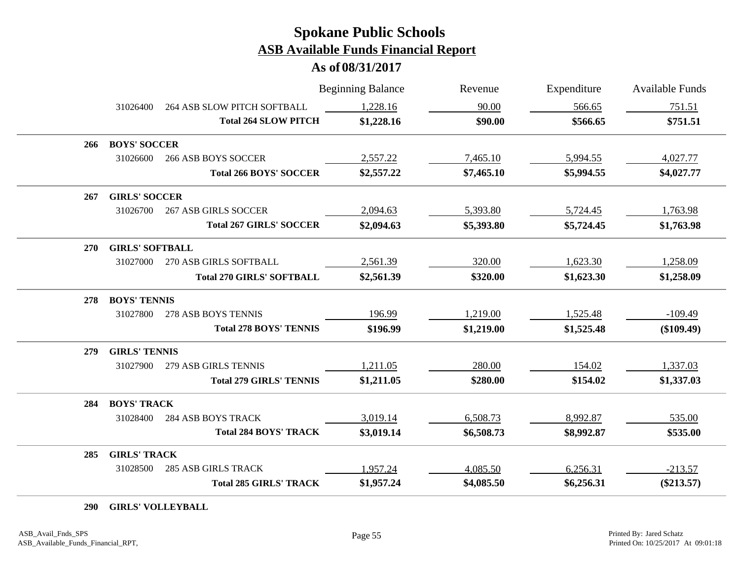# Spokane Public Schools

## ASB Available Funds Financial Report

### As of 08/31/2017

| | | Beginning Balance | Revenue | Expenditure | Available Funds |
|---|---|---|---|---|---|
| 31026400 | 264 ASB SLOW PITCH SOFTBALL | 1,228.16 | 90.00 | 566.65 | 751.51 |
| | **Total 264 SLOW PITCH** | **$1,228.16** | **$90.00** | **$566.65** | **$751.51** |
| **266** | **BOYS' SOCCER** | | | | |
| 31026600 | 266 ASB BOYS SOCCER | 2,557.22 | 7,465.10 | 5,994.55 | 4,027.77 |
| | **Total 266 BOYS' SOCCER** | **$2,557.22** | **$7,465.10** | **$5,994.55** | **$4,027.77** |
| **267** | **GIRLS' SOCCER** | | | | |
| 31026700 | 267 ASB GIRLS SOCCER | 2,094.63 | 5,393.80 | 5,724.45 | 1,763.98 |
| | **Total 267 GIRLS' SOCCER** | **$2,094.63** | **$5,393.80** | **$5,724.45** | **$1,763.98** |
| **270** | **GIRLS' SOFTBALL** | | | | |
| 31027000 | 270 ASB GIRLS SOFTBALL | 2,561.39 | 320.00 | 1,623.30 | 1,258.09 |
| | **Total 270 GIRLS' SOFTBALL** | **$2,561.39** | **$320.00** | **$1,623.30** | **$1,258.09** |
| **278** | **BOYS' TENNIS** | | | | |
| 31027800 | 278 ASB BOYS TENNIS | 196.99 | 1,219.00 | 1,525.48 | -109.49 |
| | **Total 278 BOYS' TENNIS** | **$196.99** | **$1,219.00** | **$1,525.48** | **($109.49)** |
| **279** | **GIRLS' TENNIS** | | | | |
| 31027900 | 279 ASB GIRLS TENNIS | 1,211.05 | 280.00 | 154.02 | 1,337.03 |
| | **Total 279 GIRLS' TENNIS** | **$1,211.05** | **$280.00** | **$154.02** | **$1,337.03** |
| **284** | **BOYS' TRACK** | | | | |
| 31028400 | 284 ASB BOYS TRACK | 3,019.14 | 6,508.73 | 8,992.87 | 535.00 |
| | **Total 284 BOYS' TRACK** | **$3,019.14** | **$6,508.73** | **$8,992.87** | **$535.00** |
| **285** | **GIRLS' TRACK** | | | | |
| 31028500 | 285 ASB GIRLS TRACK | 1,957.24 | 4,085.50 | 6,256.31 | -213.57 |
| | **Total 285 GIRLS' TRACK** | **$1,957.24** | **$4,085.50** | **$6,256.31** | **($213.57)** |
| **290** | **GIRLS' VOLLEYBALL** | | | | |

ASB_Avail_Fnds_SPS
ASB_Available_Funds_Financial_RPT,

Printed By: Jared Schatz
Printed On: 10/25/2017 At 09:01:18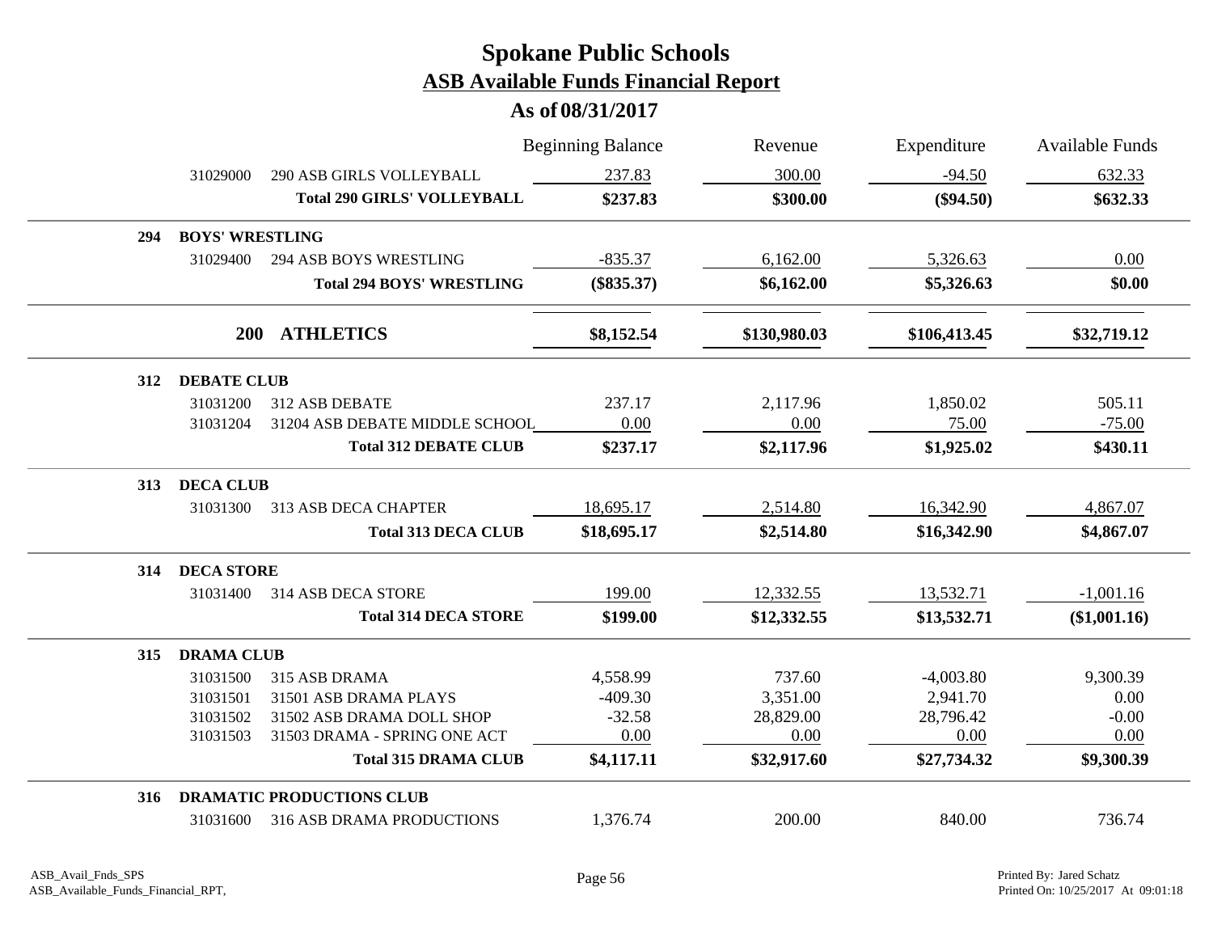# Spokane Public Schools

## ASB Available Funds Financial Report

### As of 08/31/2017

| | | | Beginning Balance | Revenue | Expenditure | Available Funds |
|---|---|---|---|---|---|---|
| | 31029000 | 290 ASB GIRLS VOLLEYBALL | 237.83 | 300.00 | -94.50 | 632.33 |
| | | **Total 290 GIRLS' VOLLEYBALL** | **$237.83** | **$300.00** | **($94.50)** | **$632.33** |
| **294** | **BOYS' WRESTLING** | | | | | |
| | 31029400 | 294 ASB BOYS WRESTLING | -835.37 | 6,162.00 | 5,326.63 | 0.00 |
| | | **Total 294 BOYS' WRESTLING** | **($835.37)** | **$6,162.00** | **$5,326.63** | **$0.00** |
| | **200** | **ATHLETICS** | **$8,152.54** | **$130,980.03** | **$106,413.45** | **$32,719.12** |
| **312** | **DEBATE CLUB** | | | | | |
| | 31031200 | 312 ASB DEBATE | 237.17 | 2,117.96 | 1,850.02 | 505.11 |
| | 31031204 | 31204 ASB DEBATE MIDDLE SCHOOL | 0.00 | 0.00 | 75.00 | -75.00 |
| | | **Total 312 DEBATE CLUB** | **$237.17** | **$2,117.96** | **$1,925.02** | **$430.11** |
| **313** | **DECA CLUB** | | | | | |
| | 31031300 | 313 ASB DECA CHAPTER | 18,695.17 | 2,514.80 | 16,342.90 | 4,867.07 |
| | | **Total 313 DECA CLUB** | **$18,695.17** | **$2,514.80** | **$16,342.90** | **$4,867.07** |
| **314** | **DECA STORE** | | | | | |
| | 31031400 | 314 ASB DECA STORE | 199.00 | 12,332.55 | 13,532.71 | -1,001.16 |
| | | **Total 314 DECA STORE** | **$199.00** | **$12,332.55** | **$13,532.71** | **($1,001.16)** |
| **315** | **DRAMA CLUB** | | | | | |
| | 31031500 | 315 ASB DRAMA | 4,558.99 | 737.60 | -4,003.80 | 9,300.39 |
| | 31031501 | 31501 ASB DRAMA PLAYS | -409.30 | 3,351.00 | 2,941.70 | 0.00 |
| | 31031502 | 31502 ASB DRAMA DOLL SHOP | -32.58 | 28,829.00 | 28,796.42 | -0.00 |
| | 31031503 | 31503 DRAMA - SPRING ONE ACT | 0.00 | 0.00 | 0.00 | 0.00 |
| | | **Total 315 DRAMA CLUB** | **$4,117.11** | **$32,917.60** | **$27,734.32** | **$9,300.39** |
| **316** | **DRAMATIC PRODUCTIONS CLUB** | | | | | |
| | 31031600 | 316 ASB DRAMA PRODUCTIONS | 1,376.74 | 200.00 | 840.00 | 736.74 |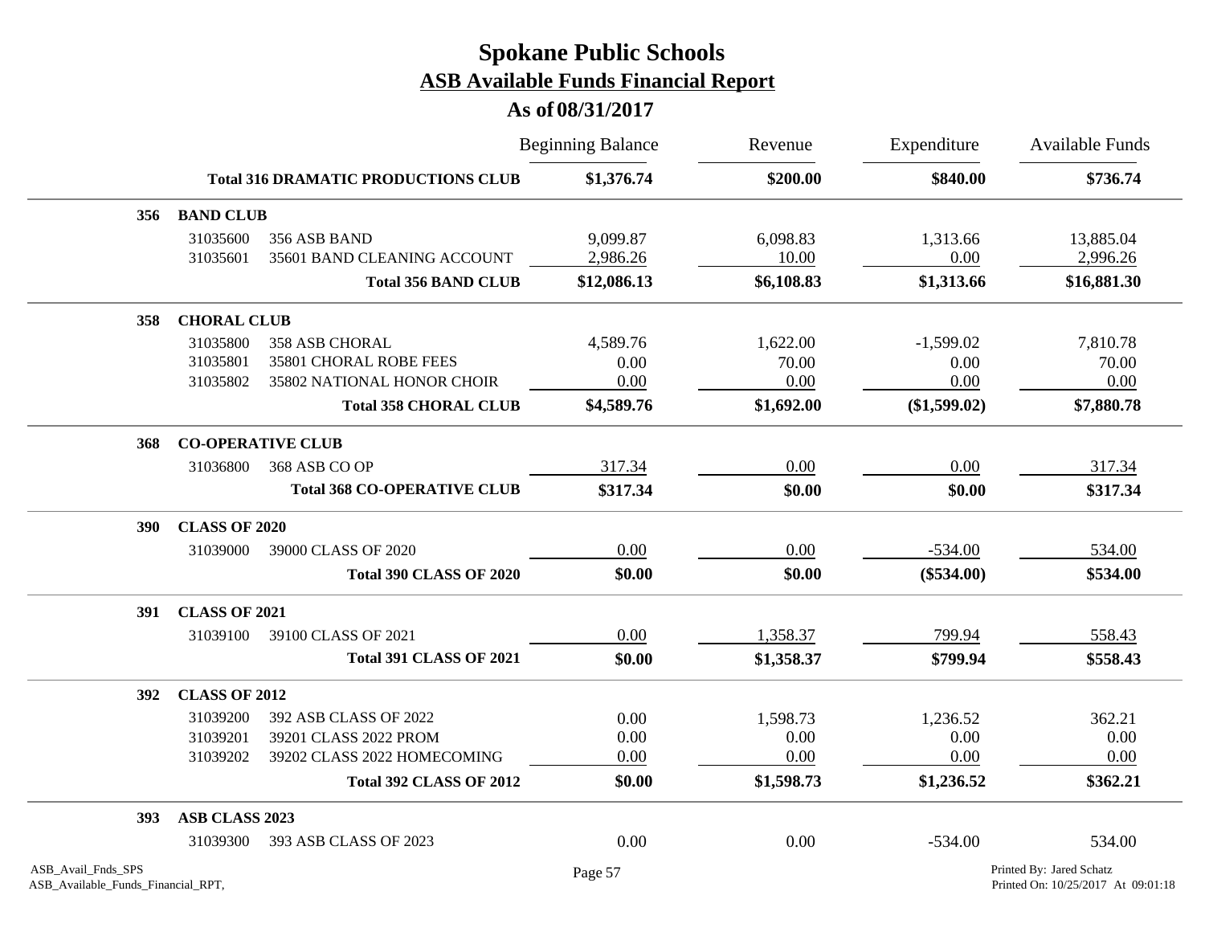# Spokane Public Schools

## ASB Available Funds Financial Report

### As of 08/31/2017

| | | | Beginning Balance | Revenue | Expenditure | Available Funds |
|---|---|---|---|---|---|---|
| | | **Total 316 DRAMATIC PRODUCTIONS CLUB** | **$1,376.74** | **$200.00** | **$840.00** | **$736.74** |
| **356** | **BAND CLUB** | | | | | |
| | 31035600 | 356 ASB BAND | 9,099.87 | 6,098.83 | 1,313.66 | 13,885.04 |
| | 31035601 | 35601 BAND CLEANING ACCOUNT | 2,986.26 | 10.00 | 0.00 | 2,996.26 |
| | | **Total 356 BAND CLUB** | **$12,086.13** | **$6,108.83** | **$1,313.66** | **$16,881.30** |
| **358** | **CHORAL CLUB** | | | | | |
| | 31035800 | 358 ASB CHORAL | 4,589.76 | 1,622.00 | -1,599.02 | 7,810.78 |
| | 31035801 | 35801 CHORAL ROBE FEES | 0.00 | 70.00 | 0.00 | 70.00 |
| | 31035802 | 35802 NATIONAL HONOR CHOIR | 0.00 | 0.00 | 0.00 | 0.00 |
| | | **Total 358 CHORAL CLUB** | **$4,589.76** | **$1,692.00** | **($1,599.02)** | **$7,880.78** |
| **368** | **CO-OPERATIVE CLUB** | | | | | |
| | 31036800 | 368 ASB CO OP | 317.34 | 0.00 | 0.00 | 317.34 |
| | | **Total 368 CO-OPERATIVE CLUB** | **$317.34** | **$0.00** | **$0.00** | **$317.34** |
| **390** | **CLASS OF 2020** | | | | | |
| | 31039000 | 39000 CLASS OF 2020 | 0.00 | 0.00 | -534.00 | 534.00 |
| | | **Total 390 CLASS OF 2020** | **$0.00** | **$0.00** | **($534.00)** | **$534.00** |
| **391** | **CLASS OF 2021** | | | | | |
| | 31039100 | 39100 CLASS OF 2021 | 0.00 | 1,358.37 | 799.94 | 558.43 |
| | | **Total 391 CLASS OF 2021** | **$0.00** | **$1,358.37** | **$799.94** | **$558.43** |
| **392** | **CLASS OF 2012** | | | | | |
| | 31039200 | 392 ASB CLASS OF 2022 | 0.00 | 1,598.73 | 1,236.52 | 362.21 |
| | 31039201 | 39201 CLASS 2022 PROM | 0.00 | 0.00 | 0.00 | 0.00 |
| | 31039202 | 39202 CLASS 2022 HOMECOMING | 0.00 | 0.00 | 0.00 | 0.00 |
| | | **Total 392 CLASS OF 2012** | **$0.00** | **$1,598.73** | **$1,236.52** | **$362.21** |
| **393** | **ASB CLASS 2023** | | | | | |
| | 31039300 | 393 ASB CLASS OF 2023 | 0.00 | 0.00 | -534.00 | 534.00 |

ASB_Avail_Fnds_SPS
ASB_Available_Funds_Financial_RPT,

Printed By: Jared Schatz
Printed On: 10/25/2017 At 09:01:18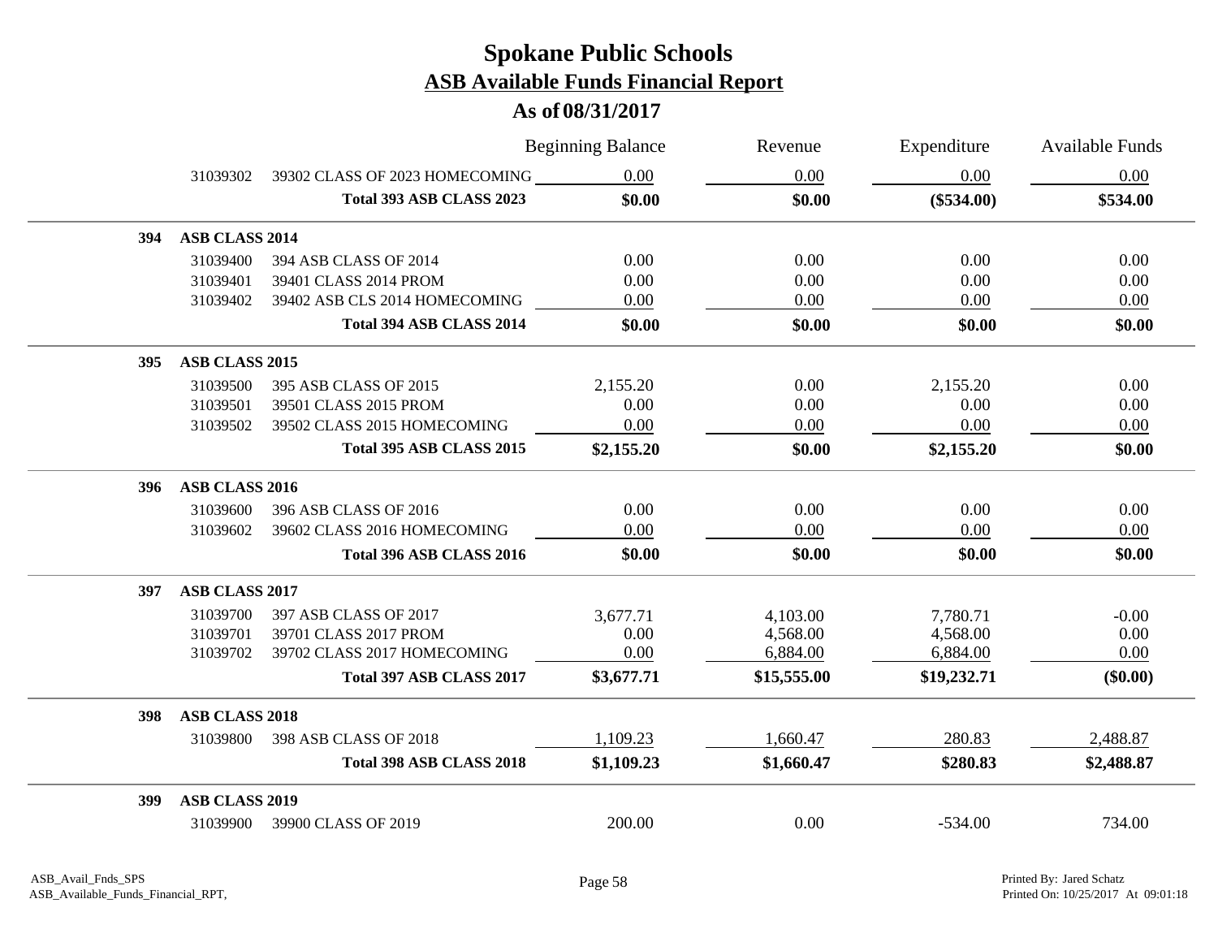# Spokane Public Schools

## ASB Available Funds Financial Report

### As of 08/31/2017

| | | | Beginning Balance | Revenue | Expenditure | Available Funds |
|---|---|---|---|---|---|---|
| | 31039302 | 39302 CLASS OF 2023 HOMECOMING | 0.00 | 0.00 | 0.00 | 0.00 |
| | | **Total 393 ASB CLASS 2023** | **$0.00** | **$0.00** | **($534.00)** | **$534.00** |
| **394** | **ASB CLASS 2014** | | | | | |
| | 31039400 | 394 ASB CLASS OF 2014 | 0.00 | 0.00 | 0.00 | 0.00 |
| | 31039401 | 39401 CLASS 2014 PROM | 0.00 | 0.00 | 0.00 | 0.00 |
| | 31039402 | 39402 ASB CLS 2014 HOMECOMING | 0.00 | 0.00 | 0.00 | 0.00 |
| | | **Total 394 ASB CLASS 2014** | **$0.00** | **$0.00** | **$0.00** | **$0.00** |
| **395** | **ASB CLASS 2015** | | | | | |
| | 31039500 | 395 ASB CLASS OF 2015 | 2,155.20 | 0.00 | 2,155.20 | 0.00 |
| | 31039501 | 39501 CLASS 2015 PROM | 0.00 | 0.00 | 0.00 | 0.00 |
| | 31039502 | 39502 CLASS 2015 HOMECOMING | 0.00 | 0.00 | 0.00 | 0.00 |
| | | **Total 395 ASB CLASS 2015** | **$2,155.20** | **$0.00** | **$2,155.20** | **$0.00** |
| **396** | **ASB CLASS 2016** | | | | | |
| | 31039600 | 396 ASB CLASS OF 2016 | 0.00 | 0.00 | 0.00 | 0.00 |
| | 31039602 | 39602 CLASS 2016 HOMECOMING | 0.00 | 0.00 | 0.00 | 0.00 |
| | | **Total 396 ASB CLASS 2016** | **$0.00** | **$0.00** | **$0.00** | **$0.00** |
| **397** | **ASB CLASS 2017** | | | | | |
| | 31039700 | 397 ASB CLASS OF 2017 | 3,677.71 | 4,103.00 | 7,780.71 | -0.00 |
| | 31039701 | 39701 CLASS 2017 PROM | 0.00 | 4,568.00 | 4,568.00 | 0.00 |
| | 31039702 | 39702 CLASS 2017 HOMECOMING | 0.00 | 6,884.00 | 6,884.00 | 0.00 |
| | | **Total 397 ASB CLASS 2017** | **$3,677.71** | **$15,555.00** | **$19,232.71** | **($0.00)** |
| **398** | **ASB CLASS 2018** | | | | | |
| | 31039800 | 398 ASB CLASS OF 2018 | 1,109.23 | 1,660.47 | 280.83 | 2,488.87 |
| | | **Total 398 ASB CLASS 2018** | **$1,109.23** | **$1,660.47** | **$280.83** | **$2,488.87** |
| **399** | **ASB CLASS 2019** | | | | | |
| | 31039900 | 39900 CLASS OF 2019 | 200.00 | 0.00 | -534.00 | 734.00 |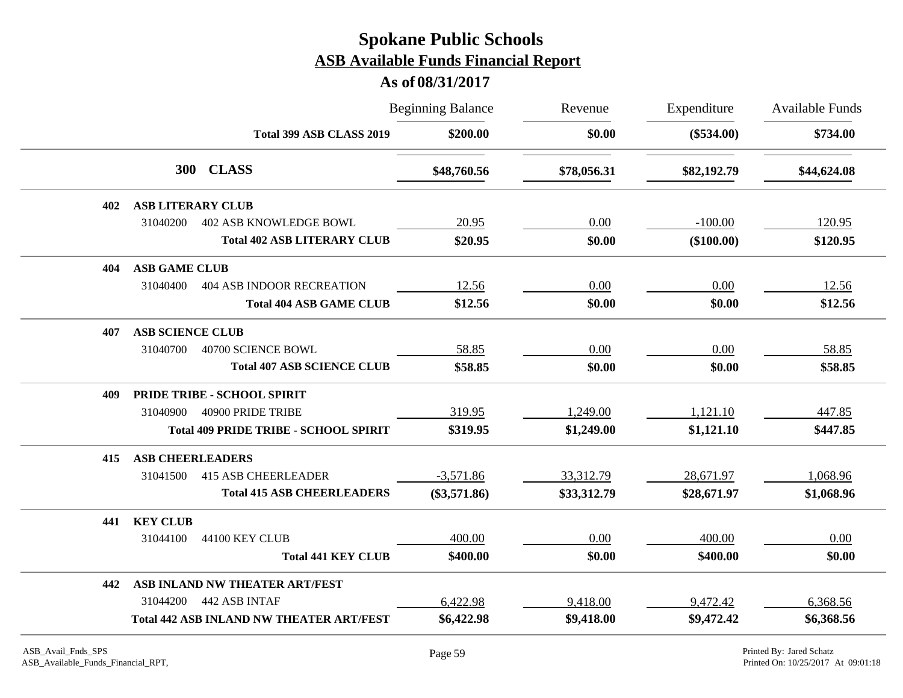# Spokane Public Schools

## ASB Available Funds Financial Report

### As of 08/31/2017

| | | Beginning Balance | Revenue | Expenditure | Available Funds |
|---|---|---|---|---|---|
| | **Total 399 ASB CLASS 2019** | **$200.00** | **$0.00** | **($534.00)** | **$734.00** |
| **300** | **CLASS** | **$48,760.56** | **$78,056.31** | **$82,192.79** | **$44,624.08** |
| **402** | **ASB LITERARY CLUB** | | | | |
| 31040200 | 402 ASB KNOWLEDGE BOWL | 20.95 | 0.00 | -100.00 | 120.95 |
| | **Total 402 ASB LITERARY CLUB** | **$20.95** | **$0.00** | **($100.00)** | **$120.95** |
| **404** | **ASB GAME CLUB** | | | | |
| 31040400 | 404 ASB INDOOR RECREATION | 12.56 | 0.00 | 0.00 | 12.56 |
| | **Total 404 ASB GAME CLUB** | **$12.56** | **$0.00** | **$0.00** | **$12.56** |
| **407** | **ASB SCIENCE CLUB** | | | | |
| 31040700 | 40700 SCIENCE BOWL | 58.85 | 0.00 | 0.00 | 58.85 |
| | **Total 407 ASB SCIENCE CLUB** | **$58.85** | **$0.00** | **$0.00** | **$58.85** |
| **409** | **PRIDE TRIBE - SCHOOL SPIRIT** | | | | |
| 31040900 | 40900 PRIDE TRIBE | 319.95 | 1,249.00 | 1,121.10 | 447.85 |
| | **Total 409 PRIDE TRIBE - SCHOOL SPIRIT** | **$319.95** | **$1,249.00** | **$1,121.10** | **$447.85** |
| **415** | **ASB CHEERLEADERS** | | | | |
| 31041500 | 415 ASB CHEERLEADER | -3,571.86 | 33,312.79 | 28,671.97 | 1,068.96 |
| | **Total 415 ASB CHEERLEADERS** | **($3,571.86)** | **$33,312.79** | **$28,671.97** | **$1,068.96** |
| **441** | **KEY CLUB** | | | | |
| 31044100 | 44100 KEY CLUB | 400.00 | 0.00 | 400.00 | 0.00 |
| | **Total 441 KEY CLUB** | **$400.00** | **$0.00** | **$400.00** | **$0.00** |
| **442** | **ASB INLAND NW THEATER ART/FEST** | | | | |
| 31044200 | 442 ASB INTAF | 6,422.98 | 9,418.00 | 9,472.42 | 6,368.56 |
| | **Total 442 ASB INLAND NW THEATER ART/FEST** | **$6,422.98** | **$9,418.00** | **$9,472.42** | **$6,368.56** |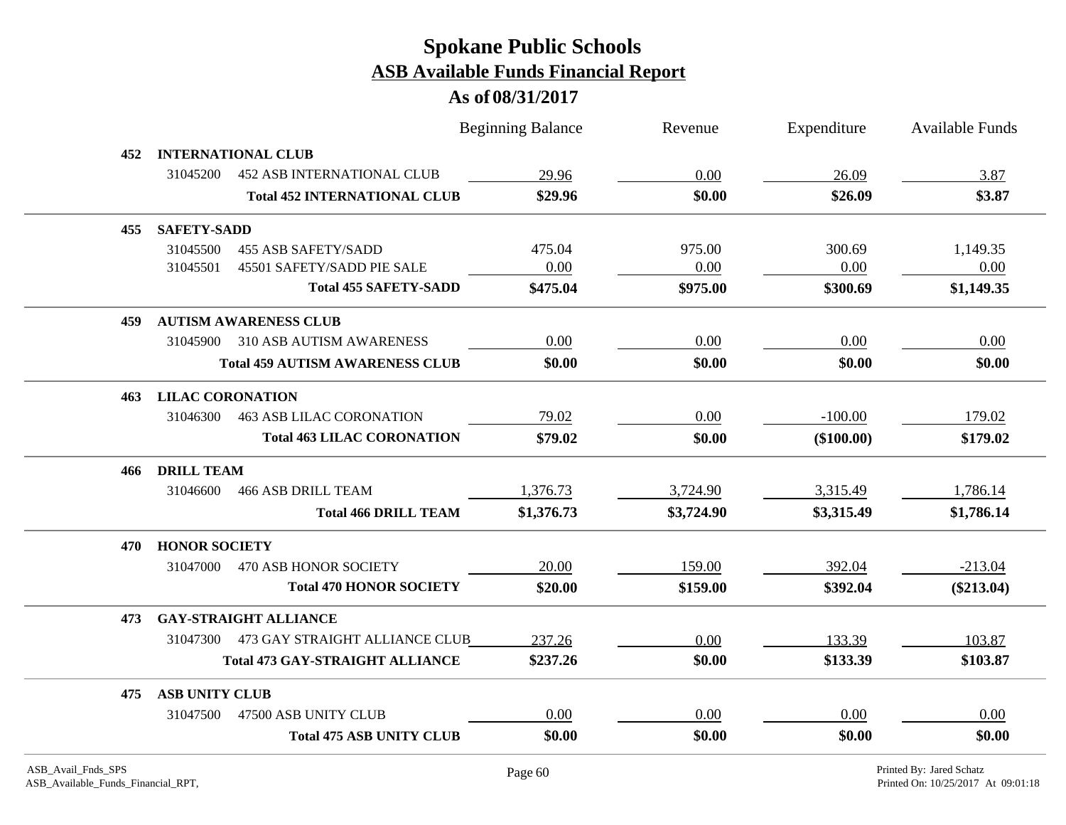# Spokane Public Schools
## ASB Available Funds Financial Report
### As of 08/31/2017

| | | | Beginning Balance | Revenue | Expenditure | Available Funds |
|---|---|---|---|---|---|---|
| **452** | **INTERNATIONAL CLUB** | | | | | |
| | 31045200 | 452 ASB INTERNATIONAL CLUB | 29.96 | 0.00 | 26.09 | 3.87 |
| | | **Total 452 INTERNATIONAL CLUB** | **$29.96** | **$0.00** | **$26.09** | **$3.87** |
| **455** | **SAFETY-SADD** | | | | | |
| | 31045500 | 455 ASB SAFETY/SADD | 475.04 | 975.00 | 300.69 | 1,149.35 |
| | 31045501 | 45501 SAFETY/SADD PIE SALE | 0.00 | 0.00 | 0.00 | 0.00 |
| | | **Total 455 SAFETY-SADD** | **$475.04** | **$975.00** | **$300.69** | **$1,149.35** |
| **459** | **AUTISM AWARENESS CLUB** | | | | | |
| | 31045900 | 310 ASB AUTISM AWARENESS | 0.00 | 0.00 | 0.00 | 0.00 |
| | | **Total 459 AUTISM AWARENESS CLUB** | **$0.00** | **$0.00** | **$0.00** | **$0.00** |
| **463** | **LILAC CORONATION** | | | | | |
| | 31046300 | 463 ASB LILAC CORONATION | 79.02 | 0.00 | -100.00 | 179.02 |
| | | **Total 463 LILAC CORONATION** | **$79.02** | **$0.00** | **($100.00)** | **$179.02** |
| **466** | **DRILL TEAM** | | | | | |
| | 31046600 | 466 ASB DRILL TEAM | 1,376.73 | 3,724.90 | 3,315.49 | 1,786.14 |
| | | **Total 466 DRILL TEAM** | **$1,376.73** | **$3,724.90** | **$3,315.49** | **$1,786.14** |
| **470** | **HONOR SOCIETY** | | | | | |
| | 31047000 | 470 ASB HONOR SOCIETY | 20.00 | 159.00 | 392.04 | -213.04 |
| | | **Total 470 HONOR SOCIETY** | **$20.00** | **$159.00** | **$392.04** | **($213.04)** |
| **473** | **GAY-STRAIGHT ALLIANCE** | | | | | |
| | 31047300 | 473 GAY STRAIGHT ALLIANCE CLUB | 237.26 | 0.00 | 133.39 | 103.87 |
| | | **Total 473 GAY-STRAIGHT ALLIANCE** | **$237.26** | **$0.00** | **$133.39** | **$103.87** |
| **475** | **ASB UNITY CLUB** | | | | | |
| | 31047500 | 47500 ASB UNITY CLUB | 0.00 | 0.00 | 0.00 | 0.00 |
| | | **Total 475 ASB UNITY CLUB** | **$0.00** | **$0.00** | **$0.00** | **$0.00** |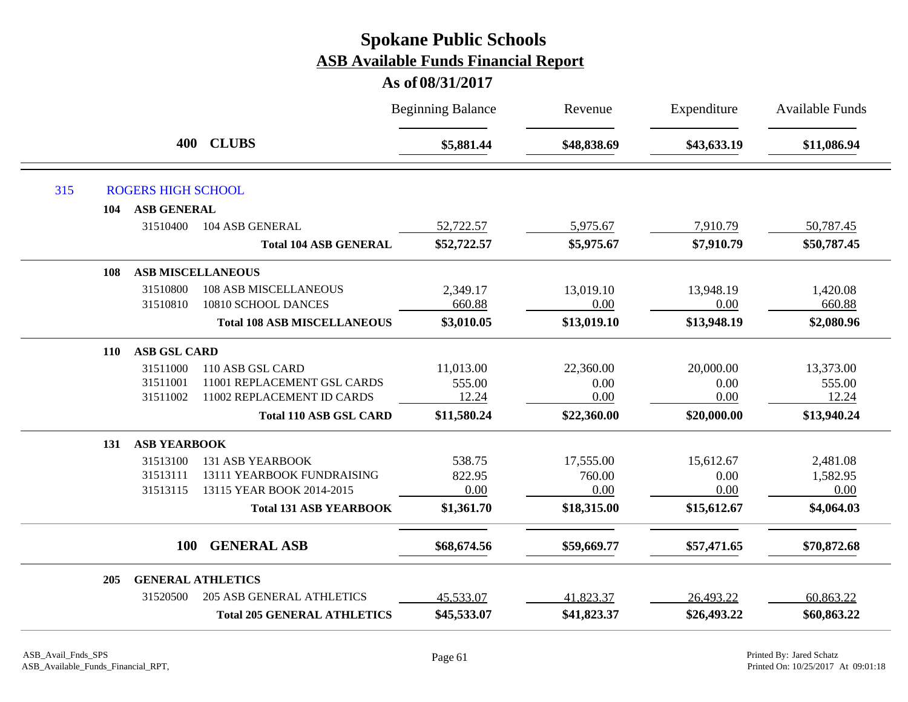# Spokane Public Schools
## ASB Available Funds Financial Report
### As of 08/31/2017

| | | Beginning Balance | Revenue | Expenditure | Available Funds |
|---|---|---|---|---|---|
| **400 CLUBS** | | **$5,881.44** | **$48,838.69** | **$43,633.19** | **$11,086.94** |
| **315 ROGERS HIGH SCHOOL** | | | | | |
| **104 ASB GENERAL** | | | | | |
| 31510400 | 104 ASB GENERAL | 52,722.57 | 5,975.67 | 7,910.79 | 50,787.45 |
| | **Total 104 ASB GENERAL** | **$52,722.57** | **$5,975.67** | **$7,910.79** | **$50,787.45** |
| **108 ASB MISCELLANEOUS** | | | | | |
| 31510800 | 108 ASB MISCELLANEOUS | 2,349.17 | 13,019.10 | 13,948.19 | 1,420.08 |
| 31510810 | 10810 SCHOOL DANCES | 660.88 | 0.00 | 0.00 | 660.88 |
| | **Total 108 ASB MISCELLANEOUS** | **$3,010.05** | **$13,019.10** | **$13,948.19** | **$2,080.96** |
| **110 ASB GSL CARD** | | | | | |
| 31511000 | 110 ASB GSL CARD | 11,013.00 | 22,360.00 | 20,000.00 | 13,373.00 |
| 31511001 | 11001 REPLACEMENT GSL CARDS | 555.00 | 0.00 | 0.00 | 555.00 |
| 31511002 | 11002 REPLACEMENT ID CARDS | 12.24 | 0.00 | 0.00 | 12.24 |
| | **Total 110 ASB GSL CARD** | **$11,580.24** | **$22,360.00** | **$20,000.00** | **$13,940.24** |
| **131 ASB YEARBOOK** | | | | | |
| 31513100 | 131 ASB YEARBOOK | 538.75 | 17,555.00 | 15,612.67 | 2,481.08 |
| 31513111 | 13111 YEARBOOK FUNDRAISING | 822.95 | 760.00 | 0.00 | 1,582.95 |
| 31513115 | 13115 YEAR BOOK 2014-2015 | 0.00 | 0.00 | 0.00 | 0.00 |
| | **Total 131 ASB YEARBOOK** | **$1,361.70** | **$18,315.00** | **$15,612.67** | **$4,064.03** |
| **100 GENERAL ASB** | | **$68,674.56** | **$59,669.77** | **$57,471.65** | **$70,872.68** |
| **205 GENERAL ATHLETICS** | | | | | |
| 31520500 | 205 ASB GENERAL ATHLETICS | 45,533.07 | 41,823.37 | 26,493.22 | 60,863.22 |
| | **Total 205 GENERAL ATHLETICS** | **$45,533.07** | **$41,823.37** | **$26,493.22** | **$60,863.22** |

ASB_Avail_Fnds_SPS
ASB_Available_Funds_Financial_RPT,

Printed By: Jared Schatz
Printed On: 10/25/2017 At 09:01:18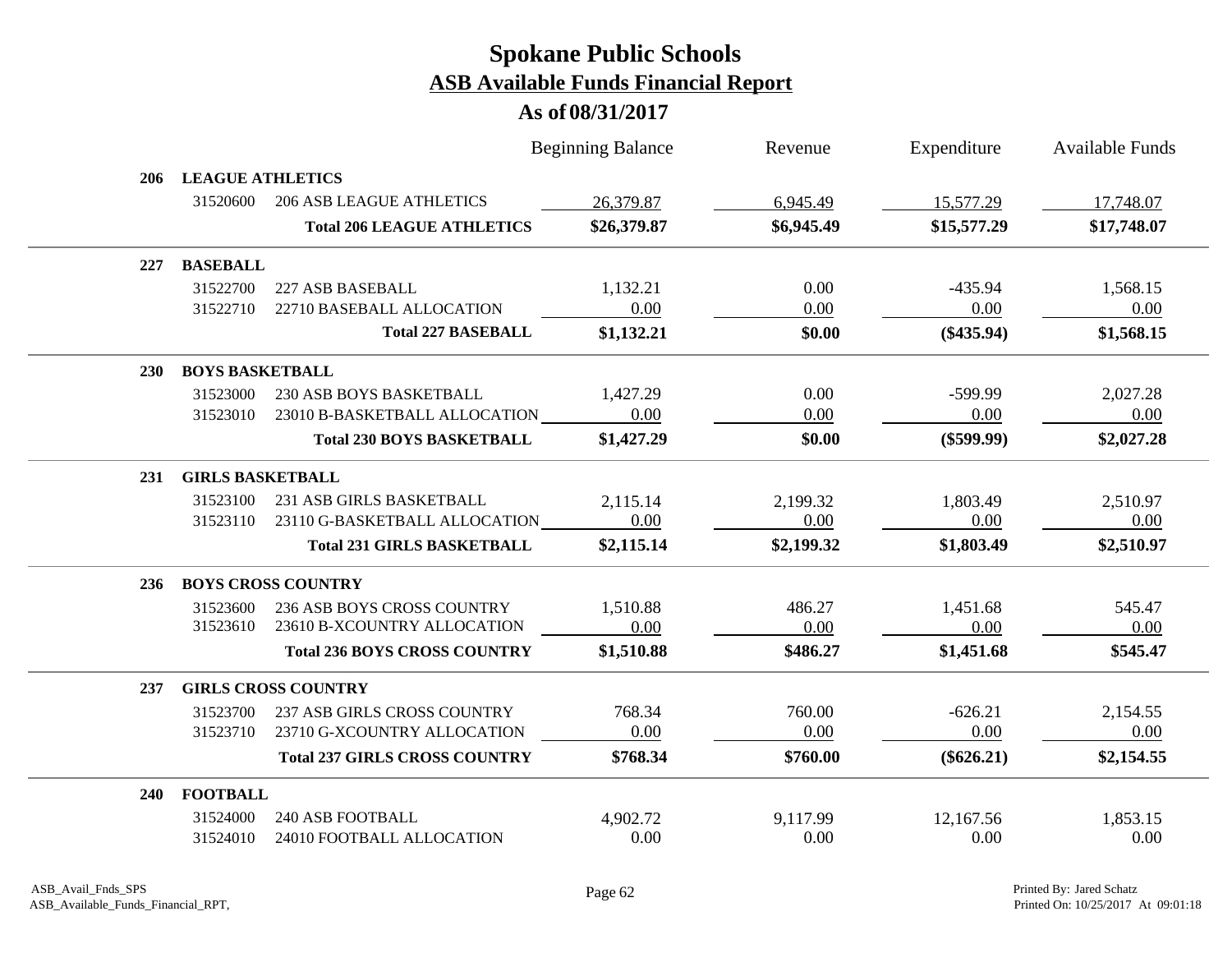# Spokane Public Schools

## ASB Available Funds Financial Report

### As of 08/31/2017

| | | | Beginning Balance | Revenue | Expenditure | Available Funds |
|---|---|---|---|---|---|---|
| **206** | **LEAGUE ATHLETICS** | | | | | |
| | 31520600 | 206 ASB LEAGUE ATHLETICS | 26,379.87 | 6,945.49 | 15,577.29 | 17,748.07 |
| | | **Total 206 LEAGUE ATHLETICS** | **$26,379.87** | **$6,945.49** | **$15,577.29** | **$17,748.07** |
| **227** | **BASEBALL** | | | | | |
| | 31522700 | 227 ASB BASEBALL | 1,132.21 | 0.00 | -435.94 | 1,568.15 |
| | 31522710 | 22710 BASEBALL ALLOCATION | 0.00 | 0.00 | 0.00 | 0.00 |
| | | **Total 227 BASEBALL** | **$1,132.21** | **$0.00** | **($435.94)** | **$1,568.15** |
| **230** | **BOYS BASKETBALL** | | | | | |
| | 31523000 | 230 ASB BOYS BASKETBALL | 1,427.29 | 0.00 | -599.99 | 2,027.28 |
| | 31523010 | 23010 B-BASKETBALL ALLOCATION | 0.00 | 0.00 | 0.00 | 0.00 |
| | | **Total 230 BOYS BASKETBALL** | **$1,427.29** | **$0.00** | **($599.99)** | **$2,027.28** |
| **231** | **GIRLS BASKETBALL** | | | | | |
| | 31523100 | 231 ASB GIRLS BASKETBALL | 2,115.14 | 2,199.32 | 1,803.49 | 2,510.97 |
| | 31523110 | 23110 G-BASKETBALL ALLOCATION | 0.00 | 0.00 | 0.00 | 0.00 |
| | | **Total 231 GIRLS BASKETBALL** | **$2,115.14** | **$2,199.32** | **$1,803.49** | **$2,510.97** |
| **236** | **BOYS CROSS COUNTRY** | | | | | |
| | 31523600 | 236 ASB BOYS CROSS COUNTRY | 1,510.88 | 486.27 | 1,451.68 | 545.47 |
| | 31523610 | 23610 B-XCOUNTRY ALLOCATION | 0.00 | 0.00 | 0.00 | 0.00 |
| | | **Total 236 BOYS CROSS COUNTRY** | **$1,510.88** | **$486.27** | **$1,451.68** | **$545.47** |
| **237** | **GIRLS CROSS COUNTRY** | | | | | |
| | 31523700 | 237 ASB GIRLS CROSS COUNTRY | 768.34 | 760.00 | -626.21 | 2,154.55 |
| | 31523710 | 23710 G-XCOUNTRY ALLOCATION | 0.00 | 0.00 | 0.00 | 0.00 |
| | | **Total 237 GIRLS CROSS COUNTRY** | **$768.34** | **$760.00** | **($626.21)** | **$2,154.55** |
| **240** | **FOOTBALL** | | | | | |
| | 31524000 | 240 ASB FOOTBALL | 4,902.72 | 9,117.99 | 12,167.56 | 1,853.15 |
| | 31524010 | 24010 FOOTBALL ALLOCATION | 0.00 | 0.00 | 0.00 | 0.00 |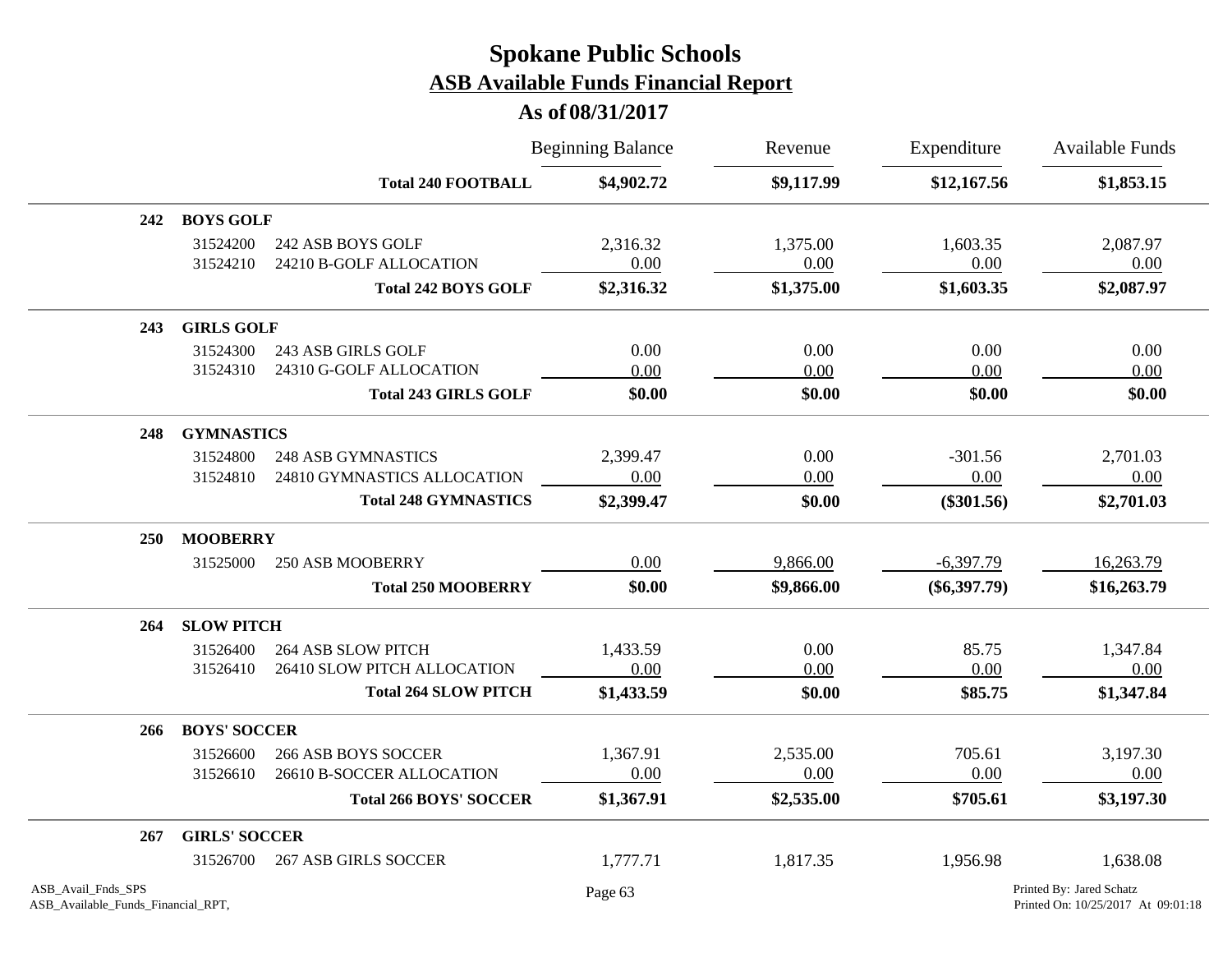# Spokane Public Schools

## ASB Available Funds Financial Report

### As of 08/31/2017

| | | | Beginning Balance | Revenue | Expenditure | Available Funds |
|---|---|---|---|---|---|---|
| | | **Total 240 FOOTBALL** | **$4,902.72** | **$9,117.99** | **$12,167.56** | **$1,853.15** |
| **242** | **BOYS GOLF** | | | | | |
| | 31524200 | 242 ASB BOYS GOLF | 2,316.32 | 1,375.00 | 1,603.35 | 2,087.97 |
| | 31524210 | 24210 B-GOLF ALLOCATION | 0.00 | 0.00 | 0.00 | 0.00 |
| | | **Total 242 BOYS GOLF** | **$2,316.32** | **$1,375.00** | **$1,603.35** | **$2,087.97** |
| **243** | **GIRLS GOLF** | | | | | |
| | 31524300 | 243 ASB GIRLS GOLF | 0.00 | 0.00 | 0.00 | 0.00 |
| | 31524310 | 24310 G-GOLF ALLOCATION | 0.00 | 0.00 | 0.00 | 0.00 |
| | | **Total 243 GIRLS GOLF** | **$0.00** | **$0.00** | **$0.00** | **$0.00** |
| **248** | **GYMNASTICS** | | | | | |
| | 31524800 | 248 ASB GYMNASTICS | 2,399.47 | 0.00 | -301.56 | 2,701.03 |
| | 31524810 | 24810 GYMNASTICS ALLOCATION | 0.00 | 0.00 | 0.00 | 0.00 |
| | | **Total 248 GYMNASTICS** | **$2,399.47** | **$0.00** | **($301.56)** | **$2,701.03** |
| **250** | **MOOBERRY** | | | | | |
| | 31525000 | 250 ASB MOOBERRY | 0.00 | 9,866.00 | -6,397.79 | 16,263.79 |
| | | **Total 250 MOOBERRY** | **$0.00** | **$9,866.00** | **($6,397.79)** | **$16,263.79** |
| **264** | **SLOW PITCH** | | | | | |
| | 31526400 | 264 ASB SLOW PITCH | 1,433.59 | 0.00 | 85.75 | 1,347.84 |
| | 31526410 | 26410 SLOW PITCH ALLOCATION | 0.00 | 0.00 | 0.00 | 0.00 |
| | | **Total 264 SLOW PITCH** | **$1,433.59** | **$0.00** | **$85.75** | **$1,347.84** |
| **266** | **BOYS' SOCCER** | | | | | |
| | 31526600 | 266 ASB BOYS SOCCER | 1,367.91 | 2,535.00 | 705.61 | 3,197.30 |
| | 31526610 | 26610 B-SOCCER ALLOCATION | 0.00 | 0.00 | 0.00 | 0.00 |
| | | **Total 266 BOYS' SOCCER** | **$1,367.91** | **$2,535.00** | **$705.61** | **$3,197.30** |
| **267** | **GIRLS' SOCCER** | | | | | |
| | 31526700 | 267 ASB GIRLS SOCCER | 1,777.71 | 1,817.35 | 1,956.98 | 1,638.08 |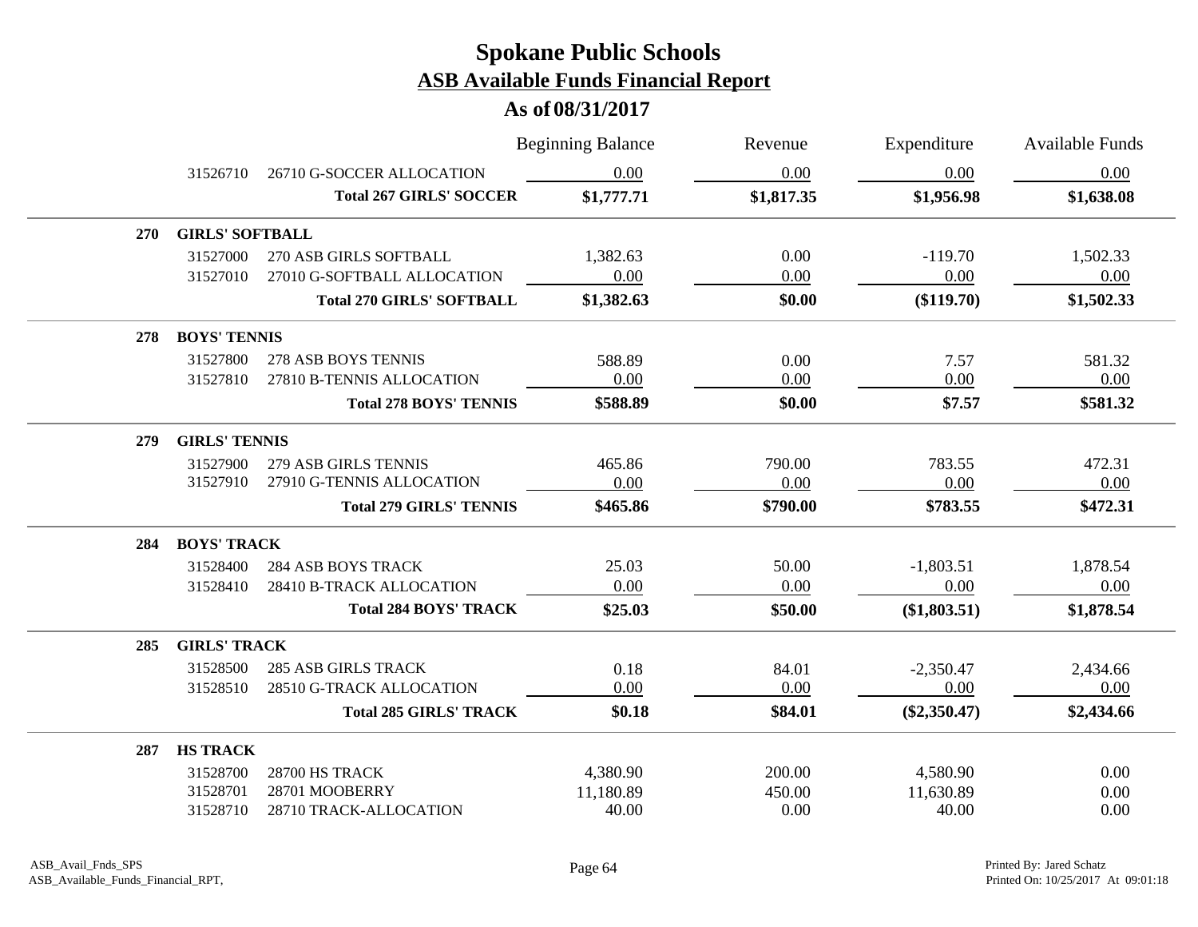# Spokane Public Schools

## ASB Available Funds Financial Report

### As of 08/31/2017

| | | | Beginning Balance | Revenue | Expenditure | Available Funds |
|---|---|---|---|---|---|---|
| | 31526710 | 26710 G-SOCCER ALLOCATION | 0.00 | 0.00 | 0.00 | 0.00 |
| | | **Total 267 GIRLS' SOCCER** | **$1,777.71** | **$1,817.35** | **$1,956.98** | **$1,638.08** |
| **270** | **GIRLS' SOFTBALL** | | | | | |
| | 31527000 | 270 ASB GIRLS SOFTBALL | 1,382.63 | 0.00 | -119.70 | 1,502.33 |
| | 31527010 | 27010 G-SOFTBALL ALLOCATION | 0.00 | 0.00 | 0.00 | 0.00 |
| | | **Total 270 GIRLS' SOFTBALL** | **$1,382.63** | **$0.00** | **($119.70)** | **$1,502.33** |
| **278** | **BOYS' TENNIS** | | | | | |
| | 31527800 | 278 ASB BOYS TENNIS | 588.89 | 0.00 | 7.57 | 581.32 |
| | 31527810 | 27810 B-TENNIS ALLOCATION | 0.00 | 0.00 | 0.00 | 0.00 |
| | | **Total 278 BOYS' TENNIS** | **$588.89** | **$0.00** | **$7.57** | **$581.32** |
| **279** | **GIRLS' TENNIS** | | | | | |
| | 31527900 | 279 ASB GIRLS TENNIS | 465.86 | 790.00 | 783.55 | 472.31 |
| | 31527910 | 27910 G-TENNIS ALLOCATION | 0.00 | 0.00 | 0.00 | 0.00 |
| | | **Total 279 GIRLS' TENNIS** | **$465.86** | **$790.00** | **$783.55** | **$472.31** |
| **284** | **BOYS' TRACK** | | | | | |
| | 31528400 | 284 ASB BOYS TRACK | 25.03 | 50.00 | -1,803.51 | 1,878.54 |
| | 31528410 | 28410 B-TRACK ALLOCATION | 0.00 | 0.00 | 0.00 | 0.00 |
| | | **Total 284 BOYS' TRACK** | **$25.03** | **$50.00** | **($1,803.51)** | **$1,878.54** |
| **285** | **GIRLS' TRACK** | | | | | |
| | 31528500 | 285 ASB GIRLS TRACK | 0.18 | 84.01 | -2,350.47 | 2,434.66 |
| | 31528510 | 28510 G-TRACK ALLOCATION | 0.00 | 0.00 | 0.00 | 0.00 |
| | | **Total 285 GIRLS' TRACK** | **$0.18** | **$84.01** | **($2,350.47)** | **$2,434.66** |
| **287** | **HS TRACK** | | | | | |
| | 31528700 | 28700 HS TRACK | 4,380.90 | 200.00 | 4,580.90 | 0.00 |
| | 31528701 | 28701 MOOBERRY | 11,180.89 | 450.00 | 11,630.89 | 0.00 |
| | 31528710 | 28710 TRACK-ALLOCATION | 40.00 | 0.00 | 40.00 | 0.00 |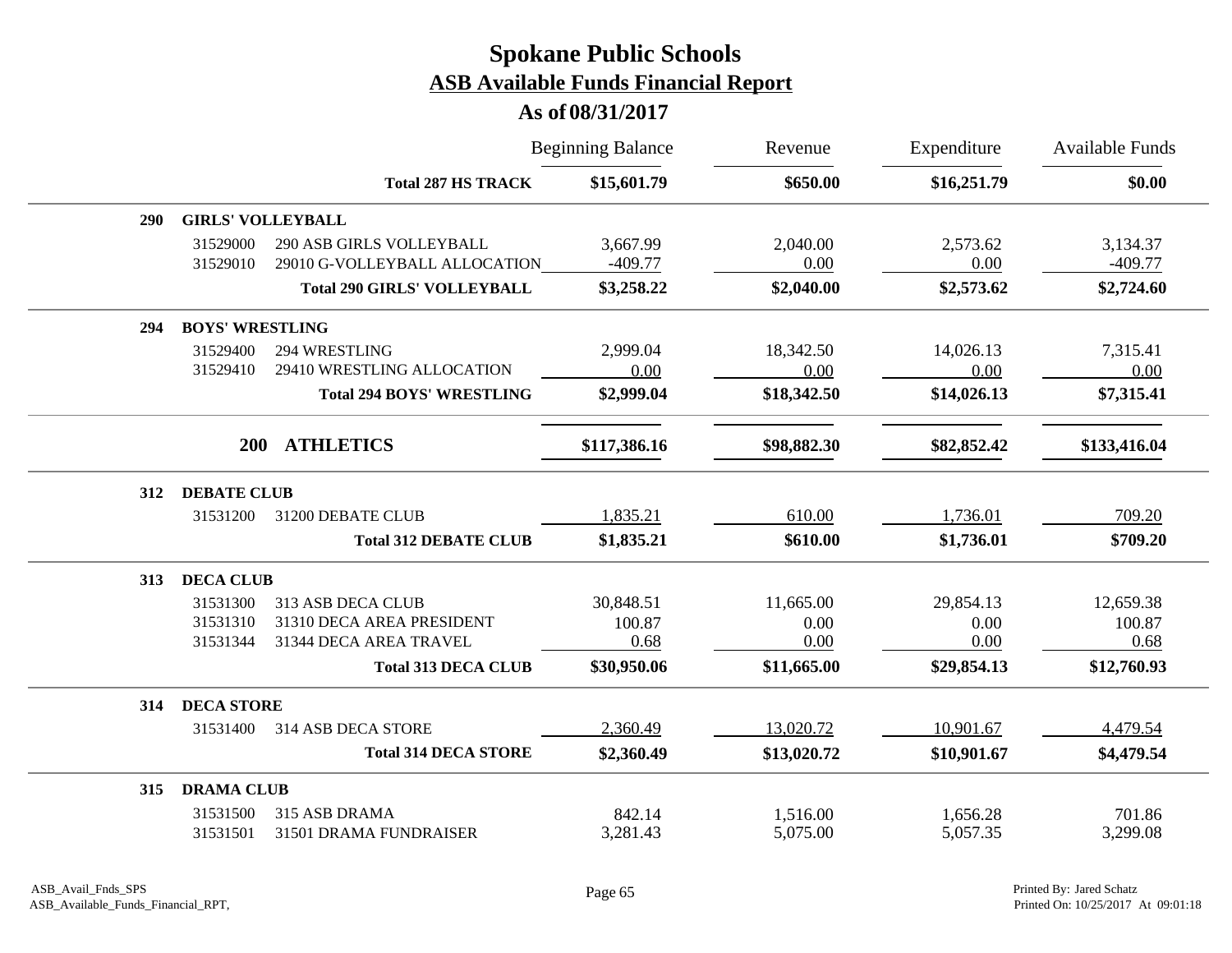# Spokane Public Schools

## ASB Available Funds Financial Report

### As of 08/31/2017

| | | | Beginning Balance | Revenue | Expenditure | Available Funds |
|---|---|---|---|---|---|---|
| | | **Total 287 HS TRACK** | **$15,601.79** | **$650.00** | **$16,251.79** | **$0.00** |
| **290** | **GIRLS' VOLLEYBALL** | | | | | |
| | 31529000 | 290 ASB GIRLS VOLLEYBALL | 3,667.99 | 2,040.00 | 2,573.62 | 3,134.37 |
| | 31529010 | 29010 G-VOLLEYBALL ALLOCATION | -409.77 | 0.00 | 0.00 | -409.77 |
| | | **Total 290 GIRLS' VOLLEYBALL** | **$3,258.22** | **$2,040.00** | **$2,573.62** | **$2,724.60** |
| **294** | **BOYS' WRESTLING** | | | | | |
| | 31529400 | 294 WRESTLING | 2,999.04 | 18,342.50 | 14,026.13 | 7,315.41 |
| | 31529410 | 29410 WRESTLING ALLOCATION | 0.00 | 0.00 | 0.00 | 0.00 |
| | | **Total 294 BOYS' WRESTLING** | **$2,999.04** | **$18,342.50** | **$14,026.13** | **$7,315.41** |
| | **200** | **ATHLETICS** | **$117,386.16** | **$98,882.30** | **$82,852.42** | **$133,416.04** |
| **312** | **DEBATE CLUB** | | | | | |
| | 31531200 | 31200 DEBATE CLUB | 1,835.21 | 610.00 | 1,736.01 | 709.20 |
| | | **Total 312 DEBATE CLUB** | **$1,835.21** | **$610.00** | **$1,736.01** | **$709.20** |
| **313** | **DECA CLUB** | | | | | |
| | 31531300 | 313 ASB DECA CLUB | 30,848.51 | 11,665.00 | 29,854.13 | 12,659.38 |
| | 31531310 | 31310 DECA AREA PRESIDENT | 100.87 | 0.00 | 0.00 | 100.87 |
| | 31531344 | 31344 DECA AREA TRAVEL | 0.68 | 0.00 | 0.00 | 0.68 |
| | | **Total 313 DECA CLUB** | **$30,950.06** | **$11,665.00** | **$29,854.13** | **$12,760.93** |
| **314** | **DECA STORE** | | | | | |
| | 31531400 | 314 ASB DECA STORE | 2,360.49 | 13,020.72 | 10,901.67 | 4,479.54 |
| | | **Total 314 DECA STORE** | **$2,360.49** | **$13,020.72** | **$10,901.67** | **$4,479.54** |
| **315** | **DRAMA CLUB** | | | | | |
| | 31531500 | 315 ASB DRAMA | 842.14 | 1,516.00 | 1,656.28 | 701.86 |
| | 31531501 | 31501 DRAMA FUNDRAISER | 3,281.43 | 5,075.00 | 5,057.35 | 3,299.08 |

ASB_Avail_Fnds_SPS
ASB_Available_Funds_Financial_RPT,

Printed By: Jared Schatz
Printed On: 10/25/2017 At 09:01:18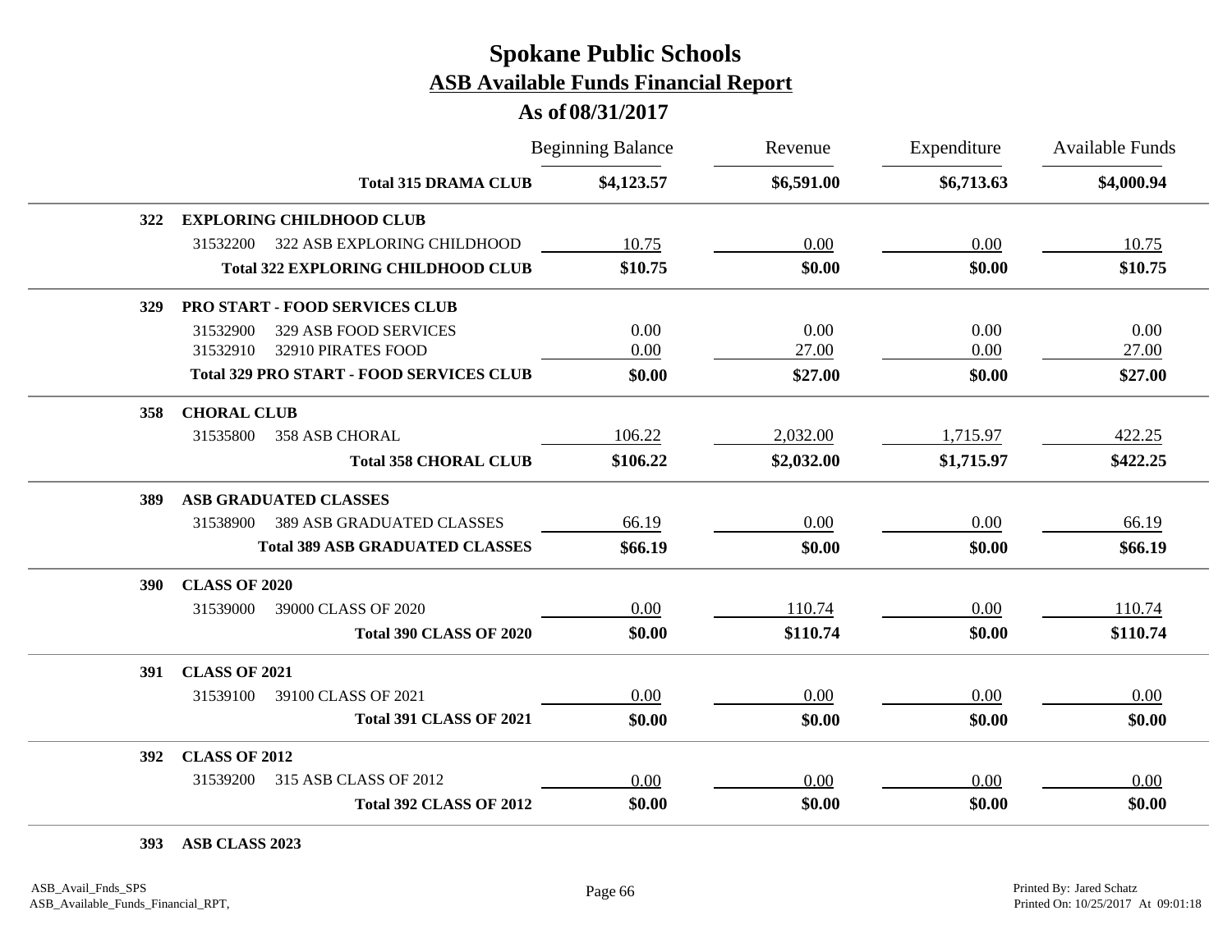# Spokane Public Schools

## ASB Available Funds Financial Report

### As of 08/31/2017

| | | Beginning Balance | Revenue | Expenditure | Available Funds |
|---|---|---|---|---|---|
| | **Total 315 DRAMA CLUB** | **$4,123.57** | **$6,591.00** | **$6,713.63** | **$4,000.94** |
| **322** | **EXPLORING CHILDHOOD CLUB** | | | | |
| | 31532200 322 ASB EXPLORING CHILDHOOD | 10.75 | 0.00 | 0.00 | 10.75 |
| | **Total 322 EXPLORING CHILDHOOD CLUB** | **$10.75** | **$0.00** | **$0.00** | **$10.75** |
| **329** | **PRO START - FOOD SERVICES CLUB** | | | | |
| | 31532900 329 ASB FOOD SERVICES | 0.00 | 0.00 | 0.00 | 0.00 |
| | 31532910 32910 PIRATES FOOD | 0.00 | 27.00 | 0.00 | 27.00 |
| | **Total 329 PRO START - FOOD SERVICES CLUB** | **$0.00** | **$27.00** | **$0.00** | **$27.00** |
| **358** | **CHORAL CLUB** | | | | |
| | 31535800 358 ASB CHORAL | 106.22 | 2,032.00 | 1,715.97 | 422.25 |
| | **Total 358 CHORAL CLUB** | **$106.22** | **$2,032.00** | **$1,715.97** | **$422.25** |
| **389** | **ASB GRADUATED CLASSES** | | | | |
| | 31538900 389 ASB GRADUATED CLASSES | 66.19 | 0.00 | 0.00 | 66.19 |
| | **Total 389 ASB GRADUATED CLASSES** | **$66.19** | **$0.00** | **$0.00** | **$66.19** |
| **390** | **CLASS OF 2020** | | | | |
| | 31539000 39000 CLASS OF 2020 | 0.00 | 110.74 | 0.00 | 110.74 |
| | **Total 390 CLASS OF 2020** | **$0.00** | **$110.74** | **$0.00** | **$110.74** |
| **391** | **CLASS OF 2021** | | | | |
| | 31539100 39100 CLASS OF 2021 | 0.00 | 0.00 | 0.00 | 0.00 |
| | **Total 391 CLASS OF 2021** | **$0.00** | **$0.00** | **$0.00** | **$0.00** |
| **392** | **CLASS OF 2012** | | | | |
| | 31539200 315 ASB CLASS OF 2012 | 0.00 | 0.00 | 0.00 | 0.00 |
| | **Total 392 CLASS OF 2012** | **$0.00** | **$0.00** | **$0.00** | **$0.00** |
| **393** | **ASB CLASS 2023** | | | | |

ASB_Avail_Fnds_SPS
ASB_Available_Funds_Financial_RPT,

Printed By: Jared Schatz
Printed On: 10/25/2017 At 09:01:18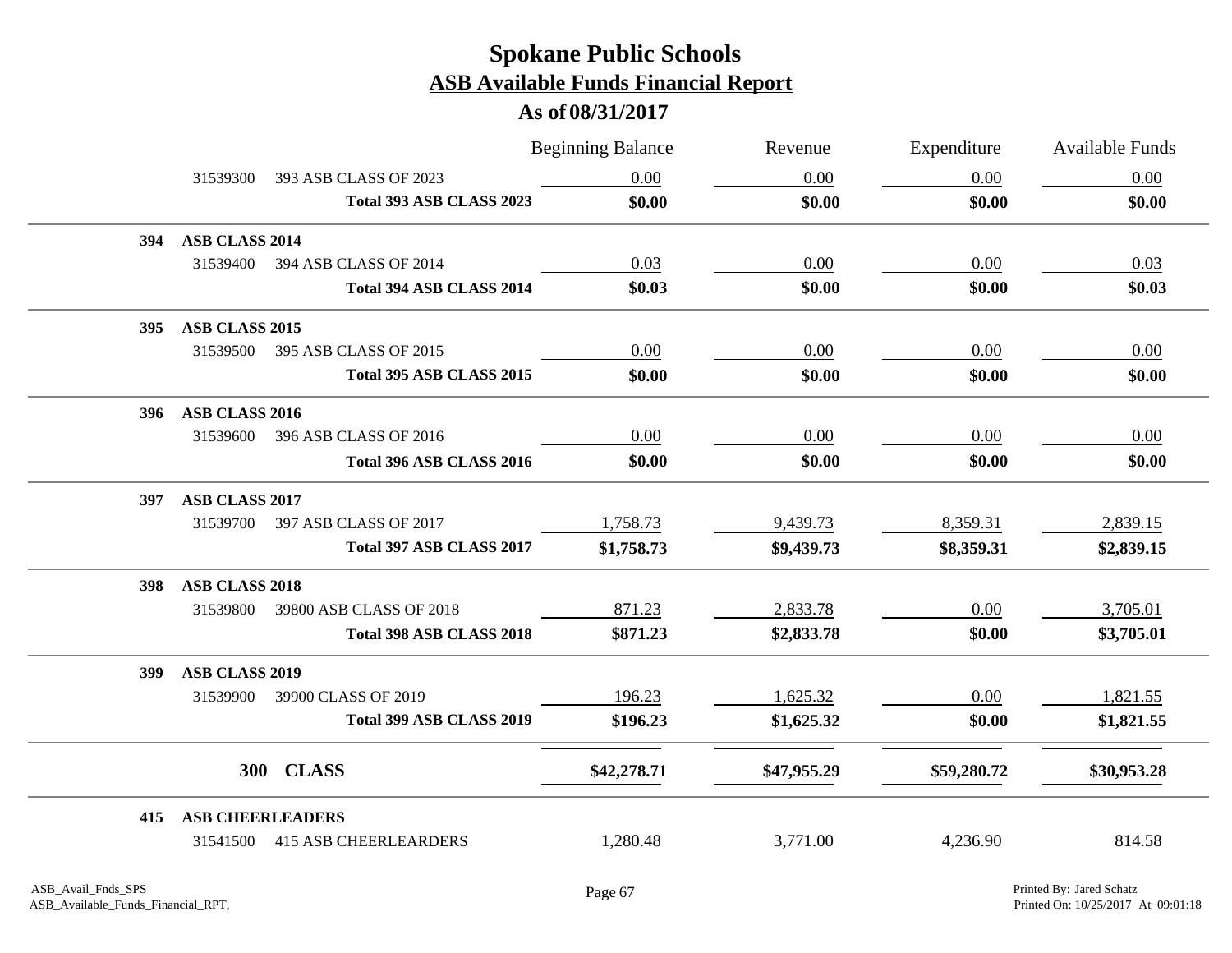# Spokane Public Schools
## ASB Available Funds Financial Report
### As of 08/31/2017

| | | Beginning Balance | Revenue | Expenditure | Available Funds |
|---|---|---|---|---|---|
| 31539300 | 393 ASB CLASS OF 2023 | 0.00 | 0.00 | 0.00 | 0.00 |
| | **Total 393 ASB CLASS 2023** | **$0.00** | **$0.00** | **$0.00** | **$0.00** |
| **394** | **ASB CLASS 2014** | | | | |
| 31539400 | 394 ASB CLASS OF 2014 | 0.03 | 0.00 | 0.00 | 0.03 |
| | **Total 394 ASB CLASS 2014** | **$0.03** | **$0.00** | **$0.00** | **$0.03** |
| **395** | **ASB CLASS 2015** | | | | |
| 31539500 | 395 ASB CLASS OF 2015 | 0.00 | 0.00 | 0.00 | 0.00 |
| | **Total 395 ASB CLASS 2015** | **$0.00** | **$0.00** | **$0.00** | **$0.00** |
| **396** | **ASB CLASS 2016** | | | | |
| 31539600 | 396 ASB CLASS OF 2016 | 0.00 | 0.00 | 0.00 | 0.00 |
| | **Total 396 ASB CLASS 2016** | **$0.00** | **$0.00** | **$0.00** | **$0.00** |
| **397** | **ASB CLASS 2017** | | | | |
| 31539700 | 397 ASB CLASS OF 2017 | 1,758.73 | 9,439.73 | 8,359.31 | 2,839.15 |
| | **Total 397 ASB CLASS 2017** | **$1,758.73** | **$9,439.73** | **$8,359.31** | **$2,839.15** |
| **398** | **ASB CLASS 2018** | | | | |
| 31539800 | 39800 ASB CLASS OF 2018 | 871.23 | 2,833.78 | 0.00 | 3,705.01 |
| | **Total 398 ASB CLASS 2018** | **$871.23** | **$2,833.78** | **$0.00** | **$3,705.01** |
| **399** | **ASB CLASS 2019** | | | | |
| 31539900 | 39900 CLASS OF 2019 | 196.23 | 1,625.32 | 0.00 | 1,821.55 |
| | **Total 399 ASB CLASS 2019** | **$196.23** | **$1,625.32** | **$0.00** | **$1,821.55** |
| **300** | **CLASS** | **$42,278.71** | **$47,955.29** | **$59,280.72** | **$30,953.28** |
| **415** | **ASB CHEERLEADERS** | | | | |
| 31541500 | 415 ASB CHEERLEARDERS | 1,280.48 | 3,771.00 | 4,236.90 | 814.58 |

ASB_Avail_Fnds_SPS
ASB_Available_Funds_Financial_RPT,

Printed By: Jared Schatz
Printed On: 10/25/2017 At 09:01:18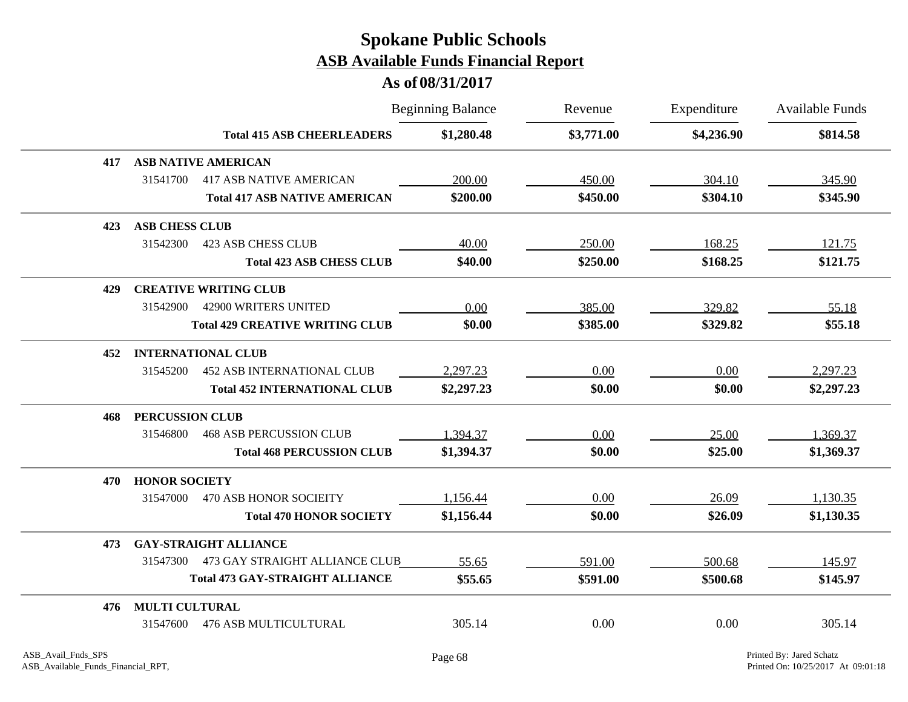# Spokane Public Schools

## ASB Available Funds Financial Report

### As of 08/31/2017

| | | Beginning Balance | Revenue | Expenditure | Available Funds |
|---|---|---|---|---|---|
| | **Total 415 ASB CHEERLEADERS** | **$1,280.48** | **$3,771.00** | **$4,236.90** | **$814.58** |
| **417** | **ASB NATIVE AMERICAN** | | | | |
| 31541700 | 417 ASB NATIVE AMERICAN | 200.00 | 450.00 | 304.10 | 345.90 |
| | **Total 417 ASB NATIVE AMERICAN** | **$200.00** | **$450.00** | **$304.10** | **$345.90** |
| **423** | **ASB CHESS CLUB** | | | | |
| 31542300 | 423 ASB CHESS CLUB | 40.00 | 250.00 | 168.25 | 121.75 |
| | **Total 423 ASB CHESS CLUB** | **$40.00** | **$250.00** | **$168.25** | **$121.75** |
| **429** | **CREATIVE WRITING CLUB** | | | | |
| 31542900 | 42900 WRITERS UNITED | 0.00 | 385.00 | 329.82 | 55.18 |
| | **Total 429 CREATIVE WRITING CLUB** | **$0.00** | **$385.00** | **$329.82** | **$55.18** |
| **452** | **INTERNATIONAL CLUB** | | | | |
| 31545200 | 452 ASB INTERNATIONAL CLUB | 2,297.23 | 0.00 | 0.00 | 2,297.23 |
| | **Total 452 INTERNATIONAL CLUB** | **$2,297.23** | **$0.00** | **$0.00** | **$2,297.23** |
| **468** | **PERCUSSION CLUB** | | | | |
| 31546800 | 468 ASB PERCUSSION CLUB | 1,394.37 | 0.00 | 25.00 | 1,369.37 |
| | **Total 468 PERCUSSION CLUB** | **$1,394.37** | **$0.00** | **$25.00** | **$1,369.37** |
| **470** | **HONOR SOCIETY** | | | | |
| 31547000 | 470 ASB HONOR SOCIEITY | 1,156.44 | 0.00 | 26.09 | 1,130.35 |
| | **Total 470 HONOR SOCIETY** | **$1,156.44** | **$0.00** | **$26.09** | **$1,130.35** |
| **473** | **GAY-STRAIGHT ALLIANCE** | | | | |
| 31547300 | 473 GAY STRAIGHT ALLIANCE CLUB | 55.65 | 591.00 | 500.68 | 145.97 |
| | **Total 473 GAY-STRAIGHT ALLIANCE** | **$55.65** | **$591.00** | **$500.68** | **$145.97** |
| **476** | **MULTI CULTURAL** | | | | |
| 31547600 | 476 ASB MULTICULTURAL | 305.14 | 0.00 | 0.00 | 305.14 |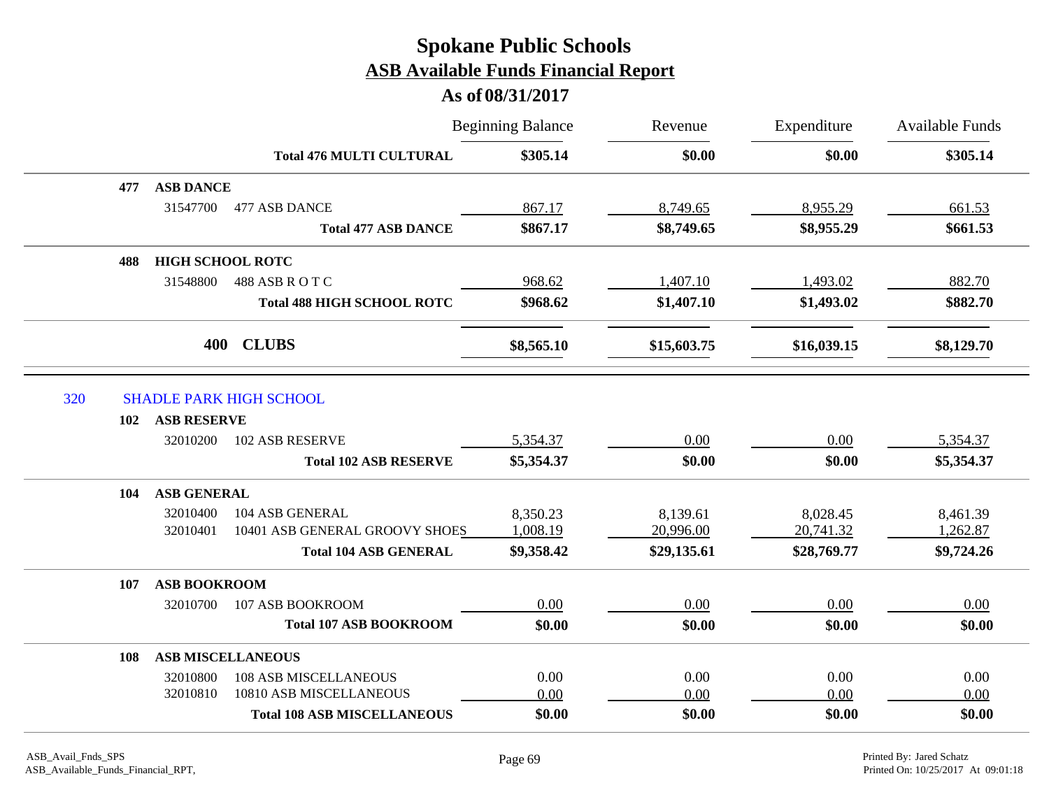# Spokane Public Schools
## ASB Available Funds Financial Report
### As of 08/31/2017

| | | | Beginning Balance | Revenue | Expenditure | Available Funds |
|---|---|---|---|---|---|---|
| | | **Total 476 MULTI CULTURAL** | **\$305.14** | **\$0.00** | **\$0.00** | **\$305.14** |
| **477** | **ASB DANCE** | | | | | |
| | 31547700 | 477 ASB DANCE | 867.17 | 8,749.65 | 8,955.29 | 661.53 |
| | | **Total 477 ASB DANCE** | **\$867.17** | **\$8,749.65** | **\$8,955.29** | **\$661.53** |
| **488** | **HIGH SCHOOL ROTC** | | | | | |
| | 31548800 | 488 ASB R O T C | 968.62 | 1,407.10 | 1,493.02 | 882.70 |
| | | **Total 488 HIGH SCHOOL ROTC** | **\$968.62** | **\$1,407.10** | **\$1,493.02** | **\$882.70** |
| | **400** | **CLUBS** | **\$8,565.10** | **\$15,603.75** | **\$16,039.15** | **\$8,129.70** |
| 320 | SHADLE PARK HIGH SCHOOL | | | | | |
| **102** | **ASB RESERVE** | | | | | |
| | 32010200 | 102 ASB RESERVE | 5,354.37 | 0.00 | 0.00 | 5,354.37 |
| | | **Total 102 ASB RESERVE** | **\$5,354.37** | **\$0.00** | **\$0.00** | **\$5,354.37** |
| **104** | **ASB GENERAL** | | | | | |
| | 32010400 | 104 ASB GENERAL | 8,350.23 | 8,139.61 | 8,028.45 | 8,461.39 |
| | 32010401 | 10401 ASB GENERAL GROOVY SHOES | 1,008.19 | 20,996.00 | 20,741.32 | 1,262.87 |
| | | **Total 104 ASB GENERAL** | **\$9,358.42** | **\$29,135.61** | **\$28,769.77** | **\$9,724.26** |
| **107** | **ASB BOOKROOM** | | | | | |
| | 32010700 | 107 ASB BOOKROOM | 0.00 | 0.00 | 0.00 | 0.00 |
| | | **Total 107 ASB BOOKROOM** | **\$0.00** | **\$0.00** | **\$0.00** | **\$0.00** |
| **108** | **ASB MISCELLANEOUS** | | | | | |
| | 32010800 | 108 ASB MISCELLANEOUS | 0.00 | 0.00 | 0.00 | 0.00 |
| | 32010810 | 10810 ASB MISCELLANEOUS | 0.00 | 0.00 | 0.00 | 0.00 |
| | | **Total 108 ASB MISCELLANEOUS** | **\$0.00** | **\$0.00** | **\$0.00** | **\$0.00** |

ASB_Avail_Fnds_SPS
ASB_Available_Funds_Financial_RPT,

Printed By: Jared Schatz
Printed On: 10/25/2017 At 09:01:18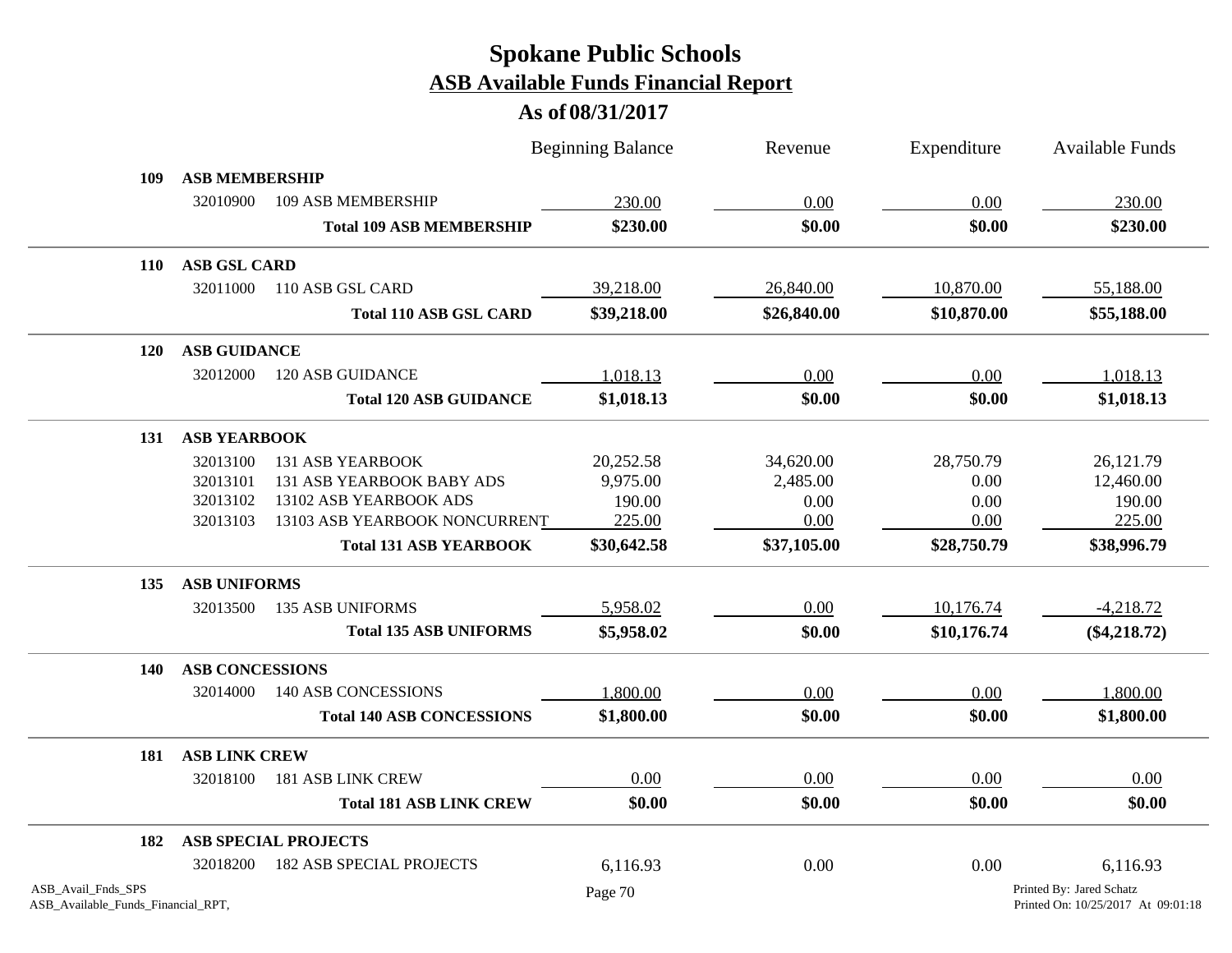# Spokane Public Schools

## ASB Available Funds Financial Report

### As of 08/31/2017

| | | | Beginning Balance | Revenue | Expenditure | Available Funds |
|---|---|---|---|---|---|---|
| **109** | **ASB MEMBERSHIP** | | | | | |
| | 32010900 | 109 ASB MEMBERSHIP | 230.00 | 0.00 | 0.00 | 230.00 |
| | | **Total 109 ASB MEMBERSHIP** | **$230.00** | **$0.00** | **$0.00** | **$230.00** |
| **110** | **ASB GSL CARD** | | | | | |
| | 32011000 | 110 ASB GSL CARD | 39,218.00 | 26,840.00 | 10,870.00 | 55,188.00 |
| | | **Total 110 ASB GSL CARD** | **$39,218.00** | **$26,840.00** | **$10,870.00** | **$55,188.00** |
| **120** | **ASB GUIDANCE** | | | | | |
| | 32012000 | 120 ASB GUIDANCE | 1,018.13 | 0.00 | 0.00 | 1,018.13 |
| | | **Total 120 ASB GUIDANCE** | **$1,018.13** | **$0.00** | **$0.00** | **$1,018.13** |
| **131** | **ASB YEARBOOK** | | | | | |
| | 32013100 | 131 ASB YEARBOOK | 20,252.58 | 34,620.00 | 28,750.79 | 26,121.79 |
| | 32013101 | 131 ASB YEARBOOK BABY ADS | 9,975.00 | 2,485.00 | 0.00 | 12,460.00 |
| | 32013102 | 13102 ASB YEARBOOK ADS | 190.00 | 0.00 | 0.00 | 190.00 |
| | 32013103 | 13103 ASB YEARBOOK NONCURRENT | 225.00 | 0.00 | 0.00 | 225.00 |
| | | **Total 131 ASB YEARBOOK** | **$30,642.58** | **$37,105.00** | **$28,750.79** | **$38,996.79** |
| **135** | **ASB UNIFORMS** | | | | | |
| | 32013500 | 135 ASB UNIFORMS | 5,958.02 | 0.00 | 10,176.74 | -4,218.72 |
| | | **Total 135 ASB UNIFORMS** | **$5,958.02** | **$0.00** | **$10,176.74** | **($4,218.72)** |
| **140** | **ASB CONCESSIONS** | | | | | |
| | 32014000 | 140 ASB CONCESSIONS | 1,800.00 | 0.00 | 0.00 | 1,800.00 |
| | | **Total 140 ASB CONCESSIONS** | **$1,800.00** | **$0.00** | **$0.00** | **$1,800.00** |
| **181** | **ASB LINK CREW** | | | | | |
| | 32018100 | 181 ASB LINK CREW | 0.00 | 0.00 | 0.00 | 0.00 |
| | | **Total 181 ASB LINK CREW** | **$0.00** | **$0.00** | **$0.00** | **$0.00** |
| **182** | **ASB SPECIAL PROJECTS** | | | | | |
| | 32018200 | 182 ASB SPECIAL PROJECTS | 6,116.93 | 0.00 | 0.00 | 6,116.93 |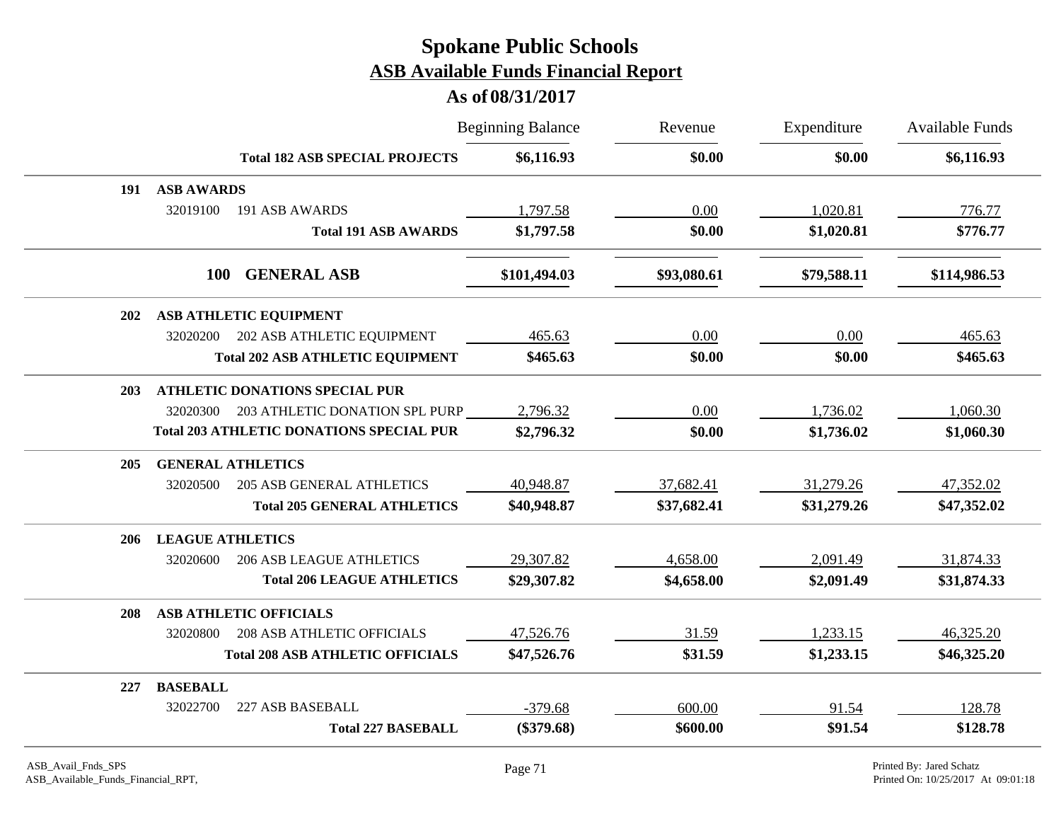# Spokane Public Schools

## ASB Available Funds Financial Report

### As of 08/31/2017

| | | Beginning Balance | Revenue | Expenditure | Available Funds |
|---|---|---|---|---|---|
| | **Total 182 ASB SPECIAL PROJECTS** | **$6,116.93** | **$0.00** | **$0.00** | **$6,116.93** |
| **191** | **ASB AWARDS** | | | | |
| 32019100 | 191 ASB AWARDS | 1,797.58 | 0.00 | 1,020.81 | 776.77 |
| | **Total 191 ASB AWARDS** | **$1,797.58** | **$0.00** | **$1,020.81** | **$776.77** |
| **100** | **GENERAL ASB** | **$101,494.03** | **$93,080.61** | **$79,588.11** | **$114,986.53** |
| **202** | **ASB ATHLETIC EQUIPMENT** | | | | |
| 32020200 | 202 ASB ATHLETIC EQUIPMENT | 465.63 | 0.00 | 0.00 | 465.63 |
| | **Total 202 ASB ATHLETIC EQUIPMENT** | **$465.63** | **$0.00** | **$0.00** | **$465.63** |
| **203** | **ATHLETIC DONATIONS SPECIAL PUR** | | | | |
| 32020300 | 203 ATHLETIC DONATION SPL PURP | 2,796.32 | 0.00 | 1,736.02 | 1,060.30 |
| | **Total 203 ATHLETIC DONATIONS SPECIAL PUR** | **$2,796.32** | **$0.00** | **$1,736.02** | **$1,060.30** |
| **205** | **GENERAL ATHLETICS** | | | | |
| 32020500 | 205 ASB GENERAL ATHLETICS | 40,948.87 | 37,682.41 | 31,279.26 | 47,352.02 |
| | **Total 205 GENERAL ATHLETICS** | **$40,948.87** | **$37,682.41** | **$31,279.26** | **$47,352.02** |
| **206** | **LEAGUE ATHLETICS** | | | | |
| 32020600 | 206 ASB LEAGUE ATHLETICS | 29,307.82 | 4,658.00 | 2,091.49 | 31,874.33 |
| | **Total 206 LEAGUE ATHLETICS** | **$29,307.82** | **$4,658.00** | **$2,091.49** | **$31,874.33** |
| **208** | **ASB ATHLETIC OFFICIALS** | | | | |
| 32020800 | 208 ASB ATHLETIC OFFICIALS | 47,526.76 | 31.59 | 1,233.15 | 46,325.20 |
| | **Total 208 ASB ATHLETIC OFFICIALS** | **$47,526.76** | **$31.59** | **$1,233.15** | **$46,325.20** |
| **227** | **BASEBALL** | | | | |
| 32022700 | 227 ASB BASEBALL | -379.68 | 600.00 | 91.54 | 128.78 |
| | **Total 227 BASEBALL** | **($379.68)** | **$600.00** | **$91.54** | **$128.78** |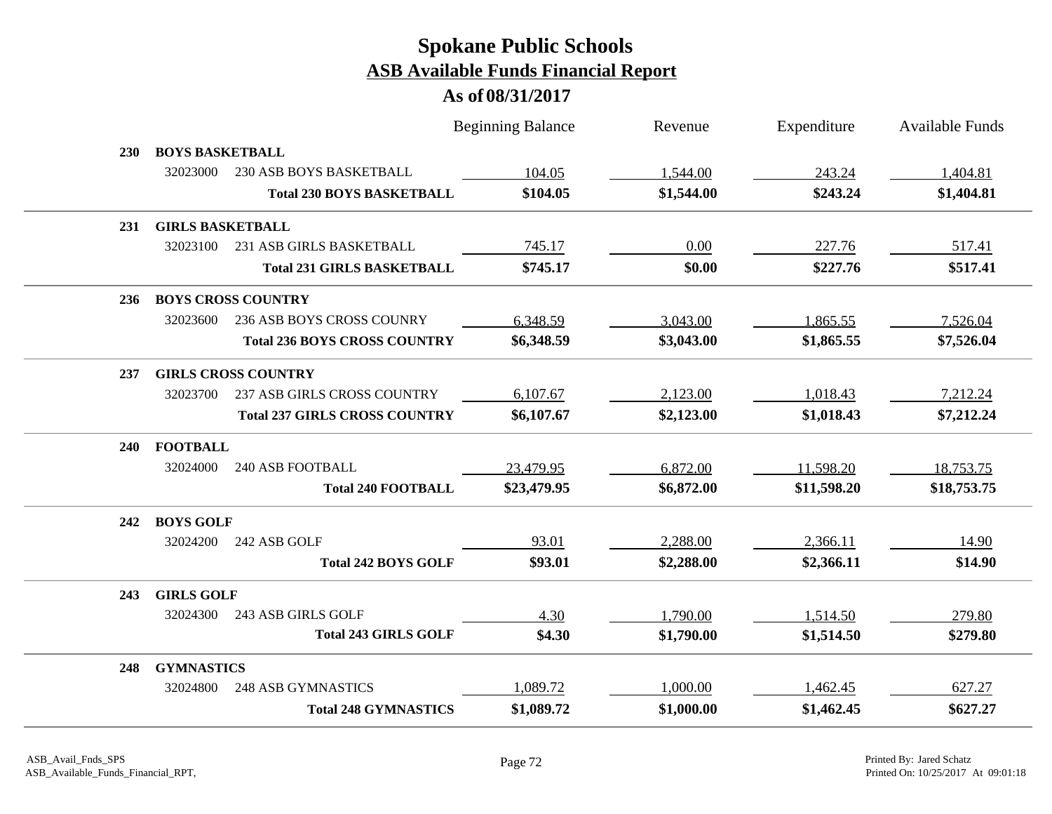# Spokane Public Schools

## ASB Available Funds Financial Report

### As of 08/31/2017

| | | | Beginning Balance | Revenue | Expenditure | Available Funds |
|---|---|---|---|---|---|---|
| **230** | **BOYS BASKETBALL** | | | | | |
| | 32023000 | 230 ASB BOYS BASKETBALL | 104.05 | 1,544.00 | 243.24 | 1,404.81 |
| | | **Total 230 BOYS BASKETBALL** | **$104.05** | **$1,544.00** | **$243.24** | **$1,404.81** |
| **231** | **GIRLS BASKETBALL** | | | | | |
| | 32023100 | 231 ASB GIRLS BASKETBALL | 745.17 | 0.00 | 227.76 | 517.41 |
| | | **Total 231 GIRLS BASKETBALL** | **$745.17** | **$0.00** | **$227.76** | **$517.41** |
| **236** | **BOYS CROSS COUNTRY** | | | | | |
| | 32023600 | 236 ASB BOYS CROSS COUNRY | 6,348.59 | 3,043.00 | 1,865.55 | 7,526.04 |
| | | **Total 236 BOYS CROSS COUNTRY** | **$6,348.59** | **$3,043.00** | **$1,865.55** | **$7,526.04** |
| **237** | **GIRLS CROSS COUNTRY** | | | | | |
| | 32023700 | 237 ASB GIRLS CROSS COUNTRY | 6,107.67 | 2,123.00 | 1,018.43 | 7,212.24 |
| | | **Total 237 GIRLS CROSS COUNTRY** | **$6,107.67** | **$2,123.00** | **$1,018.43** | **$7,212.24** |
| **240** | **FOOTBALL** | | | | | |
| | 32024000 | 240 ASB FOOTBALL | 23,479.95 | 6,872.00 | 11,598.20 | 18,753.75 |
| | | **Total 240 FOOTBALL** | **$23,479.95** | **$6,872.00** | **$11,598.20** | **$18,753.75** |
| **242** | **BOYS GOLF** | | | | | |
| | 32024200 | 242 ASB GOLF | 93.01 | 2,288.00 | 2,366.11 | 14.90 |
| | | **Total 242 BOYS GOLF** | **$93.01** | **$2,288.00** | **$2,366.11** | **$14.90** |
| **243** | **GIRLS GOLF** | | | | | |
| | 32024300 | 243 ASB GIRLS GOLF | 4.30 | 1,790.00 | 1,514.50 | 279.80 |
| | | **Total 243 GIRLS GOLF** | **$4.30** | **$1,790.00** | **$1,514.50** | **$279.80** |
| **248** | **GYMNASTICS** | | | | | |
| | 32024800 | 248 ASB GYMNASTICS | 1,089.72 | 1,000.00 | 1,462.45 | 627.27 |
| | | **Total 248 GYMNASTICS** | **$1,089.72** | **$1,000.00** | **$1,462.45** | **$627.27** |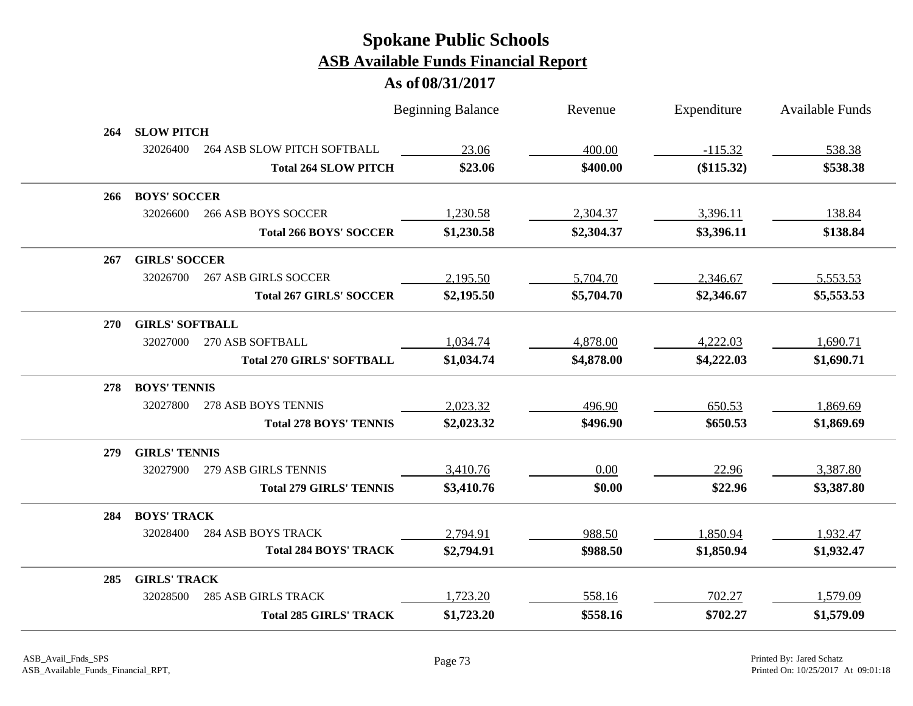# Spokane Public Schools

## ASB Available Funds Financial Report

### As of 08/31/2017

| | | Beginning Balance | Revenue | Expenditure | Available Funds |
|---|---|---|---|---|---|
| **264** | **SLOW PITCH** | | | | |
| 32026400 | 264 ASB SLOW PITCH SOFTBALL | 23.06 | 400.00 | -115.32 | 538.38 |
| | **Total 264 SLOW PITCH** | **$23.06** | **$400.00** | **($115.32)** | **$538.38** |
| **266** | **BOYS' SOCCER** | | | | |
| 32026600 | 266 ASB BOYS SOCCER | 1,230.58 | 2,304.37 | 3,396.11 | 138.84 |
| | **Total 266 BOYS' SOCCER** | **$1,230.58** | **$2,304.37** | **$3,396.11** | **$138.84** |
| **267** | **GIRLS' SOCCER** | | | | |
| 32026700 | 267 ASB GIRLS SOCCER | 2,195.50 | 5,704.70 | 2,346.67 | 5,553.53 |
| | **Total 267 GIRLS' SOCCER** | **$2,195.50** | **$5,704.70** | **$2,346.67** | **$5,553.53** |
| **270** | **GIRLS' SOFTBALL** | | | | |
| 32027000 | 270 ASB SOFTBALL | 1,034.74 | 4,878.00 | 4,222.03 | 1,690.71 |
| | **Total 270 GIRLS' SOFTBALL** | **$1,034.74** | **$4,878.00** | **$4,222.03** | **$1,690.71** |
| **278** | **BOYS' TENNIS** | | | | |
| 32027800 | 278 ASB BOYS TENNIS | 2,023.32 | 496.90 | 650.53 | 1,869.69 |
| | **Total 278 BOYS' TENNIS** | **$2,023.32** | **$496.90** | **$650.53** | **$1,869.69** |
| **279** | **GIRLS' TENNIS** | | | | |
| 32027900 | 279 ASB GIRLS TENNIS | 3,410.76 | 0.00 | 22.96 | 3,387.80 |
| | **Total 279 GIRLS' TENNIS** | **$3,410.76** | **$0.00** | **$22.96** | **$3,387.80** |
| **284** | **BOYS' TRACK** | | | | |
| 32028400 | 284 ASB BOYS TRACK | 2,794.91 | 988.50 | 1,850.94 | 1,932.47 |
| | **Total 284 BOYS' TRACK** | **$2,794.91** | **$988.50** | **$1,850.94** | **$1,932.47** |
| **285** | **GIRLS' TRACK** | | | | |
| 32028500 | 285 ASB GIRLS TRACK | 1,723.20 | 558.16 | 702.27 | 1,579.09 |
| | **Total 285 GIRLS' TRACK** | **$1,723.20** | **$558.16** | **$702.27** | **$1,579.09** |

ASB_Avail_Fnds_SPS
ASB_Available_Funds_Financial_RPT,

Printed By: Jared Schatz
Printed On: 10/25/2017 At 09:01:18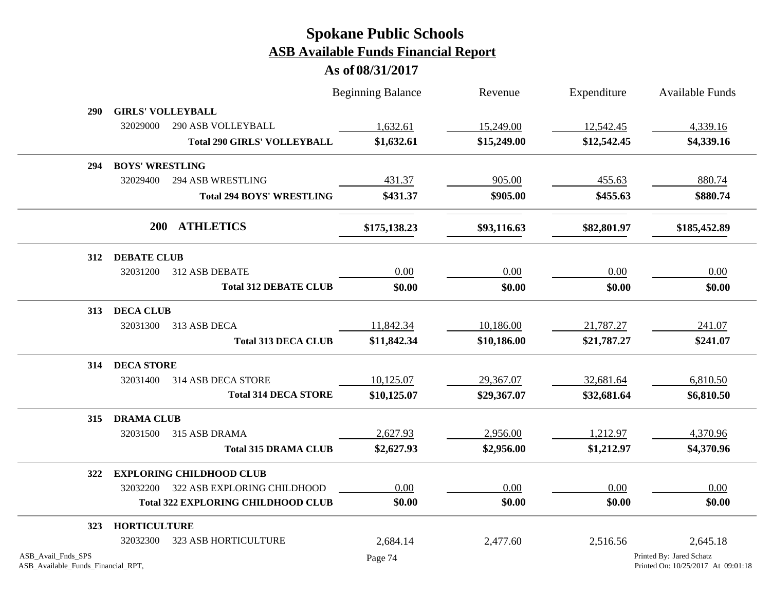# Spokane Public Schools
## ASB Available Funds Financial Report
### As of 08/31/2017

| | | Beginning Balance | Revenue | Expenditure | Available Funds |
|---|---|---|---|---|---|
| **290** | **GIRLS' VOLLEYBALL** | | | | |
| 32029000 | 290 ASB VOLLEYBALL | 1,632.61 | 15,249.00 | 12,542.45 | 4,339.16 |
| | **Total 290 GIRLS' VOLLEYBALL** | **$1,632.61** | **$15,249.00** | **$12,542.45** | **$4,339.16** |
| **294** | **BOYS' WRESTLING** | | | | |
| 32029400 | 294 ASB WRESTLING | 431.37 | 905.00 | 455.63 | 880.74 |
| | **Total 294 BOYS' WRESTLING** | **$431.37** | **$905.00** | **$455.63** | **$880.74** |
| **200** | **ATHLETICS** | **$175,138.23** | **$93,116.63** | **$82,801.97** | **$185,452.89** |
| **312** | **DEBATE CLUB** | | | | |
| 32031200 | 312 ASB DEBATE | 0.00 | 0.00 | 0.00 | 0.00 |
| | **Total 312 DEBATE CLUB** | **$0.00** | **$0.00** | **$0.00** | **$0.00** |
| **313** | **DECA CLUB** | | | | |
| 32031300 | 313 ASB DECA | 11,842.34 | 10,186.00 | 21,787.27 | 241.07 |
| | **Total 313 DECA CLUB** | **$11,842.34** | **$10,186.00** | **$21,787.27** | **$241.07** |
| **314** | **DECA STORE** | | | | |
| 32031400 | 314 ASB DECA STORE | 10,125.07 | 29,367.07 | 32,681.64 | 6,810.50 |
| | **Total 314 DECA STORE** | **$10,125.07** | **$29,367.07** | **$32,681.64** | **$6,810.50** |
| **315** | **DRAMA CLUB** | | | | |
| 32031500 | 315 ASB DRAMA | 2,627.93 | 2,956.00 | 1,212.97 | 4,370.96 |
| | **Total 315 DRAMA CLUB** | **$2,627.93** | **$2,956.00** | **$1,212.97** | **$4,370.96** |
| **322** | **EXPLORING CHILDHOOD CLUB** | | | | |
| 32032200 | 322 ASB EXPLORING CHILDHOOD | 0.00 | 0.00 | 0.00 | 0.00 |
| | **Total 322 EXPLORING CHILDHOOD CLUB** | **$0.00** | **$0.00** | **$0.00** | **$0.00** |
| **323** | **HORTICULTURE** | | | | |
| 32032300 | 323 ASB HORTICULTURE | 2,684.14 | 2,477.60 | 2,516.56 | 2,645.18 |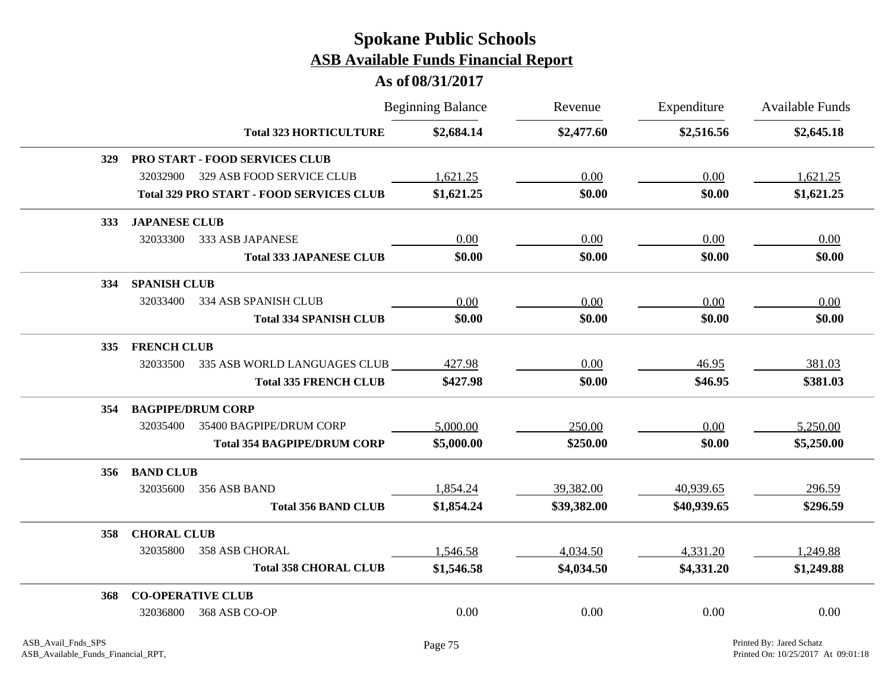# Spokane Public Schools

## ASB Available Funds Financial Report

### As of 08/31/2017

| | | Beginning Balance | Revenue | Expenditure | Available Funds |
|---|---|---|---|---|---|
| | **Total 323 HORTICULTURE** | **$2,684.14** | **$2,477.60** | **$2,516.56** | **$2,645.18** |
| **329** | **PRO START - FOOD SERVICES CLUB** | | | | |
| 32032900 | 329 ASB FOOD SERVICE CLUB | 1,621.25 | 0.00 | 0.00 | 1,621.25 |
| | **Total 329 PRO START - FOOD SERVICES CLUB** | **$1,621.25** | **$0.00** | **$0.00** | **$1,621.25** |
| **333** | **JAPANESE CLUB** | | | | |
| 32033300 | 333 ASB JAPANESE | 0.00 | 0.00 | 0.00 | 0.00 |
| | **Total 333 JAPANESE CLUB** | **$0.00** | **$0.00** | **$0.00** | **$0.00** |
| **334** | **SPANISH CLUB** | | | | |
| 32033400 | 334 ASB SPANISH CLUB | 0.00 | 0.00 | 0.00 | 0.00 |
| | **Total 334 SPANISH CLUB** | **$0.00** | **$0.00** | **$0.00** | **$0.00** |
| **335** | **FRENCH CLUB** | | | | |
| 32033500 | 335 ASB WORLD LANGUAGES CLUB | 427.98 | 0.00 | 46.95 | 381.03 |
| | **Total 335 FRENCH CLUB** | **$427.98** | **$0.00** | **$46.95** | **$381.03** |
| **354** | **BAGPIPE/DRUM CORP** | | | | |
| 32035400 | 35400 BAGPIPE/DRUM CORP | 5,000.00 | 250.00 | 0.00 | 5,250.00 |
| | **Total 354 BAGPIPE/DRUM CORP** | **$5,000.00** | **$250.00** | **$0.00** | **$5,250.00** |
| **356** | **BAND CLUB** | | | | |
| 32035600 | 356 ASB BAND | 1,854.24 | 39,382.00 | 40,939.65 | 296.59 |
| | **Total 356 BAND CLUB** | **$1,854.24** | **$39,382.00** | **$40,939.65** | **$296.59** |
| **358** | **CHORAL CLUB** | | | | |
| 32035800 | 358 ASB CHORAL | 1,546.58 | 4,034.50 | 4,331.20 | 1,249.88 |
| | **Total 358 CHORAL CLUB** | **$1,546.58** | **$4,034.50** | **$4,331.20** | **$1,249.88** |
| **368** | **CO-OPERATIVE CLUB** | | | | |
| 32036800 | 368 ASB CO-OP | 0.00 | 0.00 | 0.00 | 0.00 |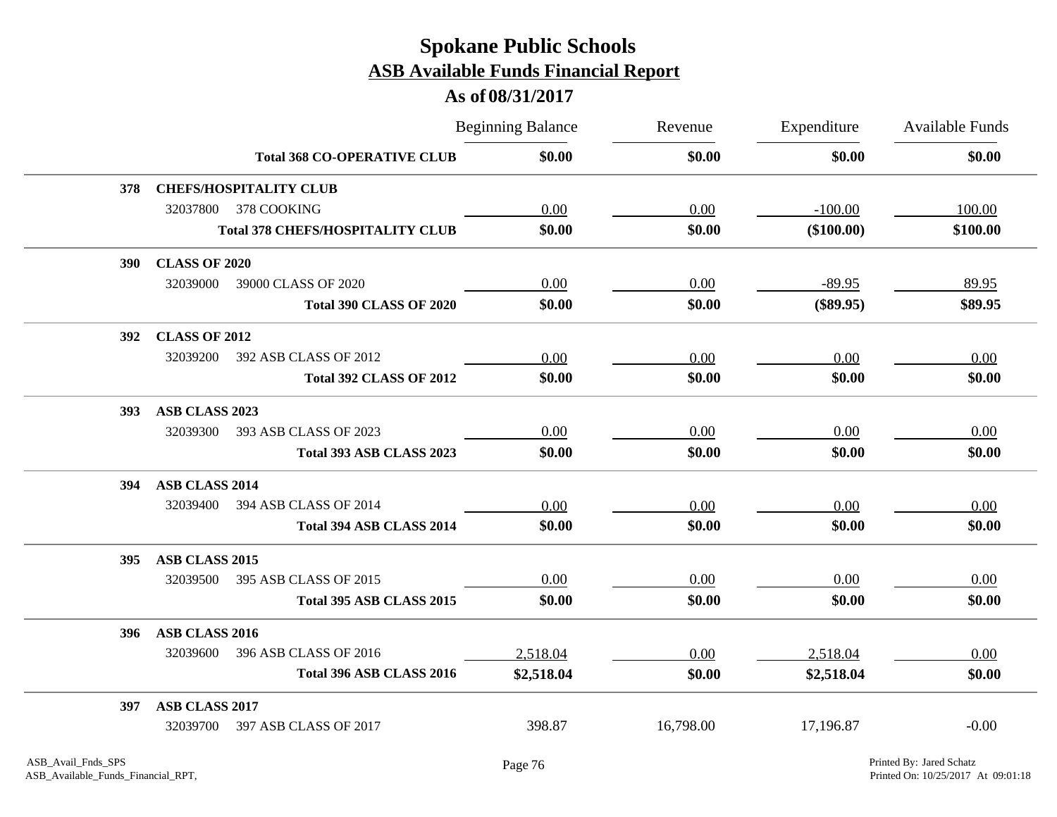# Spokane Public Schools

## ASB Available Funds Financial Report

### As of 08/31/2017

| | | Beginning Balance | Revenue | Expenditure | Available Funds |
|---|---|---|---|---|---|
| | **Total 368 CO-OPERATIVE CLUB** | **$0.00** | **$0.00** | **$0.00** | **$0.00** |
| **378** | **CHEFS/HOSPITALITY CLUB** | | | | |
| | 32037800 378 COOKING | 0.00 | 0.00 | -100.00 | 100.00 |
| | **Total 378 CHEFS/HOSPITALITY CLUB** | **$0.00** | **$0.00** | **($100.00)** | **$100.00** |
| **390** | **CLASS OF 2020** | | | | |
| | 32039000 39000 CLASS OF 2020 | 0.00 | 0.00 | -89.95 | 89.95 |
| | **Total 390 CLASS OF 2020** | **$0.00** | **$0.00** | **($89.95)** | **$89.95** |
| **392** | **CLASS OF 2012** | | | | |
| | 32039200 392 ASB CLASS OF 2012 | 0.00 | 0.00 | 0.00 | 0.00 |
| | **Total 392 CLASS OF 2012** | **$0.00** | **$0.00** | **$0.00** | **$0.00** |
| **393** | **ASB CLASS 2023** | | | | |
| | 32039300 393 ASB CLASS OF 2023 | 0.00 | 0.00 | 0.00 | 0.00 |
| | **Total 393 ASB CLASS 2023** | **$0.00** | **$0.00** | **$0.00** | **$0.00** |
| **394** | **ASB CLASS 2014** | | | | |
| | 32039400 394 ASB CLASS OF 2014 | 0.00 | 0.00 | 0.00 | 0.00 |
| | **Total 394 ASB CLASS 2014** | **$0.00** | **$0.00** | **$0.00** | **$0.00** |
| **395** | **ASB CLASS 2015** | | | | |
| | 32039500 395 ASB CLASS OF 2015 | 0.00 | 0.00 | 0.00 | 0.00 |
| | **Total 395 ASB CLASS 2015** | **$0.00** | **$0.00** | **$0.00** | **$0.00** |
| **396** | **ASB CLASS 2016** | | | | |
| | 32039600 396 ASB CLASS OF 2016 | 2,518.04 | 0.00 | 2,518.04 | 0.00 |
| | **Total 396 ASB CLASS 2016** | **$2,518.04** | **$0.00** | **$2,518.04** | **$0.00** |
| **397** | **ASB CLASS 2017** | | | | |
| | 32039700 397 ASB CLASS OF 2017 | 398.87 | 16,798.00 | 17,196.87 | -0.00 |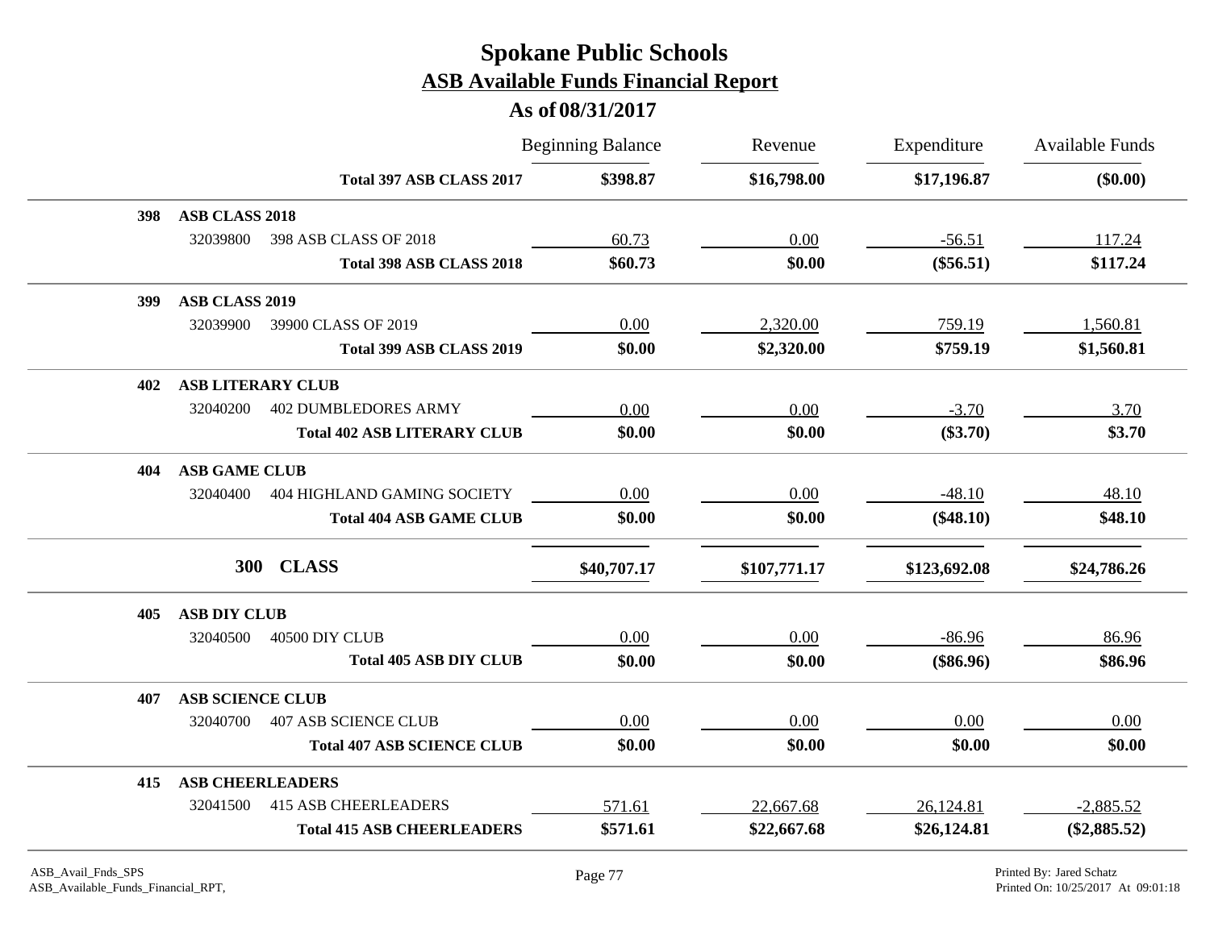# Spokane Public Schools
## ASB Available Funds Financial Report
### As of 08/31/2017

| | | Beginning Balance | Revenue | Expenditure | Available Funds |
|---|---|---|---|---|---|
| | **Total 397 ASB CLASS 2017** | **$398.87** | **$16,798.00** | **$17,196.87** | **($0.00)** |
| **398** | **ASB CLASS 2018** | | | | |
| 32039800 | 398 ASB CLASS OF 2018 | 60.73 | 0.00 | -56.51 | 117.24 |
| | **Total 398 ASB CLASS 2018** | **$60.73** | **$0.00** | **($56.51)** | **$117.24** |
| **399** | **ASB CLASS 2019** | | | | |
| 32039900 | 39900 CLASS OF 2019 | 0.00 | 2,320.00 | 759.19 | 1,560.81 |
| | **Total 399 ASB CLASS 2019** | **$0.00** | **$2,320.00** | **$759.19** | **$1,560.81** |
| **402** | **ASB LITERARY CLUB** | | | | |
| 32040200 | 402 DUMBLEDORES ARMY | 0.00 | 0.00 | -3.70 | 3.70 |
| | **Total 402 ASB LITERARY CLUB** | **$0.00** | **$0.00** | **($3.70)** | **$3.70** |
| **404** | **ASB GAME CLUB** | | | | |
| 32040400 | 404 HIGHLAND GAMING SOCIETY | 0.00 | 0.00 | -48.10 | 48.10 |
| | **Total 404 ASB GAME CLUB** | **$0.00** | **$0.00** | **($48.10)** | **$48.10** |
| **300** | **CLASS** | **$40,707.17** | **$107,771.17** | **$123,692.08** | **$24,786.26** |
| **405** | **ASB DIY CLUB** | | | | |
| 32040500 | 40500 DIY CLUB | 0.00 | 0.00 | -86.96 | 86.96 |
| | **Total 405 ASB DIY CLUB** | **$0.00** | **$0.00** | **($86.96)** | **$86.96** |
| **407** | **ASB SCIENCE CLUB** | | | | |
| 32040700 | 407 ASB SCIENCE CLUB | 0.00 | 0.00 | 0.00 | 0.00 |
| | **Total 407 ASB SCIENCE CLUB** | **$0.00** | **$0.00** | **$0.00** | **$0.00** |
| **415** | **ASB CHEERLEADERS** | | | | |
| 32041500 | 415 ASB CHEERLEADERS | 571.61 | 22,667.68 | 26,124.81 | -2,885.52 |
| | **Total 415 ASB CHEERLEADERS** | **$571.61** | **$22,667.68** | **$26,124.81** | **($2,885.52)** |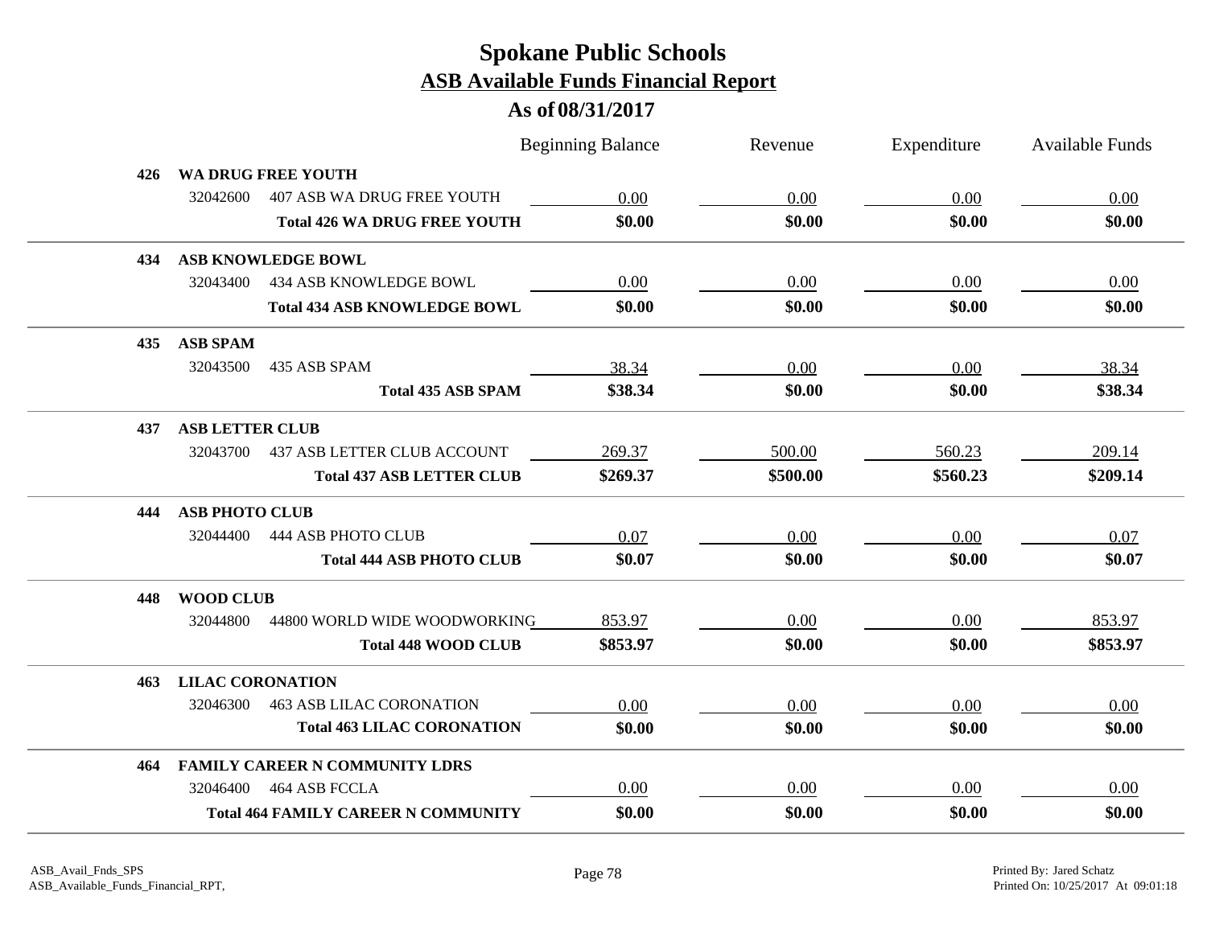# Spokane Public Schools

## ASB Available Funds Financial Report

### As of 08/31/2017

| | | | Beginning Balance | Revenue | Expenditure | Available Funds |
|---|---|---|---|---|---|---|
| **426** | **WA DRUG FREE YOUTH** | | | | | |
| | 32042600 | 407 ASB WA DRUG FREE YOUTH | 0.00 | 0.00 | 0.00 | 0.00 |
| | | **Total 426 WA DRUG FREE YOUTH** | **$0.00** | **$0.00** | **$0.00** | **$0.00** |
| **434** | **ASB KNOWLEDGE BOWL** | | | | | |
| | 32043400 | 434 ASB KNOWLEDGE BOWL | 0.00 | 0.00 | 0.00 | 0.00 |
| | | **Total 434 ASB KNOWLEDGE BOWL** | **$0.00** | **$0.00** | **$0.00** | **$0.00** |
| **435** | **ASB SPAM** | | | | | |
| | 32043500 | 435 ASB SPAM | 38.34 | 0.00 | 0.00 | 38.34 |
| | | **Total 435 ASB SPAM** | **$38.34** | **$0.00** | **$0.00** | **$38.34** |
| **437** | **ASB LETTER CLUB** | | | | | |
| | 32043700 | 437 ASB LETTER CLUB ACCOUNT | 269.37 | 500.00 | 560.23 | 209.14 |
| | | **Total 437 ASB LETTER CLUB** | **$269.37** | **$500.00** | **$560.23** | **$209.14** |
| **444** | **ASB PHOTO CLUB** | | | | | |
| | 32044400 | 444 ASB PHOTO CLUB | 0.07 | 0.00 | 0.00 | 0.07 |
| | | **Total 444 ASB PHOTO CLUB** | **$0.07** | **$0.00** | **$0.00** | **$0.07** |
| **448** | **WOOD CLUB** | | | | | |
| | 32044800 | 44800 WORLD WIDE WOODWORKING | 853.97 | 0.00 | 0.00 | 853.97 |
| | | **Total 448 WOOD CLUB** | **$853.97** | **$0.00** | **$0.00** | **$853.97** |
| **463** | **LILAC CORONATION** | | | | | |
| | 32046300 | 463 ASB LILAC CORONATION | 0.00 | 0.00 | 0.00 | 0.00 |
| | | **Total 463 LILAC CORONATION** | **$0.00** | **$0.00** | **$0.00** | **$0.00** |
| **464** | **FAMILY CAREER N COMMUNITY LDRS** | | | | | |
| | 32046400 | 464 ASB FCCLA | 0.00 | 0.00 | 0.00 | 0.00 |
| | | **Total 464 FAMILY CAREER N COMMUNITY** | **$0.00** | **$0.00** | **$0.00** | **$0.00** |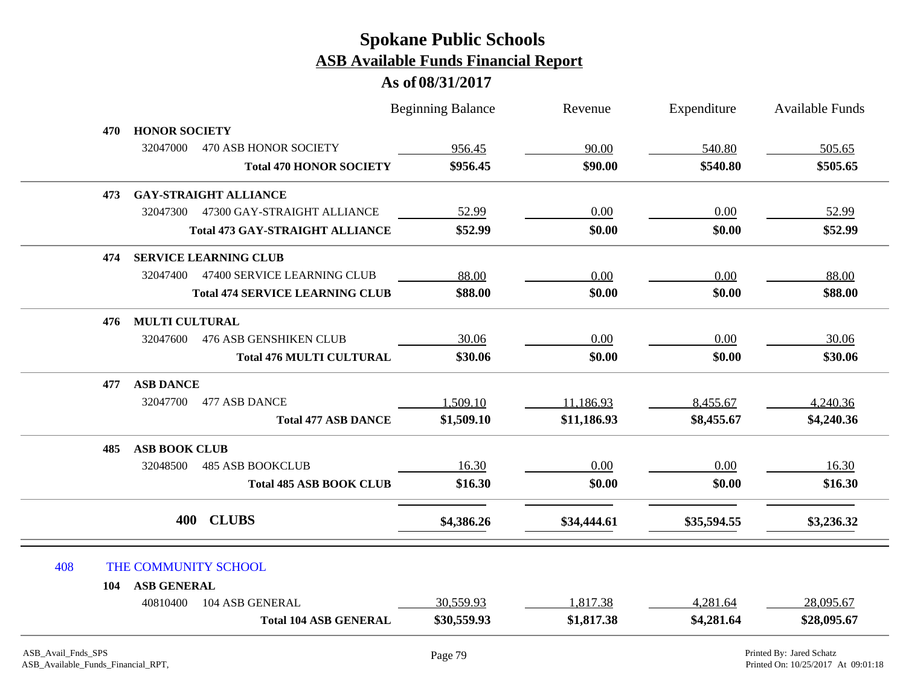# Spokane Public Schools
## ASB Available Funds Financial Report
### As of 08/31/2017

| | | Beginning Balance | Revenue | Expenditure | Available Funds |
|---|---|---|---|---|---|
| **470** | **HONOR SOCIETY** | | | | |
| 32047000 | 470 ASB HONOR SOCIETY | 956.45 | 90.00 | 540.80 | 505.65 |
| | **Total 470 HONOR SOCIETY** | **$956.45** | **$90.00** | **$540.80** | **$505.65** |
| **473** | **GAY-STRAIGHT ALLIANCE** | | | | |
| 32047300 | 47300 GAY-STRAIGHT ALLIANCE | 52.99 | 0.00 | 0.00 | 52.99 |
| | **Total 473 GAY-STRAIGHT ALLIANCE** | **$52.99** | **$0.00** | **$0.00** | **$52.99** |
| **474** | **SERVICE LEARNING CLUB** | | | | |
| 32047400 | 47400 SERVICE LEARNING CLUB | 88.00 | 0.00 | 0.00 | 88.00 |
| | **Total 474 SERVICE LEARNING CLUB** | **$88.00** | **$0.00** | **$0.00** | **$88.00** |
| **476** | **MULTI CULTURAL** | | | | |
| 32047600 | 476 ASB GENSHIKEN CLUB | 30.06 | 0.00 | 0.00 | 30.06 |
| | **Total 476 MULTI CULTURAL** | **$30.06** | **$0.00** | **$0.00** | **$30.06** |
| **477** | **ASB DANCE** | | | | |
| 32047700 | 477 ASB DANCE | 1,509.10 | 11,186.93 | 8,455.67 | 4,240.36 |
| | **Total 477 ASB DANCE** | **$1,509.10** | **$11,186.93** | **$8,455.67** | **$4,240.36** |
| **485** | **ASB BOOK CLUB** | | | | |
| 32048500 | 485 ASB BOOKCLUB | 16.30 | 0.00 | 0.00 | 16.30 |
| | **Total 485 ASB BOOK CLUB** | **$16.30** | **$0.00** | **$0.00** | **$16.30** |
| **400** | **CLUBS** | **$4,386.26** | **$34,444.61** | **$35,594.55** | **$3,236.32** |

## 408 THE COMMUNITY SCHOOL

| | | Beginning Balance | Revenue | Expenditure | Available Funds |
|---|---|---|---|---|---|
| **104** | **ASB GENERAL** | | | | |
| 40810400 | 104 ASB GENERAL | 30,559.93 | 1,817.38 | 4,281.64 | 28,095.67 |
| | **Total 104 ASB GENERAL** | **$30,559.93** | **$1,817.38** | **$4,281.64** | **$28,095.67** |

ASB_Avail_Fnds_SPS
ASB_Available_Funds_Financial_RPT,

Printed By: Jared Schatz
Printed On: 10/25/2017 At 09:01:18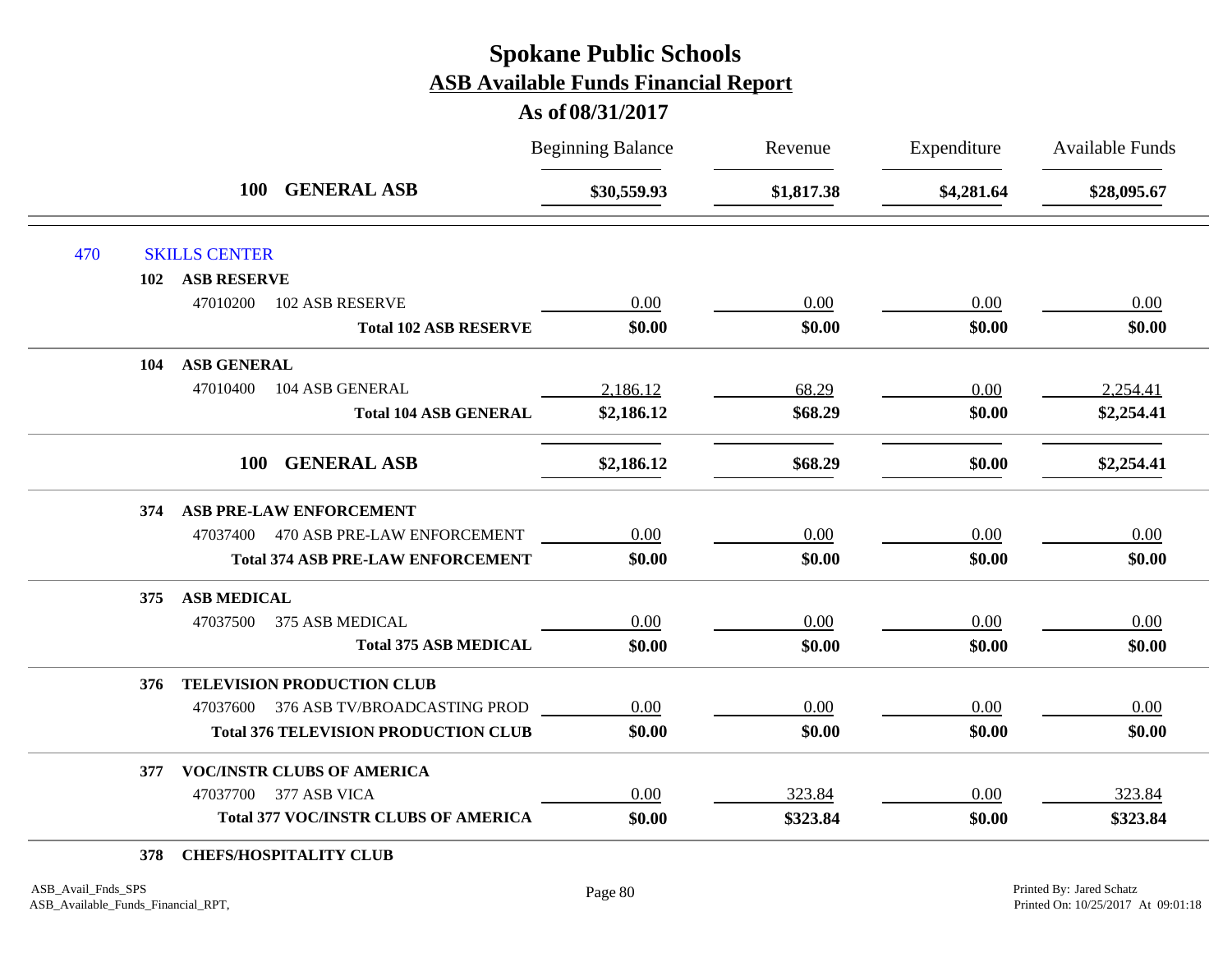# Spokane Public Schools
## ASB Available Funds Financial Report
### As of 08/31/2017

| | Beginning Balance | Revenue | Expenditure | Available Funds |
|---|---|---|---|---|
| **100 GENERAL ASB** | **$30,559.93** | **$1,817.38** | **$4,281.64** | **$28,095.67** |

470 SKILLS CENTER

| | Beginning Balance | Revenue | Expenditure | Available Funds |
|---|---|---|---|---|
| **102 ASB RESERVE** | | | | |
| 47010200 102 ASB RESERVE | 0.00 | 0.00 | 0.00 | 0.00 |
| **Total 102 ASB RESERVE** | **$0.00** | **$0.00** | **$0.00** | **$0.00** |
| **104 ASB GENERAL** | | | | |
| 47010400 104 ASB GENERAL | 2,186.12 | 68.29 | 0.00 | 2,254.41 |
| **Total 104 ASB GENERAL** | **$2,186.12** | **$68.29** | **$0.00** | **$2,254.41** |
| **100 GENERAL ASB** | **$2,186.12** | **$68.29** | **$0.00** | **$2,254.41** |
| **374 ASB PRE-LAW ENFORCEMENT** | | | | |
| 47037400 470 ASB PRE-LAW ENFORCEMENT | 0.00 | 0.00 | 0.00 | 0.00 |
| **Total 374 ASB PRE-LAW ENFORCEMENT** | **$0.00** | **$0.00** | **$0.00** | **$0.00** |
| **375 ASB MEDICAL** | | | | |
| 47037500 375 ASB MEDICAL | 0.00 | 0.00 | 0.00 | 0.00 |
| **Total 375 ASB MEDICAL** | **$0.00** | **$0.00** | **$0.00** | **$0.00** |
| **376 TELEVISION PRODUCTION CLUB** | | | | |
| 47037600 376 ASB TV/BROADCASTING PROD | 0.00 | 0.00 | 0.00 | 0.00 |
| **Total 376 TELEVISION PRODUCTION CLUB** | **$0.00** | **$0.00** | **$0.00** | **$0.00** |
| **377 VOC/INSTR CLUBS OF AMERICA** | | | | |
| 47037700 377 ASB VICA | 0.00 | 323.84 | 0.00 | 323.84 |
| **Total 377 VOC/INSTR CLUBS OF AMERICA** | **$0.00** | **$323.84** | **$0.00** | **$323.84** |
| **378 CHEFS/HOSPITALITY CLUB** | | | | |

ASB_Avail_Fnds_SPS
ASB_Available_Funds_Financial_RPT,

Printed By: Jared Schatz
Printed On: 10/25/2017 At 09:01:18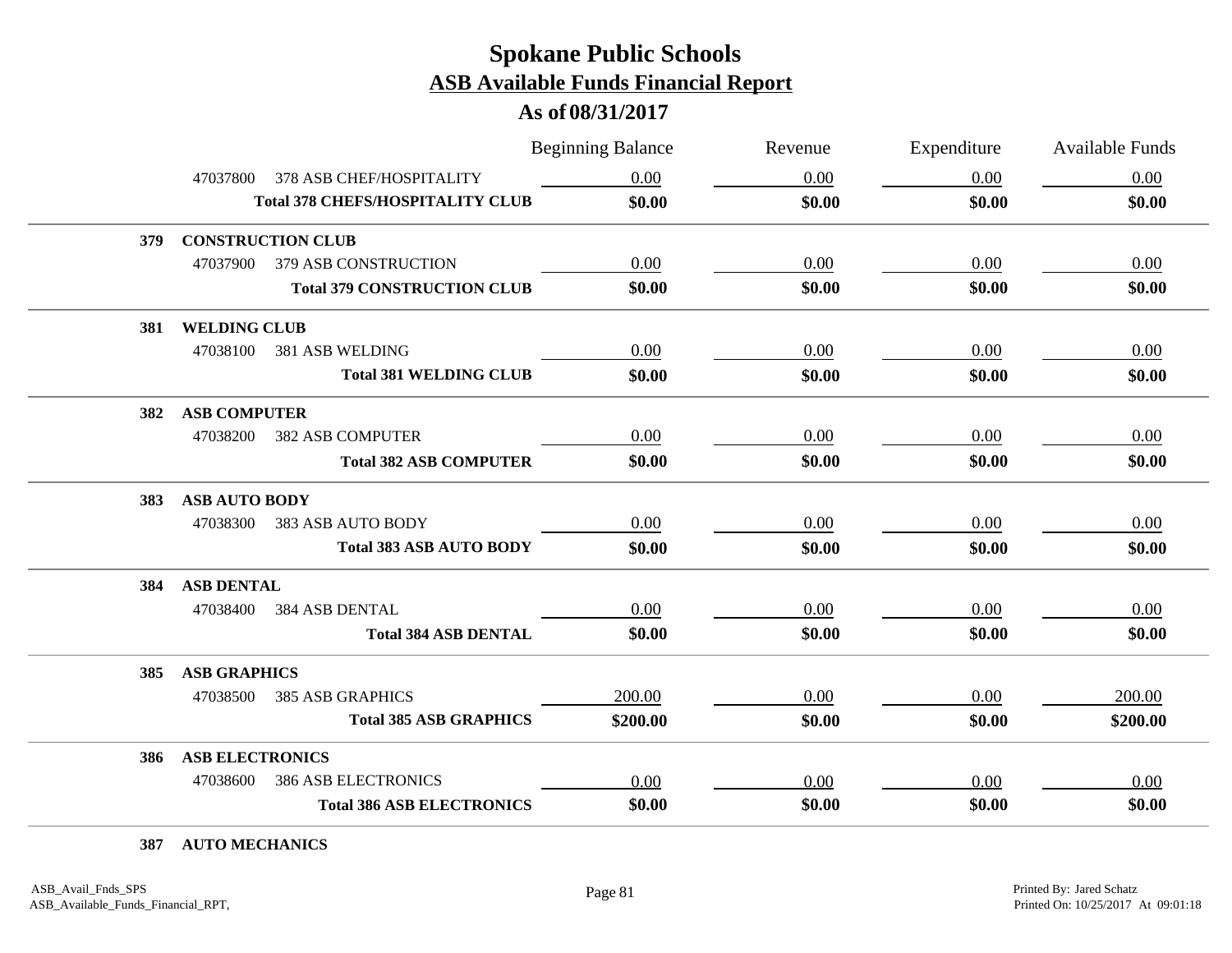# Spokane Public Schools

## ASB Available Funds Financial Report

### As of 08/31/2017

| | | Beginning Balance | Revenue | Expenditure | Available Funds |
|---|---|---|---|---|---|
| | 47037800 378 ASB CHEF/HOSPITALITY | 0.00 | 0.00 | 0.00 | 0.00 |
| | **Total 378 CHEFS/HOSPITALITY CLUB** | **$0.00** | **$0.00** | **$0.00** | **$0.00** |
| **379** | **CONSTRUCTION CLUB** | | | | |
| | 47037900 379 ASB CONSTRUCTION | 0.00 | 0.00 | 0.00 | 0.00 |
| | **Total 379 CONSTRUCTION CLUB** | **$0.00** | **$0.00** | **$0.00** | **$0.00** |
| **381** | **WELDING CLUB** | | | | |
| | 47038100 381 ASB WELDING | 0.00 | 0.00 | 0.00 | 0.00 |
| | **Total 381 WELDING CLUB** | **$0.00** | **$0.00** | **$0.00** | **$0.00** |
| **382** | **ASB COMPUTER** | | | | |
| | 47038200 382 ASB COMPUTER | 0.00 | 0.00 | 0.00 | 0.00 |
| | **Total 382 ASB COMPUTER** | **$0.00** | **$0.00** | **$0.00** | **$0.00** |
| **383** | **ASB AUTO BODY** | | | | |
| | 47038300 383 ASB AUTO BODY | 0.00 | 0.00 | 0.00 | 0.00 |
| | **Total 383 ASB AUTO BODY** | **$0.00** | **$0.00** | **$0.00** | **$0.00** |
| **384** | **ASB DENTAL** | | | | |
| | 47038400 384 ASB DENTAL | 0.00 | 0.00 | 0.00 | 0.00 |
| | **Total 384 ASB DENTAL** | **$0.00** | **$0.00** | **$0.00** | **$0.00** |
| **385** | **ASB GRAPHICS** | | | | |
| | 47038500 385 ASB GRAPHICS | 200.00 | 0.00 | 0.00 | 200.00 |
| | **Total 385 ASB GRAPHICS** | **$200.00** | **$0.00** | **$0.00** | **$200.00** |
| **386** | **ASB ELECTRONICS** | | | | |
| | 47038600 386 ASB ELECTRONICS | 0.00 | 0.00 | 0.00 | 0.00 |
| | **Total 386 ASB ELECTRONICS** | **$0.00** | **$0.00** | **$0.00** | **$0.00** |
| **387** | **AUTO MECHANICS** | | | | |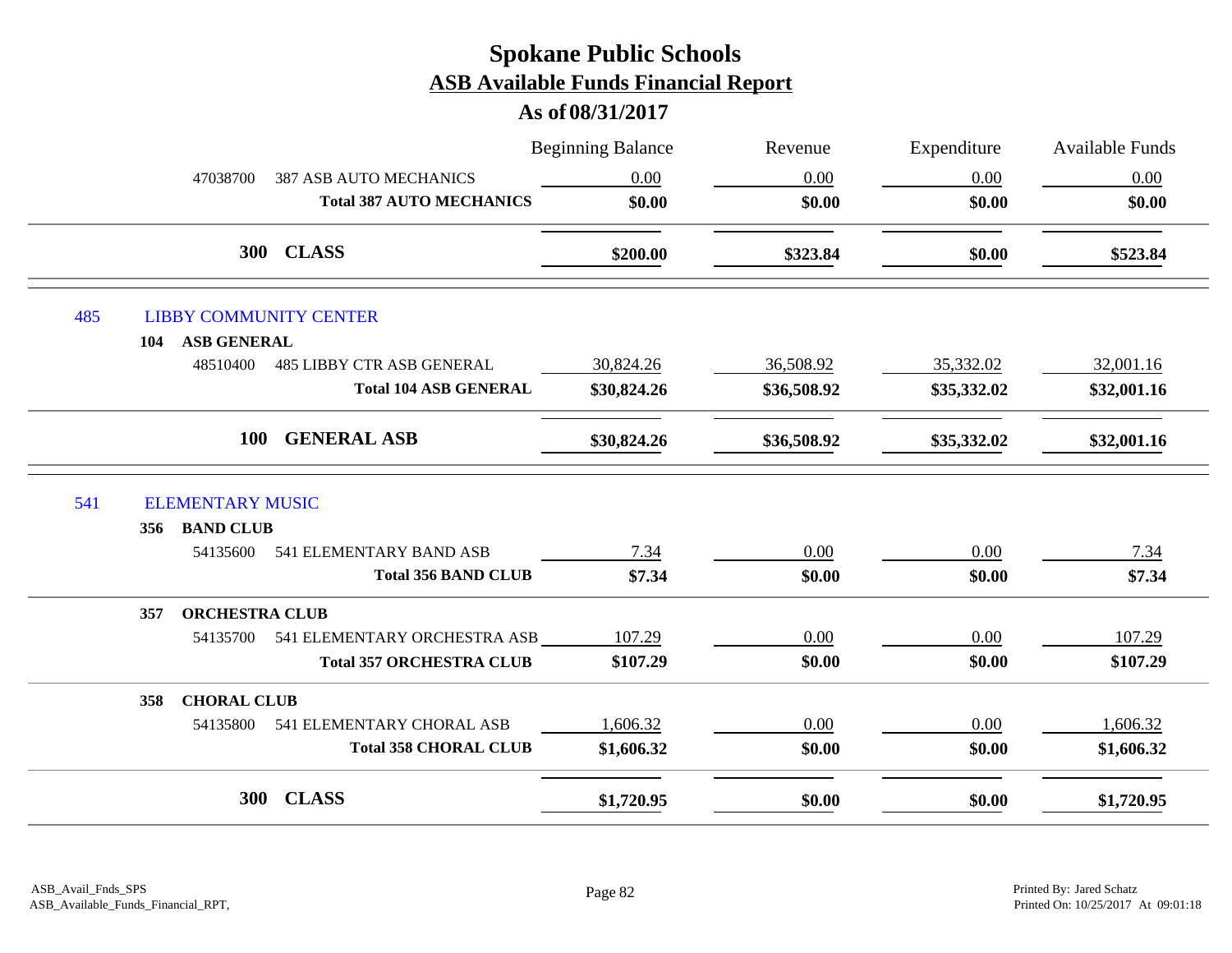# Spokane Public Schools

## ASB Available Funds Financial Report

### As of 08/31/2017

| | | Beginning Balance | Revenue | Expenditure | Available Funds |
|---|---|---|---|---|---|
| 47038700 | 387 ASB AUTO MECHANICS | 0.00 | 0.00 | 0.00 | 0.00 |
| | **Total 387 AUTO MECHANICS** | **$0.00** | **$0.00** | **$0.00** | **$0.00** |
| **300** | **CLASS** | **$200.00** | **$323.84** | **$0.00** | **$523.84** |
| 485 | LIBBY COMMUNITY CENTER | | | | |
| **104** | **ASB GENERAL** | | | | |
| 48510400 | 485 LIBBY CTR ASB GENERAL | 30,824.26 | 36,508.92 | 35,332.02 | 32,001.16 |
| | **Total 104 ASB GENERAL** | **$30,824.26** | **$36,508.92** | **$35,332.02** | **$32,001.16** |
| **100** | **GENERAL ASB** | **$30,824.26** | **$36,508.92** | **$35,332.02** | **$32,001.16** |
| 541 | ELEMENTARY MUSIC | | | | |
| **356** | **BAND CLUB** | | | | |
| 54135600 | 541 ELEMENTARY BAND ASB | 7.34 | 0.00 | 0.00 | 7.34 |
| | **Total 356 BAND CLUB** | **$7.34** | **$0.00** | **$0.00** | **$7.34** |
| **357** | **ORCHESTRA CLUB** | | | | |
| 54135700 | 541 ELEMENTARY ORCHESTRA ASB | 107.29 | 0.00 | 0.00 | 107.29 |
| | **Total 357 ORCHESTRA CLUB** | **$107.29** | **$0.00** | **$0.00** | **$107.29** |
| **358** | **CHORAL CLUB** | | | | |
| 54135800 | 541 ELEMENTARY CHORAL ASB | 1,606.32 | 0.00 | 0.00 | 1,606.32 |
| | **Total 358 CHORAL CLUB** | **$1,606.32** | **$0.00** | **$0.00** | **$1,606.32** |
| **300** | **CLASS** | **$1,720.95** | **$0.00** | **$0.00** | **$1,720.95** |

ASB_Avail_Fnds_SPS
ASB_Available_Funds_Financial_RPT,

Printed By: Jared Schatz
Printed On: 10/25/2017 At 09:01:18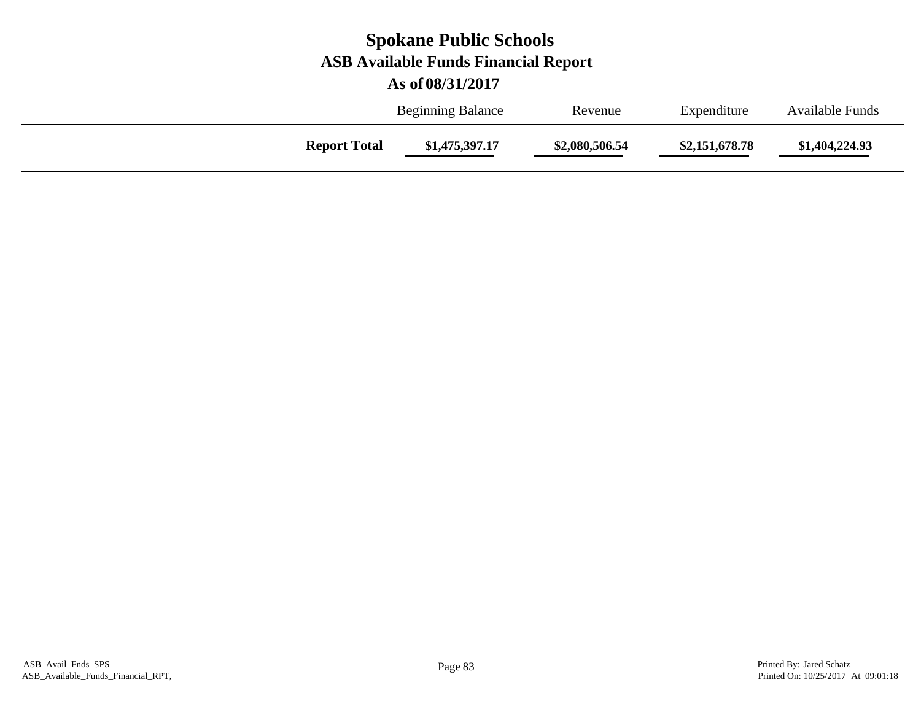# Spokane Public Schools

## ASB Available Funds Financial Report

### As of 08/31/2017

| | Beginning Balance | Revenue | Expenditure | Available Funds |
|---|---|---|---|---|
| **Report Total** | **$1,475,397.17** | **$2,080,506.54** | **$2,151,678.78** | **$1,404,224.93** |

ASB_Avail_Fnds_SPS
ASB_Available_Funds_Financial_RPT,

Printed By: Jared Schatz
Printed On: 10/25/2017 At 09:01:18